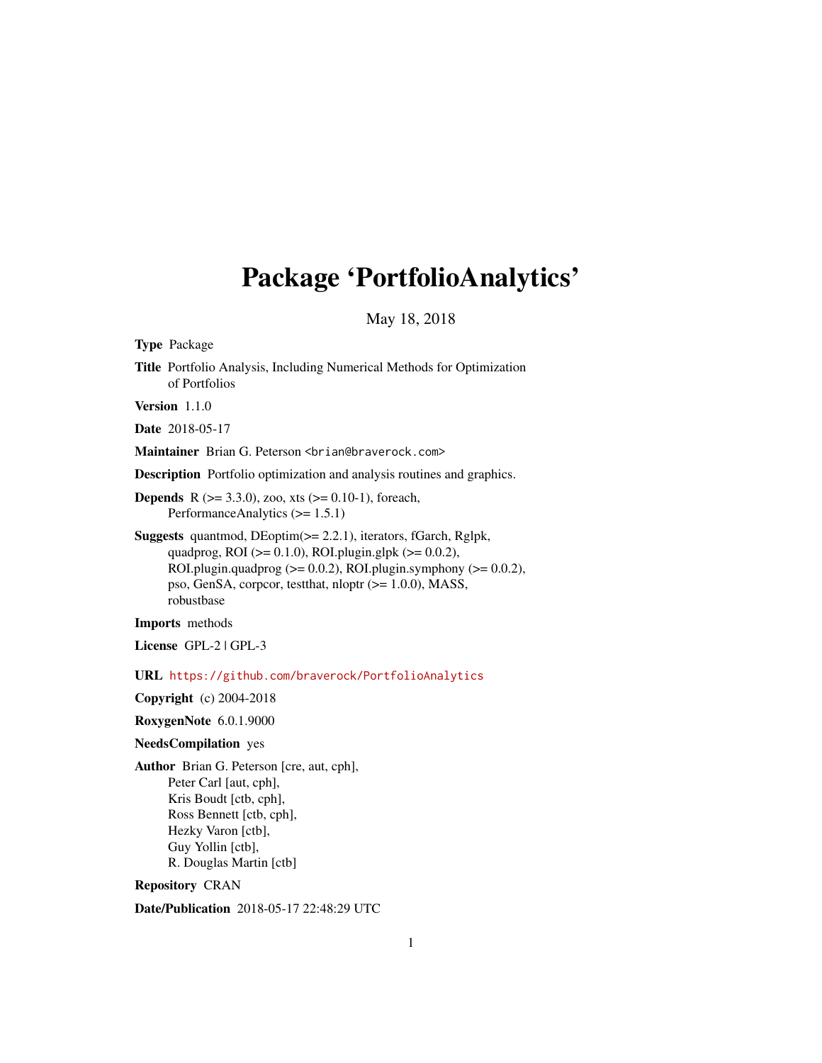# Package 'PortfolioAnalytics'

May 18, 2018

**Type** Package

**Title** Portfolio Analysis, Including Numerical Methods for Optimization of Portfolios

**Version** 1.1.0

**Date** 2018-05-17

**Maintainer** Brian G. Peterson <brian@braverock.com>

**Description** Portfolio optimization and analysis routines and graphics.

**Depends** R (>= 3.3.0), zoo, xts (>= 0.10-1), foreach, PerformanceAnalytics (>= 1.5.1)

**Suggests** quantmod, DEoptim(>= 2.2.1), iterators, fGarch, Rglpk, quadprog, ROI (>= 0.1.0), ROI.plugin.glpk (>= 0.0.2), ROI.plugin.quadprog (>= 0.0.2), ROI.plugin.symphony (>= 0.0.2), pso, GenSA, corpcor, testthat, nloptr (>= 1.0.0), MASS, robustbase

**Imports** methods

**License** GPL-2 | GPL-3

**URL** https://github.com/braverock/PortfolioAnalytics

**Copyright** (c) 2004-2018

**RoxygenNote** 6.0.1.9000

**NeedsCompilation** yes

**Author** Brian G. Peterson [cre, aut, cph],
Peter Carl [aut, cph],
Kris Boudt [ctb, cph],
Ross Bennett [ctb, cph],
Hezky Varon [ctb],
Guy Yollin [ctb],
R. Douglas Martin [ctb]

**Repository** CRAN

**Date/Publication** 2018-05-17 22:48:29 UTC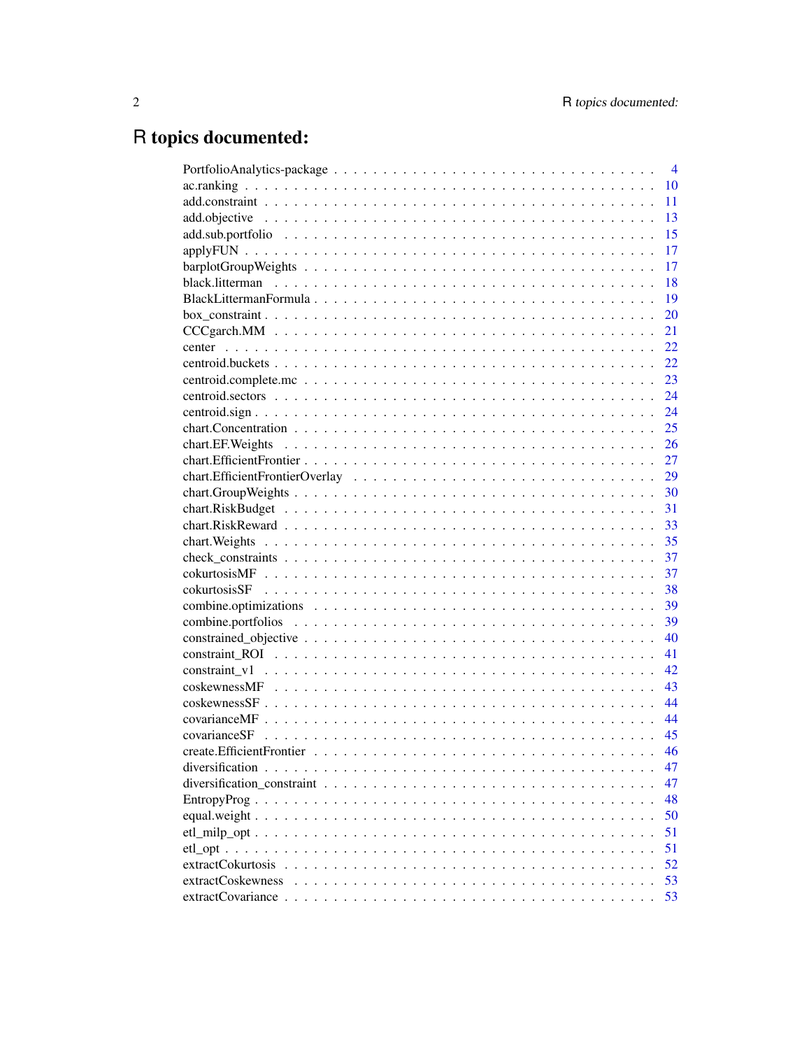# R topics documented:

| | |
|---|---|
| PortfolioAnalytics-package | 4 |
| ac.ranking | 10 |
| add.constraint | 11 |
| add.objective | 13 |
| add.sub.portfolio | 15 |
| applyFUN | 17 |
| barplotGroupWeights | 17 |
| black.litterman | 18 |
| BlackLittermanFormula | 19 |
| box_constraint | 20 |
| CCCgarch.MM | 21 |
| center | 22 |
| centroid.buckets | 22 |
| centroid.complete.mc | 23 |
| centroid.sectors | 24 |
| centroid.sign | 24 |
| chart.Concentration | 25 |
| chart.EF.Weights | 26 |
| chart.EfficientFrontier | 27 |
| chart.EfficientFrontierOverlay | 29 |
| chart.GroupWeights | 30 |
| chart.RiskBudget | 31 |
| chart.RiskReward | 33 |
| chart.Weights | 35 |
| check_constraints | 37 |
| cokurtosisMF | 37 |
| cokurtosisSF | 38 |
| combine.optimizations | 39 |
| combine.portfolios | 39 |
| constrained_objective | 40 |
| constraint_ROI | 41 |
| constraint_v1 | 42 |
| coskewnessMF | 43 |
| coskewnessSF | 44 |
| covarianceMF | 44 |
| covarianceSF | 45 |
| create.EfficientFrontier | 46 |
| diversification | 47 |
| diversification_constraint | 47 |
| EntropyProg | 48 |
| equal.weight | 50 |
| etl_milp_opt | 51 |
| etl_opt | 51 |
| extractCokurtosis | 52 |
| extractCoskewness | 53 |
| extractCovariance | 53 |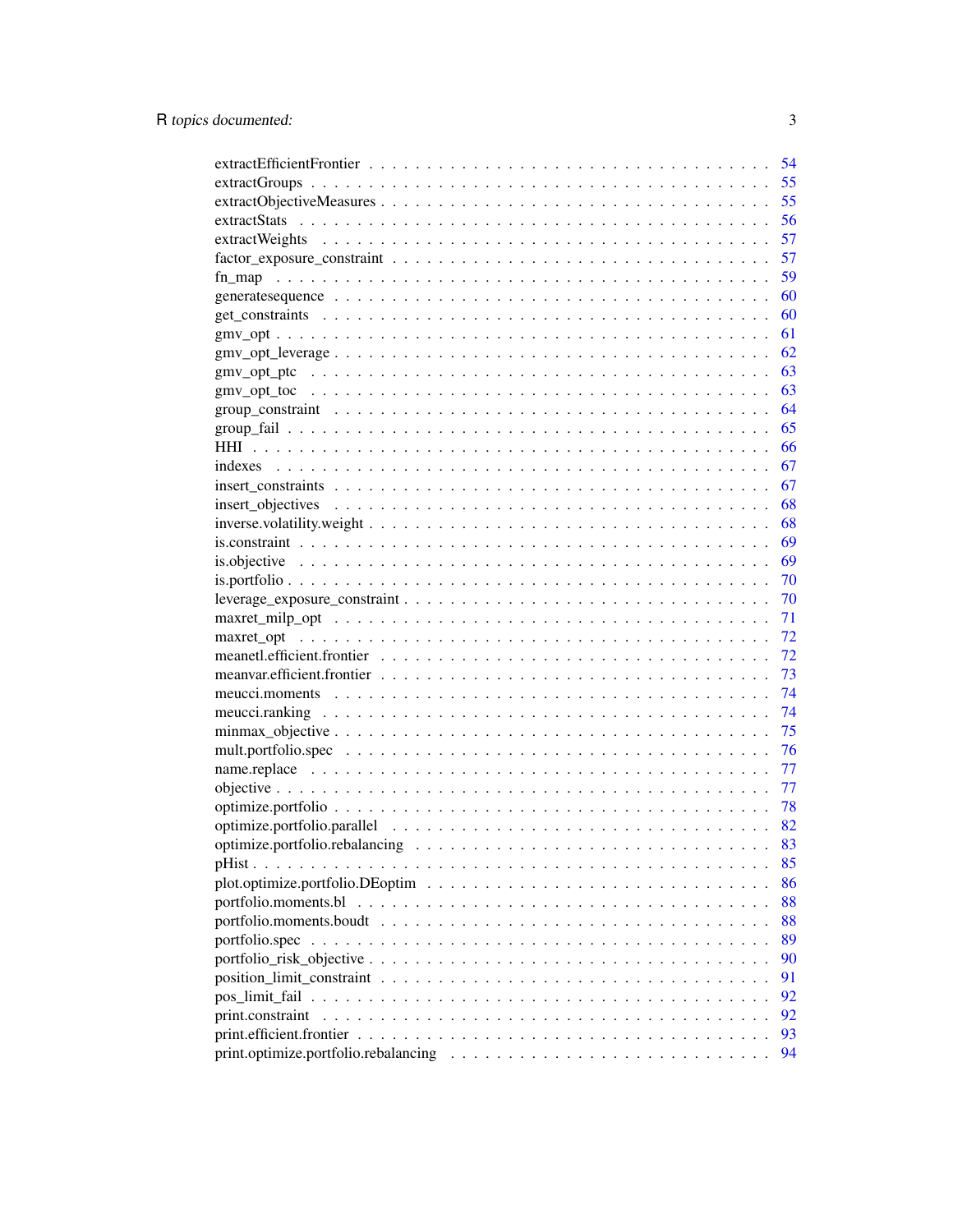extractEfficientFrontier . . . . . . . . . . . . . . . . . . . . . . . . . . . . . . . . 54
extractGroups . . . . . . . . . . . . . . . . . . . . . . . . . . . . . . . . . . . . . 55
extractObjectiveMeasures . . . . . . . . . . . . . . . . . . . . . . . . . . . . . . . 55
extractStats . . . . . . . . . . . . . . . . . . . . . . . . . . . . . . . . . . . . . . 56
extractWeights . . . . . . . . . . . . . . . . . . . . . . . . . . . . . . . . . . . . 57
factor_exposure_constraint . . . . . . . . . . . . . . . . . . . . . . . . . . . . . . 57
fn_map . . . . . . . . . . . . . . . . . . . . . . . . . . . . . . . . . . . . . . . . 59
generatesequence . . . . . . . . . . . . . . . . . . . . . . . . . . . . . . . . . . . 60
get_constraints . . . . . . . . . . . . . . . . . . . . . . . . . . . . . . . . . . . . 60
gmv_opt . . . . . . . . . . . . . . . . . . . . . . . . . . . . . . . . . . . . . . . 61
gmv_opt_leverage . . . . . . . . . . . . . . . . . . . . . . . . . . . . . . . . . . 62
gmv_opt_ptc . . . . . . . . . . . . . . . . . . . . . . . . . . . . . . . . . . . . . 63
gmv_opt_toc . . . . . . . . . . . . . . . . . . . . . . . . . . . . . . . . . . . . . 63
group_constraint . . . . . . . . . . . . . . . . . . . . . . . . . . . . . . . . . . . 64
group_fail . . . . . . . . . . . . . . . . . . . . . . . . . . . . . . . . . . . . . . 65
HHI . . . . . . . . . . . . . . . . . . . . . . . . . . . . . . . . . . . . . . . . . 66
indexes . . . . . . . . . . . . . . . . . . . . . . . . . . . . . . . . . . . . . . . 67
insert_constraints . . . . . . . . . . . . . . . . . . . . . . . . . . . . . . . . . . 67
insert_objectives . . . . . . . . . . . . . . . . . . . . . . . . . . . . . . . . . . 68
inverse.volatility.weight . . . . . . . . . . . . . . . . . . . . . . . . . . . . . . . 68
is.constraint . . . . . . . . . . . . . . . . . . . . . . . . . . . . . . . . . . . . . 69
is.objective . . . . . . . . . . . . . . . . . . . . . . . . . . . . . . . . . . . . . 69
is.portfolio . . . . . . . . . . . . . . . . . . . . . . . . . . . . . . . . . . . . . 70
leverage_exposure_constraint . . . . . . . . . . . . . . . . . . . . . . . . . . . . 70
maxret_milp_opt . . . . . . . . . . . . . . . . . . . . . . . . . . . . . . . . . . . 71
maxret_opt . . . . . . . . . . . . . . . . . . . . . . . . . . . . . . . . . . . . . . 72
meanetl.efficient.frontier . . . . . . . . . . . . . . . . . . . . . . . . . . . . . . 72
meanvar.efficient.frontier . . . . . . . . . . . . . . . . . . . . . . . . . . . . . . 73
meucci.moments . . . . . . . . . . . . . . . . . . . . . . . . . . . . . . . . . . . 74
meucci.ranking . . . . . . . . . . . . . . . . . . . . . . . . . . . . . . . . . . . . 74
minmax_objective . . . . . . . . . . . . . . . . . . . . . . . . . . . . . . . . . . 75
mult.portfolio.spec . . . . . . . . . . . . . . . . . . . . . . . . . . . . . . . . . . 76
name.replace . . . . . . . . . . . . . . . . . . . . . . . . . . . . . . . . . . . . . 77
objective . . . . . . . . . . . . . . . . . . . . . . . . . . . . . . . . . . . . . . . 77
optimize.portfolio . . . . . . . . . . . . . . . . . . . . . . . . . . . . . . . . . . 78
optimize.portfolio.parallel . . . . . . . . . . . . . . . . . . . . . . . . . . . . . . 82
optimize.portfolio.rebalancing . . . . . . . . . . . . . . . . . . . . . . . . . . . . 83
pHist . . . . . . . . . . . . . . . . . . . . . . . . . . . . . . . . . . . . . . . . . 85
plot.optimize.portfolio.DEoptim . . . . . . . . . . . . . . . . . . . . . . . . . . . 86
portfolio.moments.bl . . . . . . . . . . . . . . . . . . . . . . . . . . . . . . . . . 88
portfolio.moments.boudt . . . . . . . . . . . . . . . . . . . . . . . . . . . . . . . 88
portfolio.spec . . . . . . . . . . . . . . . . . . . . . . . . . . . . . . . . . . . . . 89
portfolio_risk_objective . . . . . . . . . . . . . . . . . . . . . . . . . . . . . . . 90
position_limit_constraint . . . . . . . . . . . . . . . . . . . . . . . . . . . . . . . 91
pos_limit_fail . . . . . . . . . . . . . . . . . . . . . . . . . . . . . . . . . . . . 92
print.constraint . . . . . . . . . . . . . . . . . . . . . . . . . . . . . . . . . . . . 92
print.efficient.frontier . . . . . . . . . . . . . . . . . . . . . . . . . . . . . . . . 93
print.optimize.portfolio.rebalancing . . . . . . . . . . . . . . . . . . . . . . . . . 94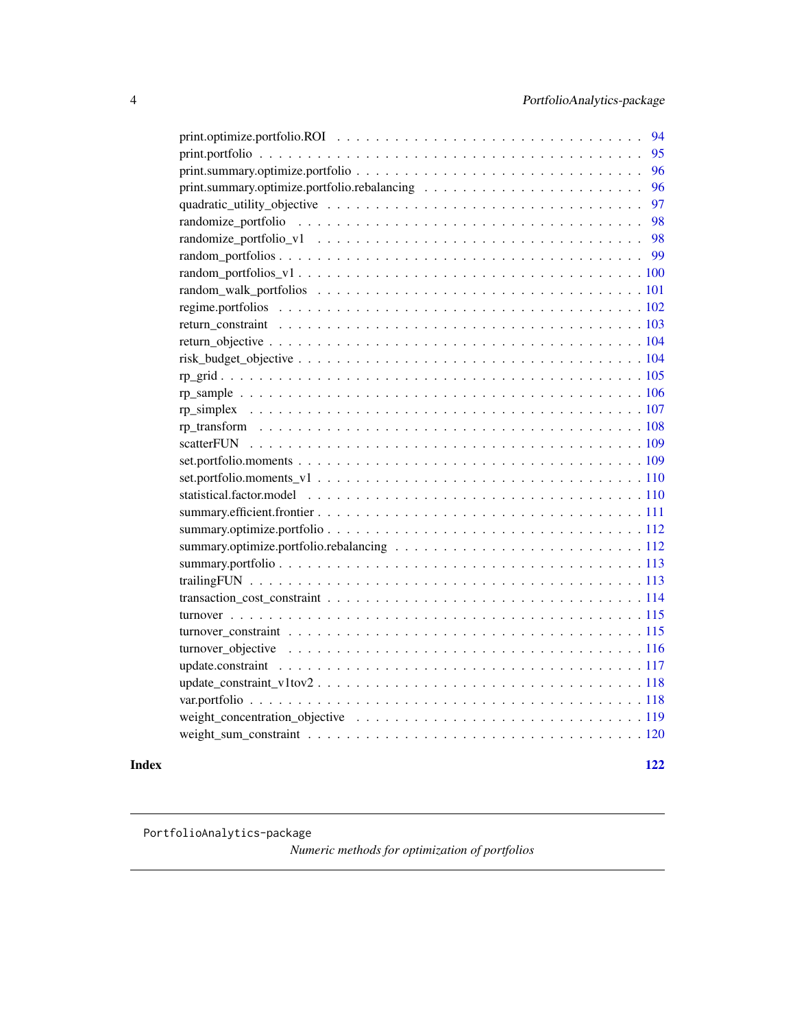print.optimize.portfolio.ROI . . . . . . . . . . . . . . . . . . . . . . . . . . . . . 94
print.portfolio . . . . . . . . . . . . . . . . . . . . . . . . . . . . . . . . . . . . 95
print.summary.optimize.portfolio . . . . . . . . . . . . . . . . . . . . . . . . . . . 96
print.summary.optimize.portfolio.rebalancing . . . . . . . . . . . . . . . . . . . . . 96
quadratic_utility_objective . . . . . . . . . . . . . . . . . . . . . . . . . . . . . . 97
randomize_portfolio . . . . . . . . . . . . . . . . . . . . . . . . . . . . . . . . . . 98
randomize_portfolio_v1 . . . . . . . . . . . . . . . . . . . . . . . . . . . . . . . . 98
random_portfolios . . . . . . . . . . . . . . . . . . . . . . . . . . . . . . . . . . . 99
random_portfolios_v1 . . . . . . . . . . . . . . . . . . . . . . . . . . . . . . . . . 100
random_walk_portfolios . . . . . . . . . . . . . . . . . . . . . . . . . . . . . . . . 101
regime.portfolios . . . . . . . . . . . . . . . . . . . . . . . . . . . . . . . . . . . 102
return_constraint . . . . . . . . . . . . . . . . . . . . . . . . . . . . . . . . . . . 103
return_objective . . . . . . . . . . . . . . . . . . . . . . . . . . . . . . . . . . . . 104
risk_budget_objective . . . . . . . . . . . . . . . . . . . . . . . . . . . . . . . . . 104
rp_grid . . . . . . . . . . . . . . . . . . . . . . . . . . . . . . . . . . . . . . . . 105
rp_sample . . . . . . . . . . . . . . . . . . . . . . . . . . . . . . . . . . . . . . . 106
rp_simplex . . . . . . . . . . . . . . . . . . . . . . . . . . . . . . . . . . . . . . 107
rp_transform . . . . . . . . . . . . . . . . . . . . . . . . . . . . . . . . . . . . . 108
scatterFUN . . . . . . . . . . . . . . . . . . . . . . . . . . . . . . . . . . . . . . 109
set.portfolio.moments . . . . . . . . . . . . . . . . . . . . . . . . . . . . . . . . . 109
set.portfolio.moments_v1 . . . . . . . . . . . . . . . . . . . . . . . . . . . . . . . 110
statistical.factor.model . . . . . . . . . . . . . . . . . . . . . . . . . . . . . . . . 110
summary.efficient.frontier . . . . . . . . . . . . . . . . . . . . . . . . . . . . . . . 111
summary.optimize.portfolio . . . . . . . . . . . . . . . . . . . . . . . . . . . . . . 112
summary.optimize.portfolio.rebalancing . . . . . . . . . . . . . . . . . . . . . . . . 112
summary.portfolio . . . . . . . . . . . . . . . . . . . . . . . . . . . . . . . . . . . 113
trailingFUN . . . . . . . . . . . . . . . . . . . . . . . . . . . . . . . . . . . . . . 113
transaction_cost_constraint . . . . . . . . . . . . . . . . . . . . . . . . . . . . . . 114
turnover . . . . . . . . . . . . . . . . . . . . . . . . . . . . . . . . . . . . . . . . 115
turnover_constraint . . . . . . . . . . . . . . . . . . . . . . . . . . . . . . . . . . 115
turnover_objective . . . . . . . . . . . . . . . . . . . . . . . . . . . . . . . . . . . 116
update.constraint . . . . . . . . . . . . . . . . . . . . . . . . . . . . . . . . . . . 117
update_constraint_v1tov2 . . . . . . . . . . . . . . . . . . . . . . . . . . . . . . . 118
var.portfolio . . . . . . . . . . . . . . . . . . . . . . . . . . . . . . . . . . . . . 118
weight_concentration_objective . . . . . . . . . . . . . . . . . . . . . . . . . . . . 119
weight_sum_constraint . . . . . . . . . . . . . . . . . . . . . . . . . . . . . . . . . 120

**Index** **122**

---

`PortfolioAnalytics-package` *Numeric methods for optimization of portfolios*

---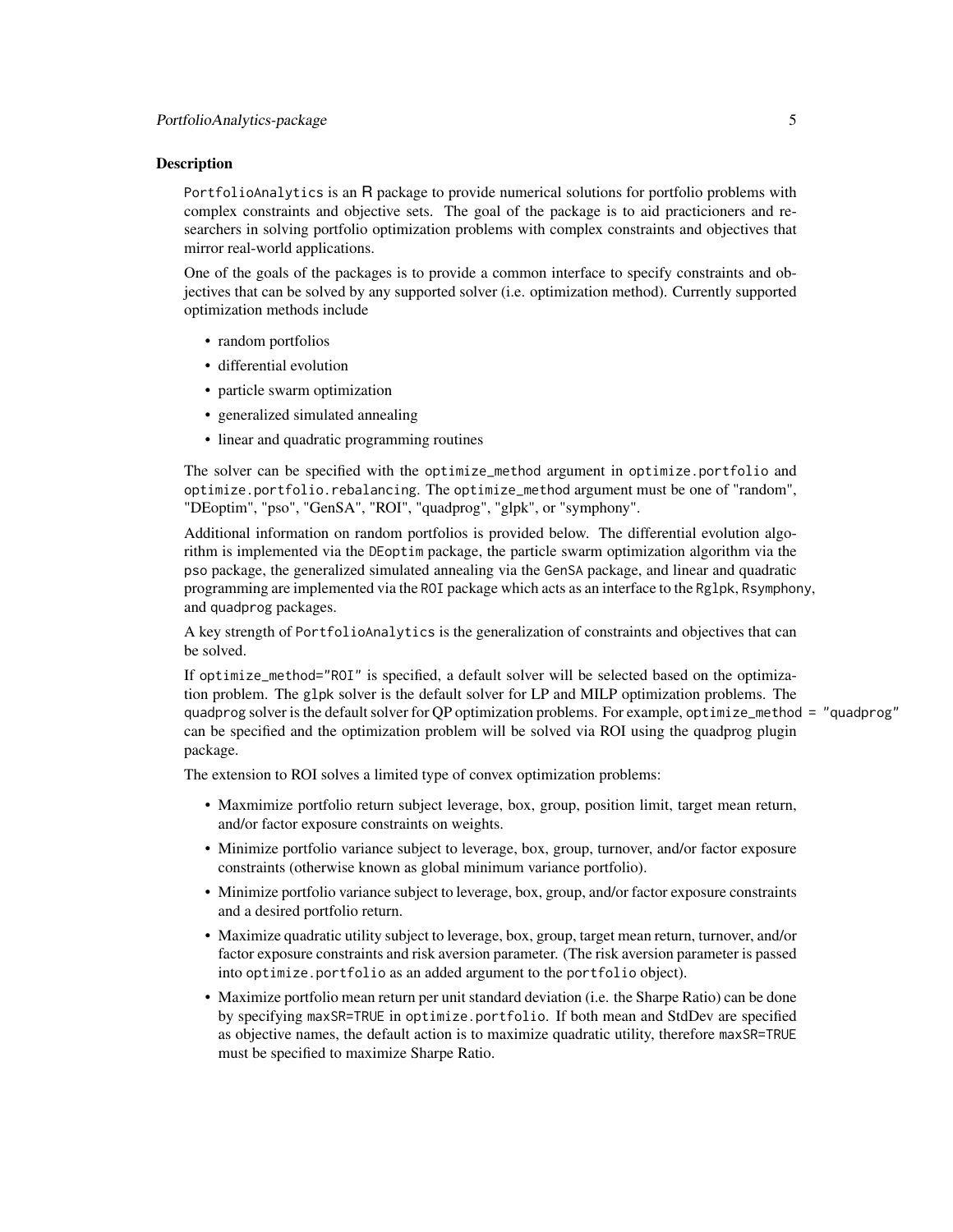## Description

PortfolioAnalytics is an R package to provide numerical solutions for portfolio problems with complex constraints and objective sets. The goal of the package is to aid practicioners and researchers in solving portfolio optimization problems with complex constraints and objectives that mirror real-world applications.

One of the goals of the packages is to provide a common interface to specify constraints and objectives that can be solved by any supported solver (i.e. optimization method). Currently supported optimization methods include

- random portfolios
- differential evolution
- particle swarm optimization
- generalized simulated annealing
- linear and quadratic programming routines

The solver can be specified with the optimize_method argument in optimize.portfolio and optimize.portfolio.rebalancing. The optimize_method argument must be one of "random", "DEoptim", "pso", "GenSA", "ROI", "quadprog", "glpk", or "symphony".

Additional information on random portfolios is provided below. The differential evolution algorithm is implemented via the DEoptim package, the particle swarm optimization algorithm via the pso package, the generalized simulated annealing via the GenSA package, and linear and quadratic programming are implemented via the ROI package which acts as an interface to the Rglpk, Rsymphony, and quadprog packages.

A key strength of PortfolioAnalytics is the generalization of constraints and objectives that can be solved.

If optimize_method="ROI" is specified, a default solver will be selected based on the optimization problem. The glpk solver is the default solver for LP and MILP optimization problems. The quadprog solver is the default solver for QP optimization problems. For example, optimize_method = "quadprog" can be specified and the optimization problem will be solved via ROI using the quadprog plugin package.

The extension to ROI solves a limited type of convex optimization problems:

- Maxmimize portfolio return subject leverage, box, group, position limit, target mean return, and/or factor exposure constraints on weights.
- Minimize portfolio variance subject to leverage, box, group, turnover, and/or factor exposure constraints (otherwise known as global minimum variance portfolio).
- Minimize portfolio variance subject to leverage, box, group, and/or factor exposure constraints and a desired portfolio return.
- Maximize quadratic utility subject to leverage, box, group, target mean return, turnover, and/or factor exposure constraints and risk aversion parameter. (The risk aversion parameter is passed into optimize.portfolio as an added argument to the portfolio object).
- Maximize portfolio mean return per unit standard deviation (i.e. the Sharpe Ratio) can be done by specifying maxSR=TRUE in optimize.portfolio. If both mean and StdDev are specified as objective names, the default action is to maximize quadratic utility, therefore maxSR=TRUE must be specified to maximize Sharpe Ratio.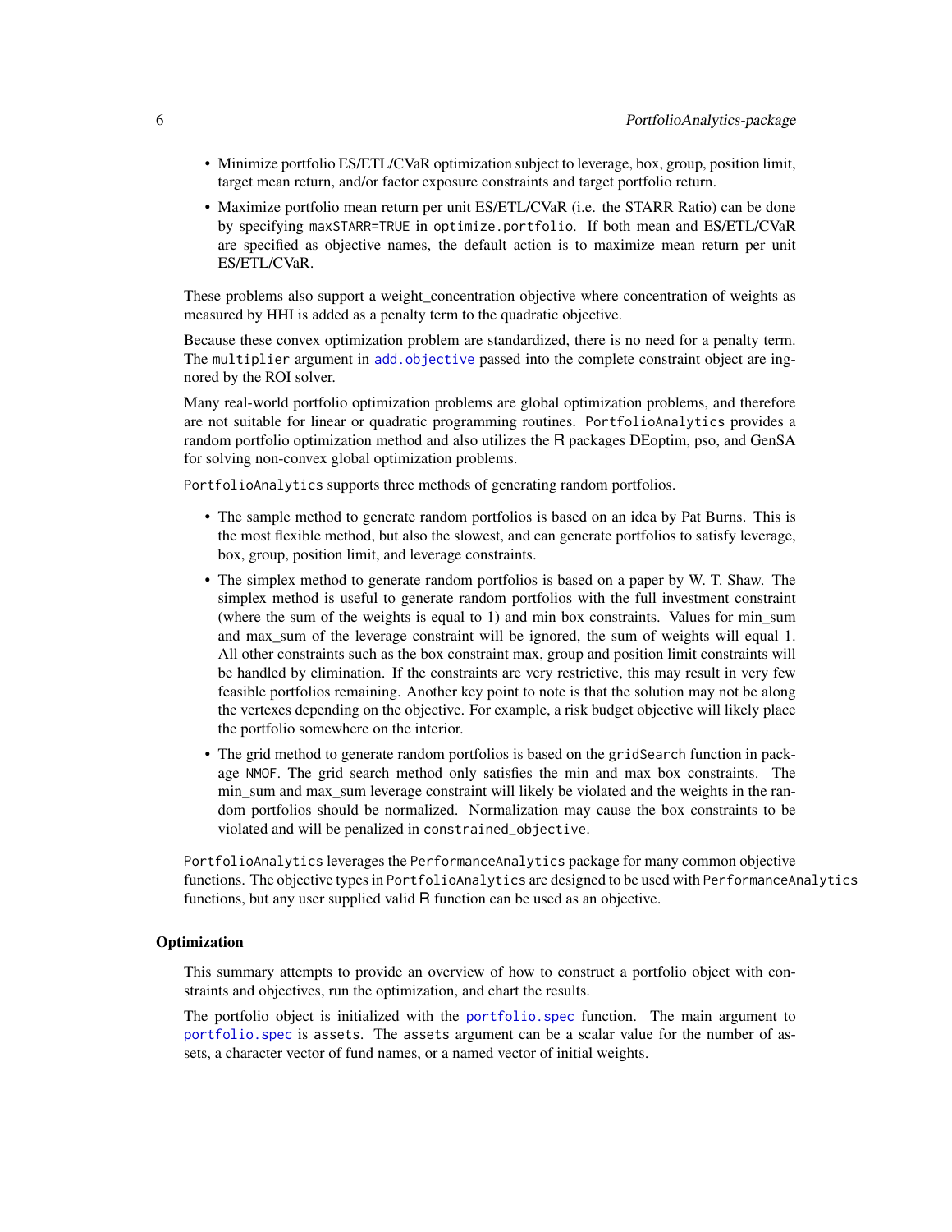- Minimize portfolio ES/ETL/CVaR optimization subject to leverage, box, group, position limit, target mean return, and/or factor exposure constraints and target portfolio return.
- Maximize portfolio mean return per unit ES/ETL/CVaR (i.e. the STARR Ratio) can be done by specifying `maxSTARR=TRUE` in `optimize.portfolio`. If both mean and ES/ETL/CVaR are specified as objective names, the default action is to maximize mean return per unit ES/ETL/CVaR.

These problems also support a weight_concentration objective where concentration of weights as measured by HHI is added as a penalty term to the quadratic objective.

Because these convex optimization problem are standardized, there is no need for a penalty term. The `multiplier` argument in `add.objective` passed into the complete constraint object are ingnored by the ROI solver.

Many real-world portfolio optimization problems are global optimization problems, and therefore are not suitable for linear or quadratic programming routines. `PortfolioAnalytics` provides a random portfolio optimization method and also utilizes the R packages DEoptim, pso, and GenSA for solving non-convex global optimization problems.

`PortfolioAnalytics` supports three methods of generating random portfolios.

- The sample method to generate random portfolios is based on an idea by Pat Burns. This is the most flexible method, but also the slowest, and can generate portfolios to satisfy leverage, box, group, position limit, and leverage constraints.
- The simplex method to generate random portfolios is based on a paper by W. T. Shaw. The simplex method is useful to generate random portfolios with the full investment constraint (where the sum of the weights is equal to 1) and min box constraints. Values for min_sum and max_sum of the leverage constraint will be ignored, the sum of weights will equal 1. All other constraints such as the box constraint max, group and position limit constraints will be handled by elimination. If the constraints are very restrictive, this may result in very few feasible portfolios remaining. Another key point to note is that the solution may not be along the vertexes depending on the objective. For example, a risk budget objective will likely place the portfolio somewhere on the interior.
- The grid method to generate random portfolios is based on the `gridSearch` function in package `NMOF`. The grid search method only satisfies the min and max box constraints. The min_sum and max_sum leverage constraint will likely be violated and the weights in the random portfolios should be normalized. Normalization may cause the box constraints to be violated and will be penalized in `constrained_objective`.

`PortfolioAnalytics` leverages the `PerformanceAnalytics` package for many common objective functions. The objective types in `PortfolioAnalytics` are designed to be used with `PerformanceAnalytics` functions, but any user supplied valid R function can be used as an objective.

### Optimization

This summary attempts to provide an overview of how to construct a portfolio object with constraints and objectives, run the optimization, and chart the results.

The portfolio object is initialized with the `portfolio.spec` function. The main argument to `portfolio.spec` is `assets`. The `assets` argument can be a scalar value for the number of assets, a character vector of fund names, or a named vector of initial weights.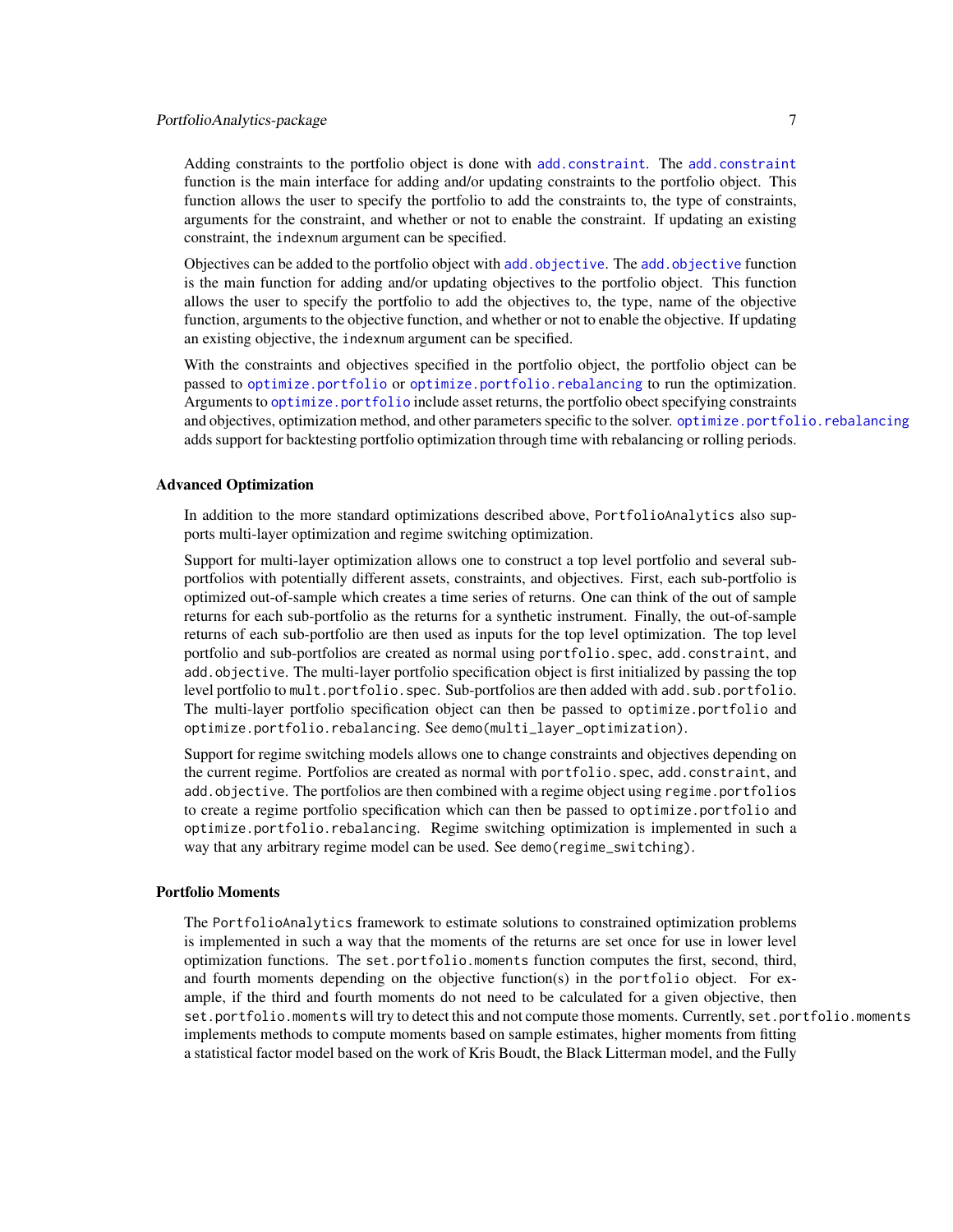Adding constraints to the portfolio object is done with `add.constraint`. The `add.constraint` function is the main interface for adding and/or updating constraints to the portfolio object. This function allows the user to specify the portfolio to add the constraints to, the type of constraints, arguments for the constraint, and whether or not to enable the constraint. If updating an existing constraint, the `indexnum` argument can be specified.

Objectives can be added to the portfolio object with `add.objective`. The `add.objective` function is the main function for adding and/or updating objectives to the portfolio object. This function allows the user to specify the portfolio to add the objectives to, the type, name of the objective function, arguments to the objective function, and whether or not to enable the objective. If updating an existing objective, the `indexnum` argument can be specified.

With the constraints and objectives specified in the portfolio object, the portfolio object can be passed to `optimize.portfolio` or `optimize.portfolio.rebalancing` to run the optimization. Arguments to `optimize.portfolio` include asset returns, the portfolio obect specifying constraints and objectives, optimization method, and other parameters specific to the solver. `optimize.portfolio.rebalancing` adds support for backtesting portfolio optimization through time with rebalancing or rolling periods.

### Advanced Optimization

In addition to the more standard optimizations described above, `PortfolioAnalytics` also supports multi-layer optimization and regime switching optimization.

Support for multi-layer optimization allows one to construct a top level portfolio and several sub-portfolios with potentially different assets, constraints, and objectives. First, each sub-portfolio is optimized out-of-sample which creates a time series of returns. One can think of the out of sample returns for each sub-portfolio as the returns for a synthetic instrument. Finally, the out-of-sample returns of each sub-portfolio are then used as inputs for the top level optimization. The top level portfolio and sub-portfolios are created as normal using `portfolio.spec`, `add.constraint`, and `add.objective`. The multi-layer portfolio specification object is first initialized by passing the top level portfolio to `mult.portfolio.spec`. Sub-portfolios are then added with `add.sub.portfolio`. The multi-layer portfolio specification object can then be passed to `optimize.portfolio` and `optimize.portfolio.rebalancing`. See `demo(multi_layer_optimization)`.

Support for regime switching models allows one to change constraints and objectives depending on the current regime. Portfolios are created as normal with `portfolio.spec`, `add.constraint`, and `add.objective`. The portfolios are then combined with a regime object using `regime.portfolios` to create a regime portfolio specification which can then be passed to `optimize.portfolio` and `optimize.portfolio.rebalancing`. Regime switching optimization is implemented in such a way that any arbitrary regime model can be used. See `demo(regime_switching)`.

### Portfolio Moments

The `PortfolioAnalytics` framework to estimate solutions to constrained optimization problems is implemented in such a way that the moments of the returns are set once for use in lower level optimization functions. The `set.portfolio.moments` function computes the first, second, third, and fourth moments depending on the objective function(s) in the `portfolio` object. For example, if the third and fourth moments do not need to be calculated for a given objective, then `set.portfolio.moments` will try to detect this and not compute those moments. Currently, `set.portfolio.moments` implements methods to compute moments based on sample estimates, higher moments from fitting a statistical factor model based on the work of Kris Boudt, the Black Litterman model, and the Fully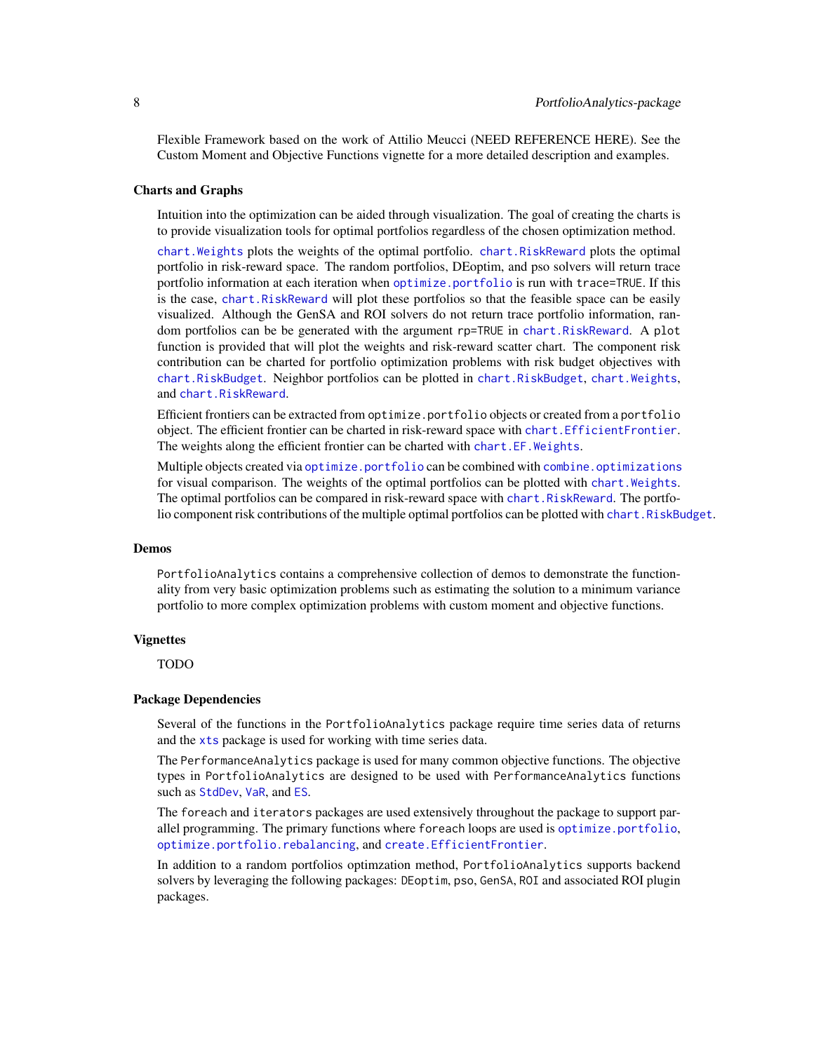Flexible Framework based on the work of Attilio Meucci (NEED REFERENCE HERE). See the Custom Moment and Objective Functions vignette for a more detailed description and examples.

### Charts and Graphs

Intuition into the optimization can be aided through visualization. The goal of creating the charts is to provide visualization tools for optimal portfolios regardless of the chosen optimization method.

`chart.Weights` plots the weights of the optimal portfolio. `chart.RiskReward` plots the optimal portfolio in risk-reward space. The random portfolios, DEoptim, and pso solvers will return trace portfolio information at each iteration when `optimize.portfolio` is run with `trace=TRUE`. If this is the case, `chart.RiskReward` will plot these portfolios so that the feasible space can be easily visualized. Although the GenSA and ROI solvers do not return trace portfolio information, random portfolios can be be generated with the argument `rp=TRUE` in `chart.RiskReward`. A `plot` function is provided that will plot the weights and risk-reward scatter chart. The component risk contribution can be charted for portfolio optimization problems with risk budget objectives with `chart.RiskBudget`. Neighbor portfolios can be plotted in `chart.RiskBudget`, `chart.Weights`, and `chart.RiskReward`.

Efficient frontiers can be extracted from `optimize.portfolio` objects or created from a `portfolio` object. The efficient frontier can be charted in risk-reward space with `chart.EfficientFrontier`. The weights along the efficient frontier can be charted with `chart.EF.Weights`.

Multiple objects created via `optimize.portfolio` can be combined with `combine.optimizations` for visual comparison. The weights of the optimal portfolios can be plotted with `chart.Weights`. The optimal portfolios can be compared in risk-reward space with `chart.RiskReward`. The portfolio component risk contributions of the multiple optimal portfolios can be plotted with `chart.RiskBudget`.

### Demos

`PortfolioAnalytics` contains a comprehensive collection of demos to demonstrate the functionality from very basic optimization problems such as estimating the solution to a minimum variance portfolio to more complex optimization problems with custom moment and objective functions.

### Vignettes

TODO

### Package Dependencies

Several of the functions in the `PortfolioAnalytics` package require time series data of returns and the `xts` package is used for working with time series data.

The `PerformanceAnalytics` package is used for many common objective functions. The objective types in `PortfolioAnalytics` are designed to be used with `PerformanceAnalytics` functions such as `StdDev`, `VaR`, and `ES`.

The `foreach` and `iterators` packages are used extensively throughout the package to support parallel programming. The primary functions where `foreach` loops are used is `optimize.portfolio`, `optimize.portfolio.rebalancing`, and `create.EfficientFrontier`.

In addition to a random portfolios optimzation method, `PortfolioAnalytics` supports backend solvers by leveraging the following packages: `DEoptim`, `pso`, `GenSA`, `ROI` and associated ROI plugin packages.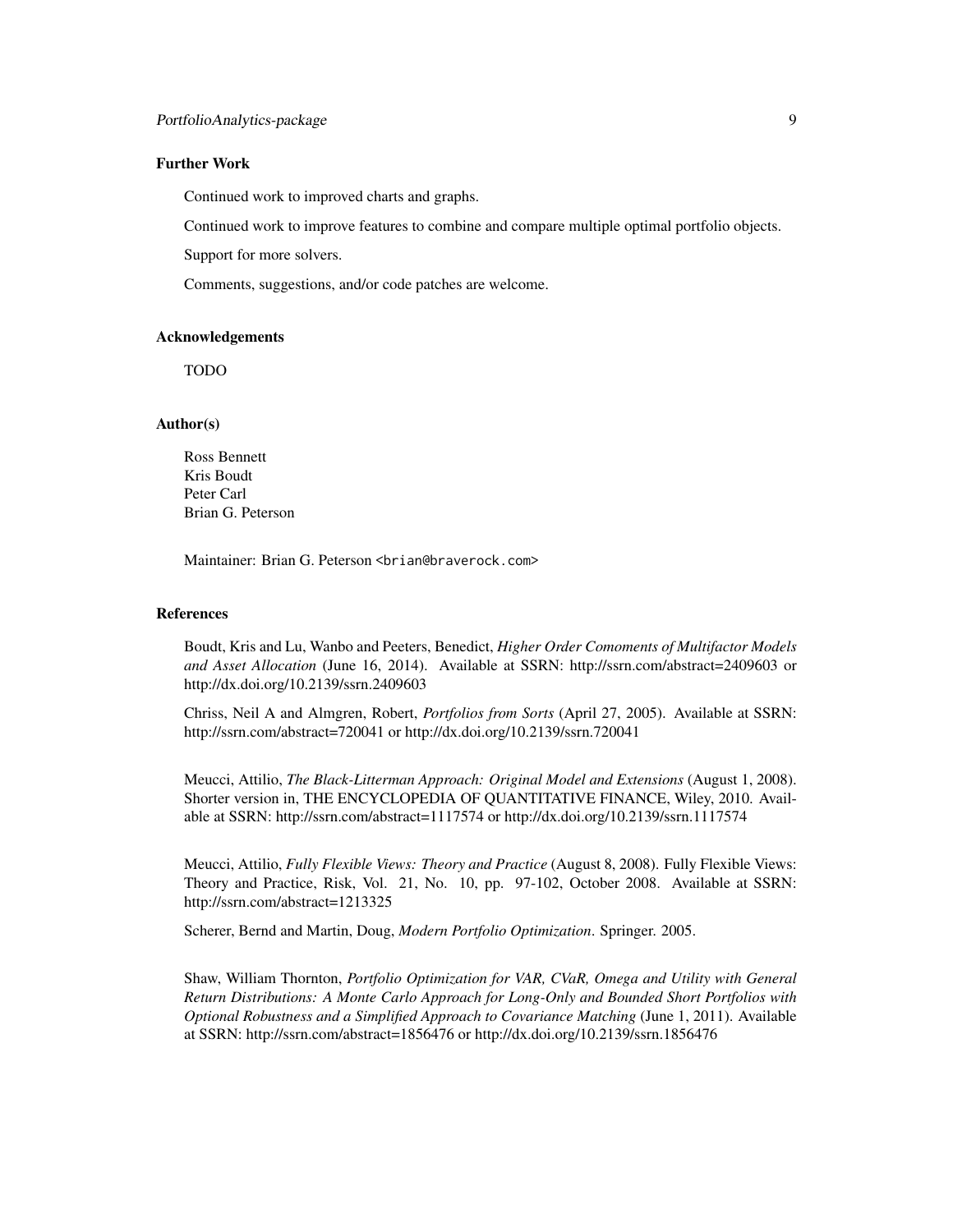### Further Work

Continued work to improved charts and graphs.

Continued work to improve features to combine and compare multiple optimal portfolio objects.

Support for more solvers.

Comments, suggestions, and/or code patches are welcome.

### Acknowledgements

TODO

### Author(s)

Ross Bennett
Kris Boudt
Peter Carl
Brian G. Peterson

Maintainer: Brian G. Peterson <brian@braverock.com>

### References

Boudt, Kris and Lu, Wanbo and Peeters, Benedict, *Higher Order Comoments of Multifactor Models and Asset Allocation* (June 16, 2014). Available at SSRN: http://ssrn.com/abstract=2409603 or http://dx.doi.org/10.2139/ssrn.2409603

Chriss, Neil A and Almgren, Robert, *Portfolios from Sorts* (April 27, 2005). Available at SSRN: http://ssrn.com/abstract=720041 or http://dx.doi.org/10.2139/ssrn.720041

Meucci, Attilio, *The Black-Litterman Approach: Original Model and Extensions* (August 1, 2008). Shorter version in, THE ENCYCLOPEDIA OF QUANTITATIVE FINANCE, Wiley, 2010. Available at SSRN: http://ssrn.com/abstract=1117574 or http://dx.doi.org/10.2139/ssrn.1117574

Meucci, Attilio, *Fully Flexible Views: Theory and Practice* (August 8, 2008). Fully Flexible Views: Theory and Practice, Risk, Vol. 21, No. 10, pp. 97-102, October 2008. Available at SSRN: http://ssrn.com/abstract=1213325

Scherer, Bernd and Martin, Doug, *Modern Portfolio Optimization*. Springer. 2005.

Shaw, William Thornton, *Portfolio Optimization for VAR, CVaR, Omega and Utility with General Return Distributions: A Monte Carlo Approach for Long-Only and Bounded Short Portfolios with Optional Robustness and a Simplified Approach to Covariance Matching* (June 1, 2011). Available at SSRN: http://ssrn.com/abstract=1856476 or http://dx.doi.org/10.2139/ssrn.1856476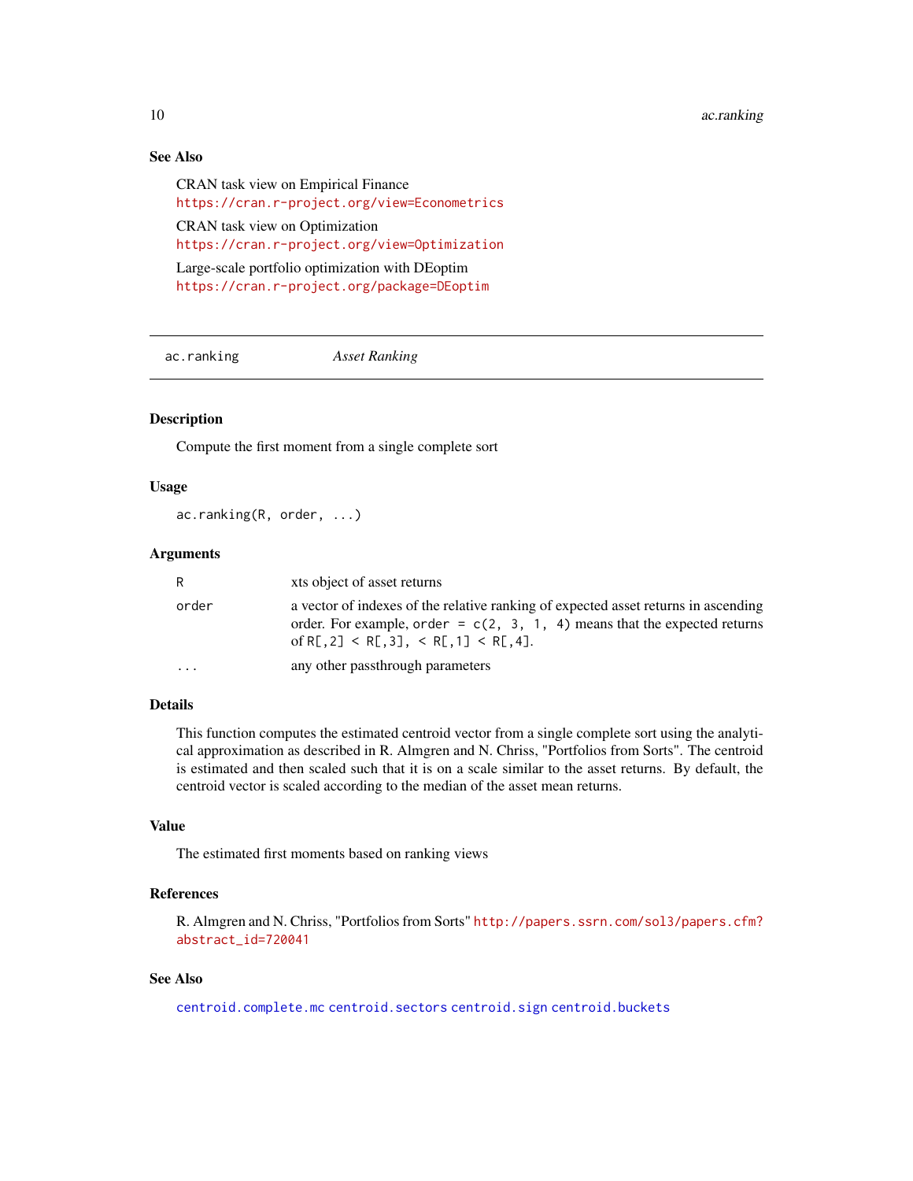### See Also

CRAN task view on Empirical Finance
https://cran.r-project.org/view=Econometrics

CRAN task view on Optimization
https://cran.r-project.org/view=Optimization

Large-scale portfolio optimization with DEoptim
https://cran.r-project.org/package=DEoptim

---

## ac.ranking *Asset Ranking*

---

### Description

Compute the first moment from a single complete sort

### Usage

```
ac.ranking(R, order, ...)
```

### Arguments

| | |
|---|---|
| R | xts object of asset returns |
| order | a vector of indexes of the relative ranking of expected asset returns in ascending order. For example, `order = c(2, 3, 1, 4)` means that the expected returns of `R[,2] < R[,3], < R[,1] < R[,4]`. |
| ... | any other passthrough parameters |

### Details

This function computes the estimated centroid vector from a single complete sort using the analytical approximation as described in R. Almgren and N. Chriss, "Portfolios from Sorts". The centroid is estimated and then scaled such that it is on a scale similar to the asset returns. By default, the centroid vector is scaled according to the median of the asset mean returns.

### Value

The estimated first moments based on ranking views

### References

R. Almgren and N. Chriss, "Portfolios from Sorts" http://papers.ssrn.com/sol3/papers.cfm?abstract_id=720041

### See Also

centroid.complete.mc centroid.sectors centroid.sign centroid.buckets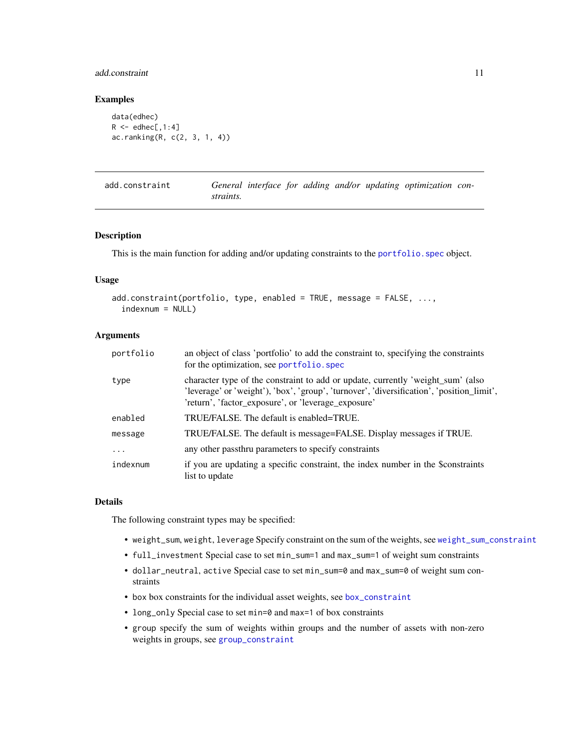## Examples

```
data(edhec)
R <- edhec[,1:4]
ac.ranking(R, c(2, 3, 1, 4))
```

---

`add.constraint` *General interface for adding and/or updating optimization constraints.*

---

### Description

This is the main function for adding and/or updating constraints to the `portfolio.spec` object.

### Usage

```
add.constraint(portfolio, type, enabled = TRUE, message = FALSE, ...,
  indexnum = NULL)
```

### Arguments

| | |
|---|---|
| `portfolio` | an object of class 'portfolio' to add the constraint to, specifying the constraints for the optimization, see `portfolio.spec` |
| `type` | character type of the constraint to add or update, currently 'weight_sum' (also 'leverage' or 'weight'), 'box', 'group', 'turnover', 'diversification', 'position_limit', 'return', 'factor_exposure', or 'leverage_exposure' |
| `enabled` | TRUE/FALSE. The default is enabled=TRUE. |
| `message` | TRUE/FALSE. The default is message=FALSE. Display messages if TRUE. |
| `...` | any other passthru parameters to specify constraints |
| `indexnum` | if you are updating a specific constraint, the index number in the $constraints list to update |

### Details

The following constraint types may be specified:

- `weight_sum`, `weight`, `leverage` Specify constraint on the sum of the weights, see `weight_sum_constraint`
- `full_investment` Special case to set `min_sum=1` and `max_sum=1` of weight sum constraints
- `dollar_neutral`, `active` Special case to set `min_sum=0` and `max_sum=0` of weight sum constraints
- `box` box constraints for the individual asset weights, see `box_constraint`
- `long_only` Special case to set `min=0` and `max=1` of box constraints
- `group` specify the sum of weights within groups and the number of assets with non-zero weights in groups, see `group_constraint`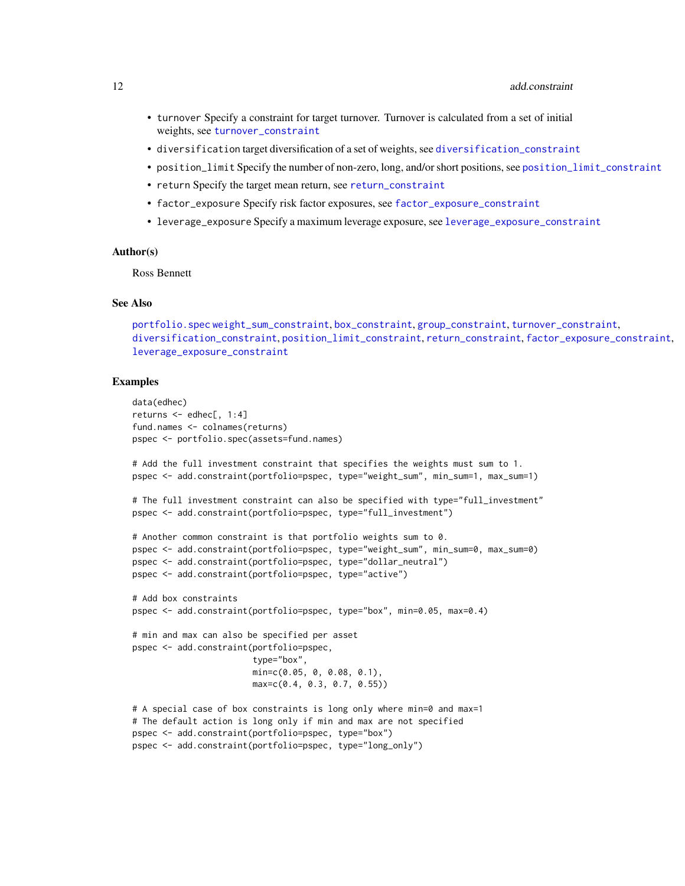- `turnover` Specify a constraint for target turnover. Turnover is calculated from a set of initial weights, see `turnover_constraint`
- `diversification` target diversification of a set of weights, see `diversification_constraint`
- `position_limit` Specify the number of non-zero, long, and/or short positions, see `position_limit_constraint`
- `return` Specify the target mean return, see `return_constraint`
- `factor_exposure` Specify risk factor exposures, see `factor_exposure_constraint`
- `leverage_exposure` Specify a maximum leverage exposure, see `leverage_exposure_constraint`

### Author(s)

Ross Bennett

### See Also

`portfolio.spec` `weight_sum_constraint`, `box_constraint`, `group_constraint`, `turnover_constraint`, `diversification_constraint`, `position_limit_constraint`, `return_constraint`, `factor_exposure_constraint`, `leverage_exposure_constraint`

### Examples

```
data(edhec)
returns <- edhec[, 1:4]
fund.names <- colnames(returns)
pspec <- portfolio.spec(assets=fund.names)

# Add the full investment constraint that specifies the weights must sum to 1.
pspec <- add.constraint(portfolio=pspec, type="weight_sum", min_sum=1, max_sum=1)

# The full investment constraint can also be specified with type="full_investment"
pspec <- add.constraint(portfolio=pspec, type="full_investment")

# Another common constraint is that portfolio weights sum to 0.
pspec <- add.constraint(portfolio=pspec, type="weight_sum", min_sum=0, max_sum=0)
pspec <- add.constraint(portfolio=pspec, type="dollar_neutral")
pspec <- add.constraint(portfolio=pspec, type="active")

# Add box constraints
pspec <- add.constraint(portfolio=pspec, type="box", min=0.05, max=0.4)

# min and max can also be specified per asset
pspec <- add.constraint(portfolio=pspec,
                        type="box",
                        min=c(0.05, 0, 0.08, 0.1),
                        max=c(0.4, 0.3, 0.7, 0.55))

# A special case of box constraints is long only where min=0 and max=1
# The default action is long only if min and max are not specified
pspec <- add.constraint(portfolio=pspec, type="box")
pspec <- add.constraint(portfolio=pspec, type="long_only")
```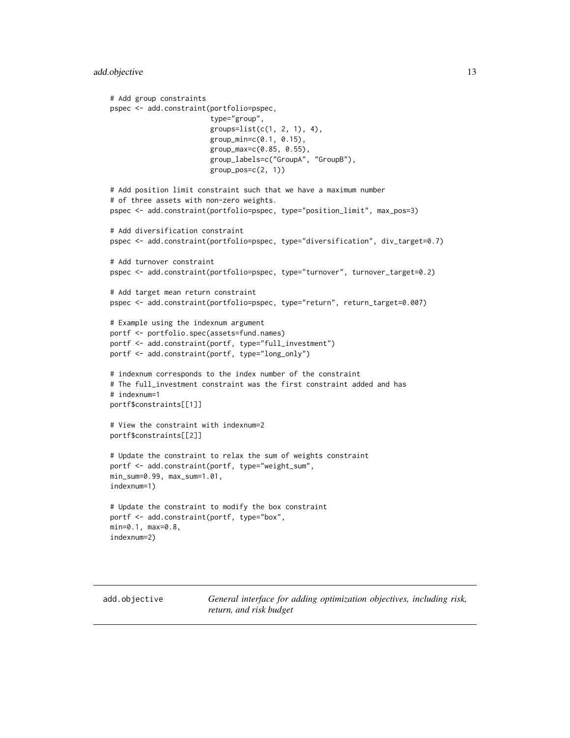```
# Add group constraints
pspec <- add.constraint(portfolio=pspec,
                        type="group",
                        groups=list(c(1, 2, 1), 4),
                        group_min=c(0.1, 0.15),
                        group_max=c(0.85, 0.55),
                        group_labels=c("GroupA", "GroupB"),
                        group_pos=c(2, 1))

# Add position limit constraint such that we have a maximum number
# of three assets with non-zero weights.
pspec <- add.constraint(portfolio=pspec, type="position_limit", max_pos=3)

# Add diversification constraint
pspec <- add.constraint(portfolio=pspec, type="diversification", div_target=0.7)

# Add turnover constraint
pspec <- add.constraint(portfolio=pspec, type="turnover", turnover_target=0.2)

# Add target mean return constraint
pspec <- add.constraint(portfolio=pspec, type="return", return_target=0.007)

# Example using the indexnum argument
portf <- portfolio.spec(assets=fund.names)
portf <- add.constraint(portf, type="full_investment")
portf <- add.constraint(portf, type="long_only")

# indexnum corresponds to the index number of the constraint
# The full_investment constraint was the first constraint added and has
# indexnum=1
portf$constraints[[1]]

# View the constraint with indexnum=2
portf$constraints[[2]]

# Update the constraint to relax the sum of weights constraint
portf <- add.constraint(portf, type="weight_sum",
min_sum=0.99, max_sum=1.01,
indexnum=1)

# Update the constraint to modify the box constraint
portf <- add.constraint(portf, type="box",
min=0.1, max=0.8,
indexnum=2)
```

---

## add.objective

*General interface for adding optimization objectives, including risk, return, and risk budget*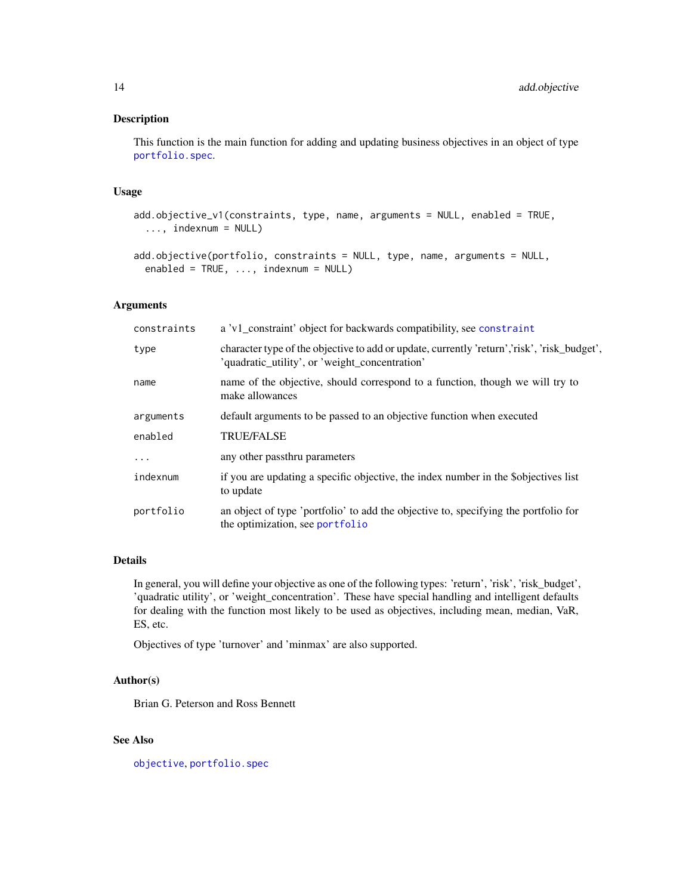### Description

This function is the main function for adding and updating business objectives in an object of type portfolio.spec.

### Usage

```
add.objective_v1(constraints, type, name, arguments = NULL, enabled = TRUE,
  ..., indexnum = NULL)

add.objective(portfolio, constraints = NULL, type, name, arguments = NULL,
  enabled = TRUE, ..., indexnum = NULL)
```

### Arguments

| | |
|---|---|
| constraints | a 'v1_constraint' object for backwards compatibility, see constraint |
| type | character type of the objective to add or update, currently 'return','risk', 'risk_budget', 'quadratic_utility', or 'weight_concentration' |
| name | name of the objective, should correspond to a function, though we will try to make allowances |
| arguments | default arguments to be passed to an objective function when executed |
| enabled | TRUE/FALSE |
| ... | any other passthru parameters |
| indexnum | if you are updating a specific objective, the index number in the $objectives list to update |
| portfolio | an object of type 'portfolio' to add the objective to, specifying the portfolio for the optimization, see portfolio |

### Details

In general, you will define your objective as one of the following types: 'return', 'risk', 'risk_budget', 'quadratic utility', or 'weight_concentration'. These have special handling and intelligent defaults for dealing with the function most likely to be used as objectives, including mean, median, VaR, ES, etc.

Objectives of type 'turnover' and 'minmax' are also supported.

### Author(s)

Brian G. Peterson and Ross Bennett

### See Also

objective, portfolio.spec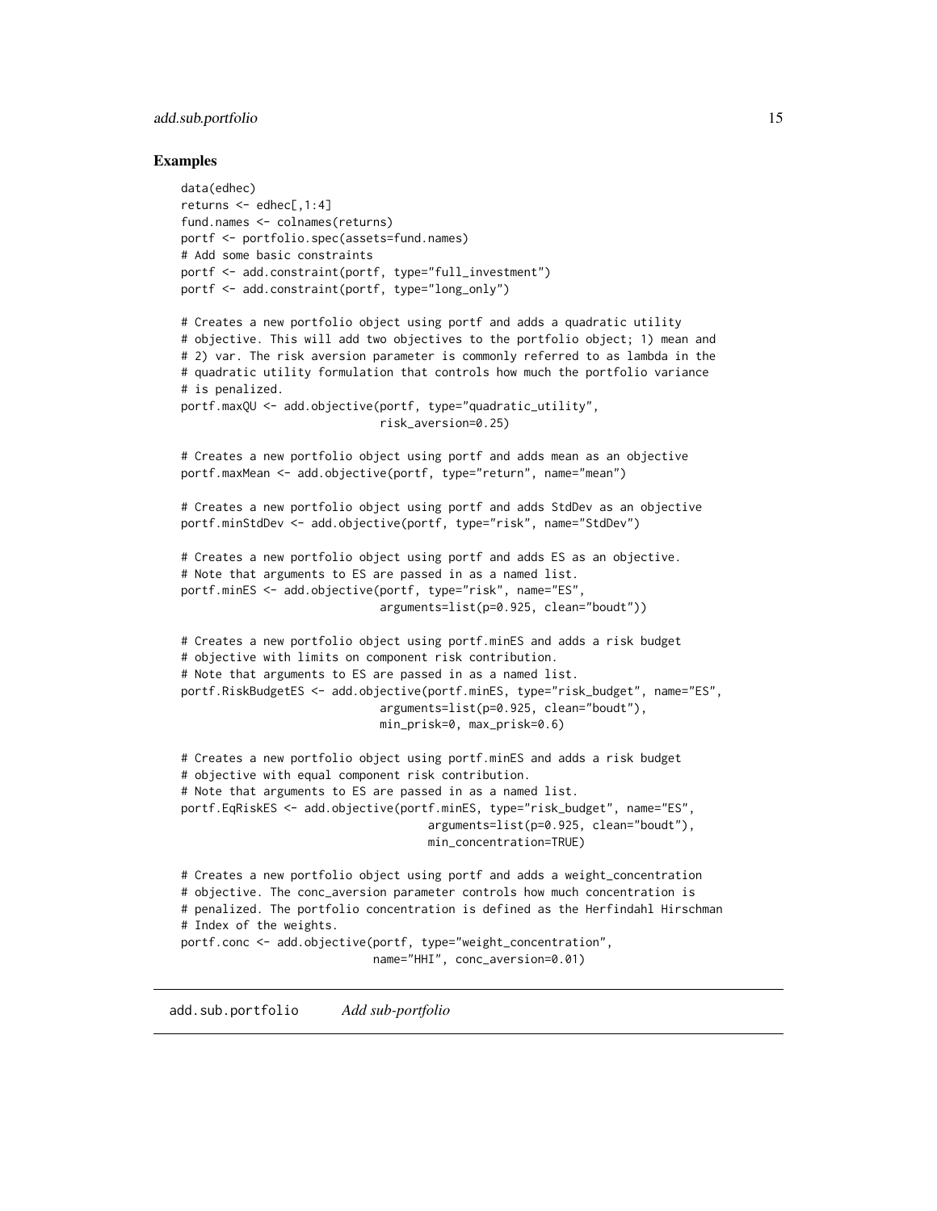## Examples

```
data(edhec)
returns <- edhec[,1:4]
fund.names <- colnames(returns)
portf <- portfolio.spec(assets=fund.names)
# Add some basic constraints
portf <- add.constraint(portf, type="full_investment")
portf <- add.constraint(portf, type="long_only")

# Creates a new portfolio object using portf and adds a quadratic utility
# objective. This will add two objectives to the portfolio object; 1) mean and
# 2) var. The risk aversion parameter is commonly referred to as lambda in the
# quadratic utility formulation that controls how much the portfolio variance
# is penalized.
portf.maxQU <- add.objective(portf, type="quadratic_utility",
                             risk_aversion=0.25)

# Creates a new portfolio object using portf and adds mean as an objective
portf.maxMean <- add.objective(portf, type="return", name="mean")

# Creates a new portfolio object using portf and adds StdDev as an objective
portf.minStdDev <- add.objective(portf, type="risk", name="StdDev")

# Creates a new portfolio object using portf and adds ES as an objective.
# Note that arguments to ES are passed in as a named list.
portf.minES <- add.objective(portf, type="risk", name="ES",
                             arguments=list(p=0.925, clean="boudt"))

# Creates a new portfolio object using portf.minES and adds a risk budget
# objective with limits on component risk contribution.
# Note that arguments to ES are passed in as a named list.
portf.RiskBudgetES <- add.objective(portf.minES, type="risk_budget", name="ES",
                             arguments=list(p=0.925, clean="boudt"),
                             min_prisk=0, max_prisk=0.6)

# Creates a new portfolio object using portf.minES and adds a risk budget
# objective with equal component risk contribution.
# Note that arguments to ES are passed in as a named list.
portf.EqRiskES <- add.objective(portf.minES, type="risk_budget", name="ES",
                                    arguments=list(p=0.925, clean="boudt"),
                                    min_concentration=TRUE)

# Creates a new portfolio object using portf and adds a weight_concentration
# objective. The conc_aversion parameter controls how much concentration is
# penalized. The portfolio concentration is defined as the Herfindahl Hirschman
# Index of the weights.
portf.conc <- add.objective(portf, type="weight_concentration",
                            name="HHI", conc_aversion=0.01)
```

---

# add.sub.portfolio *Add sub-portfolio*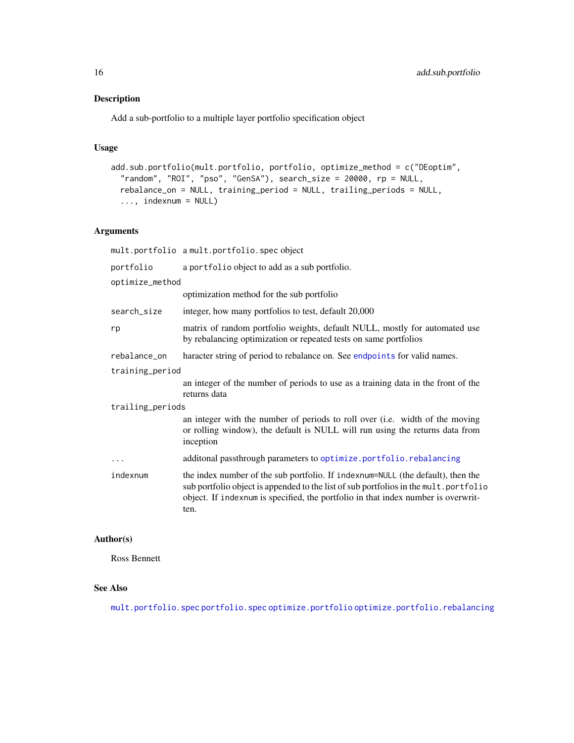### Description

Add a sub-portfolio to a multiple layer portfolio specification object

### Usage

```
add.sub.portfolio(mult.portfolio, portfolio, optimize_method = c("DEoptim",
  "random", "ROI", "pso", "GenSA"), search_size = 20000, rp = NULL,
  rebalance_on = NULL, training_period = NULL, trailing_periods = NULL,
  ..., indexnum = NULL)
```

### Arguments

| Argument | Description |
|---|---|
| `mult.portfolio` | a `mult.portfolio.spec` object |
| `portfolio` | a `portfolio` object to add as a sub portfolio. |
| `optimize_method` | optimization method for the sub portfolio |
| `search_size` | integer, how many portfolios to test, default 20,000 |
| `rp` | matrix of random portfolio weights, default NULL, mostly for automated use by rebalancing optimization or repeated tests on same portfolios |
| `rebalance_on` | haracter string of period to rebalance on. See `endpoints` for valid names. |
| `training_period` | an integer of the number of periods to use as a training data in the front of the returns data |
| `trailing_periods` | an integer with the number of periods to roll over (i.e. width of the moving or rolling window), the default is NULL will run using the returns data from inception |
| `...` | additonal passthrough parameters to `optimize.portfolio.rebalancing` |
| `indexnum` | the index number of the sub portfolio. If `indexnum=NULL` (the default), then the sub portfolio object is appended to the list of sub portfolios in the `mult.portfolio` object. If `indexnum` is specified, the portfolio in that index number is overwritten. |

### Author(s)

Ross Bennett

### See Also

`mult.portfolio.spec` `portfolio.spec` `optimize.portfolio` `optimize.portfolio.rebalancing`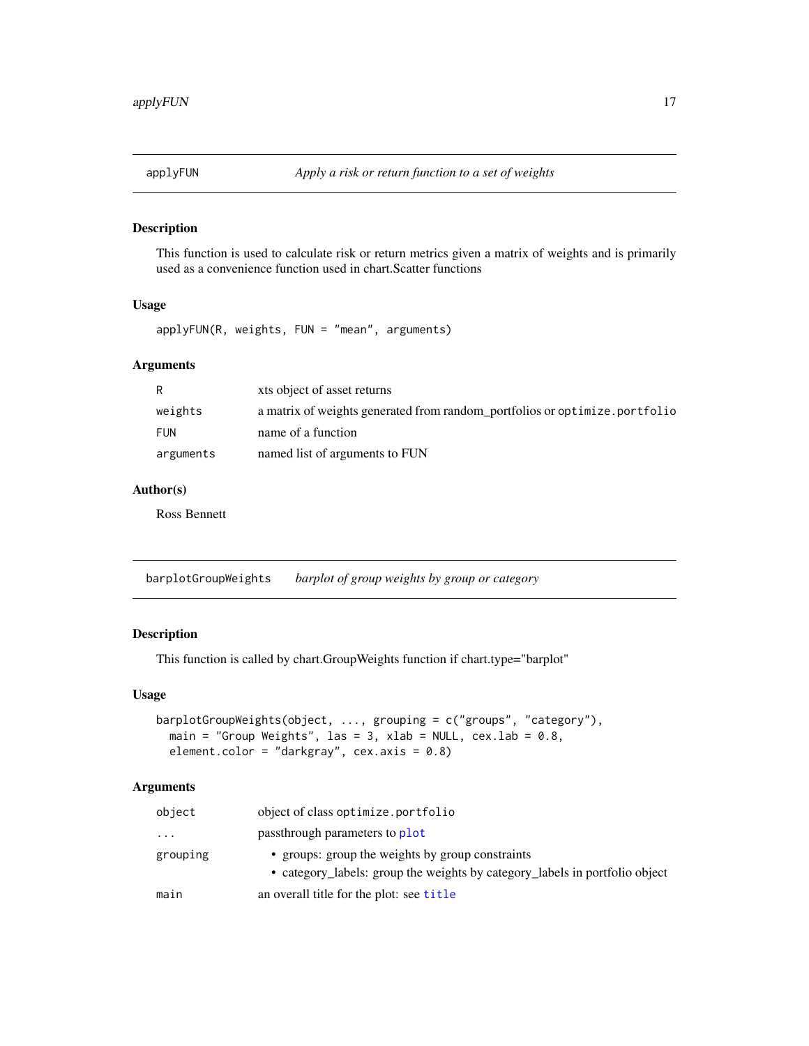## applyFUN — *Apply a risk or return function to a set of weights*

### Description

This function is used to calculate risk or return metrics given a matrix of weights and is primarily used as a convenience function used in chart.Scatter functions

### Usage

```
applyFUN(R, weights, FUN = "mean", arguments)
```

### Arguments

| | |
|---|---|
| R | xts object of asset returns |
| weights | a matrix of weights generated from random_portfolios or optimize.portfolio |
| FUN | name of a function |
| arguments | named list of arguments to FUN |

### Author(s)

Ross Bennett

## barplotGroupWeights — *barplot of group weights by group or category*

### Description

This function is called by chart.GroupWeights function if chart.type="barplot"

### Usage

```
barplotGroupWeights(object, ..., grouping = c("groups", "category"),
  main = "Group Weights", las = 3, xlab = NULL, cex.lab = 0.8,
  element.color = "darkgray", cex.axis = 0.8)
```

### Arguments

| | |
|---|---|
| object | object of class optimize.portfolio |
| ... | passthrough parameters to plot |
| grouping | • groups: group the weights by group constraints<br>• category_labels: group the weights by category_labels in portfolio object |
| main | an overall title for the plot: see title |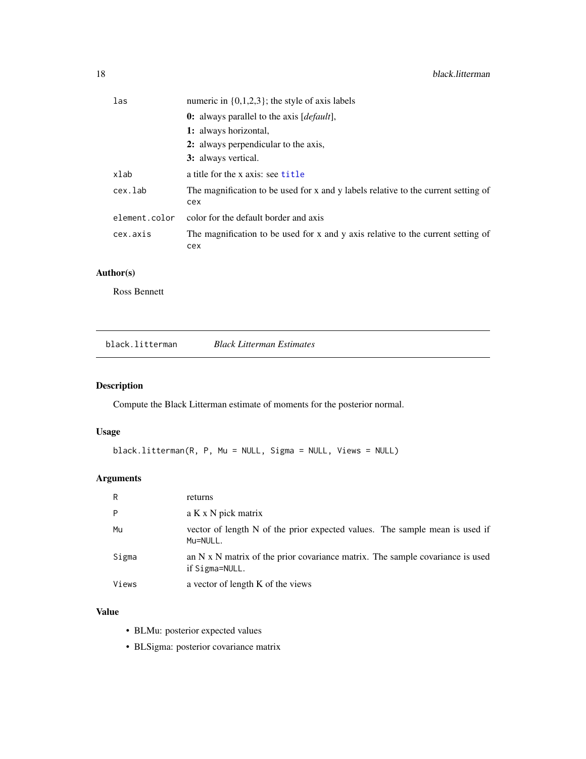| | |
|---|---|
| las | numeric in {0,1,2,3}; the style of axis labels<br>**0:** always parallel to the axis [*default*],<br>**1:** always horizontal,<br>**2:** always perpendicular to the axis,<br>**3:** always vertical. |
| xlab | a title for the x axis: see title |
| cex.lab | The magnification to be used for x and y labels relative to the current setting of cex |
| element.color | color for the default border and axis |
| cex.axis | The magnification to be used for x and y axis relative to the current setting of cex |

### Author(s)

Ross Bennett

---

## black.litterman *Black Litterman Estimates*

### Description

Compute the Black Litterman estimate of moments for the posterior normal.

### Usage

```
black.litterman(R, P, Mu = NULL, Sigma = NULL, Views = NULL)
```

### Arguments

| | |
|---|---|
| R | returns |
| P | a K x N pick matrix |
| Mu | vector of length N of the prior expected values. The sample mean is used if Mu=NULL. |
| Sigma | an N x N matrix of the prior covariance matrix. The sample covariance is used if Sigma=NULL. |
| Views | a vector of length K of the views |

### Value

- BLMu: posterior expected values
- BLSigma: posterior covariance matrix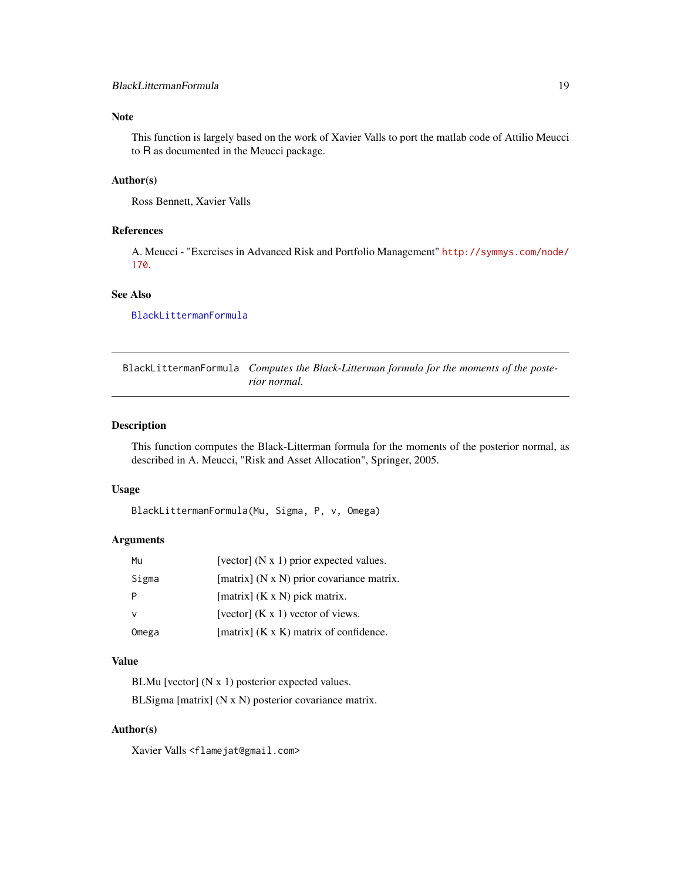### Note

This function is largely based on the work of Xavier Valls to port the matlab code of Attilio Meucci to R as documented in the Meucci package.

### Author(s)

Ross Bennett, Xavier Valls

### References

A. Meucci - "Exercises in Advanced Risk and Portfolio Management" http://symmys.com/node/170.

### See Also

BlackLittermanFormula

---

## BlackLittermanFormula — *Computes the Black-Litterman formula for the moments of the posterior normal.*

---

### Description

This function computes the Black-Litterman formula for the moments of the posterior normal, as described in A. Meucci, "Risk and Asset Allocation", Springer, 2005.

### Usage

```
BlackLittermanFormula(Mu, Sigma, P, v, Omega)
```

### Arguments

| | |
|---|---|
| `Mu` | [vector] (N x 1) prior expected values. |
| `Sigma` | [matrix] (N x N) prior covariance matrix. |
| `P` | [matrix] (K x N) pick matrix. |
| `v` | [vector] (K x 1) vector of views. |
| `Omega` | [matrix] (K x K) matrix of confidence. |

### Value

BLMu [vector] (N x 1) posterior expected values.

BLSigma [matrix] (N x N) posterior covariance matrix.

### Author(s)

Xavier Valls <flamejat@gmail.com>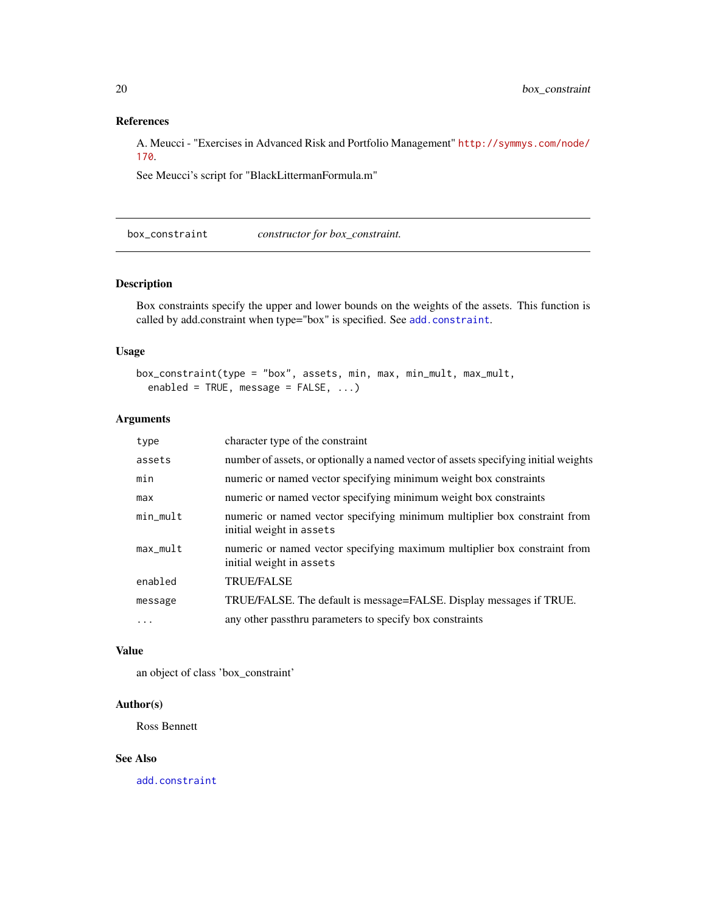## References

A. Meucci - "Exercises in Advanced Risk and Portfolio Management" http://symmys.com/node/170.

See Meucci's script for "BlackLittermanFormula.m"

---

## box_constraint &nbsp;&nbsp;&nbsp;&nbsp; *constructor for box_constraint.*

---

### Description

Box constraints specify the upper and lower bounds on the weights of the assets. This function is called by add.constraint when type="box" is specified. See add.constraint.

### Usage

```
box_constraint(type = "box", assets, min, max, min_mult, max_mult,
  enabled = TRUE, message = FALSE, ...)
```

### Arguments

| | |
|---|---|
| `type` | character type of the constraint |
| `assets` | number of assets, or optionally a named vector of assets specifying initial weights |
| `min` | numeric or named vector specifying minimum weight box constraints |
| `max` | numeric or named vector specifying minimum weight box constraints |
| `min_mult` | numeric or named vector specifying minimum multiplier box constraint from initial weight in `assets` |
| `max_mult` | numeric or named vector specifying maximum multiplier box constraint from initial weight in `assets` |
| `enabled` | TRUE/FALSE |
| `message` | TRUE/FALSE. The default is message=FALSE. Display messages if TRUE. |
| `...` | any other passthru parameters to specify box constraints |

### Value

an object of class 'box_constraint'

### Author(s)

Ross Bennett

### See Also

add.constraint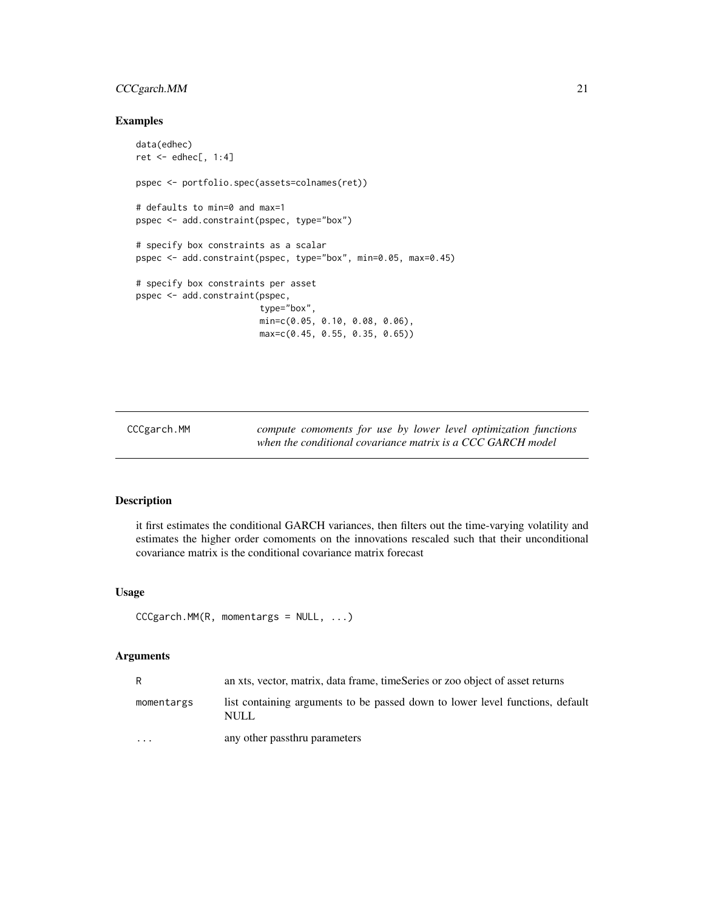## Examples

```
data(edhec)
ret <- edhec[, 1:4]

pspec <- portfolio.spec(assets=colnames(ret))

# defaults to min=0 and max=1
pspec <- add.constraint(pspec, type="box")

# specify box constraints as a scalar
pspec <- add.constraint(pspec, type="box", min=0.05, max=0.45)

# specify box constraints per asset
pspec <- add.constraint(pspec,
                        type="box",
                        min=c(0.05, 0.10, 0.08, 0.06),
                        max=c(0.45, 0.55, 0.35, 0.65))
```

---

# CCCgarch.MM

*compute comoments for use by lower level optimization functions when the conditional covariance matrix is a CCC GARCH model*

## Description

it first estimates the conditional GARCH variances, then filters out the time-varying volatility and estimates the higher order comoments on the innovations rescaled such that their unconditional covariance matrix is the conditional covariance matrix forecast

## Usage

```
CCCgarch.MM(R, momentargs = NULL, ...)
```

## Arguments

| | |
|---|---|
| R | an xts, vector, matrix, data frame, timeSeries or zoo object of asset returns |
| momentargs | list containing arguments to be passed down to lower level functions, default NULL |
| ... | any other passthru parameters |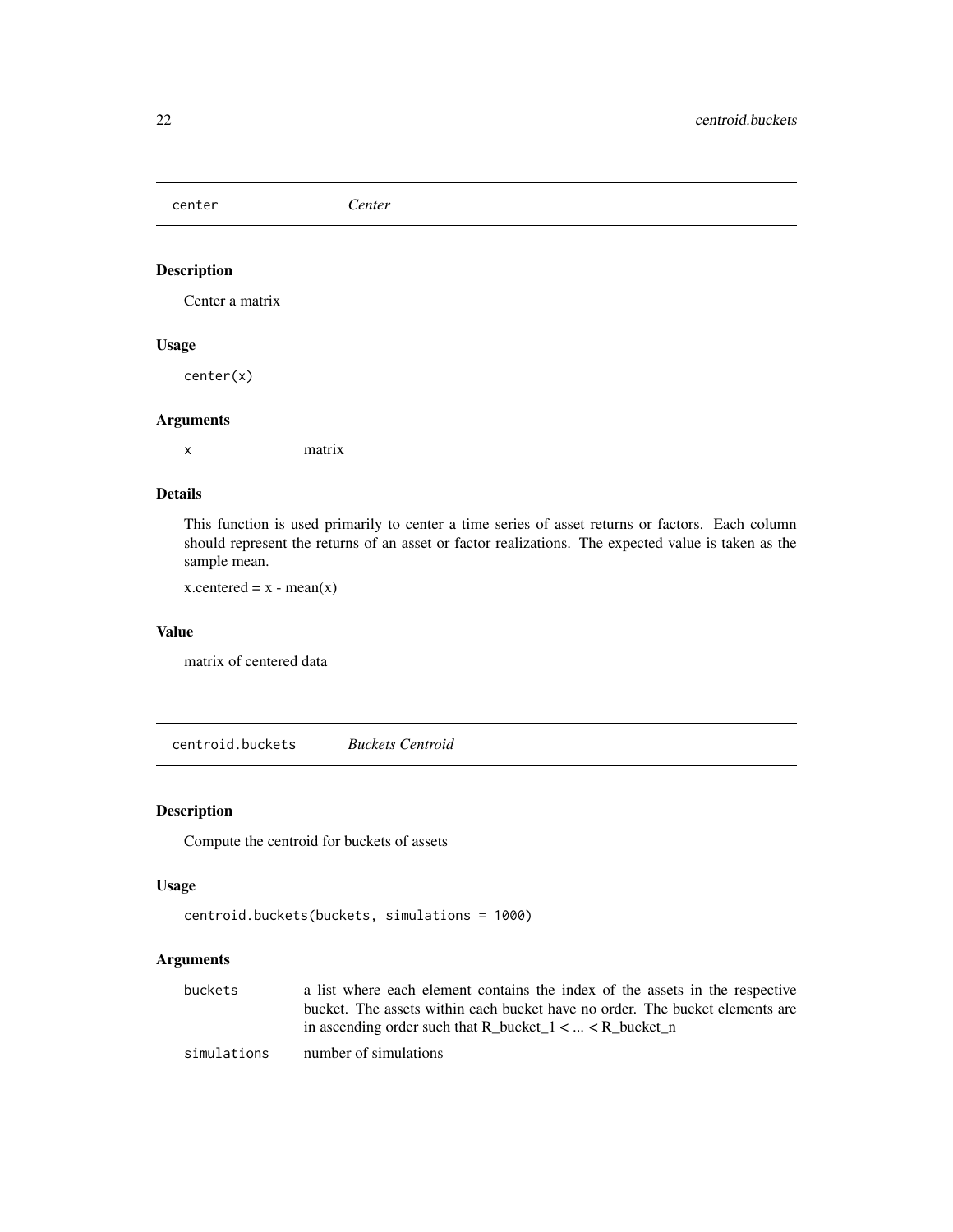## center *Center*

### Description

Center a matrix

### Usage

```
center(x)
```

### Arguments

| | |
|---|---|
| x | matrix |

### Details

This function is used primarily to center a time series of asset returns or factors. Each column should represent the returns of an asset or factor realizations. The expected value is taken as the sample mean.

x.centered = x - mean(x)

### Value

matrix of centered data

## centroid.buckets *Buckets Centroid*

### Description

Compute the centroid for buckets of assets

### Usage

```
centroid.buckets(buckets, simulations = 1000)
```

### Arguments

| | |
|---|---|
| buckets | a list where each element contains the index of the assets in the respective bucket. The assets within each bucket have no order. The bucket elements are in ascending order such that R_bucket_1 < ... < R_bucket_n |
| simulations | number of simulations |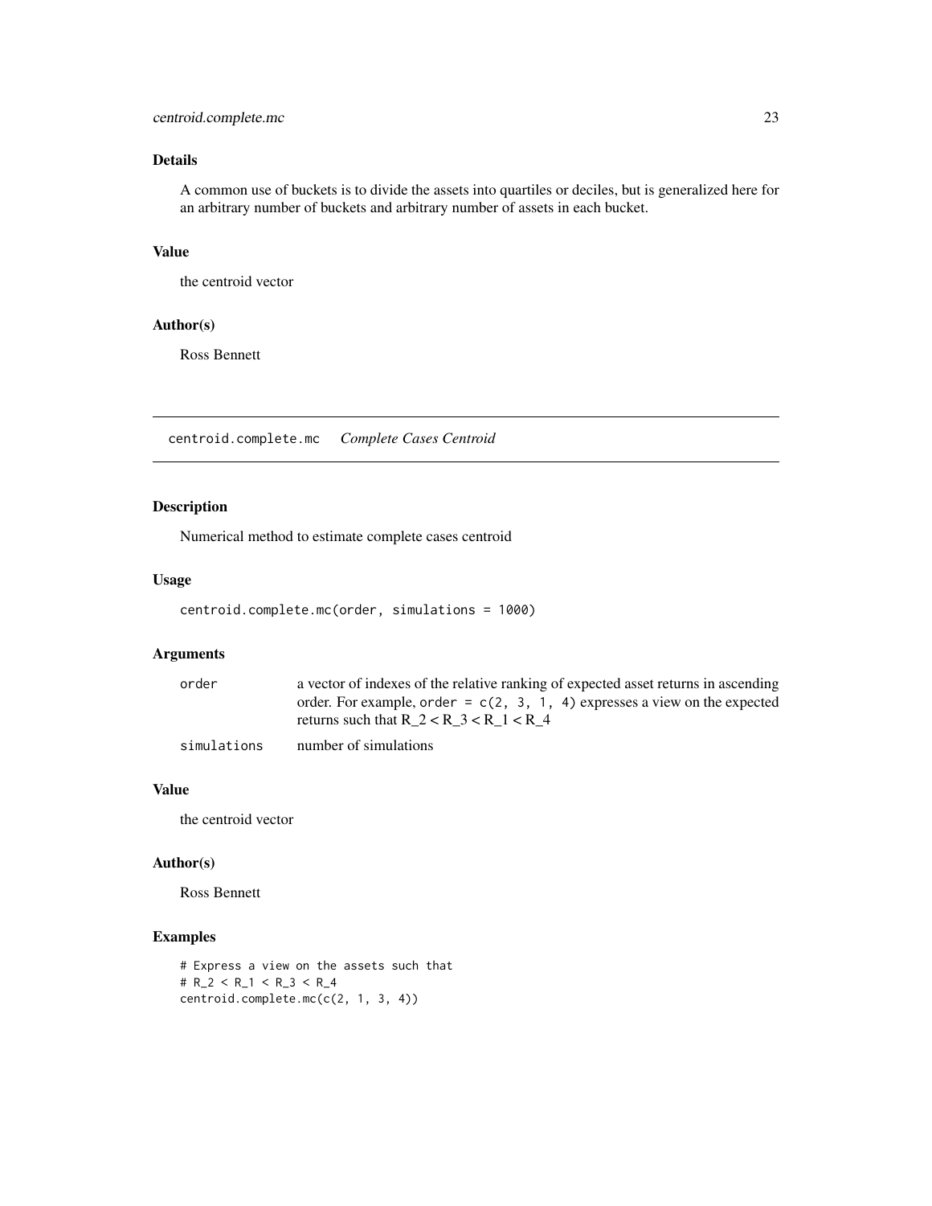## Details

A common use of buckets is to divide the assets into quartiles or deciles, but is generalized here for an arbitrary number of buckets and arbitrary number of assets in each bucket.

## Value

the centroid vector

## Author(s)

Ross Bennett

---

# centroid.complete.mc *Complete Cases Centroid*

## Description

Numerical method to estimate complete cases centroid

## Usage

```
centroid.complete.mc(order, simulations = 1000)
```

## Arguments

| | |
|---|---|
| `order` | a vector of indexes of the relative ranking of expected asset returns in ascending order. For example, `order = c(2, 3, 1, 4)` expresses a view on the expected returns such that R_2 < R_3 < R_1 < R_4 |
| `simulations` | number of simulations |

## Value

the centroid vector

## Author(s)

Ross Bennett

## Examples

```
# Express a view on the assets such that
# R_2 < R_1 < R_3 < R_4
centroid.complete.mc(c(2, 1, 3, 4))
```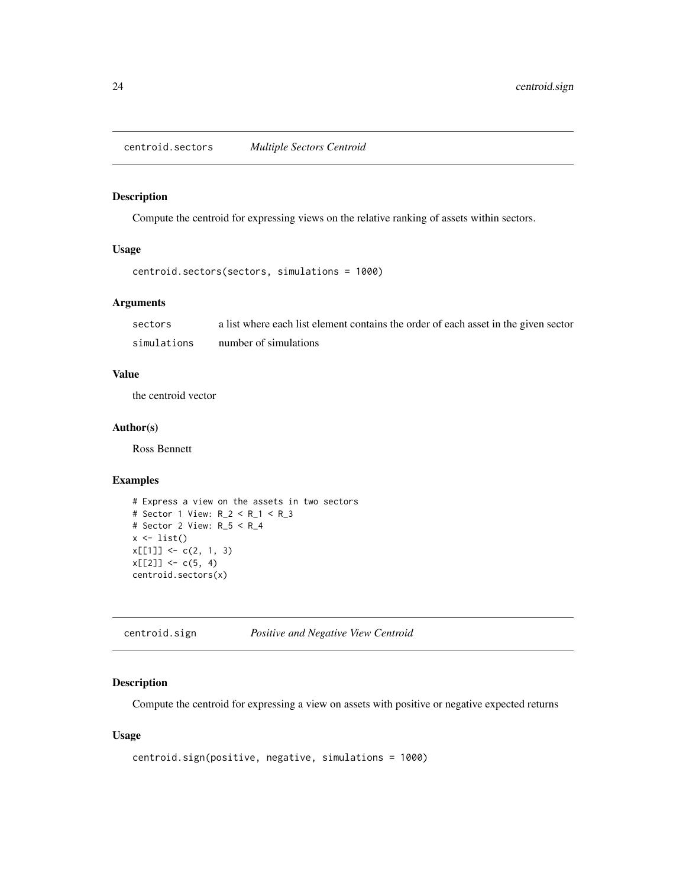## centroid.sectors *Multiple Sectors Centroid*

### Description

Compute the centroid for expressing views on the relative ranking of assets within sectors.

### Usage

```
centroid.sectors(sectors, simulations = 1000)
```

### Arguments

| | |
|---|---|
| sectors | a list where each list element contains the order of each asset in the given sector |
| simulations | number of simulations |

### Value

the centroid vector

### Author(s)

Ross Bennett

### Examples

```
# Express a view on the assets in two sectors
# Sector 1 View: R_2 < R_1 < R_3
# Sector 2 View: R_5 < R_4
x <- list()
x[[1]] <- c(2, 1, 3)
x[[2]] <- c(5, 4)
centroid.sectors(x)
```

## centroid.sign *Positive and Negative View Centroid*

### Description

Compute the centroid for expressing a view on assets with positive or negative expected returns

### Usage

```
centroid.sign(positive, negative, simulations = 1000)
```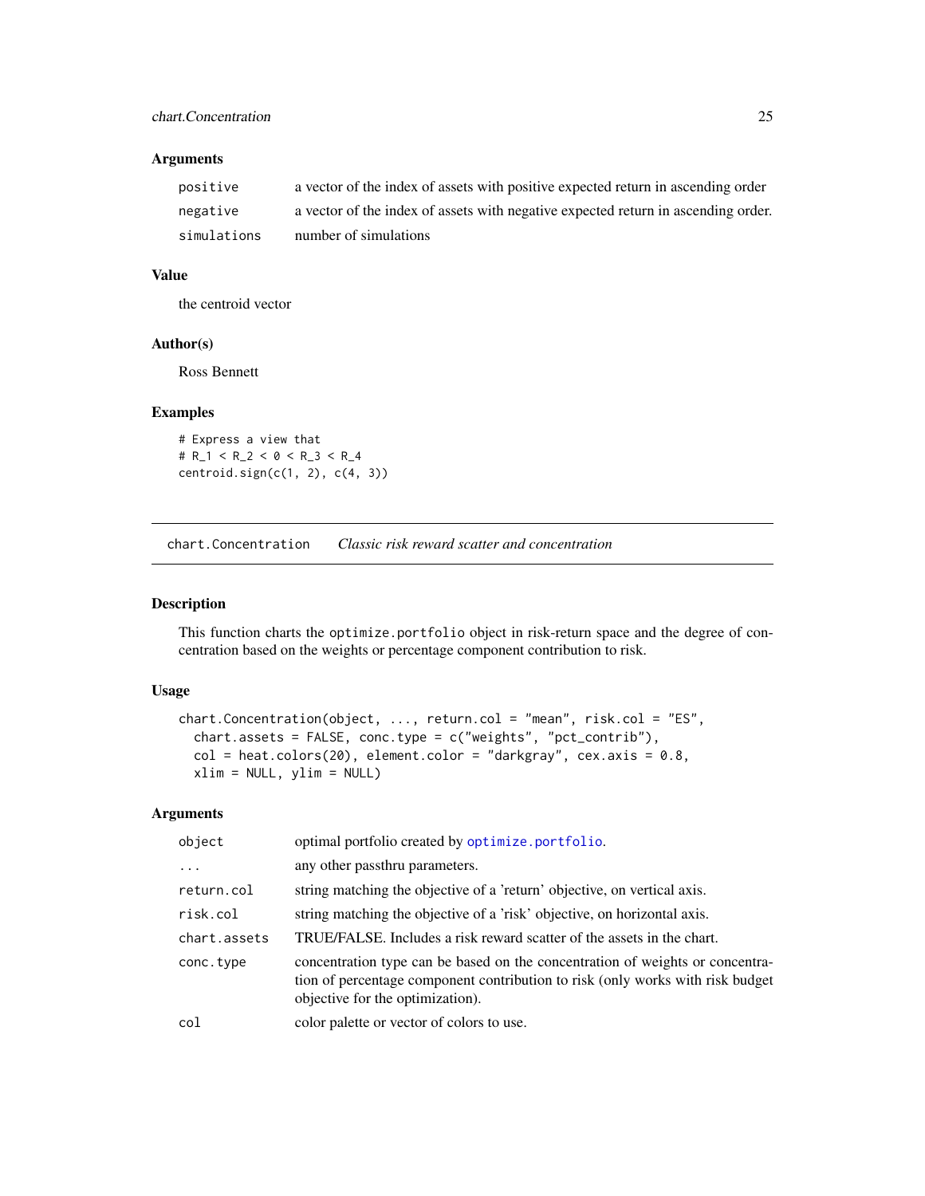### Arguments

| | |
|---|---|
| positive | a vector of the index of assets with positive expected return in ascending order |
| negative | a vector of the index of assets with negative expected return in ascending order. |
| simulations | number of simulations |

### Value

the centroid vector

### Author(s)

Ross Bennett

### Examples

```
# Express a view that
# R_1 < R_2 < 0 < R_3 < R_4
centroid.sign(c(1, 2), c(4, 3))
```

---

## chart.Concentration *Classic risk reward scatter and concentration*

### Description

This function charts the `optimize.portfolio` object in risk-return space and the degree of concentration based on the weights or percentage component contribution to risk.

### Usage

```
chart.Concentration(object, ..., return.col = "mean", risk.col = "ES",
  chart.assets = FALSE, conc.type = c("weights", "pct_contrib"),
  col = heat.colors(20), element.color = "darkgray", cex.axis = 0.8,
  xlim = NULL, ylim = NULL)
```

### Arguments

| | |
|---|---|
| object | optimal portfolio created by `optimize.portfolio`. |
| ... | any other passthru parameters. |
| return.col | string matching the objective of a 'return' objective, on vertical axis. |
| risk.col | string matching the objective of a 'risk' objective, on horizontal axis. |
| chart.assets | TRUE/FALSE. Includes a risk reward scatter of the assets in the chart. |
| conc.type | concentration type can be based on the concentration of weights or concentration of percentage component contribution to risk (only works with risk budget objective for the optimization). |
| col | color palette or vector of colors to use. |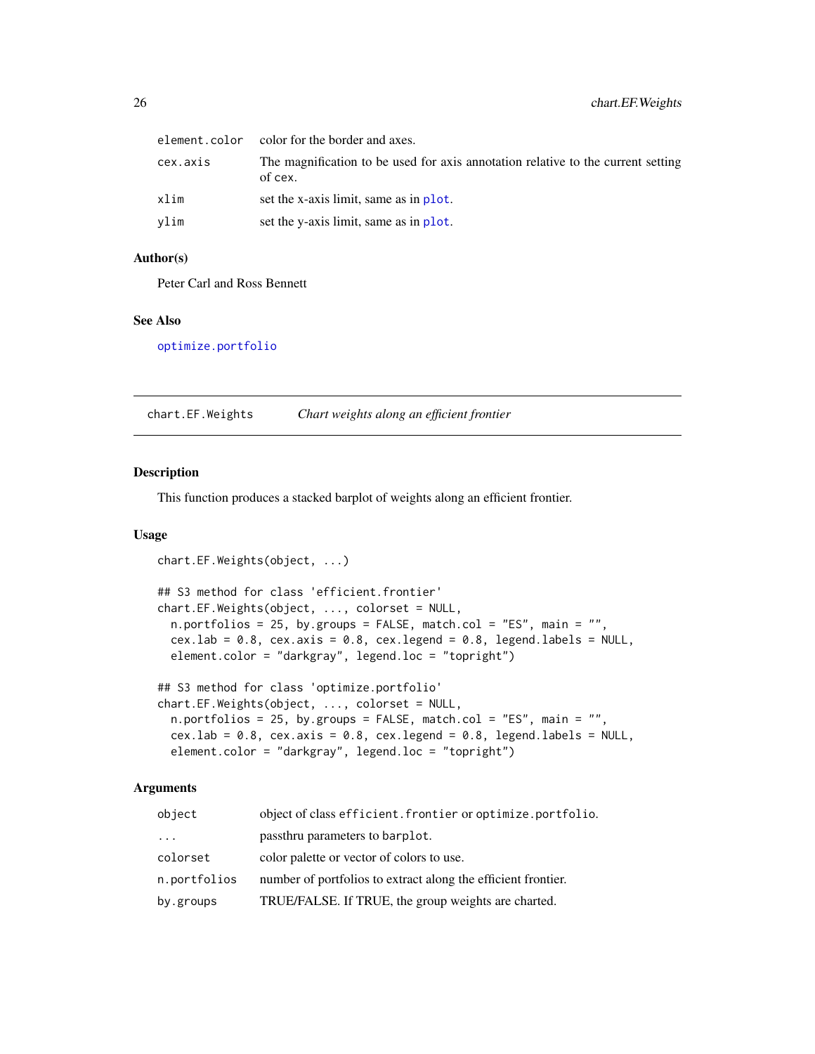| | |
|---|---|
| element.color | color for the border and axes. |
| cex.axis | The magnification to be used for axis annotation relative to the current setting of cex. |
| xlim | set the x-axis limit, same as in plot. |
| ylim | set the y-axis limit, same as in plot. |

### Author(s)

Peter Carl and Ross Bennett

### See Also

optimize.portfolio

---

## chart.EF.Weights *Chart weights along an efficient frontier*

### Description

This function produces a stacked barplot of weights along an efficient frontier.

### Usage

```
chart.EF.Weights(object, ...)

## S3 method for class 'efficient.frontier'
chart.EF.Weights(object, ..., colorset = NULL,
  n.portfolios = 25, by.groups = FALSE, match.col = "ES", main = "",
  cex.lab = 0.8, cex.axis = 0.8, cex.legend = 0.8, legend.labels = NULL,
  element.color = "darkgray", legend.loc = "topright")

## S3 method for class 'optimize.portfolio'
chart.EF.Weights(object, ..., colorset = NULL,
  n.portfolios = 25, by.groups = FALSE, match.col = "ES", main = "",
  cex.lab = 0.8, cex.axis = 0.8, cex.legend = 0.8, legend.labels = NULL,
  element.color = "darkgray", legend.loc = "topright")
```

### Arguments

| | |
|---|---|
| object | object of class efficient.frontier or optimize.portfolio. |
| ... | passthru parameters to barplot. |
| colorset | color palette or vector of colors to use. |
| n.portfolios | number of portfolios to extract along the efficient frontier. |
| by.groups | TRUE/FALSE. If TRUE, the group weights are charted. |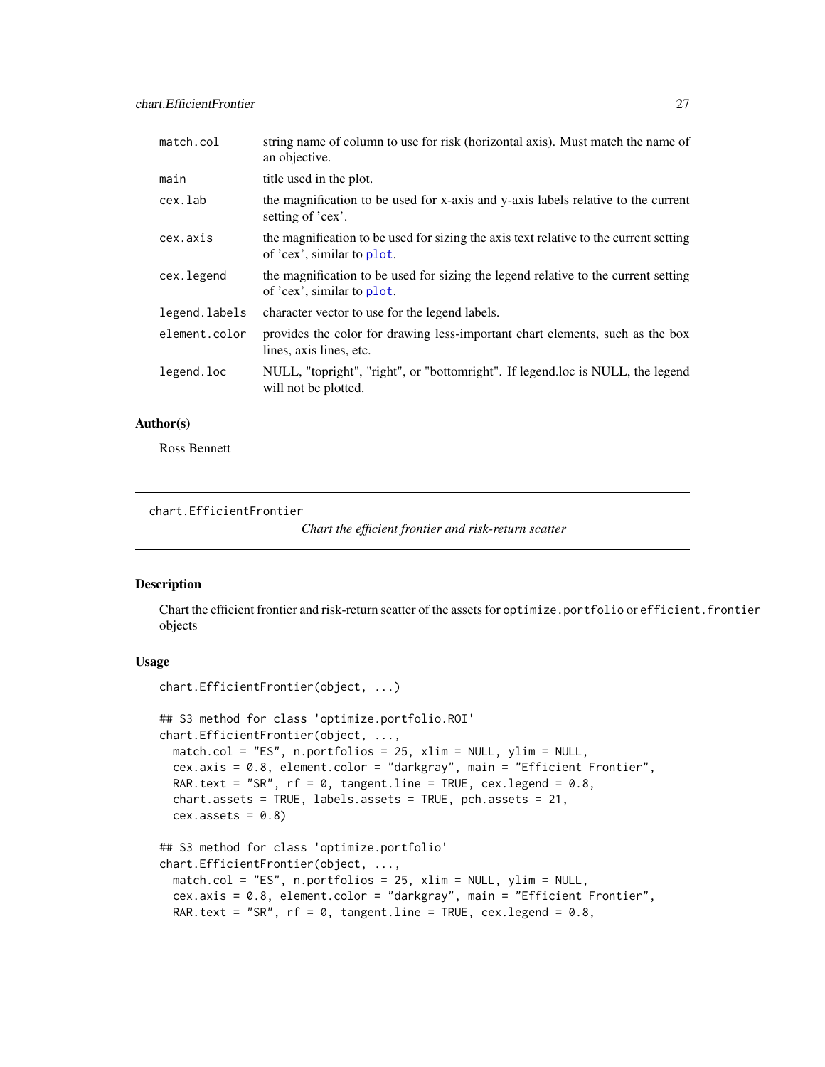| | |
|---|---|
| match.col | string name of column to use for risk (horizontal axis). Must match the name of an objective. |
| main | title used in the plot. |
| cex.lab | the magnification to be used for x-axis and y-axis labels relative to the current setting of 'cex'. |
| cex.axis | the magnification to be used for sizing the axis text relative to the current setting of 'cex', similar to plot. |
| cex.legend | the magnification to be used for sizing the legend relative to the current setting of 'cex', similar to plot. |
| legend.labels | character vector to use for the legend labels. |
| element.color | provides the color for drawing less-important chart elements, such as the box lines, axis lines, etc. |
| legend.loc | NULL, "topright", "right", or "bottomright". If legend.loc is NULL, the legend will not be plotted. |

### Author(s)

Ross Bennett

---

## chart.EfficientFrontier

*Chart the efficient frontier and risk-return scatter*

---

### Description

Chart the efficient frontier and risk-return scatter of the assets for `optimize.portfolio` or `efficient.frontier` objects

### Usage

```
chart.EfficientFrontier(object, ...)

## S3 method for class 'optimize.portfolio.ROI'
chart.EfficientFrontier(object, ...,
  match.col = "ES", n.portfolios = 25, xlim = NULL, ylim = NULL,
  cex.axis = 0.8, element.color = "darkgray", main = "Efficient Frontier",
  RAR.text = "SR", rf = 0, tangent.line = TRUE, cex.legend = 0.8,
  chart.assets = TRUE, labels.assets = TRUE, pch.assets = 21,
  cex.assets = 0.8)

## S3 method for class 'optimize.portfolio'
chart.EfficientFrontier(object, ...,
  match.col = "ES", n.portfolios = 25, xlim = NULL, ylim = NULL,
  cex.axis = 0.8, element.color = "darkgray", main = "Efficient Frontier",
  RAR.text = "SR", rf = 0, tangent.line = TRUE, cex.legend = 0.8,
```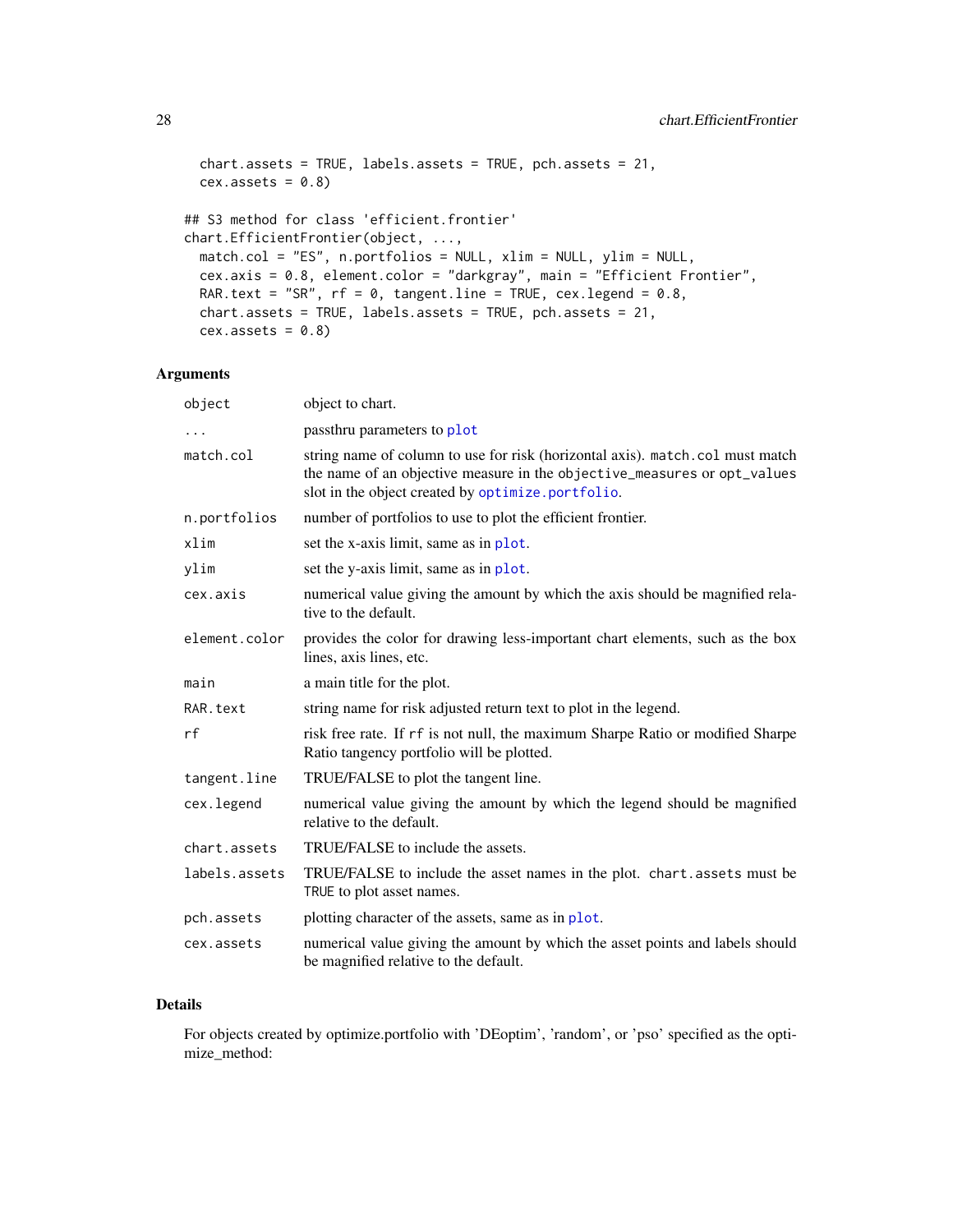```
  chart.assets = TRUE, labels.assets = TRUE, pch.assets = 21,
  cex.assets = 0.8)

## S3 method for class 'efficient.frontier'
chart.EfficientFrontier(object, ...,
  match.col = "ES", n.portfolios = NULL, xlim = NULL, ylim = NULL,
  cex.axis = 0.8, element.color = "darkgray", main = "Efficient Frontier",
  RAR.text = "SR", rf = 0, tangent.line = TRUE, cex.legend = 0.8,
  chart.assets = TRUE, labels.assets = TRUE, pch.assets = 21,
  cex.assets = 0.8)
```

### Arguments

| | |
|---|---|
| `object` | object to chart. |
| `...` | passthru parameters to `plot` |
| `match.col` | string name of column to use for risk (horizontal axis). `match.col` must match the name of an objective measure in the `objective_measures` or `opt_values` slot in the object created by `optimize.portfolio`. |
| `n.portfolios` | number of portfolios to use to plot the efficient frontier. |
| `xlim` | set the x-axis limit, same as in `plot`. |
| `ylim` | set the y-axis limit, same as in `plot`. |
| `cex.axis` | numerical value giving the amount by which the axis should be magnified relative to the default. |
| `element.color` | provides the color for drawing less-important chart elements, such as the box lines, axis lines, etc. |
| `main` | a main title for the plot. |
| `RAR.text` | string name for risk adjusted return text to plot in the legend. |
| `rf` | risk free rate. If `rf` is not null, the maximum Sharpe Ratio or modified Sharpe Ratio tangency portfolio will be plotted. |
| `tangent.line` | TRUE/FALSE to plot the tangent line. |
| `cex.legend` | numerical value giving the amount by which the legend should be magnified relative to the default. |
| `chart.assets` | TRUE/FALSE to include the assets. |
| `labels.assets` | TRUE/FALSE to include the asset names in the plot. `chart.assets` must be `TRUE` to plot asset names. |
| `pch.assets` | plotting character of the assets, same as in `plot`. |
| `cex.assets` | numerical value giving the amount by which the asset points and labels should be magnified relative to the default. |

### Details

For objects created by optimize.portfolio with 'DEoptim', 'random', or 'pso' specified as the optimize_method: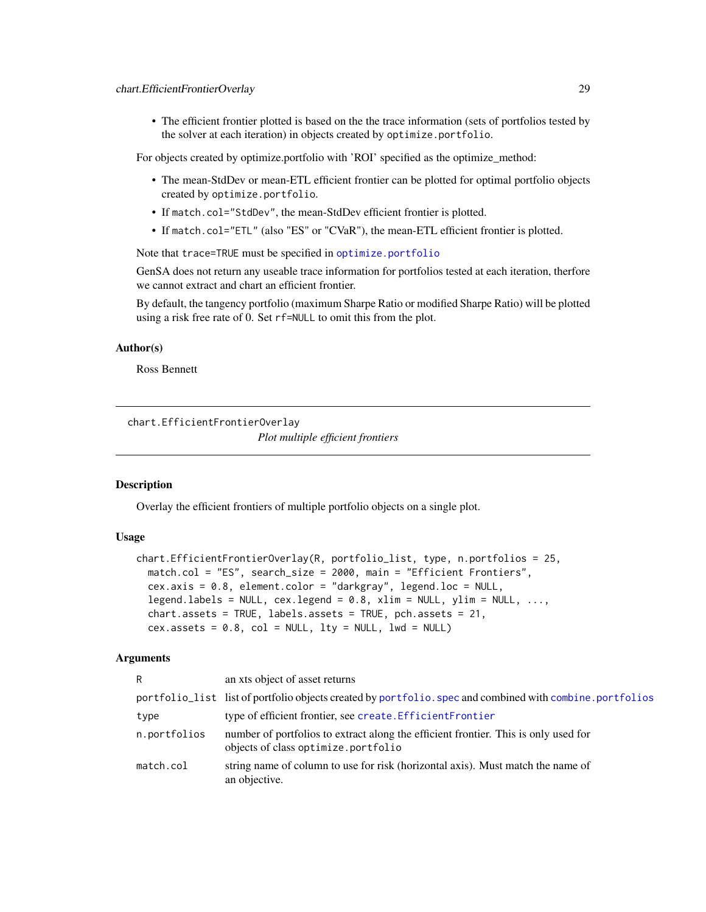- The efficient frontier plotted is based on the the trace information (sets of portfolios tested by the solver at each iteration) in objects created by `optimize.portfolio`.

For objects created by optimize.portfolio with 'ROI' specified as the optimize_method:

- The mean-StdDev or mean-ETL efficient frontier can be plotted for optimal portfolio objects created by `optimize.portfolio`.
- If `match.col="StdDev"`, the mean-StdDev efficient frontier is plotted.
- If `match.col="ETL"` (also "ES" or "CVaR"), the mean-ETL efficient frontier is plotted.

Note that `trace=TRUE` must be specified in `optimize.portfolio`

GenSA does not return any useable trace information for portfolios tested at each iteration, therfore we cannot extract and chart an efficient frontier.

By default, the tangency portfolio (maximum Sharpe Ratio or modified Sharpe Ratio) will be plotted using a risk free rate of 0. Set `rf=NULL` to omit this from the plot.

### Author(s)

Ross Bennett

---

## chart.EfficientFrontierOverlay

*Plot multiple efficient frontiers*

---

### Description

Overlay the efficient frontiers of multiple portfolio objects on a single plot.

### Usage

```
chart.EfficientFrontierOverlay(R, portfolio_list, type, n.portfolios = 25,
  match.col = "ES", search_size = 2000, main = "Efficient Frontiers",
  cex.axis = 0.8, element.color = "darkgray", legend.loc = NULL,
  legend.labels = NULL, cex.legend = 0.8, xlim = NULL, ylim = NULL, ...,
  chart.assets = TRUE, labels.assets = TRUE, pch.assets = 21,
  cex.assets = 0.8, col = NULL, lty = NULL, lwd = NULL)
```

### Arguments

| | |
|---|---|
| `R` | an xts object of asset returns |
| `portfolio_list` | list of portfolio objects created by `portfolio.spec` and combined with `combine.portfolios` |
| `type` | type of efficient frontier, see `create.EfficientFrontier` |
| `n.portfolios` | number of portfolios to extract along the efficient frontier. This is only used for objects of class `optimize.portfolio` |
| `match.col` | string name of column to use for risk (horizontal axis). Must match the name of an objective. |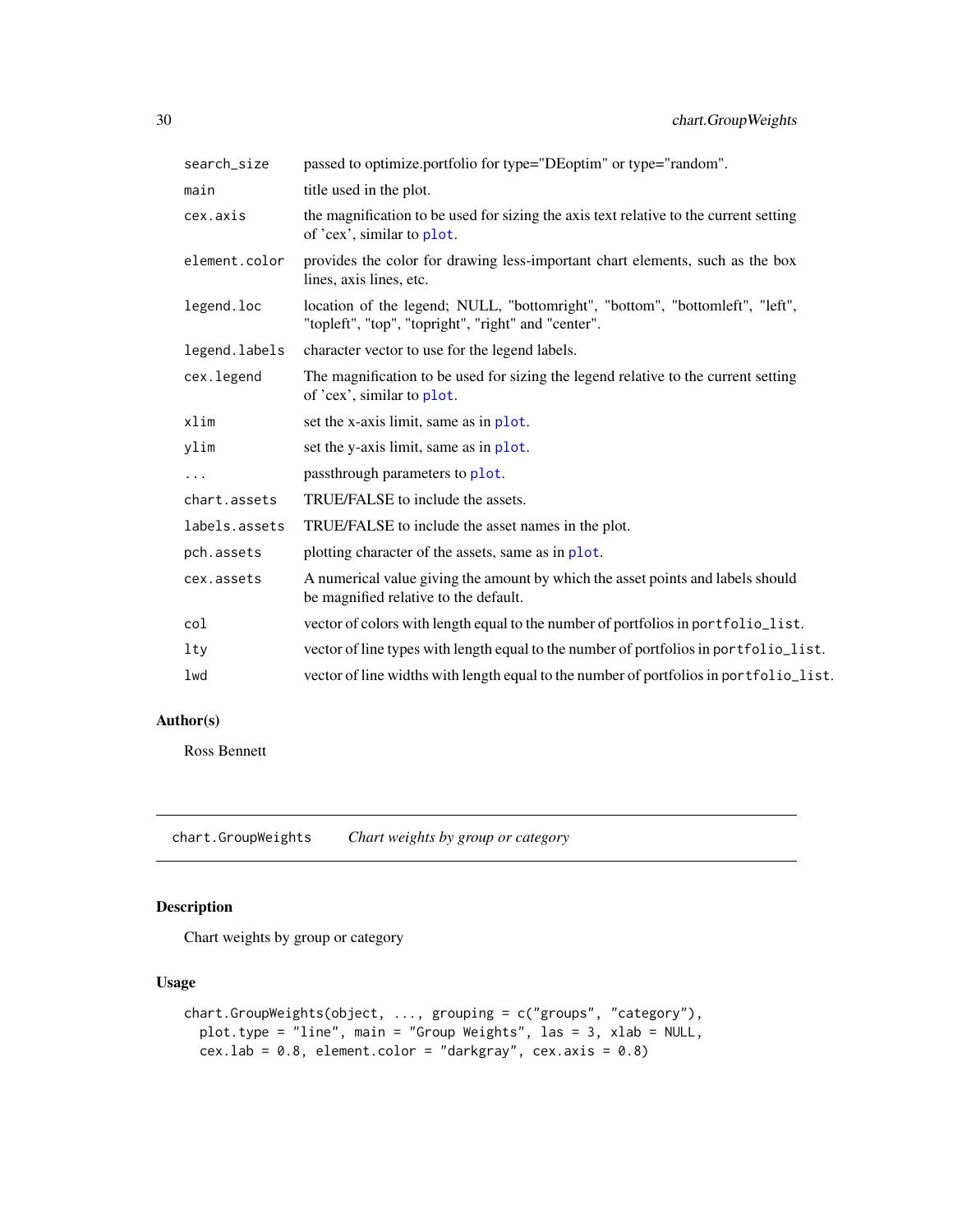| | |
|---|---|
| search_size | passed to optimize.portfolio for type="DEoptim" or type="random". |
| main | title used in the plot. |
| cex.axis | the magnification to be used for sizing the axis text relative to the current setting of 'cex', similar to plot. |
| element.color | provides the color for drawing less-important chart elements, such as the box lines, axis lines, etc. |
| legend.loc | location of the legend; NULL, "bottomright", "bottom", "bottomleft", "left", "topleft", "top", "topright", "right" and "center". |
| legend.labels | character vector to use for the legend labels. |
| cex.legend | The magnification to be used for sizing the legend relative to the current setting of 'cex', similar to plot. |
| xlim | set the x-axis limit, same as in plot. |
| ylim | set the y-axis limit, same as in plot. |
| ... | passthrough parameters to plot. |
| chart.assets | TRUE/FALSE to include the assets. |
| labels.assets | TRUE/FALSE to include the asset names in the plot. |
| pch.assets | plotting character of the assets, same as in plot. |
| cex.assets | A numerical value giving the amount by which the asset points and labels should be magnified relative to the default. |
| col | vector of colors with length equal to the number of portfolios in portfolio_list. |
| lty | vector of line types with length equal to the number of portfolios in portfolio_list. |
| lwd | vector of line widths with length equal to the number of portfolios in portfolio_list. |

## Author(s)

Ross Bennett

---

chart.GroupWeights &nbsp;&nbsp;&nbsp; *Chart weights by group or category*

---

## Description

Chart weights by group or category

## Usage

```
chart.GroupWeights(object, ..., grouping = c("groups", "category"),
  plot.type = "line", main = "Group Weights", las = 3, xlab = NULL,
  cex.lab = 0.8, element.color = "darkgray", cex.axis = 0.8)
```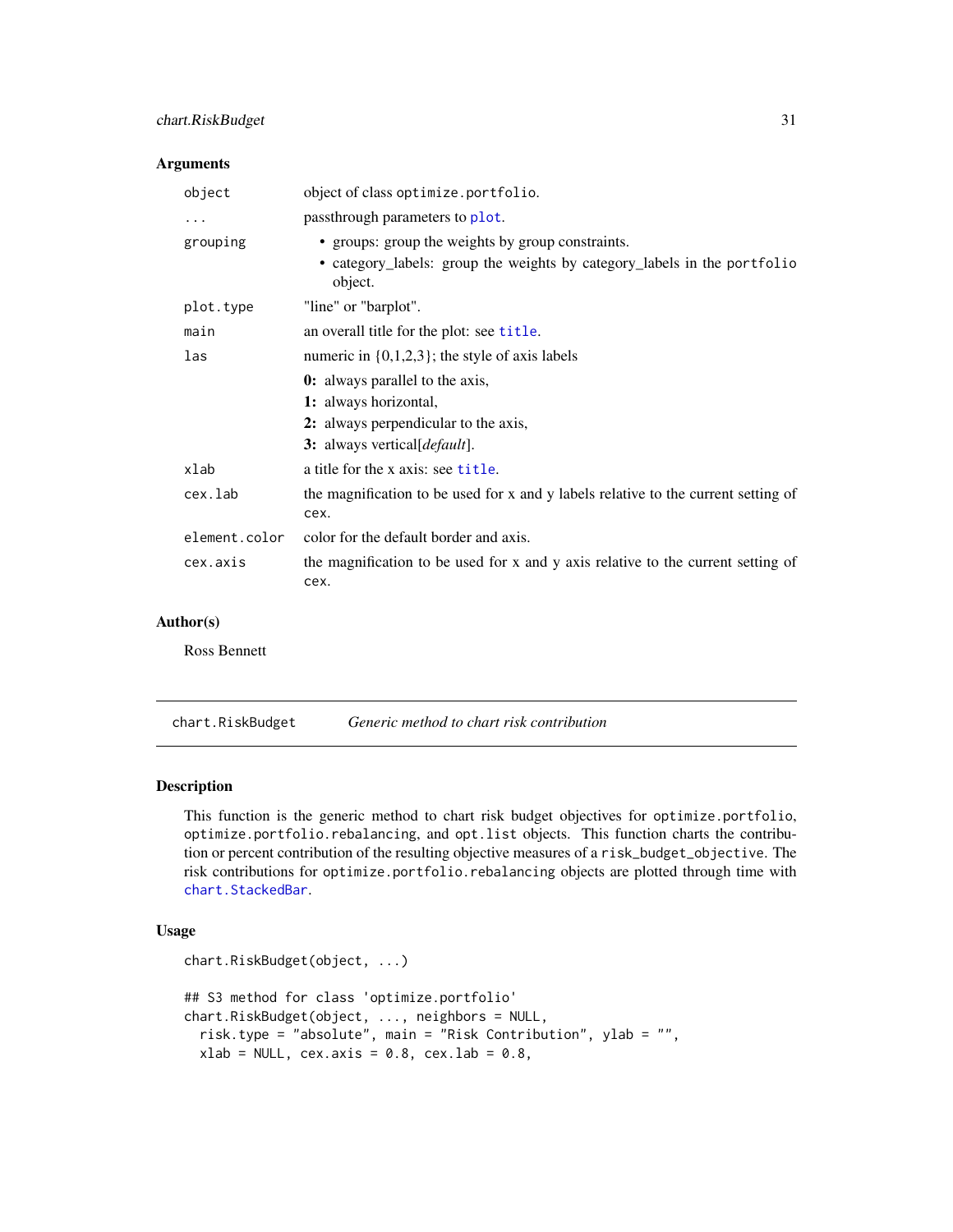### Arguments

| | |
|---|---|
| `object` | object of class `optimize.portfolio`. |
| `...` | passthrough parameters to `plot`. |
| `grouping` | • groups: group the weights by group constraints. • category_labels: group the weights by category_labels in the `portfolio` object. |
| `plot.type` | "line" or "barplot". |
| `main` | an overall title for the plot: see `title`. |
| `las` | numeric in {0,1,2,3}; the style of axis labels **0:** always parallel to the axis, **1:** always horizontal, **2:** always perpendicular to the axis, **3:** always vertical[*default*]. |
| `xlab` | a title for the x axis: see `title`. |
| `cex.lab` | the magnification to be used for x and y labels relative to the current setting of `cex`. |
| `element.color` | color for the default border and axis. |
| `cex.axis` | the magnification to be used for x and y axis relative to the current setting of `cex`. |

### Author(s)

Ross Bennett

---

## chart.RiskBudget — *Generic method to chart risk contribution*

### Description

This function is the generic method to chart risk budget objectives for `optimize.portfolio`, `optimize.portfolio.rebalancing`, and `opt.list` objects. This function charts the contribution or percent contribution of the resulting objective measures of a `risk_budget_objective`. The risk contributions for `optimize.portfolio.rebalancing` objects are plotted through time with `chart.StackedBar`.

### Usage

```
chart.RiskBudget(object, ...)

## S3 method for class 'optimize.portfolio'
chart.RiskBudget(object, ..., neighbors = NULL,
  risk.type = "absolute", main = "Risk Contribution", ylab = "",
  xlab = NULL, cex.axis = 0.8, cex.lab = 0.8,
```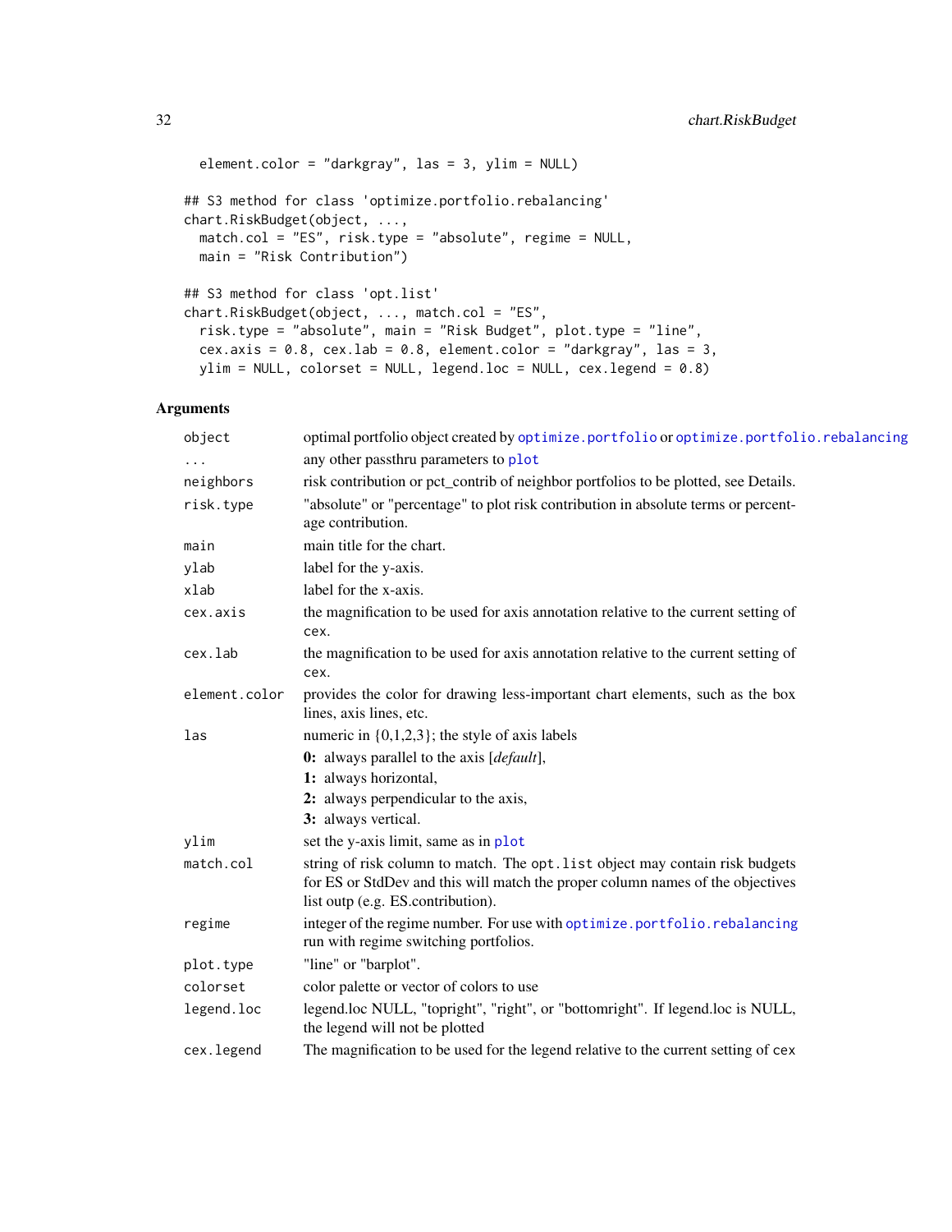```
  element.color = "darkgray", las = 3, ylim = NULL)

## S3 method for class 'optimize.portfolio.rebalancing'
chart.RiskBudget(object, ...,
  match.col = "ES", risk.type = "absolute", regime = NULL,
  main = "Risk Contribution")

## S3 method for class 'opt.list'
chart.RiskBudget(object, ..., match.col = "ES",
  risk.type = "absolute", main = "Risk Budget", plot.type = "line",
  cex.axis = 0.8, cex.lab = 0.8, element.color = "darkgray", las = 3,
  ylim = NULL, colorset = NULL, legend.loc = NULL, cex.legend = 0.8)
```

## Arguments

| | |
|---|---|
| object | optimal portfolio object created by optimize.portfolio or optimize.portfolio.rebalancing |
| ... | any other passthru parameters to plot |
| neighbors | risk contribution or pct_contrib of neighbor portfolios to be plotted, see Details. |
| risk.type | "absolute" or "percentage" to plot risk contribution in absolute terms or percentage contribution. |
| main | main title for the chart. |
| ylab | label for the y-axis. |
| xlab | label for the x-axis. |
| cex.axis | the magnification to be used for axis annotation relative to the current setting of cex. |
| cex.lab | the magnification to be used for axis annotation relative to the current setting of cex. |
| element.color | provides the color for drawing less-important chart elements, such as the box lines, axis lines, etc. |
| las | numeric in {0,1,2,3}; the style of axis labels<br>**0:** always parallel to the axis [*default*],<br>**1:** always horizontal,<br>**2:** always perpendicular to the axis,<br>**3:** always vertical. |
| ylim | set the y-axis limit, same as in plot |
| match.col | string of risk column to match. The opt.list object may contain risk budgets for ES or StdDev and this will match the proper column names of the objectives list outp (e.g. ES.contribution). |
| regime | integer of the regime number. For use with optimize.portfolio.rebalancing run with regime switching portfolios. |
| plot.type | "line" or "barplot". |
| colorset | color palette or vector of colors to use |
| legend.loc | legend.loc NULL, "topright", "right", or "bottomright". If legend.loc is NULL, the legend will not be plotted |
| cex.legend | The magnification to be used for the legend relative to the current setting of cex |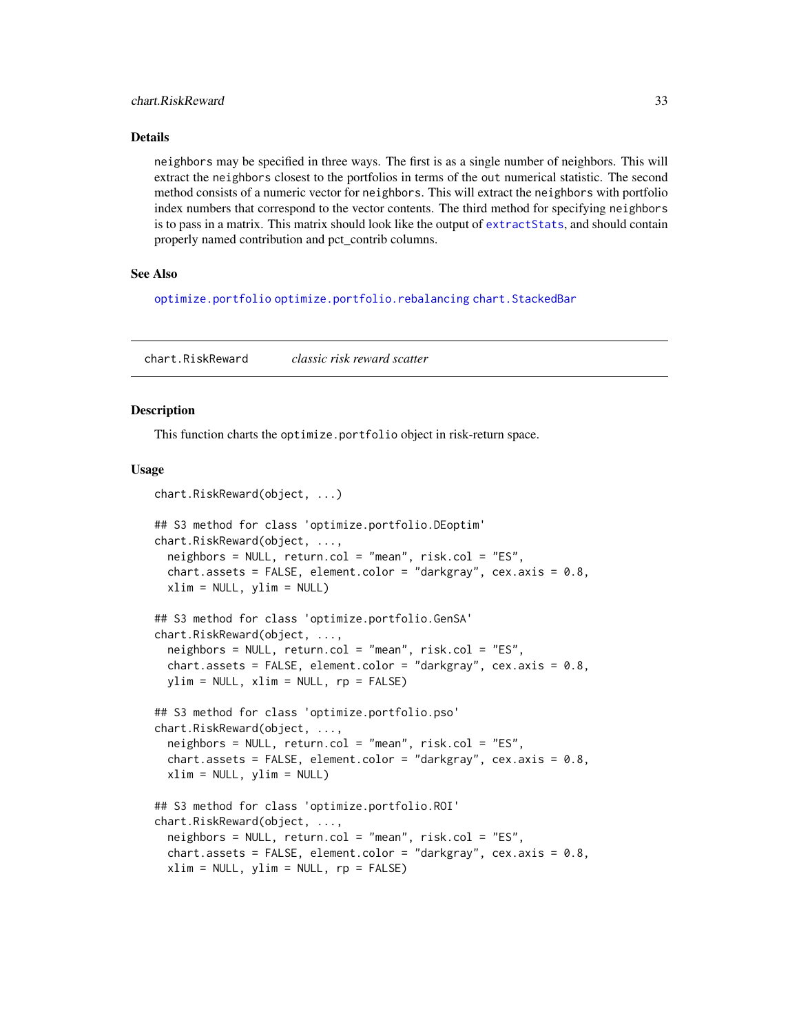### Details

`neighbors` may be specified in three ways. The first is as a single number of neighbors. This will extract the `neighbors` closest to the portfolios in terms of the `out` numerical statistic. The second method consists of a numeric vector for `neighbors`. This will extract the `neighbors` with portfolio index numbers that correspond to the vector contents. The third method for specifying `neighbors` is to pass in a matrix. This matrix should look like the output of `extractStats`, and should contain properly named contribution and pct_contrib columns.

### See Also

`optimize.portfolio` `optimize.portfolio.rebalancing` `chart.StackedBar`

---

## chart.RiskReward &nbsp;&nbsp;&nbsp; *classic risk reward scatter*

### Description

This function charts the `optimize.portfolio` object in risk-return space.

### Usage

```
chart.RiskReward(object, ...)

## S3 method for class 'optimize.portfolio.DEoptim'
chart.RiskReward(object, ...,
  neighbors = NULL, return.col = "mean", risk.col = "ES",
  chart.assets = FALSE, element.color = "darkgray", cex.axis = 0.8,
  xlim = NULL, ylim = NULL)

## S3 method for class 'optimize.portfolio.GenSA'
chart.RiskReward(object, ...,
  neighbors = NULL, return.col = "mean", risk.col = "ES",
  chart.assets = FALSE, element.color = "darkgray", cex.axis = 0.8,
  ylim = NULL, xlim = NULL, rp = FALSE)

## S3 method for class 'optimize.portfolio.pso'
chart.RiskReward(object, ...,
  neighbors = NULL, return.col = "mean", risk.col = "ES",
  chart.assets = FALSE, element.color = "darkgray", cex.axis = 0.8,
  xlim = NULL, ylim = NULL)

## S3 method for class 'optimize.portfolio.ROI'
chart.RiskReward(object, ...,
  neighbors = NULL, return.col = "mean", risk.col = "ES",
  chart.assets = FALSE, element.color = "darkgray", cex.axis = 0.8,
  xlim = NULL, ylim = NULL, rp = FALSE)
```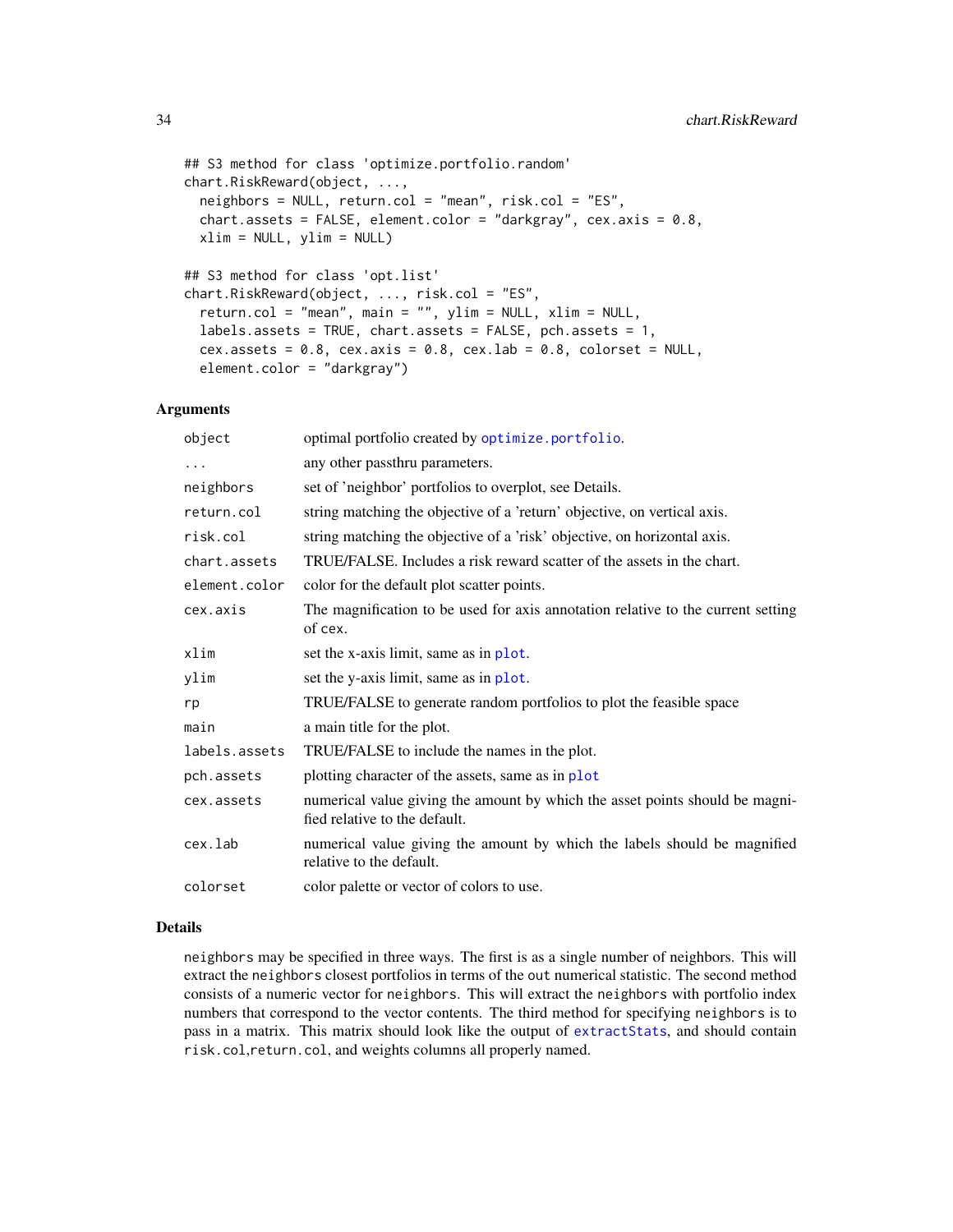```
## S3 method for class 'optimize.portfolio.random'
chart.RiskReward(object, ...,
  neighbors = NULL, return.col = "mean", risk.col = "ES",
  chart.assets = FALSE, element.color = "darkgray", cex.axis = 0.8,
  xlim = NULL, ylim = NULL)

## S3 method for class 'opt.list'
chart.RiskReward(object, ..., risk.col = "ES",
  return.col = "mean", main = "", ylim = NULL, xlim = NULL,
  labels.assets = TRUE, chart.assets = FALSE, pch.assets = 1,
  cex.assets = 0.8, cex.axis = 0.8, cex.lab = 0.8, colorset = NULL,
  element.color = "darkgray")
```

## Arguments

| | |
|---|---|
| `object` | optimal portfolio created by `optimize.portfolio`. |
| `...` | any other passthru parameters. |
| `neighbors` | set of 'neighbor' portfolios to overplot, see Details. |
| `return.col` | string matching the objective of a 'return' objective, on vertical axis. |
| `risk.col` | string matching the objective of a 'risk' objective, on horizontal axis. |
| `chart.assets` | TRUE/FALSE. Includes a risk reward scatter of the assets in the chart. |
| `element.color` | color for the default plot scatter points. |
| `cex.axis` | The magnification to be used for axis annotation relative to the current setting of cex. |
| `xlim` | set the x-axis limit, same as in `plot`. |
| `ylim` | set the y-axis limit, same as in `plot`. |
| `rp` | TRUE/FALSE to generate random portfolios to plot the feasible space |
| `main` | a main title for the plot. |
| `labels.assets` | TRUE/FALSE to include the names in the plot. |
| `pch.assets` | plotting character of the assets, same as in `plot` |
| `cex.assets` | numerical value giving the amount by which the asset points should be magnified relative to the default. |
| `cex.lab` | numerical value giving the amount by which the labels should be magnified relative to the default. |
| `colorset` | color palette or vector of colors to use. |

## Details

`neighbors` may be specified in three ways. The first is as a single number of neighbors. This will extract the `neighbors` closest portfolios in terms of the `out` numerical statistic. The second method consists of a numeric vector for `neighbors`. This will extract the `neighbors` with portfolio index numbers that correspond to the vector contents. The third method for specifying `neighbors` is to pass in a matrix. This matrix should look like the output of `extractStats`, and should contain `risk.col`,`return.col`, and weights columns all properly named.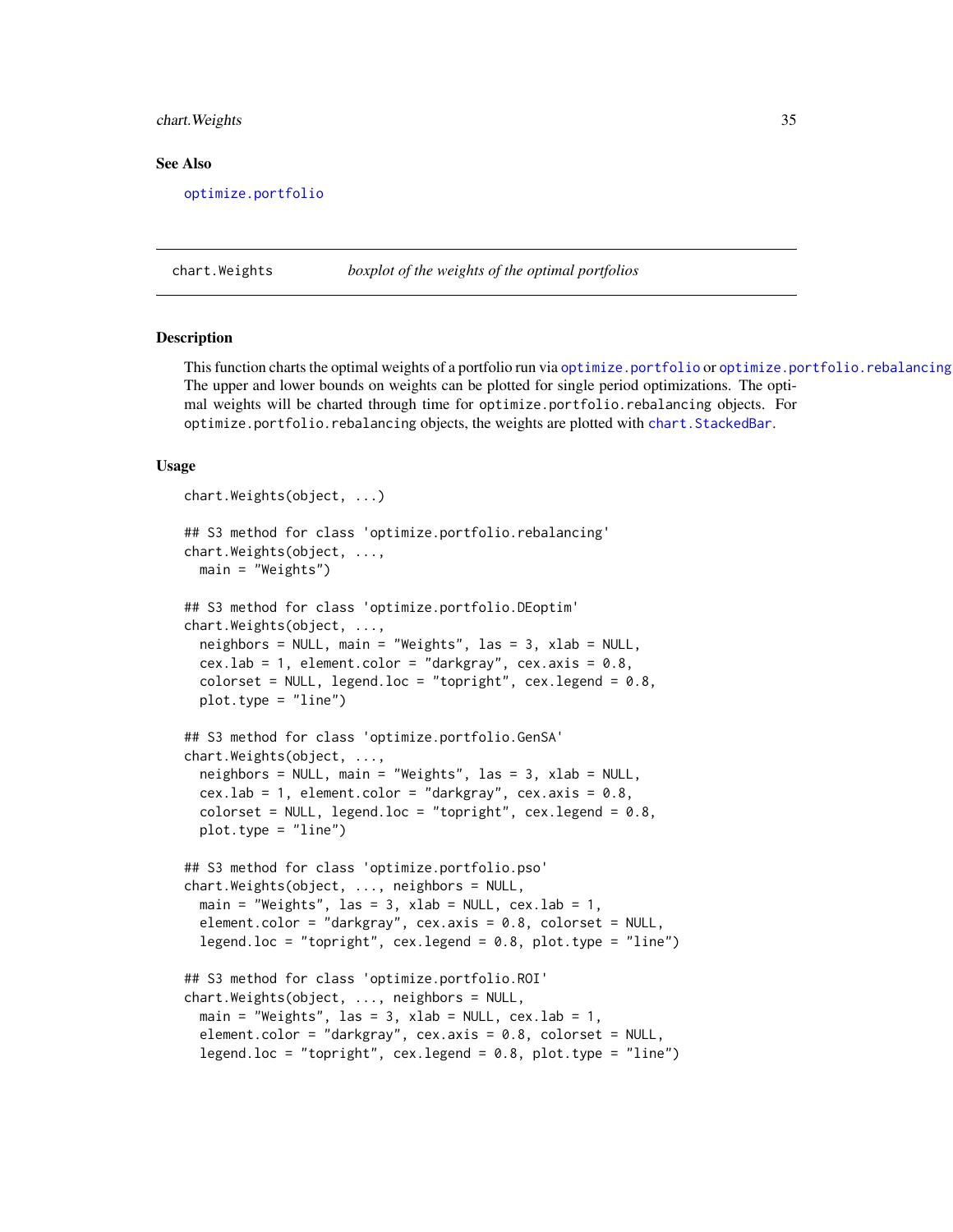## See Also

optimize.portfolio

---

chart.Weights        *boxplot of the weights of the optimal portfolios*

---

### Description

This function charts the optimal weights of a portfolio run via optimize.portfolio or optimize.portfolio.rebalancing. The upper and lower bounds on weights can be plotted for single period optimizations. The optimal weights will be charted through time for optimize.portfolio.rebalancing objects. For optimize.portfolio.rebalancing objects, the weights are plotted with chart.StackedBar.

### Usage

```
chart.Weights(object, ...)

## S3 method for class 'optimize.portfolio.rebalancing'
chart.Weights(object, ...,
  main = "Weights")

## S3 method for class 'optimize.portfolio.DEoptim'
chart.Weights(object, ...,
  neighbors = NULL, main = "Weights", las = 3, xlab = NULL,
  cex.lab = 1, element.color = "darkgray", cex.axis = 0.8,
  colorset = NULL, legend.loc = "topright", cex.legend = 0.8,
  plot.type = "line")

## S3 method for class 'optimize.portfolio.GenSA'
chart.Weights(object, ...,
  neighbors = NULL, main = "Weights", las = 3, xlab = NULL,
  cex.lab = 1, element.color = "darkgray", cex.axis = 0.8,
  colorset = NULL, legend.loc = "topright", cex.legend = 0.8,
  plot.type = "line")

## S3 method for class 'optimize.portfolio.pso'
chart.Weights(object, ..., neighbors = NULL,
  main = "Weights", las = 3, xlab = NULL, cex.lab = 1,
  element.color = "darkgray", cex.axis = 0.8, colorset = NULL,
  legend.loc = "topright", cex.legend = 0.8, plot.type = "line")

## S3 method for class 'optimize.portfolio.ROI'
chart.Weights(object, ..., neighbors = NULL,
  main = "Weights", las = 3, xlab = NULL, cex.lab = 1,
  element.color = "darkgray", cex.axis = 0.8, colorset = NULL,
  legend.loc = "topright", cex.legend = 0.8, plot.type = "line")
```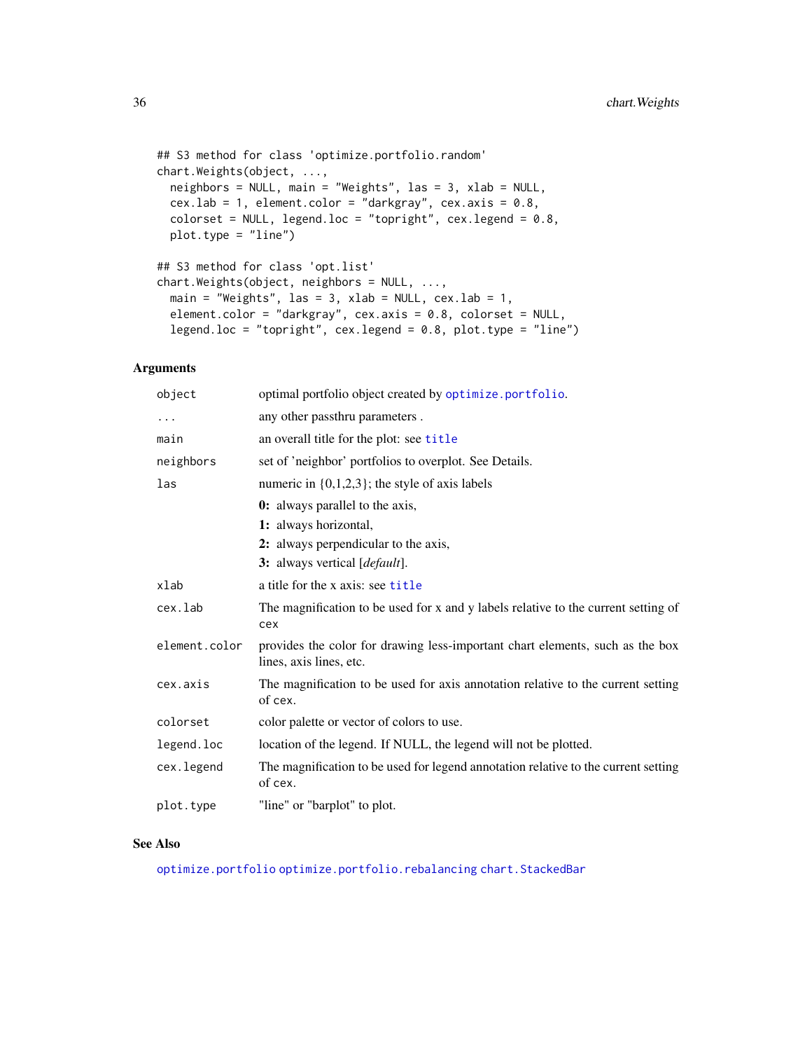```
## S3 method for class 'optimize.portfolio.random'
chart.Weights(object, ...,
  neighbors = NULL, main = "Weights", las = 3, xlab = NULL,
  cex.lab = 1, element.color = "darkgray", cex.axis = 0.8,
  colorset = NULL, legend.loc = "topright", cex.legend = 0.8,
  plot.type = "line")

## S3 method for class 'opt.list'
chart.Weights(object, neighbors = NULL, ...,
  main = "Weights", las = 3, xlab = NULL, cex.lab = 1,
  element.color = "darkgray", cex.axis = 0.8, colorset = NULL,
  legend.loc = "topright", cex.legend = 0.8, plot.type = "line")
```

### Arguments

| | |
|---|---|
| `object` | optimal portfolio object created by `optimize.portfolio`. |
| `...` | any other passthru parameters . |
| `main` | an overall title for the plot: see `title` |
| `neighbors` | set of 'neighbor' portfolios to overplot. See Details. |
| `las` | numeric in {0,1,2,3}; the style of axis labels<br>**0:** always parallel to the axis,<br>**1:** always horizontal,<br>**2:** always perpendicular to the axis,<br>**3:** always vertical [*default*]. |
| `xlab` | a title for the x axis: see `title` |
| `cex.lab` | The magnification to be used for x and y labels relative to the current setting of `cex` |
| `element.color` | provides the color for drawing less-important chart elements, such as the box lines, axis lines, etc. |
| `cex.axis` | The magnification to be used for axis annotation relative to the current setting of `cex`. |
| `colorset` | color palette or vector of colors to use. |
| `legend.loc` | location of the legend. If NULL, the legend will not be plotted. |
| `cex.legend` | The magnification to be used for legend annotation relative to the current setting of `cex`. |
| `plot.type` | "line" or "barplot" to plot. |

### See Also

`optimize.portfolio` `optimize.portfolio.rebalancing` `chart.StackedBar`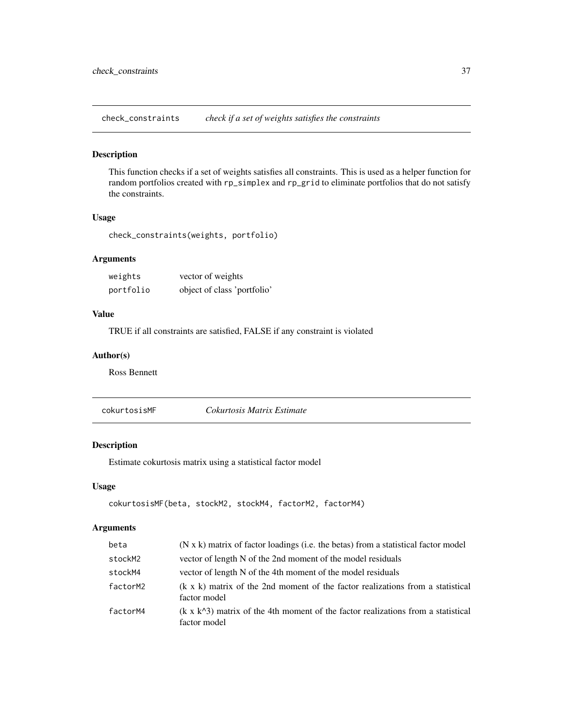## check_constraints — *check if a set of weights satisfies the constraints*

### Description

This function checks if a set of weights satisfies all constraints. This is used as a helper function for random portfolios created with `rp_simplex` and `rp_grid` to eliminate portfolios that do not satisfy the constraints.

### Usage

```
check_constraints(weights, portfolio)
```

### Arguments

| | |
|---|---|
| `weights` | vector of weights |
| `portfolio` | object of class 'portfolio' |

### Value

TRUE if all constraints are satisfied, FALSE if any constraint is violated

### Author(s)

Ross Bennett

## cokurtosisMF — *Cokurtosis Matrix Estimate*

### Description

Estimate cokurtosis matrix using a statistical factor model

### Usage

```
cokurtosisMF(beta, stockM2, stockM4, factorM2, factorM4)
```

### Arguments

| | |
|---|---|
| `beta` | (N x k) matrix of factor loadings (i.e. the betas) from a statistical factor model |
| `stockM2` | vector of length N of the 2nd moment of the model residuals |
| `stockM4` | vector of length N of the 4th moment of the model residuals |
| `factorM2` | (k x k) matrix of the 2nd moment of the factor realizations from a statistical factor model |
| `factorM4` | (k x k^3) matrix of the 4th moment of the factor realizations from a statistical factor model |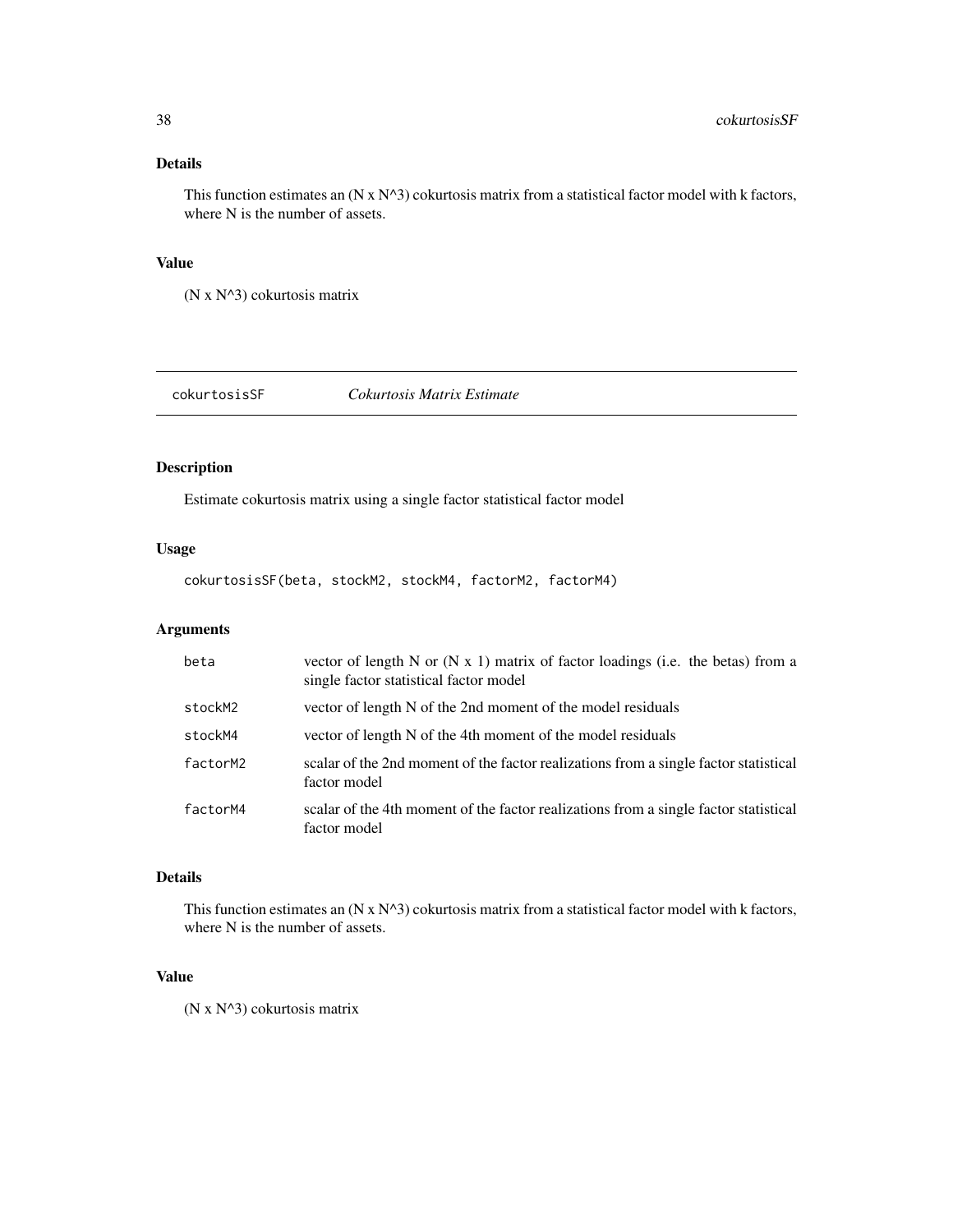## Details

This function estimates an (N x N^3) cokurtosis matrix from a statistical factor model with k factors, where N is the number of assets.

## Value

(N x N^3) cokurtosis matrix

---

# cokurtosisSF &nbsp;&nbsp;&nbsp;&nbsp; *Cokurtosis Matrix Estimate*

## Description

Estimate cokurtosis matrix using a single factor statistical factor model

## Usage

```
cokurtosisSF(beta, stockM2, stockM4, factorM2, factorM4)
```

## Arguments

| | |
|---|---|
| beta | vector of length N or (N x 1) matrix of factor loadings (i.e. the betas) from a single factor statistical factor model |
| stockM2 | vector of length N of the 2nd moment of the model residuals |
| stockM4 | vector of length N of the 4th moment of the model residuals |
| factorM2 | scalar of the 2nd moment of the factor realizations from a single factor statistical factor model |
| factorM4 | scalar of the 4th moment of the factor realizations from a single factor statistical factor model |

## Details

This function estimates an (N x N^3) cokurtosis matrix from a statistical factor model with k factors, where N is the number of assets.

## Value

(N x N^3) cokurtosis matrix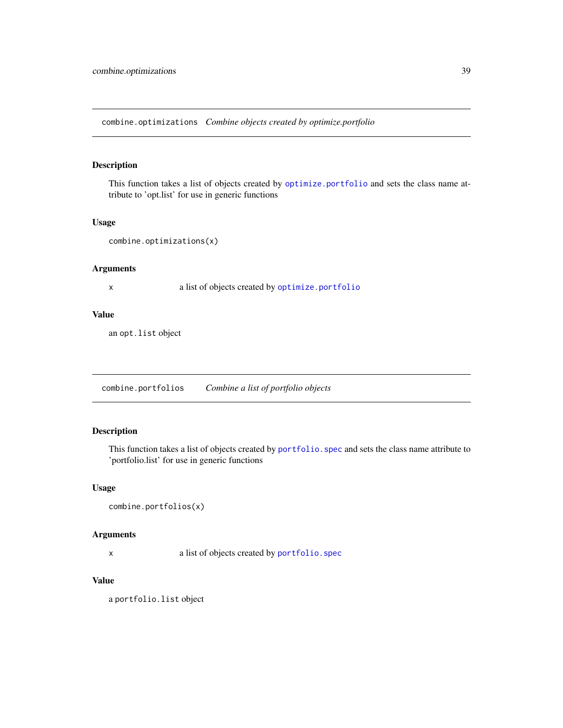## combine.optimizations    *Combine objects created by optimize.portfolio*

### Description

This function takes a list of objects created by optimize.portfolio and sets the class name attribute to 'opt.list' for use in generic functions

### Usage

```
combine.optimizations(x)
```

### Arguments

| | |
|---|---|
| x | a list of objects created by optimize.portfolio |

### Value

an `opt.list` object

## combine.portfolios    *Combine a list of portfolio objects*

### Description

This function takes a list of objects created by portfolio.spec and sets the class name attribute to 'portfolio.list' for use in generic functions

### Usage

```
combine.portfolios(x)
```

### Arguments

| | |
|---|---|
| x | a list of objects created by portfolio.spec |

### Value

a `portfolio.list` object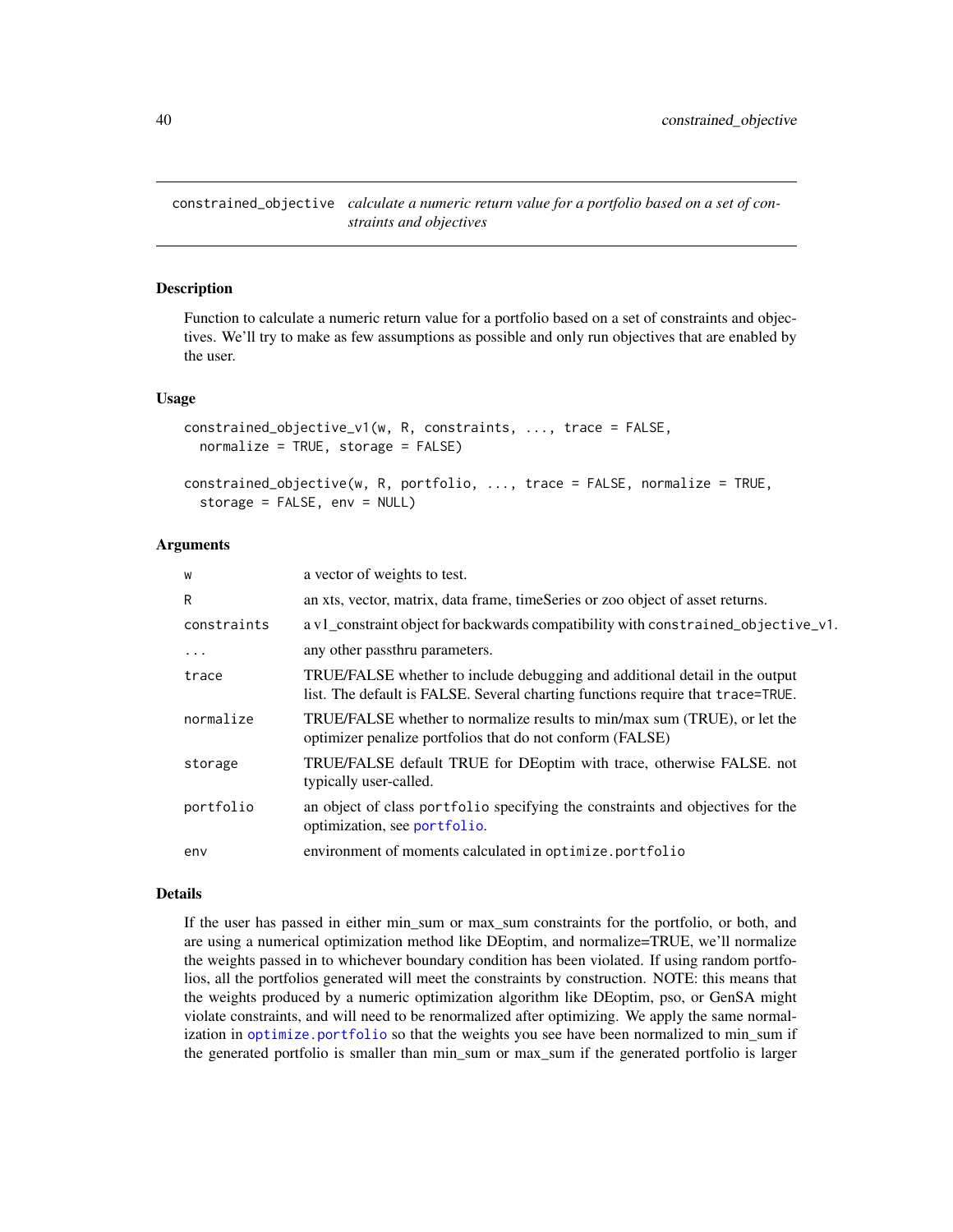constrained_objective *calculate a numeric return value for a portfolio based on a set of constraints and objectives*

## Description

Function to calculate a numeric return value for a portfolio based on a set of constraints and objectives. We'll try to make as few assumptions as possible and only run objectives that are enabled by the user.

## Usage

```
constrained_objective_v1(w, R, constraints, ..., trace = FALSE,
  normalize = TRUE, storage = FALSE)

constrained_objective(w, R, portfolio, ..., trace = FALSE, normalize = TRUE,
  storage = FALSE, env = NULL)
```

## Arguments

| | |
|---|---|
| w | a vector of weights to test. |
| R | an xts, vector, matrix, data frame, timeSeries or zoo object of asset returns. |
| constraints | a v1_constraint object for backwards compatibility with constrained_objective_v1. |
| ... | any other passthru parameters. |
| trace | TRUE/FALSE whether to include debugging and additional detail in the output list. The default is FALSE. Several charting functions require that trace=TRUE. |
| normalize | TRUE/FALSE whether to normalize results to min/max sum (TRUE), or let the optimizer penalize portfolios that do not conform (FALSE) |
| storage | TRUE/FALSE default TRUE for DEoptim with trace, otherwise FALSE. not typically user-called. |
| portfolio | an object of class portfolio specifying the constraints and objectives for the optimization, see portfolio. |
| env | environment of moments calculated in optimize.portfolio |

## Details

If the user has passed in either min_sum or max_sum constraints for the portfolio, or both, and are using a numerical optimization method like DEoptim, and normalize=TRUE, we'll normalize the weights passed in to whichever boundary condition has been violated. If using random portfolios, all the portfolios generated will meet the constraints by construction. NOTE: this means that the weights produced by a numeric optimization algorithm like DEoptim, pso, or GenSA might violate constraints, and will need to be renormalized after optimizing. We apply the same normalization in optimize.portfolio so that the weights you see have been normalized to min_sum if the generated portfolio is smaller than min_sum or max_sum if the generated portfolio is larger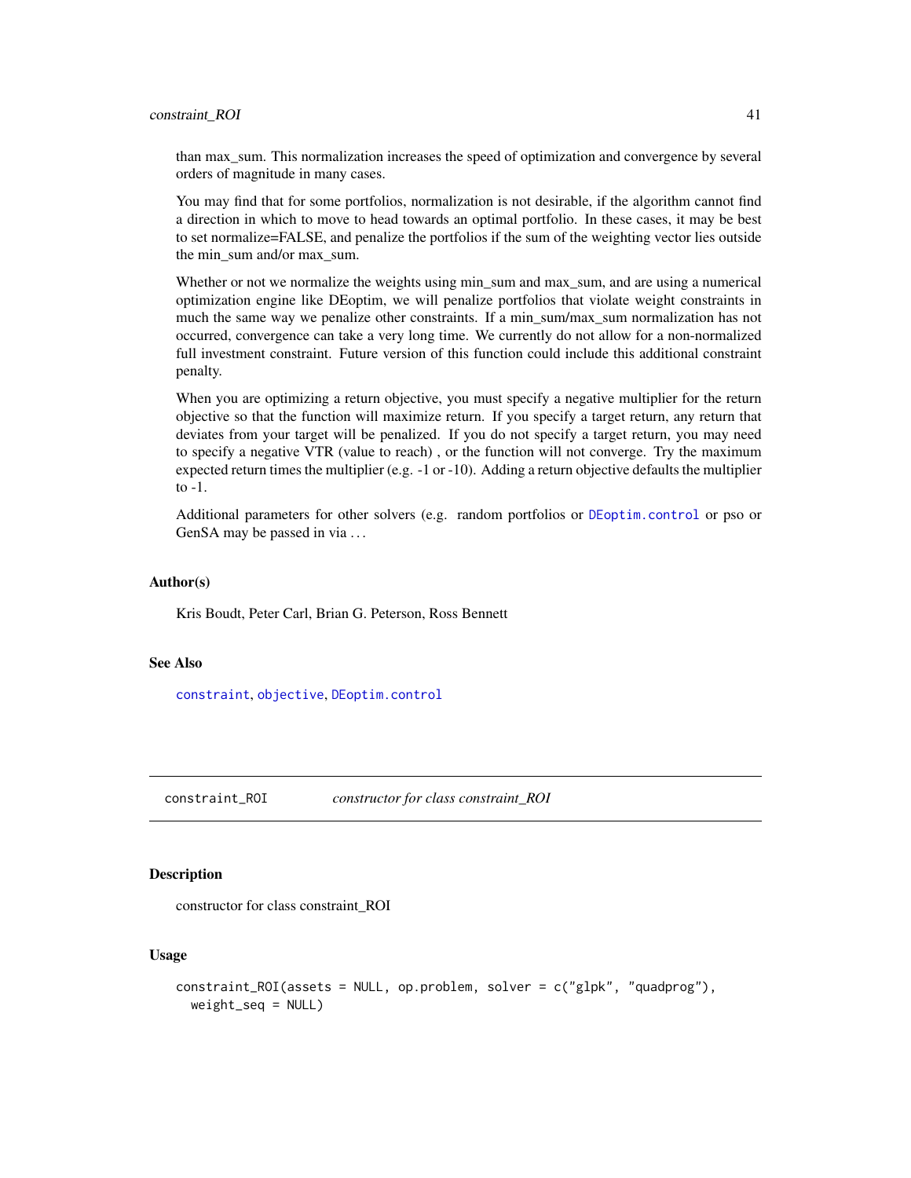than max_sum. This normalization increases the speed of optimization and convergence by several orders of magnitude in many cases.

You may find that for some portfolios, normalization is not desirable, if the algorithm cannot find a direction in which to move to head towards an optimal portfolio. In these cases, it may be best to set normalize=FALSE, and penalize the portfolios if the sum of the weighting vector lies outside the min_sum and/or max_sum.

Whether or not we normalize the weights using min_sum and max_sum, and are using a numerical optimization engine like DEoptim, we will penalize portfolios that violate weight constraints in much the same way we penalize other constraints. If a min_sum/max_sum normalization has not occurred, convergence can take a very long time. We currently do not allow for a non-normalized full investment constraint. Future version of this function could include this additional constraint penalty.

When you are optimizing a return objective, you must specify a negative multiplier for the return objective so that the function will maximize return. If you specify a target return, any return that deviates from your target will be penalized. If you do not specify a target return, you may need to specify a negative VTR (value to reach) , or the function will not converge. Try the maximum expected return times the multiplier (e.g. -1 or -10). Adding a return objective defaults the multiplier to -1.

Additional parameters for other solvers (e.g. random portfolios or `DEoptim.control` or pso or GenSA may be passed in via ...

### Author(s)

Kris Boudt, Peter Carl, Brian G. Peterson, Ross Bennett

### See Also

`constraint`, `objective`, `DEoptim.control`

---

## constraint_ROI — *constructor for class constraint_ROI*

### Description

constructor for class constraint_ROI

### Usage

```
constraint_ROI(assets = NULL, op.problem, solver = c("glpk", "quadprog"),
  weight_seq = NULL)
```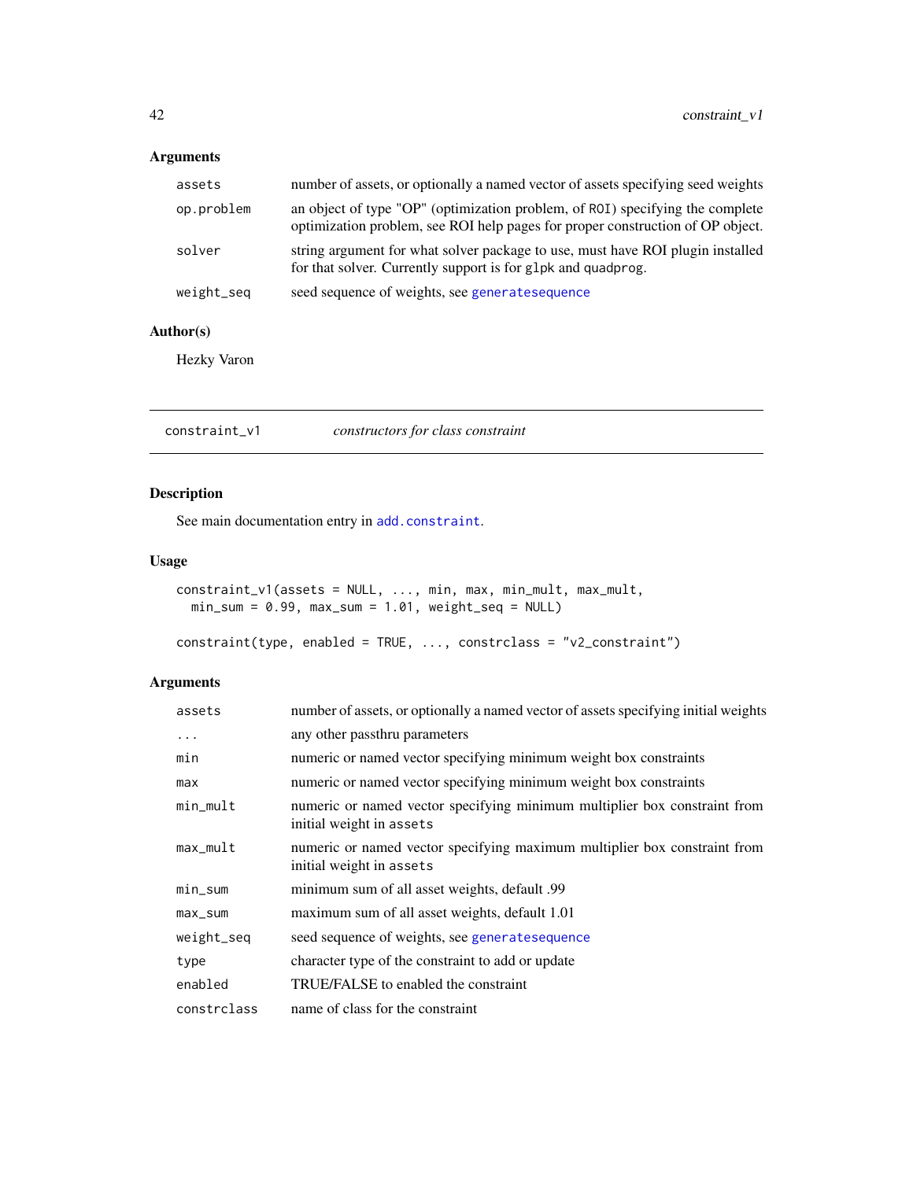## Arguments

| | |
|---|---|
| assets | number of assets, or optionally a named vector of assets specifying seed weights |
| op.problem | an object of type "OP" (optimization problem, of ROI) specifying the complete optimization problem, see ROI help pages for proper construction of OP object. |
| solver | string argument for what solver package to use, must have ROI plugin installed for that solver. Currently support is for glpk and quadprog. |
| weight_seq | seed sequence of weights, see generatesequence |

## Author(s)

Hezky Varon

---

# constraint_v1 — *constructors for class constraint*

## Description

See main documentation entry in add.constraint.

## Usage

```
constraint_v1(assets = NULL, ..., min, max, min_mult, max_mult,
  min_sum = 0.99, max_sum = 1.01, weight_seq = NULL)

constraint(type, enabled = TRUE, ..., constrclass = "v2_constraint")
```

## Arguments

| | |
|---|---|
| assets | number of assets, or optionally a named vector of assets specifying initial weights |
| ... | any other passthru parameters |
| min | numeric or named vector specifying minimum weight box constraints |
| max | numeric or named vector specifying minimum weight box constraints |
| min_mult | numeric or named vector specifying minimum multiplier box constraint from initial weight in assets |
| max_mult | numeric or named vector specifying maximum multiplier box constraint from initial weight in assets |
| min_sum | minimum sum of all asset weights, default .99 |
| max_sum | maximum sum of all asset weights, default 1.01 |
| weight_seq | seed sequence of weights, see generatesequence |
| type | character type of the constraint to add or update |
| enabled | TRUE/FALSE to enabled the constraint |
| constrclass | name of class for the constraint |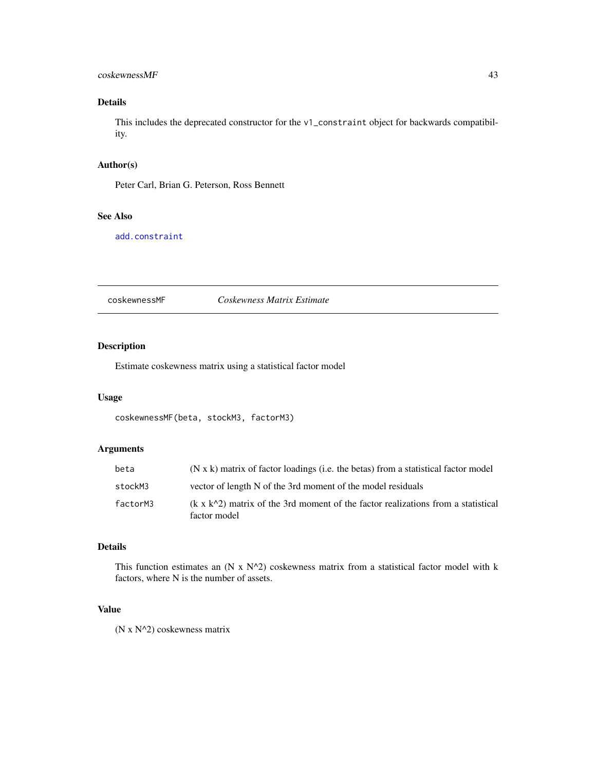### Details

This includes the deprecated constructor for the `v1_constraint` object for backwards compatibility.

### Author(s)

Peter Carl, Brian G. Peterson, Ross Bennett

### See Also

`add.constraint`

---

## coskewnessMF *Coskewness Matrix Estimate*

---

### Description

Estimate coskewness matrix using a statistical factor model

### Usage

```
coskewnessMF(beta, stockM3, factorM3)
```

### Arguments

| | |
|---|---|
| `beta` | (N x k) matrix of factor loadings (i.e. the betas) from a statistical factor model |
| `stockM3` | vector of length N of the 3rd moment of the model residuals |
| `factorM3` | (k x k^2) matrix of the 3rd moment of the factor realizations from a statistical factor model |

### Details

This function estimates an (N x N^2) coskewness matrix from a statistical factor model with k factors, where N is the number of assets.

### Value

(N x N^2) coskewness matrix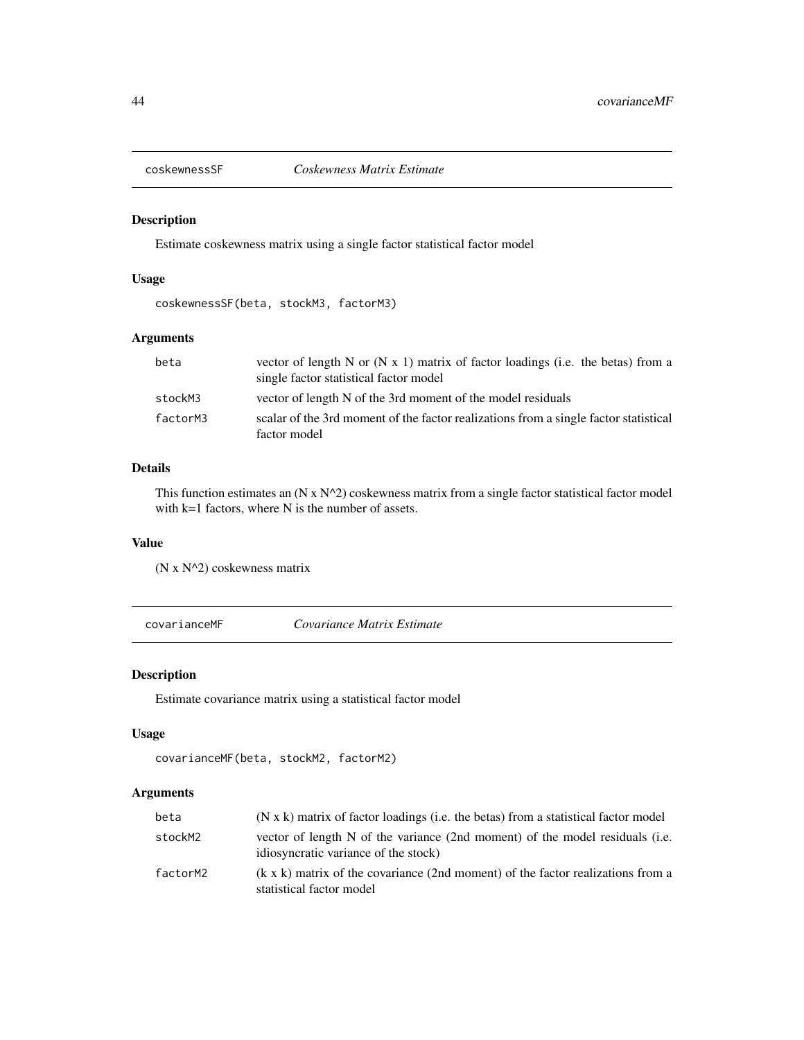## coskewnessSF *Coskewness Matrix Estimate*

### Description

Estimate coskewness matrix using a single factor statistical factor model

### Usage

```
coskewnessSF(beta, stockM3, factorM3)
```

### Arguments

| | |
|---|---|
| beta | vector of length N or (N x 1) matrix of factor loadings (i.e. the betas) from a single factor statistical factor model |
| stockM3 | vector of length N of the 3rd moment of the model residuals |
| factorM3 | scalar of the 3rd moment of the factor realizations from a single factor statistical factor model |

### Details

This function estimates an (N x N^2) coskewness matrix from a single factor statistical factor model with k=1 factors, where N is the number of assets.

### Value

(N x N^2) coskewness matrix

## covarianceMF *Covariance Matrix Estimate*

### Description

Estimate covariance matrix using a statistical factor model

### Usage

```
covarianceMF(beta, stockM2, factorM2)
```

### Arguments

| | |
|---|---|
| beta | (N x k) matrix of factor loadings (i.e. the betas) from a statistical factor model |
| stockM2 | vector of length N of the variance (2nd moment) of the model residuals (i.e. idiosyncratic variance of the stock) |
| factorM2 | (k x k) matrix of the covariance (2nd moment) of the factor realizations from a statistical factor model |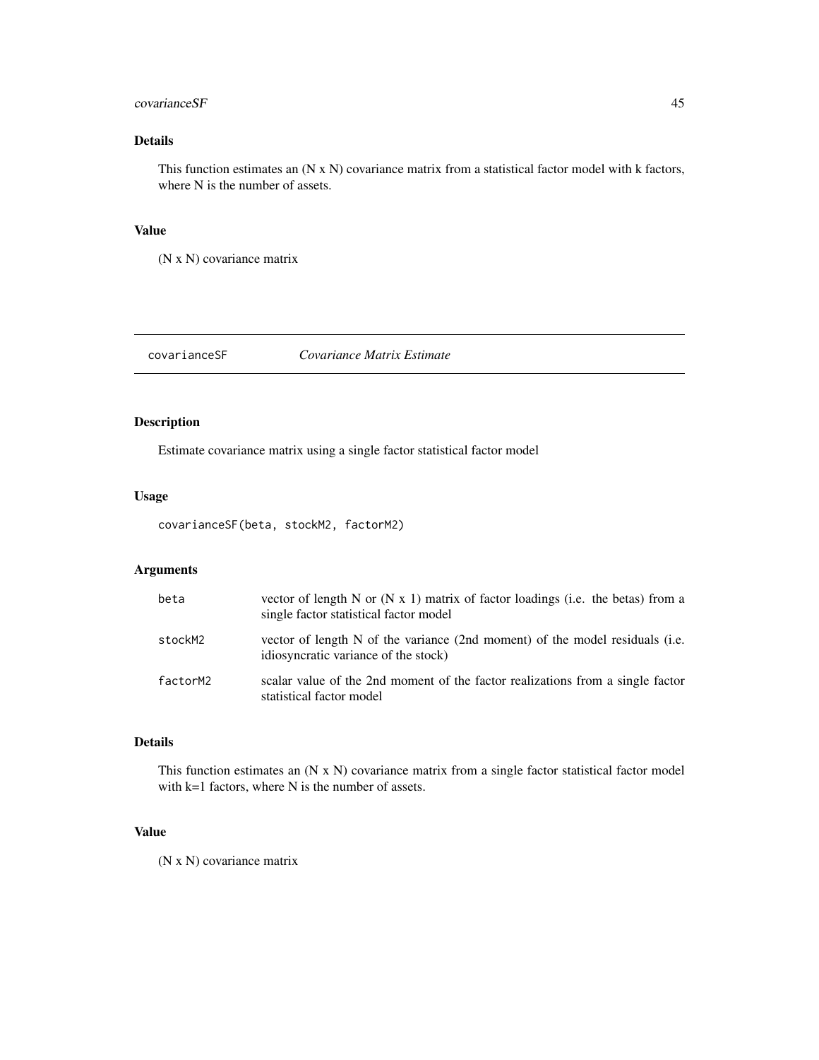## Details

This function estimates an (N x N) covariance matrix from a statistical factor model with k factors, where N is the number of assets.

## Value

(N x N) covariance matrix

---

# covarianceSF *Covariance Matrix Estimate*

## Description

Estimate covariance matrix using a single factor statistical factor model

## Usage

```
covarianceSF(beta, stockM2, factorM2)
```

## Arguments

| | |
|---|---|
| beta | vector of length N or (N x 1) matrix of factor loadings (i.e. the betas) from a single factor statistical factor model |
| stockM2 | vector of length N of the variance (2nd moment) of the model residuals (i.e. idiosyncratic variance of the stock) |
| factorM2 | scalar value of the 2nd moment of the factor realizations from a single factor statistical factor model |

## Details

This function estimates an (N x N) covariance matrix from a single factor statistical factor model with k=1 factors, where N is the number of assets.

## Value

(N x N) covariance matrix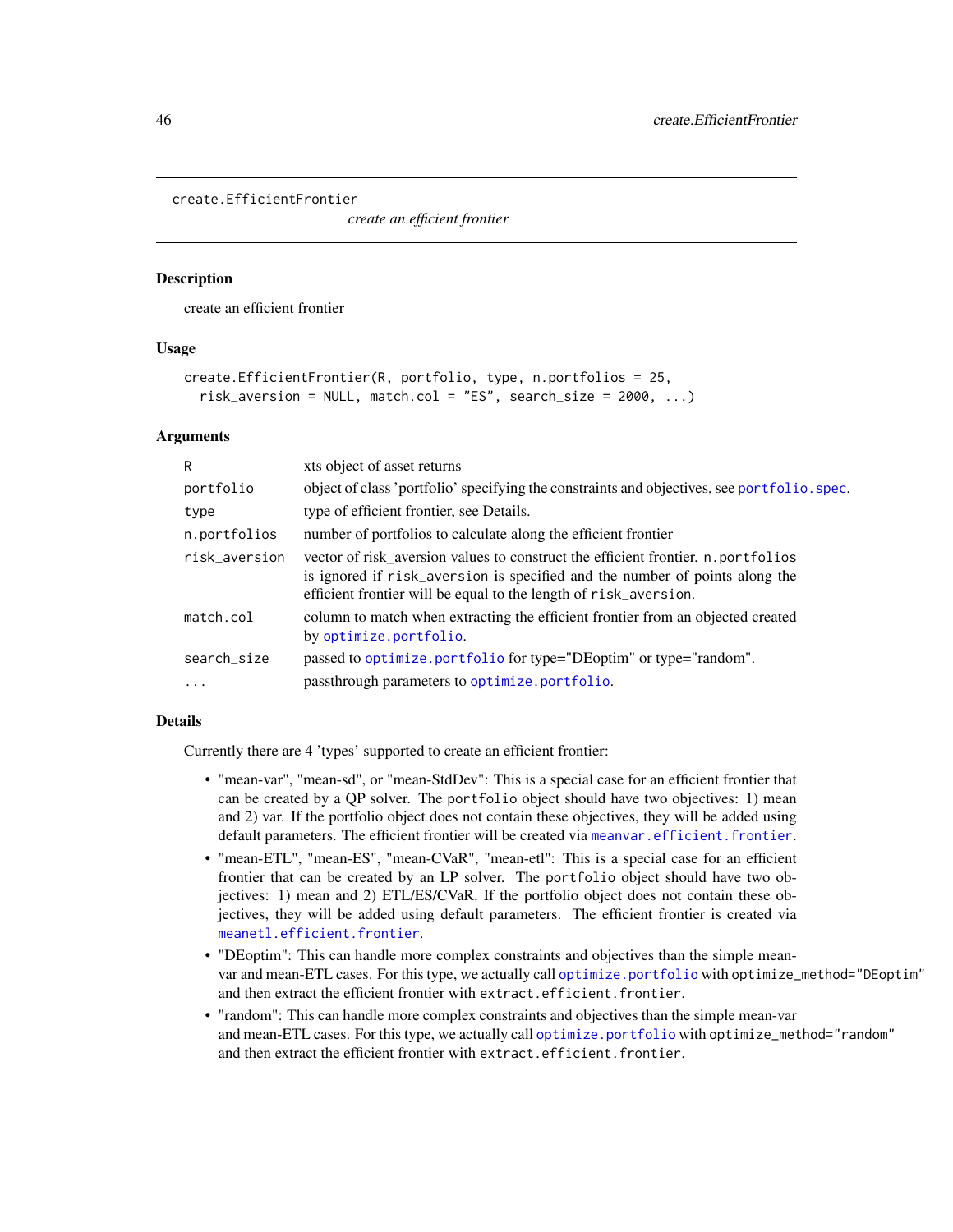## create.EfficientFrontier

*create an efficient frontier*

### Description

create an efficient frontier

### Usage

```
create.EfficientFrontier(R, portfolio, type, n.portfolios = 25,
  risk_aversion = NULL, match.col = "ES", search_size = 2000, ...)
```

### Arguments

| Argument | Description |
|---|---|
| R | xts object of asset returns |
| portfolio | object of class 'portfolio' specifying the constraints and objectives, see portfolio.spec. |
| type | type of efficient frontier, see Details. |
| n.portfolios | number of portfolios to calculate along the efficient frontier |
| risk_aversion | vector of risk_aversion values to construct the efficient frontier. n.portfolios is ignored if risk_aversion is specified and the number of points along the efficient frontier will be equal to the length of risk_aversion. |
| match.col | column to match when extracting the efficient frontier from an objected created by optimize.portfolio. |
| search_size | passed to optimize.portfolio for type="DEoptim" or type="random". |
| ... | passthrough parameters to optimize.portfolio. |

### Details

Currently there are 4 'types' supported to create an efficient frontier:

- "mean-var", "mean-sd", or "mean-StdDev": This is a special case for an efficient frontier that can be created by a QP solver. The portfolio object should have two objectives: 1) mean and 2) var. If the portfolio object does not contain these objectives, they will be added using default parameters. The efficient frontier will be created via meanvar.efficient.frontier.
- "mean-ETL", "mean-ES", "mean-CVaR", "mean-etl": This is a special case for an efficient frontier that can be created by an LP solver. The portfolio object should have two objectives: 1) mean and 2) ETL/ES/CVaR. If the portfolio object does not contain these objectives, they will be added using default parameters. The efficient frontier is created via meanetl.efficient.frontier.
- "DEoptim": This can handle more complex constraints and objectives than the simple mean-var and mean-ETL cases. For this type, we actually call optimize.portfolio with optimize_method="DEoptim" and then extract the efficient frontier with extract.efficient.frontier.
- "random": This can handle more complex constraints and objectives than the simple mean-var and mean-ETL cases. For this type, we actually call optimize.portfolio with optimize_method="random" and then extract the efficient frontier with extract.efficient.frontier.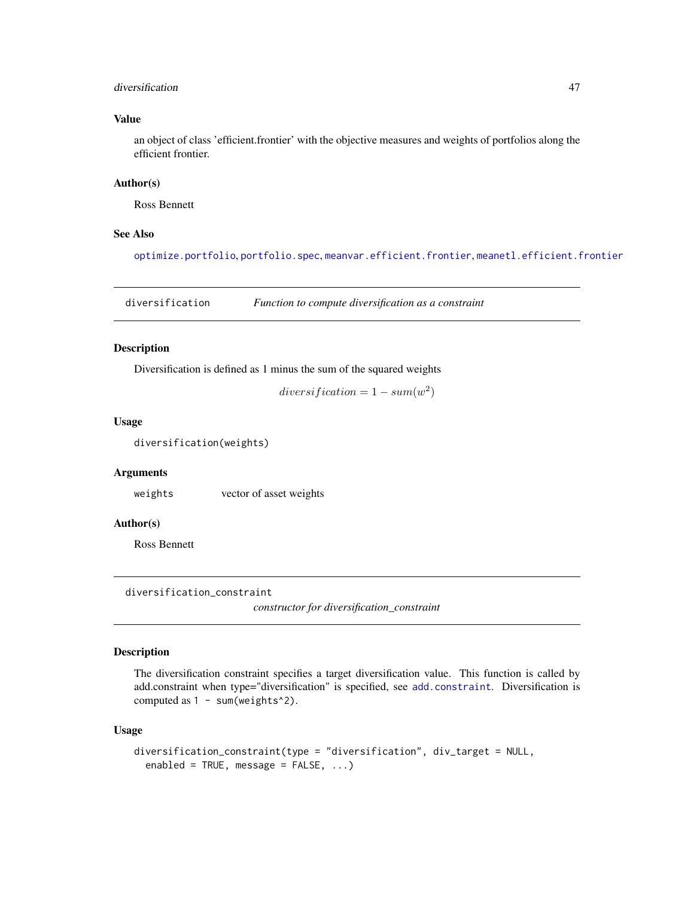### Value

an object of class 'efficient.frontier' with the objective measures and weights of portfolios along the efficient frontier.

### Author(s)

Ross Bennett

### See Also

optimize.portfolio, portfolio.spec, meanvar.efficient.frontier, meanetl.efficient.frontier

---

## diversification — *Function to compute diversification as a constraint*

### Description

Diversification is defined as 1 minus the sum of the squared weights

$$diversification = 1 - sum(w^2)$$

### Usage

```
diversification(weights)
```

### Arguments

| | |
|---|---|
| weights | vector of asset weights |

### Author(s)

Ross Bennett

---

## diversification_constraint — *constructor for diversification_constraint*

### Description

The diversification constraint specifies a target diversification value. This function is called by add.constraint when type="diversification" is specified, see add.constraint. Diversification is computed as `1 - sum(weights^2)`.

### Usage

```
diversification_constraint(type = "diversification", div_target = NULL,
  enabled = TRUE, message = FALSE, ...)
```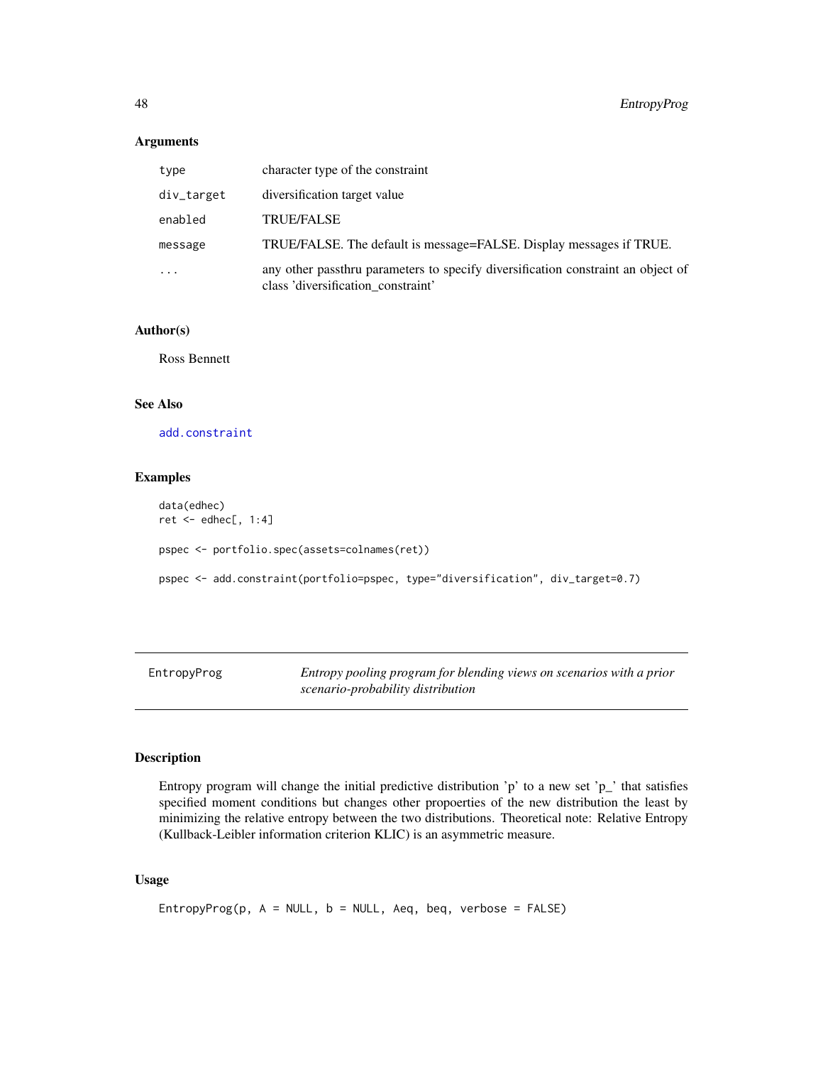### Arguments

| | |
|---|---|
| type | character type of the constraint |
| div_target | diversification target value |
| enabled | TRUE/FALSE |
| message | TRUE/FALSE. The default is message=FALSE. Display messages if TRUE. |
| ... | any other passthru parameters to specify diversification constraint an object of class 'diversification_constraint' |

### Author(s)

Ross Bennett

### See Also

add.constraint

### Examples

```
data(edhec)
ret <- edhec[, 1:4]

pspec <- portfolio.spec(assets=colnames(ret))

pspec <- add.constraint(portfolio=pspec, type="diversification", div_target=0.7)
```

---

## EntropyProg — *Entropy pooling program for blending views on scenarios with a prior scenario-probability distribution*

---

### Description

Entropy program will change the initial predictive distribution 'p' to a new set 'p_' that satisfies specified moment conditions but changes other propoerties of the new distribution the least by minimizing the relative entropy between the two distributions. Theoretical note: Relative Entropy (Kullback-Leibler information criterion KLIC) is an asymmetric measure.

### Usage

```
EntropyProg(p, A = NULL, b = NULL, Aeq, beq, verbose = FALSE)
```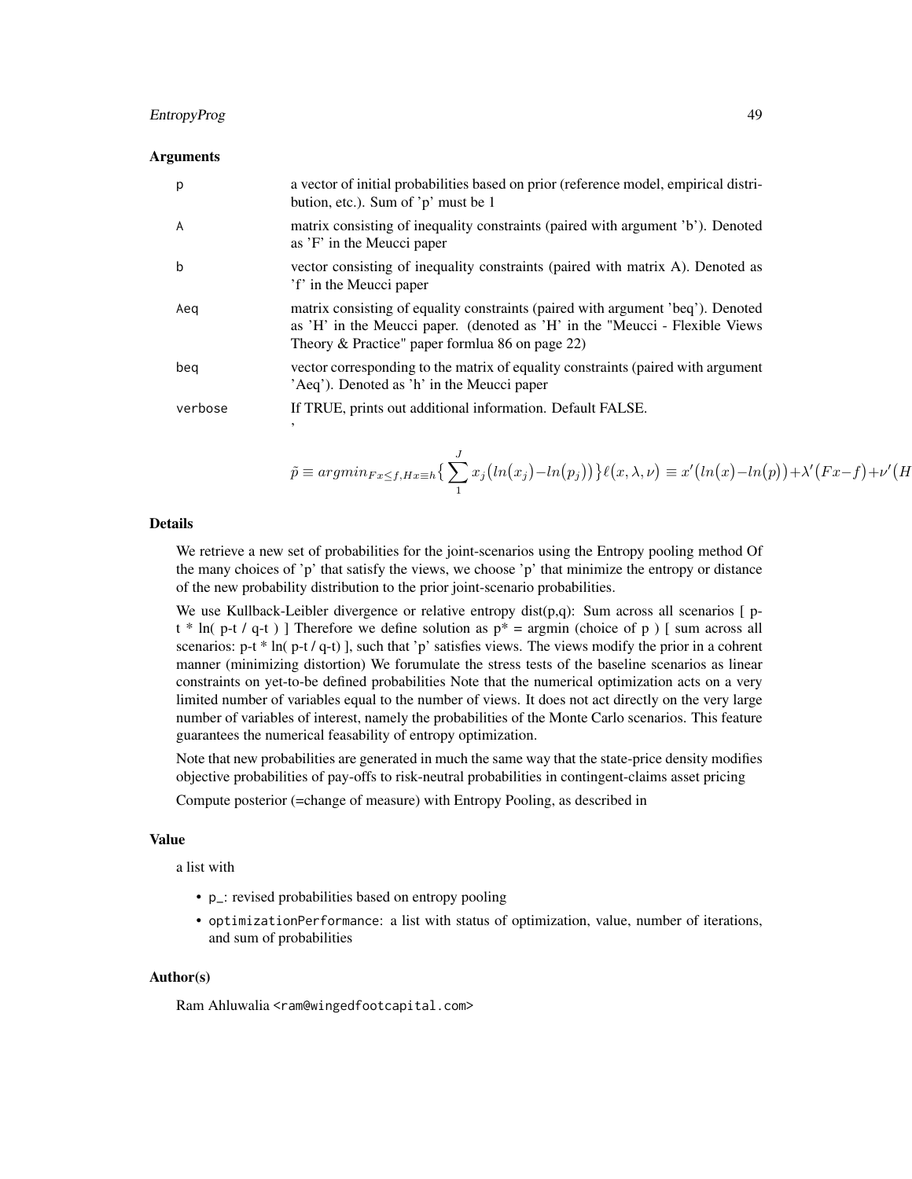### Arguments

| | |
|---|---|
| p | a vector of initial probabilities based on prior (reference model, empirical distribution, etc.). Sum of 'p' must be 1 |
| A | matrix consisting of inequality constraints (paired with argument 'b'). Denoted as 'F' in the Meucci paper |
| b | vector consisting of inequality constraints (paired with matrix A). Denoted as 'f' in the Meucci paper |
| Aeq | matrix consisting of equality constraints (paired with argument 'beq'). Denoted as 'H' in the Meucci paper. (denoted as 'H' in the "Meucci - Flexible Views Theory & Practice" paper formlua 86 on page 22) |
| beq | vector corresponding to the matrix of equality constraints (paired with argument 'Aeq'). Denoted as 'h' in the Meucci paper |
| verbose | If TRUE, prints out additional information. Default FALSE. ' |

$$\tilde{p} \equiv argmin_{Fx \leq f, Hx \equiv h} \left\{ \sum_{1}^{J} x_j \left( ln(x_j) - ln(p_j) \right) \right\} \ell(x, \lambda, \nu) \equiv x' \left( ln(x) - ln(p) \right) + \lambda' \left( Fx - f \right) + \nu' \left( H \right.$$

### Details

We retrieve a new set of probabilities for the joint-scenarios using the Entropy pooling method Of the many choices of 'p' that satisfy the views, we choose 'p' that minimize the entropy or distance of the new probability distribution to the prior joint-scenario probabilities.

We use Kullback-Leibler divergence or relative entropy dist(p,q): Sum across all scenarios [ p-t * ln( p-t / q-t ) ] Therefore we define solution as p* = argmin (choice of p ) [ sum across all scenarios: p-t * ln( p-t / q-t) ], such that 'p' satisfies views. The views modify the prior in a cohrent manner (minimizing distortion) We forumulate the stress tests of the baseline scenarios as linear constraints on yet-to-be defined probabilities Note that the numerical optimization acts on a very limited number of variables equal to the number of views. It does not act directly on the very large number of variables of interest, namely the probabilities of the Monte Carlo scenarios. This feature guarantees the numerical feasability of entropy optimization.

Note that new probabilities are generated in much the same way that the state-price density modifies objective probabilities of pay-offs to risk-neutral probabilities in contingent-claims asset pricing

Compute posterior (=change of measure) with Entropy Pooling, as described in

### Value

a list with

- p_: revised probabilities based on entropy pooling
- optimizationPerformance: a list with status of optimization, value, number of iterations, and sum of probabilities

### Author(s)

Ram Ahluwalia <ram@wingedfootcapital.com>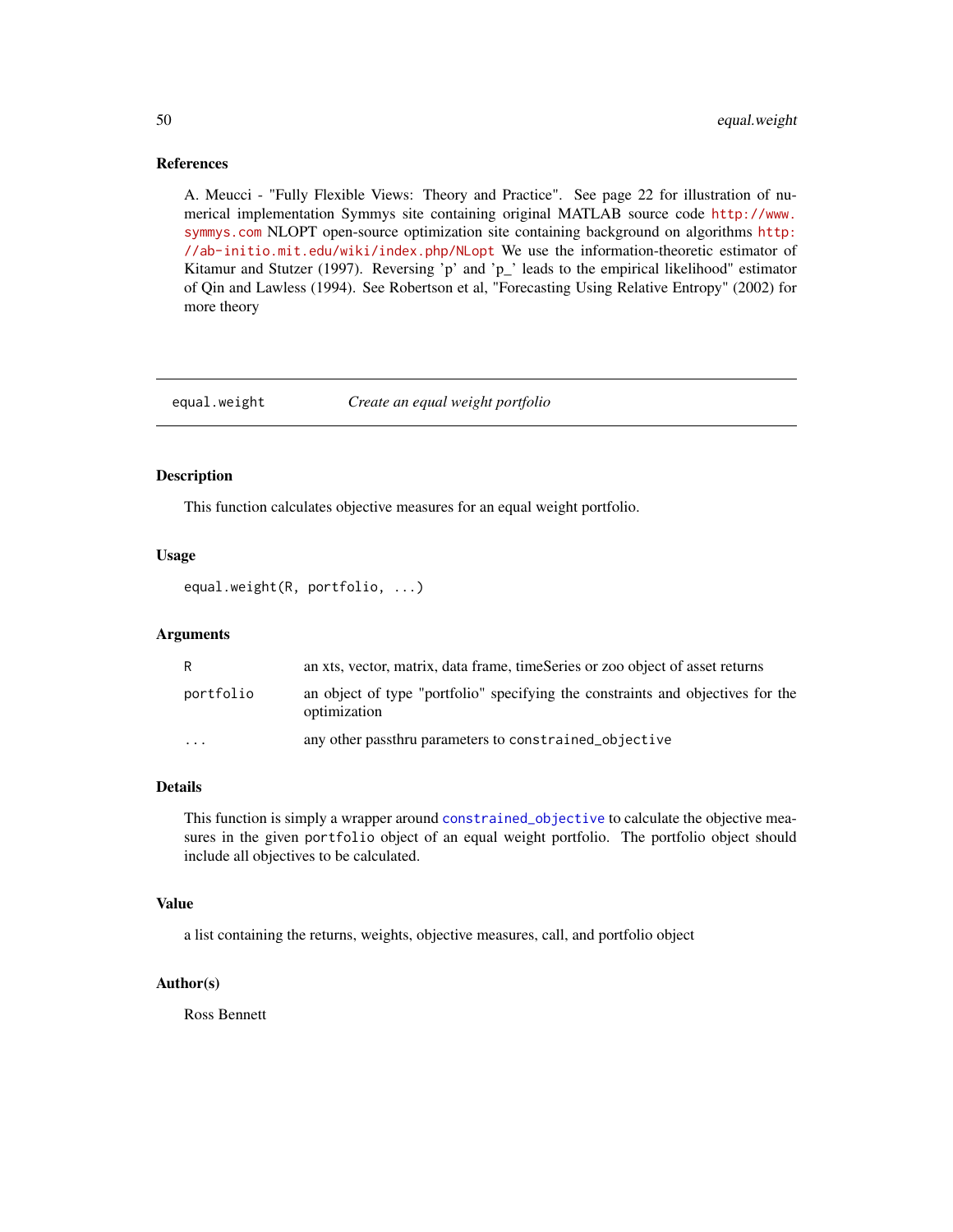### References

A. Meucci - "Fully Flexible Views: Theory and Practice". See page 22 for illustration of numerical implementation Symmys site containing original MATLAB source code http://www.symmys.com NLOPT open-source optimization site containing background on algorithms http://ab-initio.mit.edu/wiki/index.php/NLopt We use the information-theoretic estimator of Kitamur and Stutzer (1997). Reversing 'p' and 'p_' leads to the empirical likelihood" estimator of Qin and Lawless (1994). See Robertson et al, "Forecasting Using Relative Entropy" (2002) for more theory

---

## equal.weight — *Create an equal weight portfolio*

### Description

This function calculates objective measures for an equal weight portfolio.

### Usage

```
equal.weight(R, portfolio, ...)
```

### Arguments

| | |
|---|---|
| `R` | an xts, vector, matrix, data frame, timeSeries or zoo object of asset returns |
| `portfolio` | an object of type "portfolio" specifying the constraints and objectives for the optimization |
| `...` | any other passthru parameters to `constrained_objective` |

### Details

This function is simply a wrapper around `constrained_objective` to calculate the objective measures in the given `portfolio` object of an equal weight portfolio. The portfolio object should include all objectives to be calculated.

### Value

a list containing the returns, weights, objective measures, call, and portfolio object

### Author(s)

Ross Bennett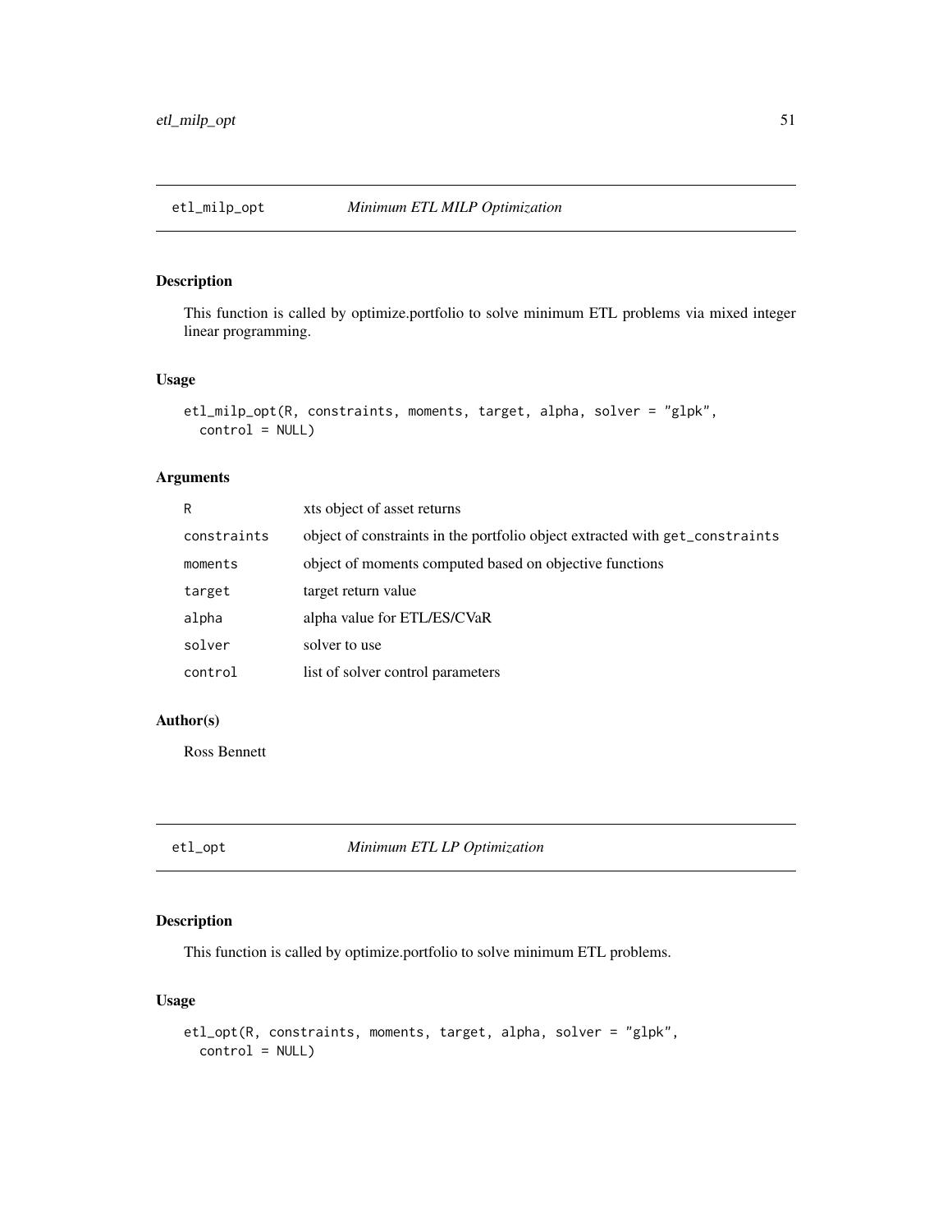## etl_milp_opt *Minimum ETL MILP Optimization*

### Description

This function is called by optimize.portfolio to solve minimum ETL problems via mixed integer linear programming.

### Usage

```
etl_milp_opt(R, constraints, moments, target, alpha, solver = "glpk",
  control = NULL)
```

### Arguments

| | |
|---|---|
| `R` | xts object of asset returns |
| `constraints` | object of constraints in the portfolio object extracted with `get_constraints` |
| `moments` | object of moments computed based on objective functions |
| `target` | target return value |
| `alpha` | alpha value for ETL/ES/CVaR |
| `solver` | solver to use |
| `control` | list of solver control parameters |

### Author(s)

Ross Bennett

## etl_opt *Minimum ETL LP Optimization*

### Description

This function is called by optimize.portfolio to solve minimum ETL problems.

### Usage

```
etl_opt(R, constraints, moments, target, alpha, solver = "glpk",
  control = NULL)
```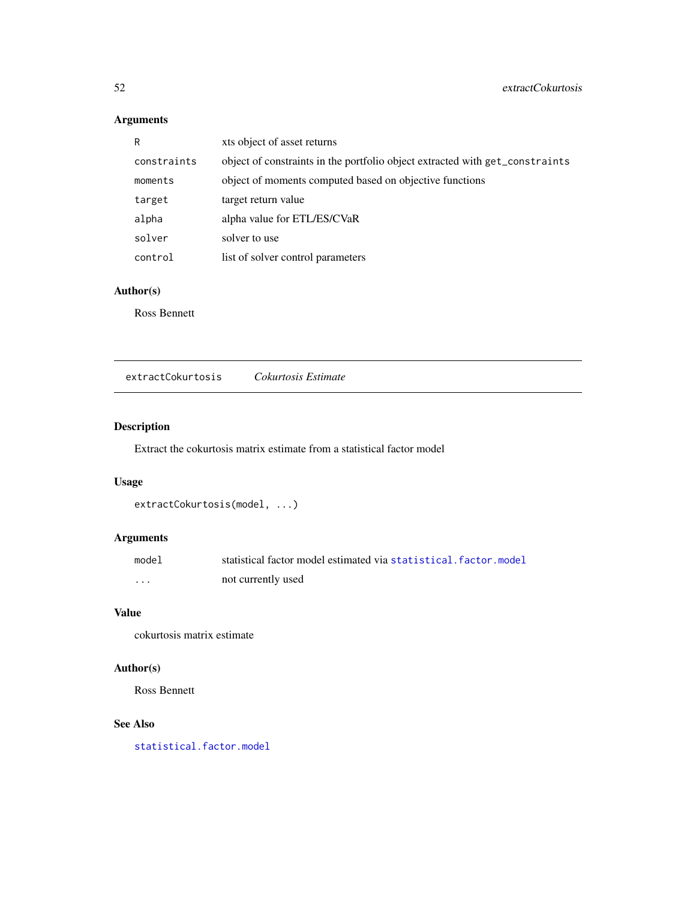## Arguments

| | |
|---|---|
| `R` | xts object of asset returns |
| `constraints` | object of constraints in the portfolio object extracted with `get_constraints` |
| `moments` | object of moments computed based on objective functions |
| `target` | target return value |
| `alpha` | alpha value for ETL/ES/CVaR |
| `solver` | solver to use |
| `control` | list of solver control parameters |

## Author(s)

Ross Bennett

---

# `extractCokurtosis` *Cokurtosis Estimate*

---

## Description

Extract the cokurtosis matrix estimate from a statistical factor model

## Usage

```
extractCokurtosis(model, ...)
```

## Arguments

| | |
|---|---|
| `model` | statistical factor model estimated via `statistical.factor.model` |
| `...` | not currently used |

## Value

cokurtosis matrix estimate

## Author(s)

Ross Bennett

## See Also

`statistical.factor.model`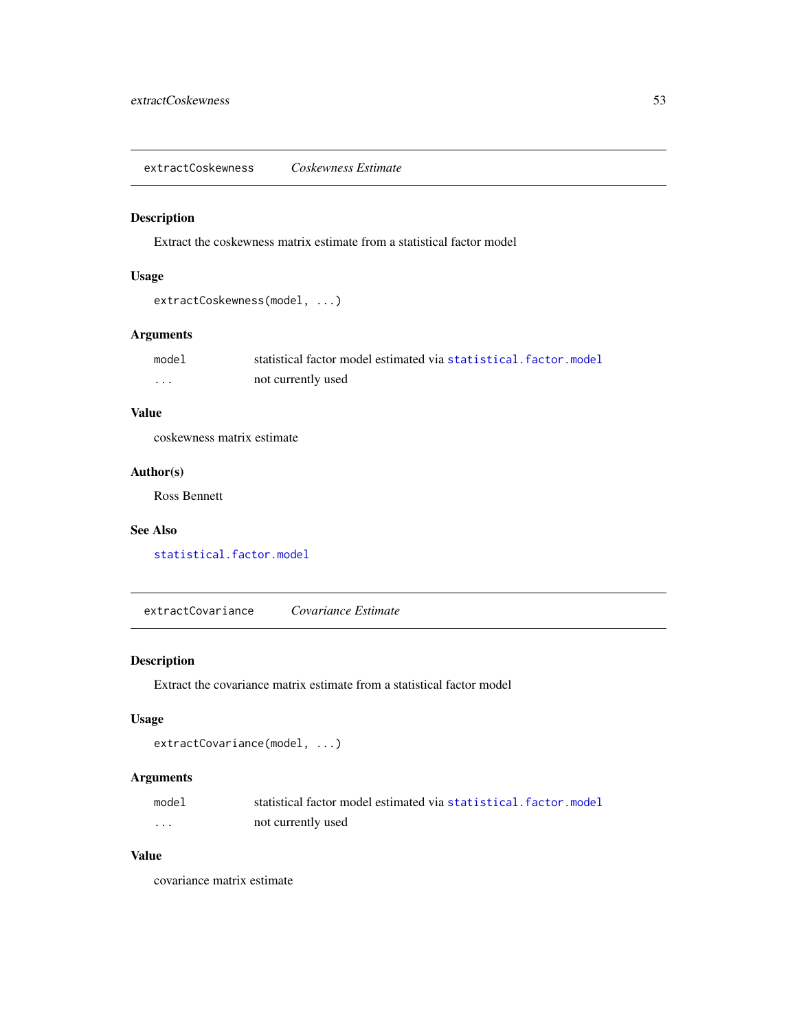## extractCoskewness — *Coskewness Estimate*

### Description

Extract the coskewness matrix estimate from a statistical factor model

### Usage

```
extractCoskewness(model, ...)
```

### Arguments

| | |
|---|---|
| model | statistical factor model estimated via statistical.factor.model |
| ... | not currently used |

### Value

coskewness matrix estimate

### Author(s)

Ross Bennett

### See Also

statistical.factor.model

## extractCovariance — *Covariance Estimate*

### Description

Extract the covariance matrix estimate from a statistical factor model

### Usage

```
extractCovariance(model, ...)
```

### Arguments

| | |
|---|---|
| model | statistical factor model estimated via statistical.factor.model |
| ... | not currently used |

### Value

covariance matrix estimate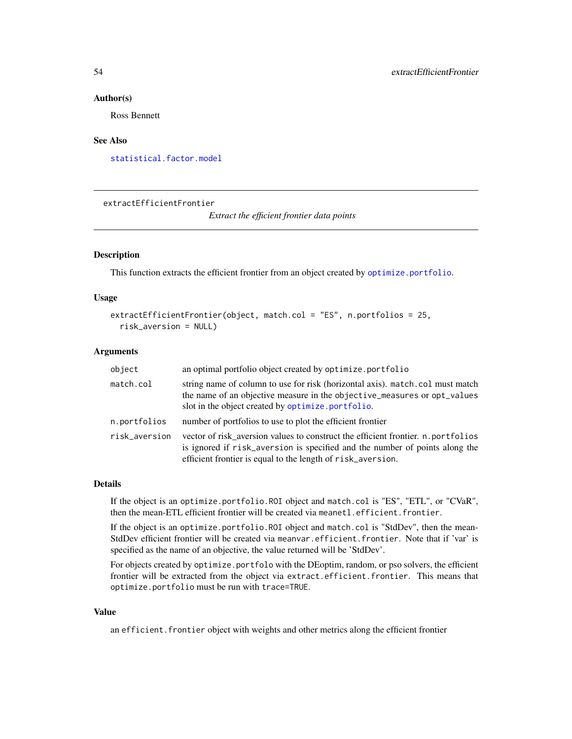## Author(s)

Ross Bennett

## See Also

statistical.factor.model

---

extractEfficientFrontier *Extract the efficient frontier data points*

---

## Description

This function extracts the efficient frontier from an object created by optimize.portfolio.

## Usage

```
extractEfficientFrontier(object, match.col = "ES", n.portfolios = 25,
  risk_aversion = NULL)
```

## Arguments

| | |
|---|---|
| object | an optimal portfolio object created by optimize.portfolio |
| match.col | string name of column to use for risk (horizontal axis). match.col must match the name of an objective measure in the objective_measures or opt_values slot in the object created by optimize.portfolio. |
| n.portfolios | number of portfolios to use to plot the efficient frontier |
| risk_aversion | vector of risk_aversion values to construct the efficient frontier. n.portfolios is ignored if risk_aversion is specified and the number of points along the efficient frontier is equal to the length of risk_aversion. |

## Details

If the object is an optimize.portfolio.ROI object and match.col is "ES", "ETL", or "CVaR", then the mean-ETL efficient frontier will be created via meanetl.efficient.frontier.

If the object is an optimize.portfolio.ROI object and match.col is "StdDev", then the mean-StdDev efficient frontier will be created via meanvar.efficient.frontier. Note that if 'var' is specified as the name of an objective, the value returned will be 'StdDev'.

For objects created by optimize.portfolo with the DEoptim, random, or pso solvers, the efficient frontier will be extracted from the object via extract.efficient.frontier. This means that optimize.portfolio must be run with trace=TRUE.

## Value

an efficient.frontier object with weights and other metrics along the efficient frontier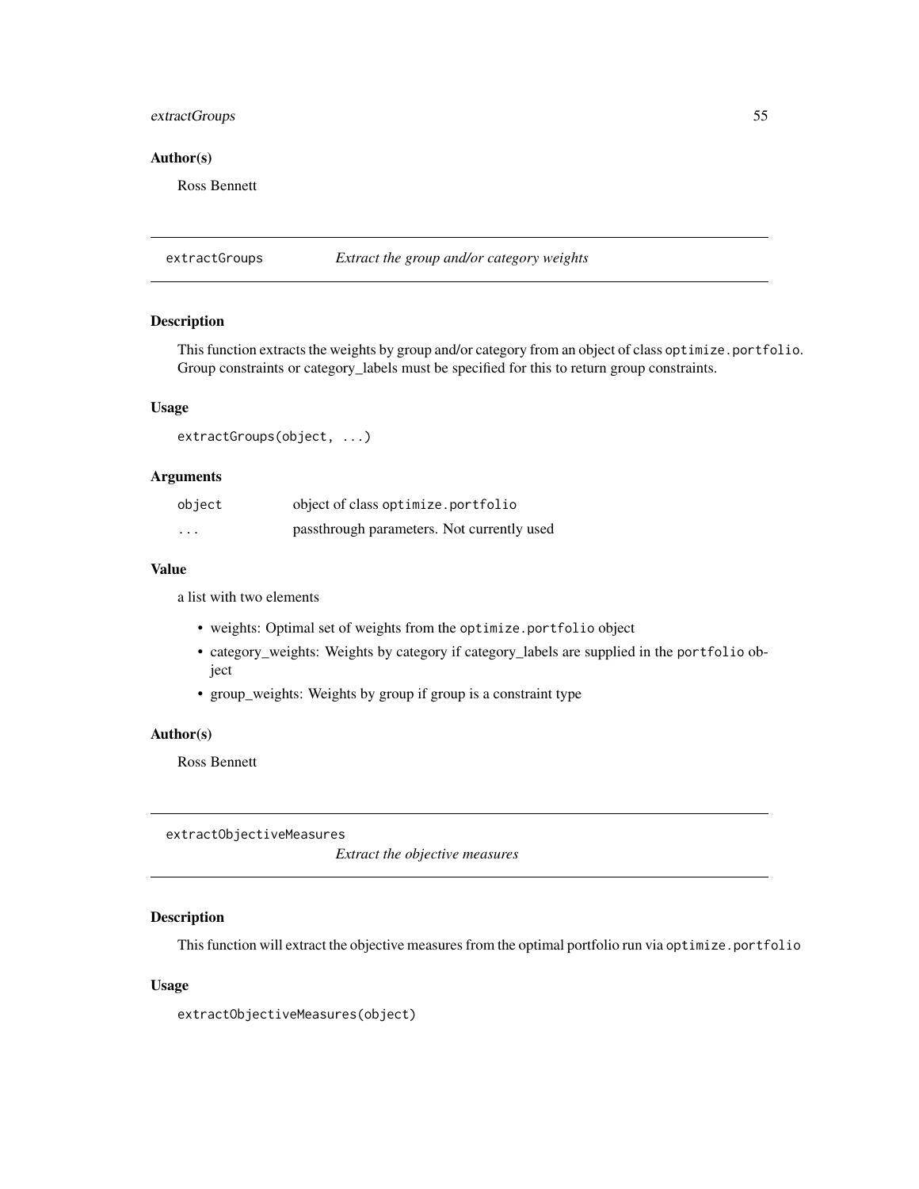## Author(s)

Ross Bennett

---

## extractGroups *Extract the group and/or category weights*

### Description

This function extracts the weights by group and/or category from an object of class optimize.portfolio. Group constraints or category_labels must be specified for this to return group constraints.

### Usage

```
extractGroups(object, ...)
```

### Arguments

| | |
|---|---|
| object | object of class optimize.portfolio |
| ... | passthrough parameters. Not currently used |

### Value

a list with two elements

- weights: Optimal set of weights from the optimize.portfolio object
- category_weights: Weights by category if category_labels are supplied in the portfolio object
- group_weights: Weights by group if group is a constraint type

### Author(s)

Ross Bennett

---

## extractObjectiveMeasures *Extract the objective measures*

### Description

This function will extract the objective measures from the optimal portfolio run via optimize.portfolio

### Usage

```
extractObjectiveMeasures(object)
```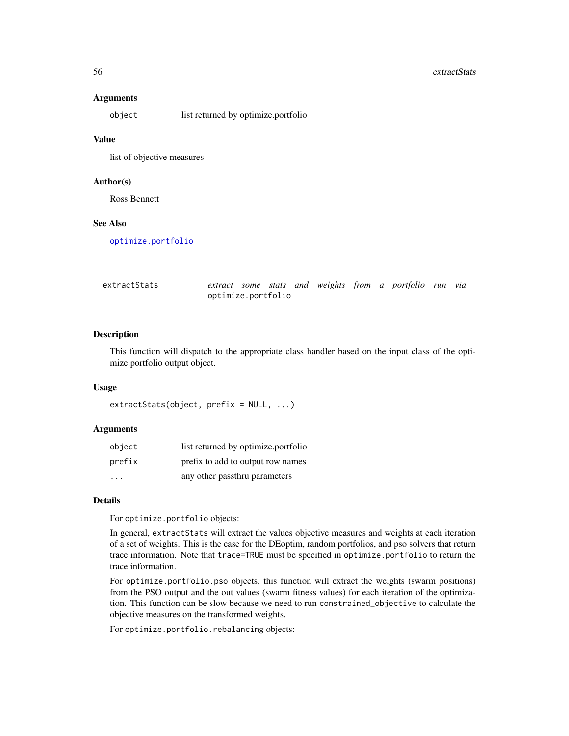### Arguments

`object` list returned by optimize.portfolio

### Value

list of objective measures

### Author(s)

Ross Bennett

### See Also

optimize.portfolio

---

## extractStats — *extract some stats and weights from a portfolio run via* `optimize.portfolio`

---

### Description

This function will dispatch to the appropriate class handler based on the input class of the optimize.portfolio output object.

### Usage

```
extractStats(object, prefix = NULL, ...)
```

### Arguments

| | |
|---|---|
| `object` | list returned by optimize.portfolio |
| `prefix` | prefix to add to output row names |
| `...` | any other passthru parameters |

### Details

For `optimize.portfolio` objects:

In general, `extractStats` will extract the values objective measures and weights at each iteration of a set of weights. This is the case for the DEoptim, random portfolios, and pso solvers that return trace information. Note that `trace=TRUE` must be specified in `optimize.portfolio` to return the trace information.

For `optimize.portfolio.pso` objects, this function will extract the weights (swarm positions) from the PSO output and the out values (swarm fitness values) for each iteration of the optimization. This function can be slow because we need to run `constrained_objective` to calculate the objective measures on the transformed weights.

For `optimize.portfolio.rebalancing` objects: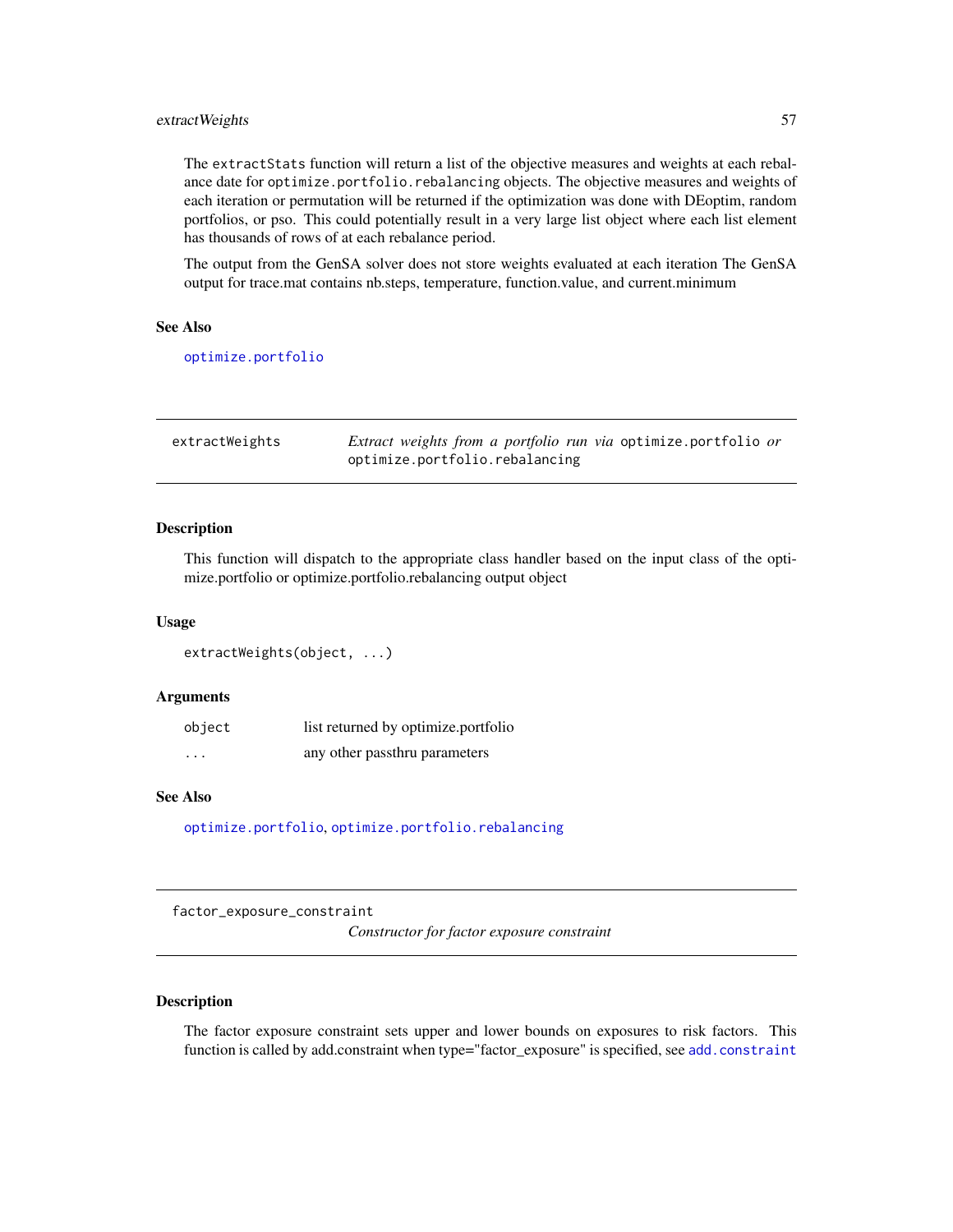The `extractStats` function will return a list of the objective measures and weights at each rebalance date for `optimize.portfolio.rebalancing` objects. The objective measures and weights of each iteration or permutation will be returned if the optimization was done with DEoptim, random portfolios, or pso. This could potentially result in a very large list object where each list element has thousands of rows of at each rebalance period.

The output from the GenSA solver does not store weights evaluated at each iteration The GenSA output for trace.mat contains nb.steps, temperature, function.value, and current.minimum

### See Also

`optimize.portfolio`

---

## extractWeights — *Extract weights from a portfolio run via* `optimize.portfolio` *or* `optimize.portfolio.rebalancing`

### Description

This function will dispatch to the appropriate class handler based on the input class of the optimize.portfolio or optimize.portfolio.rebalancing output object

### Usage

```
extractWeights(object, ...)
```

### Arguments

| | |
|---|---|
| `object` | list returned by optimize.portfolio |
| `...` | any other passthru parameters |

### See Also

`optimize.portfolio`, `optimize.portfolio.rebalancing`

---

## factor_exposure_constraint — *Constructor for factor exposure constraint*

### Description

The factor exposure constraint sets upper and lower bounds on exposures to risk factors. This function is called by add.constraint when type="factor_exposure" is specified, see `add.constraint`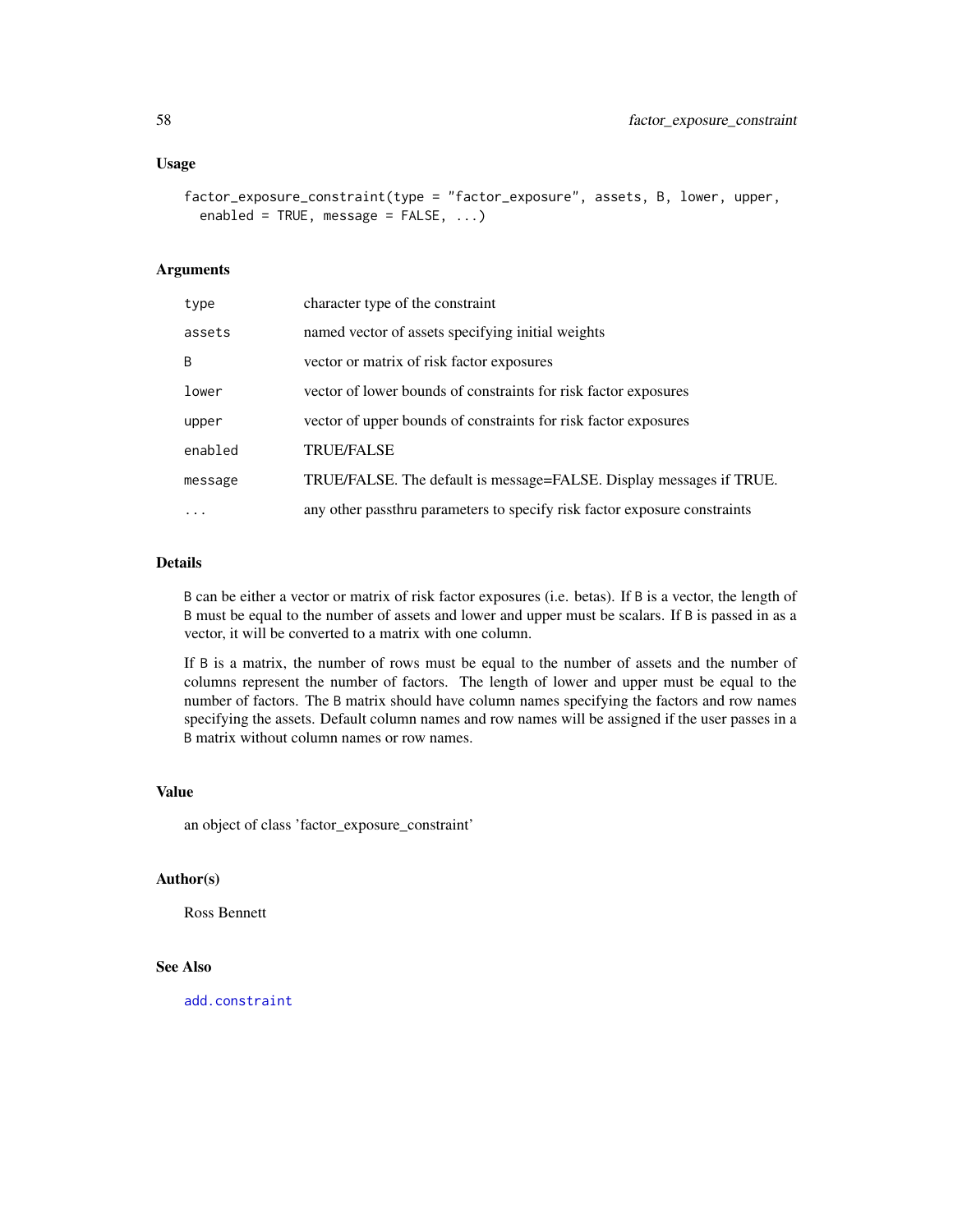## Usage

```
factor_exposure_constraint(type = "factor_exposure", assets, B, lower, upper,
  enabled = TRUE, message = FALSE, ...)
```

## Arguments

| | |
|---|---|
| type | character type of the constraint |
| assets | named vector of assets specifying initial weights |
| B | vector or matrix of risk factor exposures |
| lower | vector of lower bounds of constraints for risk factor exposures |
| upper | vector of upper bounds of constraints for risk factor exposures |
| enabled | TRUE/FALSE |
| message | TRUE/FALSE. The default is message=FALSE. Display messages if TRUE. |
| ... | any other passthru parameters to specify risk factor exposure constraints |

## Details

B can be either a vector or matrix of risk factor exposures (i.e. betas). If B is a vector, the length of B must be equal to the number of assets and lower and upper must be scalars. If B is passed in as a vector, it will be converted to a matrix with one column.

If B is a matrix, the number of rows must be equal to the number of assets and the number of columns represent the number of factors. The length of lower and upper must be equal to the number of factors. The B matrix should have column names specifying the factors and row names specifying the assets. Default column names and row names will be assigned if the user passes in a B matrix without column names or row names.

## Value

an object of class 'factor_exposure_constraint'

## Author(s)

Ross Bennett

## See Also

add.constraint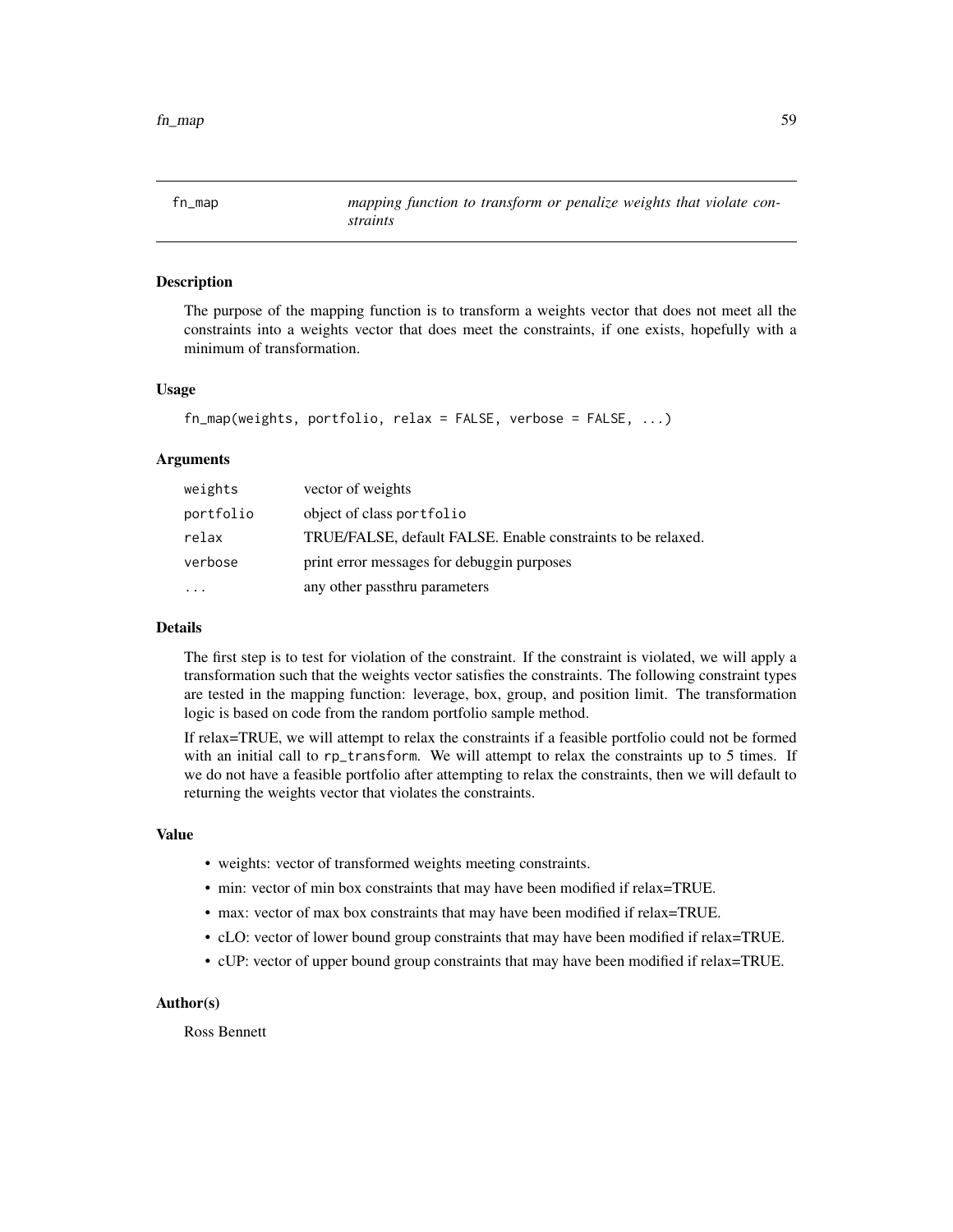# fn_map — *mapping function to transform or penalize weights that violate constraints*

## Description

The purpose of the mapping function is to transform a weights vector that does not meet all the constraints into a weights vector that does meet the constraints, if one exists, hopefully with a minimum of transformation.

## Usage

```
fn_map(weights, portfolio, relax = FALSE, verbose = FALSE, ...)
```

## Arguments

| | |
|---|---|
| weights | vector of weights |
| portfolio | object of class portfolio |
| relax | TRUE/FALSE, default FALSE. Enable constraints to be relaxed. |
| verbose | print error messages for debuggin purposes |
| ... | any other passthru parameters |

## Details

The first step is to test for violation of the constraint. If the constraint is violated, we will apply a transformation such that the weights vector satisfies the constraints. The following constraint types are tested in the mapping function: leverage, box, group, and position limit. The transformation logic is based on code from the random portfolio sample method.

If relax=TRUE, we will attempt to relax the constraints if a feasible portfolio could not be formed with an initial call to `rp_transform`. We will attempt to relax the constraints up to 5 times. If we do not have a feasible portfolio after attempting to relax the constraints, then we will default to returning the weights vector that violates the constraints.

## Value

- weights: vector of transformed weights meeting constraints.
- min: vector of min box constraints that may have been modified if relax=TRUE.
- max: vector of max box constraints that may have been modified if relax=TRUE.
- cLO: vector of lower bound group constraints that may have been modified if relax=TRUE.
- cUP: vector of upper bound group constraints that may have been modified if relax=TRUE.

## Author(s)

Ross Bennett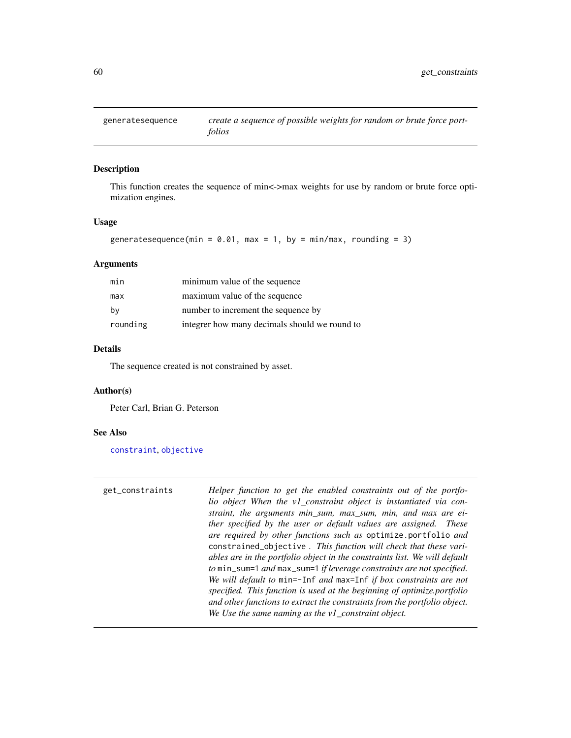## generatesequence — *create a sequence of possible weights for random or brute force portfolios*

### Description

This function creates the sequence of min<->max weights for use by random or brute force optimization engines.

### Usage

```
generatesequence(min = 0.01, max = 1, by = min/max, rounding = 3)
```

### Arguments

| | |
|---|---|
| min | minimum value of the sequence |
| max | maximum value of the sequence |
| by | number to increment the sequence by |
| rounding | integrer how many decimals should we round to |

### Details

The sequence created is not constrained by asset.

### Author(s)

Peter Carl, Brian G. Peterson

### See Also

constraint, objective

---

## get_constraints — *Helper function to get the enabled constraints out of the portfolio object When the v1_constraint object is instantiated via constraint, the arguments min_sum, max_sum, min, and max are either specified by the user or default values are assigned. These are required by other functions such as `optimize.portfolio` and `constrained_objective` . This function will check that these variables are in the portfolio object in the constraints list. We will default to `min_sum=1` and `max_sum=1` if leverage constraints are not specified. We will default to `min=-Inf` and `max=Inf` if box constraints are not specified. This function is used at the beginning of optimize.portfolio and other functions to extract the constraints from the portfolio object. We Use the same naming as the v1_constraint object.*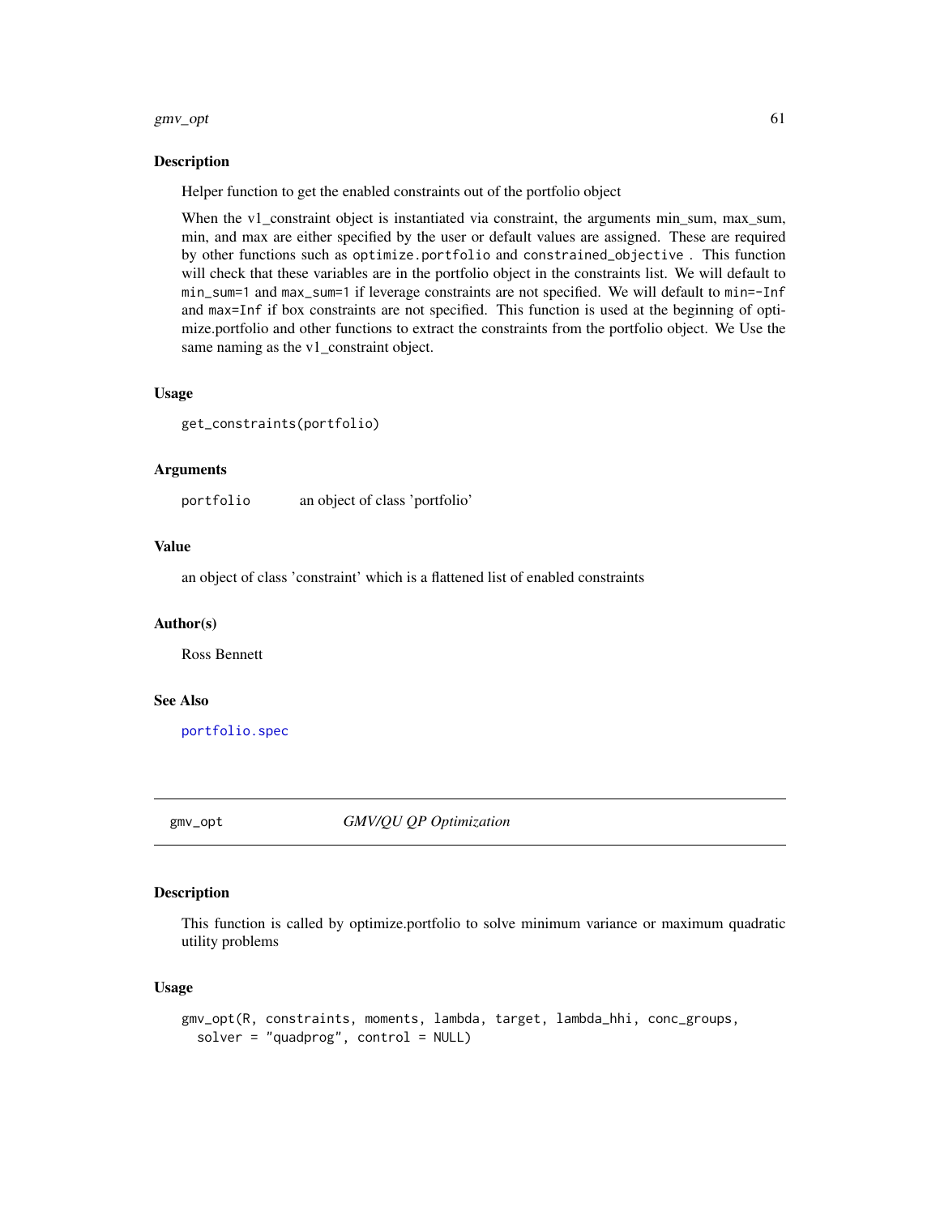### Description

Helper function to get the enabled constraints out of the portfolio object

When the v1_constraint object is instantiated via constraint, the arguments min_sum, max_sum, min, and max are either specified by the user or default values are assigned. These are required by other functions such as `optimize.portfolio` and `constrained_objective` . This function will check that these variables are in the portfolio object in the constraints list. We will default to `min_sum=1` and `max_sum=1` if leverage constraints are not specified. We will default to `min=-Inf` and `max=Inf` if box constraints are not specified. This function is used at the beginning of optimize.portfolio and other functions to extract the constraints from the portfolio object. We Use the same naming as the v1_constraint object.

### Usage

```
get_constraints(portfolio)
```

### Arguments

| | |
|---|---|
| portfolio | an object of class 'portfolio' |

### Value

an object of class 'constraint' which is a flattened list of enabled constraints

### Author(s)

Ross Bennett

### See Also

`portfolio.spec`

---

## gmv_opt — *GMV/QU QP Optimization*

---

### Description

This function is called by optimize.portfolio to solve minimum variance or maximum quadratic utility problems

### Usage

```
gmv_opt(R, constraints, moments, lambda, target, lambda_hhi, conc_groups,
  solver = "quadprog", control = NULL)
```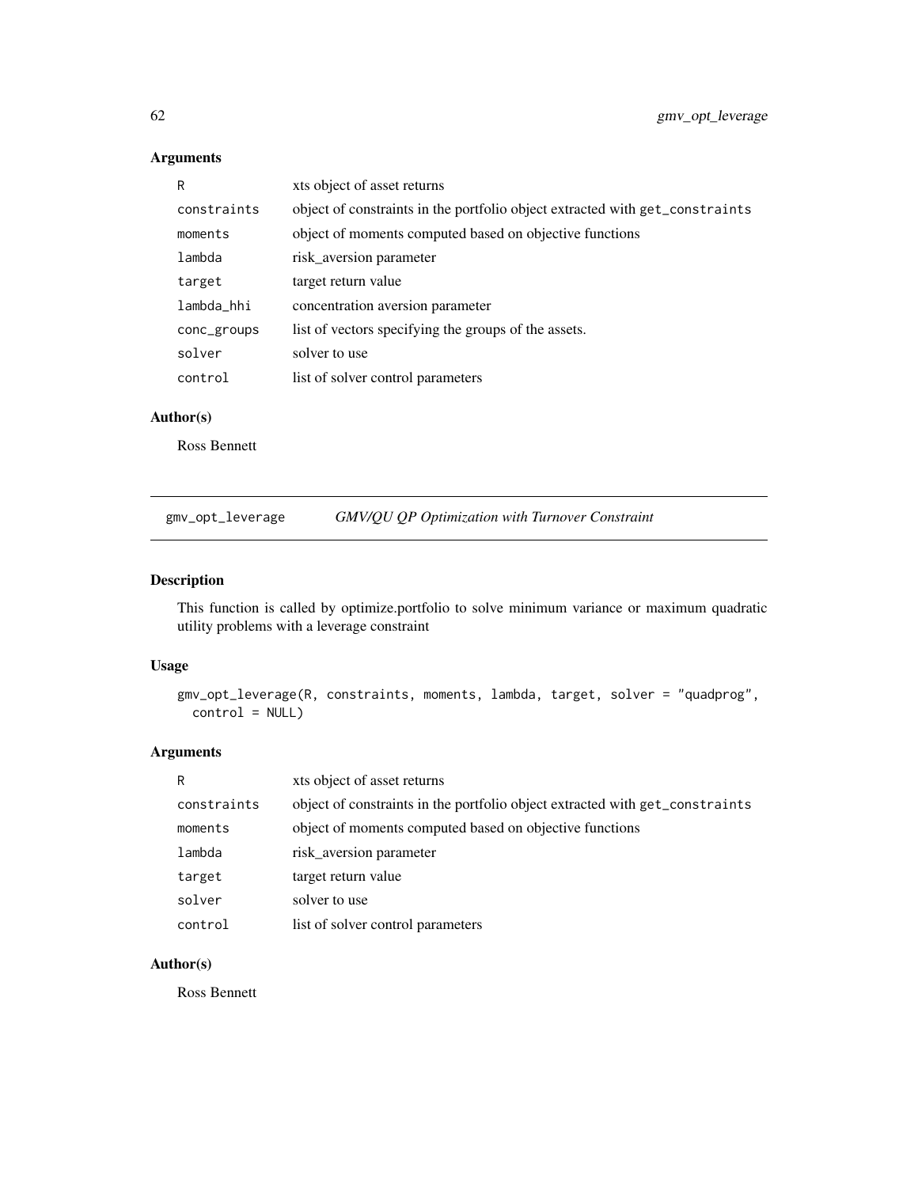## Arguments

| | |
|---|---|
| R | xts object of asset returns |
| constraints | object of constraints in the portfolio object extracted with get_constraints |
| moments | object of moments computed based on objective functions |
| lambda | risk_aversion parameter |
| target | target return value |
| lambda_hhi | concentration aversion parameter |
| conc_groups | list of vectors specifying the groups of the assets. |
| solver | solver to use |
| control | list of solver control parameters |

## Author(s)

Ross Bennett

---

# gmv_opt_leverage — *GMV/QU QP Optimization with Turnover Constraint*

## Description

This function is called by optimize.portfolio to solve minimum variance or maximum quadratic utility problems with a leverage constraint

## Usage

```
gmv_opt_leverage(R, constraints, moments, lambda, target, solver = "quadprog",
  control = NULL)
```

## Arguments

| | |
|---|---|
| R | xts object of asset returns |
| constraints | object of constraints in the portfolio object extracted with get_constraints |
| moments | object of moments computed based on objective functions |
| lambda | risk_aversion parameter |
| target | target return value |
| solver | solver to use |
| control | list of solver control parameters |

## Author(s)

Ross Bennett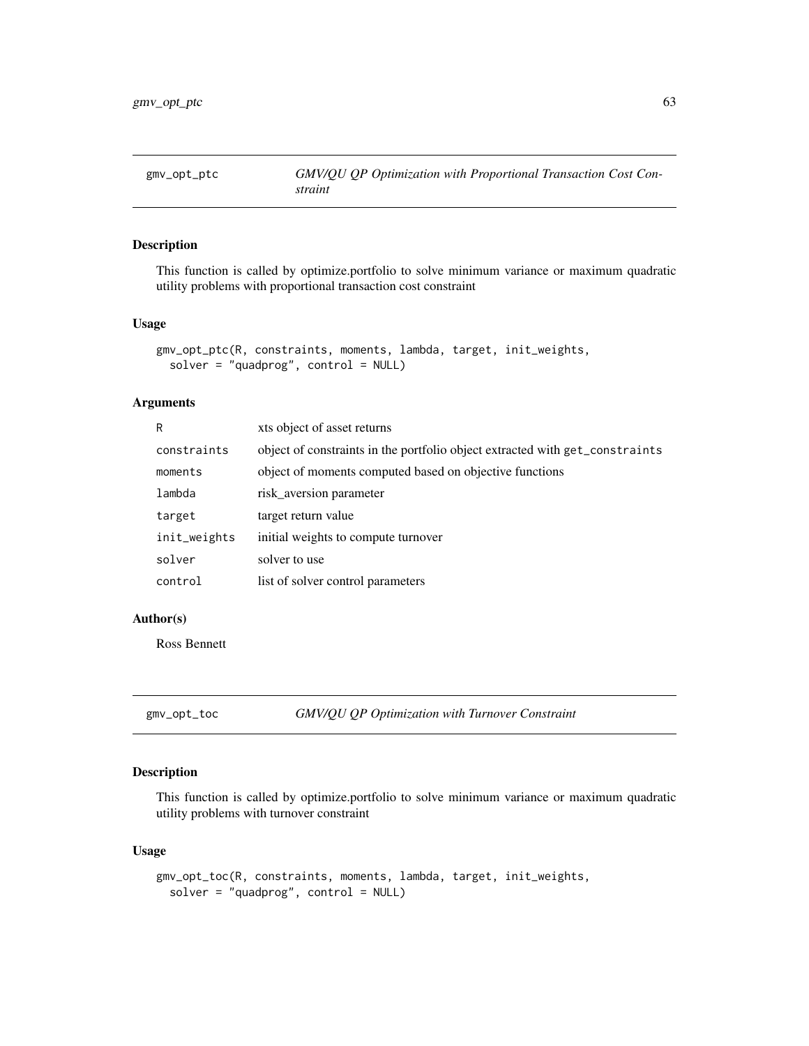## gmv_opt_ptc — *GMV/QU QP Optimization with Proportional Transaction Cost Constraint*

### Description

This function is called by optimize.portfolio to solve minimum variance or maximum quadratic utility problems with proportional transaction cost constraint

### Usage

```
gmv_opt_ptc(R, constraints, moments, lambda, target, init_weights,
  solver = "quadprog", control = NULL)
```

### Arguments

| | |
|---|---|
| R | xts object of asset returns |
| constraints | object of constraints in the portfolio object extracted with `get_constraints` |
| moments | object of moments computed based on objective functions |
| lambda | risk_aversion parameter |
| target | target return value |
| init_weights | initial weights to compute turnover |
| solver | solver to use |
| control | list of solver control parameters |

### Author(s)

Ross Bennett

## gmv_opt_toc — *GMV/QU QP Optimization with Turnover Constraint*

### Description

This function is called by optimize.portfolio to solve minimum variance or maximum quadratic utility problems with turnover constraint

### Usage

```
gmv_opt_toc(R, constraints, moments, lambda, target, init_weights,
  solver = "quadprog", control = NULL)
```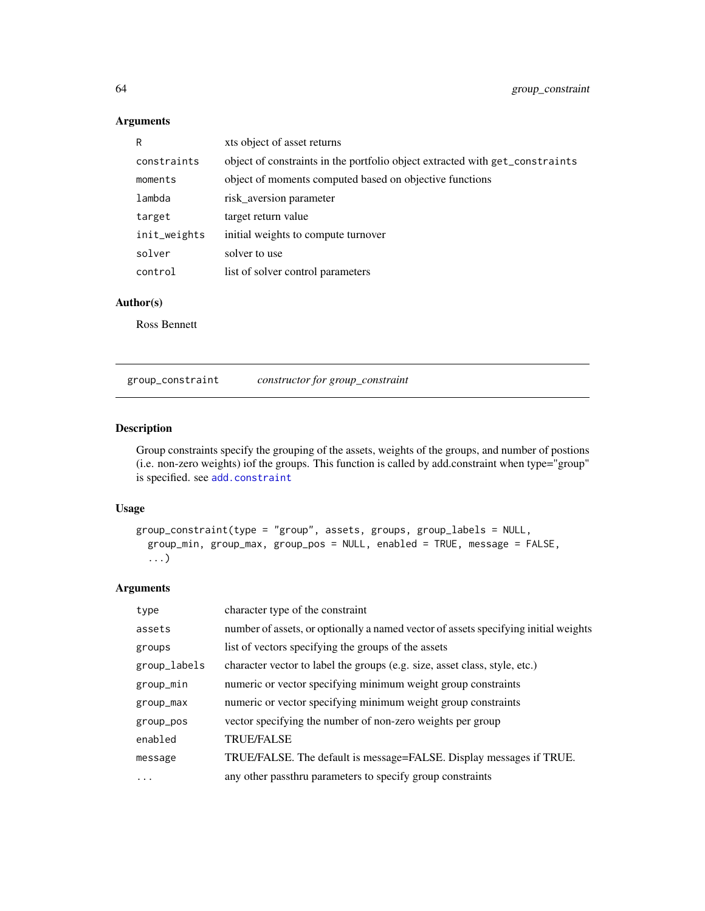## Arguments

| | |
|---|---|
| R | xts object of asset returns |
| constraints | object of constraints in the portfolio object extracted with get_constraints |
| moments | object of moments computed based on objective functions |
| lambda | risk_aversion parameter |
| target | target return value |
| init_weights | initial weights to compute turnover |
| solver | solver to use |
| control | list of solver control parameters |

## Author(s)

Ross Bennett

---

# group_constraint — *constructor for group_constraint*

## Description

Group constraints specify the grouping of the assets, weights of the groups, and number of postions (i.e. non-zero weights) iof the groups. This function is called by add.constraint when type="group" is specified. see add.constraint

## Usage

```
group_constraint(type = "group", assets, groups, group_labels = NULL,
  group_min, group_max, group_pos = NULL, enabled = TRUE, message = FALSE,
  ...)
```

## Arguments

| | |
|---|---|
| type | character type of the constraint |
| assets | number of assets, or optionally a named vector of assets specifying initial weights |
| groups | list of vectors specifying the groups of the assets |
| group_labels | character vector to label the groups (e.g. size, asset class, style, etc.) |
| group_min | numeric or vector specifying minimum weight group constraints |
| group_max | numeric or vector specifying minimum weight group constraints |
| group_pos | vector specifying the number of non-zero weights per group |
| enabled | TRUE/FALSE |
| message | TRUE/FALSE. The default is message=FALSE. Display messages if TRUE. |
| ... | any other passthru parameters to specify group constraints |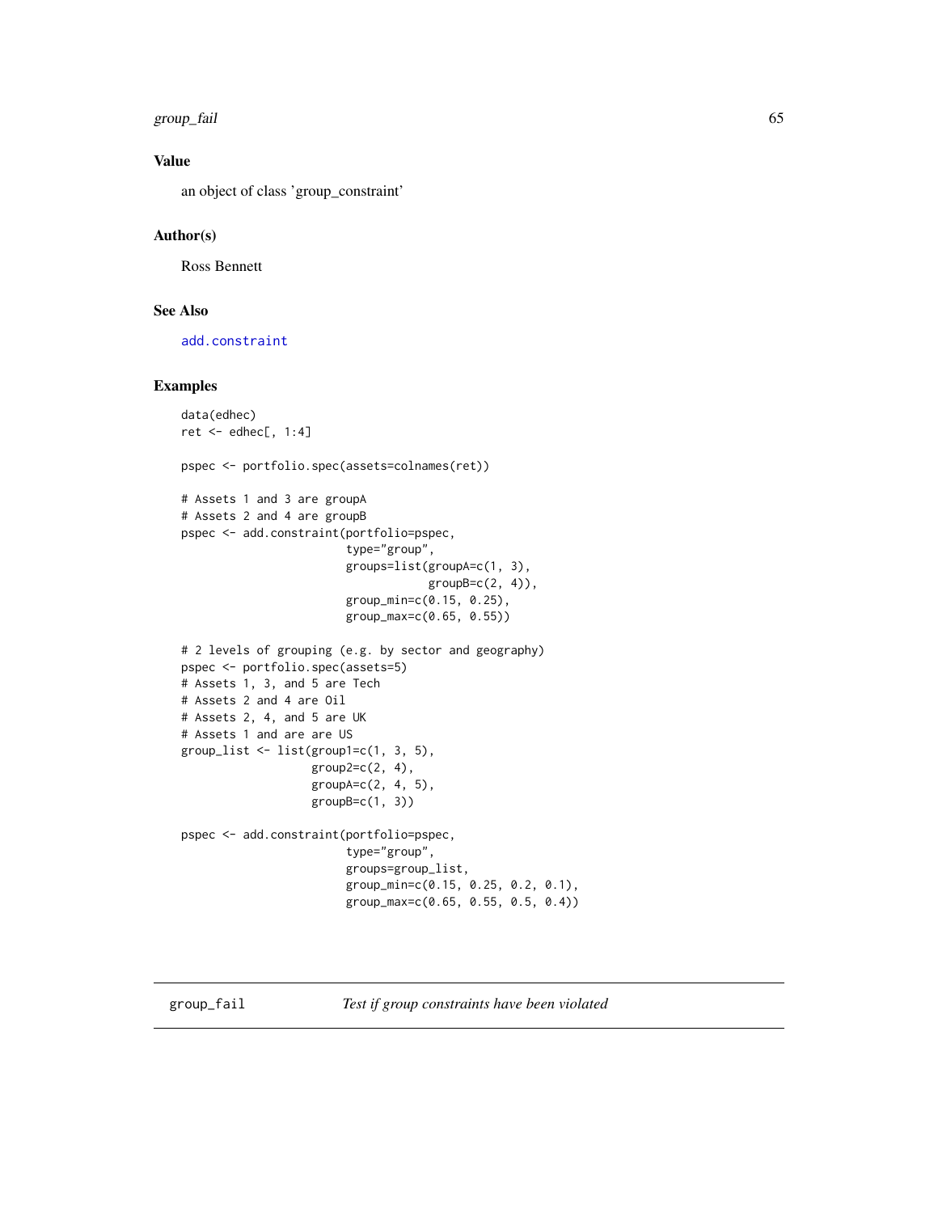## Value

an object of class 'group_constraint'

## Author(s)

Ross Bennett

## See Also

add.constraint

## Examples

```
data(edhec)
ret <- edhec[, 1:4]

pspec <- portfolio.spec(assets=colnames(ret))

# Assets 1 and 3 are groupA
# Assets 2 and 4 are groupB
pspec <- add.constraint(portfolio=pspec,
                        type="group",
                        groups=list(groupA=c(1, 3),
                                    groupB=c(2, 4)),
                        group_min=c(0.15, 0.25),
                        group_max=c(0.65, 0.55))

# 2 levels of grouping (e.g. by sector and geography)
pspec <- portfolio.spec(assets=5)
# Assets 1, 3, and 5 are Tech
# Assets 2 and 4 are Oil
# Assets 2, 4, and 5 are UK
# Assets 1 and are are US
group_list <- list(group1=c(1, 3, 5),
                   group2=c(2, 4),
                   groupA=c(2, 4, 5),
                   groupB=c(1, 3))

pspec <- add.constraint(portfolio=pspec,
                        type="group",
                        groups=group_list,
                        group_min=c(0.15, 0.25, 0.2, 0.1),
                        group_max=c(0.65, 0.55, 0.5, 0.4))
```

---

# group_fail *Test if group constraints have been violated*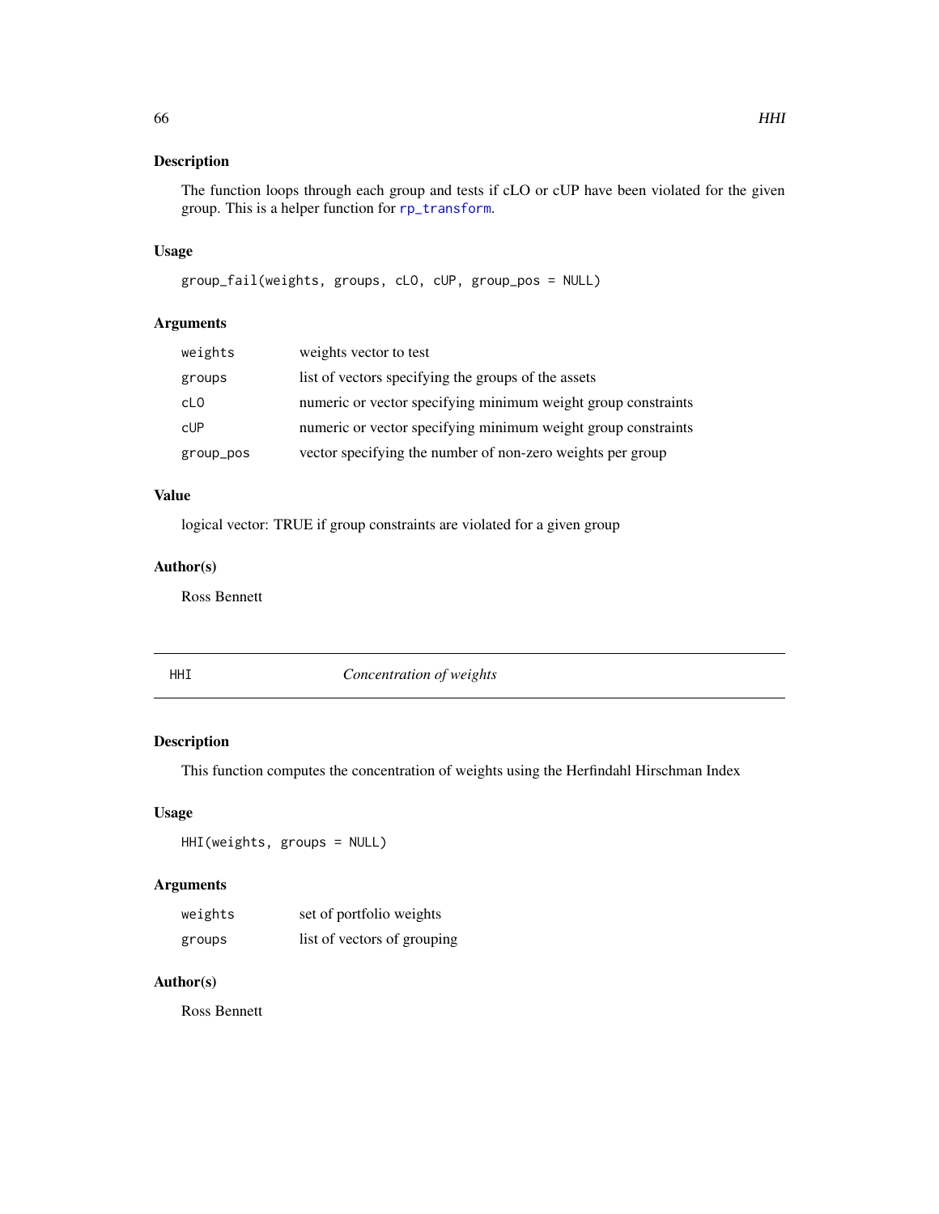### Description

The function loops through each group and tests if cLO or cUP have been violated for the given group. This is a helper function for rp_transform.

### Usage

```
group_fail(weights, groups, cLO, cUP, group_pos = NULL)
```

### Arguments

| | |
|---|---|
| weights | weights vector to test |
| groups | list of vectors specifying the groups of the assets |
| cLO | numeric or vector specifying minimum weight group constraints |
| cUP | numeric or vector specifying minimum weight group constraints |
| group_pos | vector specifying the number of non-zero weights per group |

### Value

logical vector: TRUE if group constraints are violated for a given group

### Author(s)

Ross Bennett

---

## HHI *Concentration of weights*

---

### Description

This function computes the concentration of weights using the Herfindahl Hirschman Index

### Usage

```
HHI(weights, groups = NULL)
```

### Arguments

| | |
|---|---|
| weights | set of portfolio weights |
| groups | list of vectors of grouping |

### Author(s)

Ross Bennett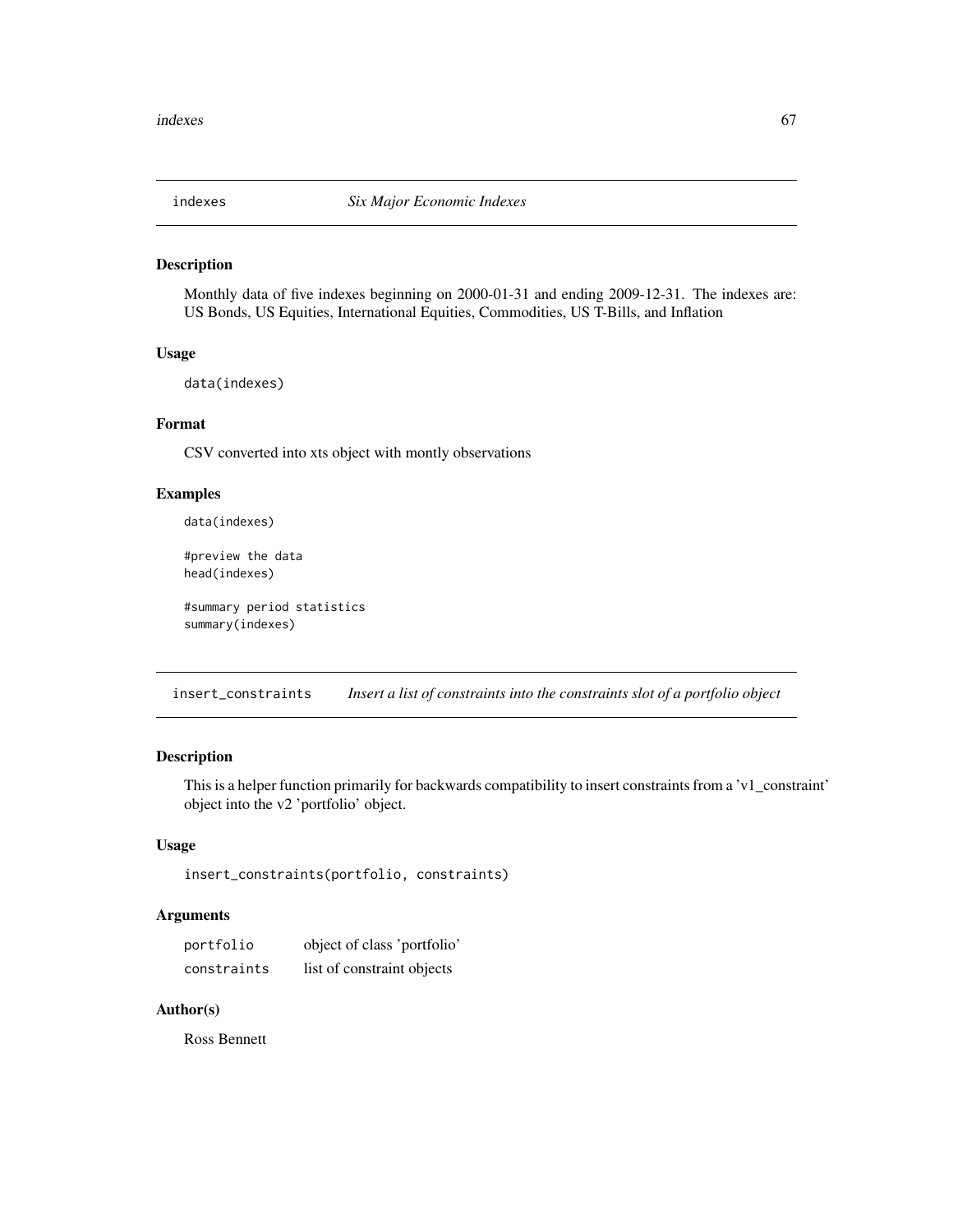## indexes *Six Major Economic Indexes*

### Description

Monthly data of five indexes beginning on 2000-01-31 and ending 2009-12-31. The indexes are: US Bonds, US Equities, International Equities, Commodities, US T-Bills, and Inflation

### Usage

```
data(indexes)
```

### Format

CSV converted into xts object with montly observations

### Examples

```
data(indexes)

#preview the data
head(indexes)

#summary period statistics
summary(indexes)
```

## insert_constraints *Insert a list of constraints into the constraints slot of a portfolio object*

### Description

This is a helper function primarily for backwards compatibility to insert constraints from a 'v1_constraint' object into the v2 'portfolio' object.

### Usage

```
insert_constraints(portfolio, constraints)
```

### Arguments

| | |
|---|---|
| portfolio | object of class 'portfolio' |
| constraints | list of constraint objects |

### Author(s)

Ross Bennett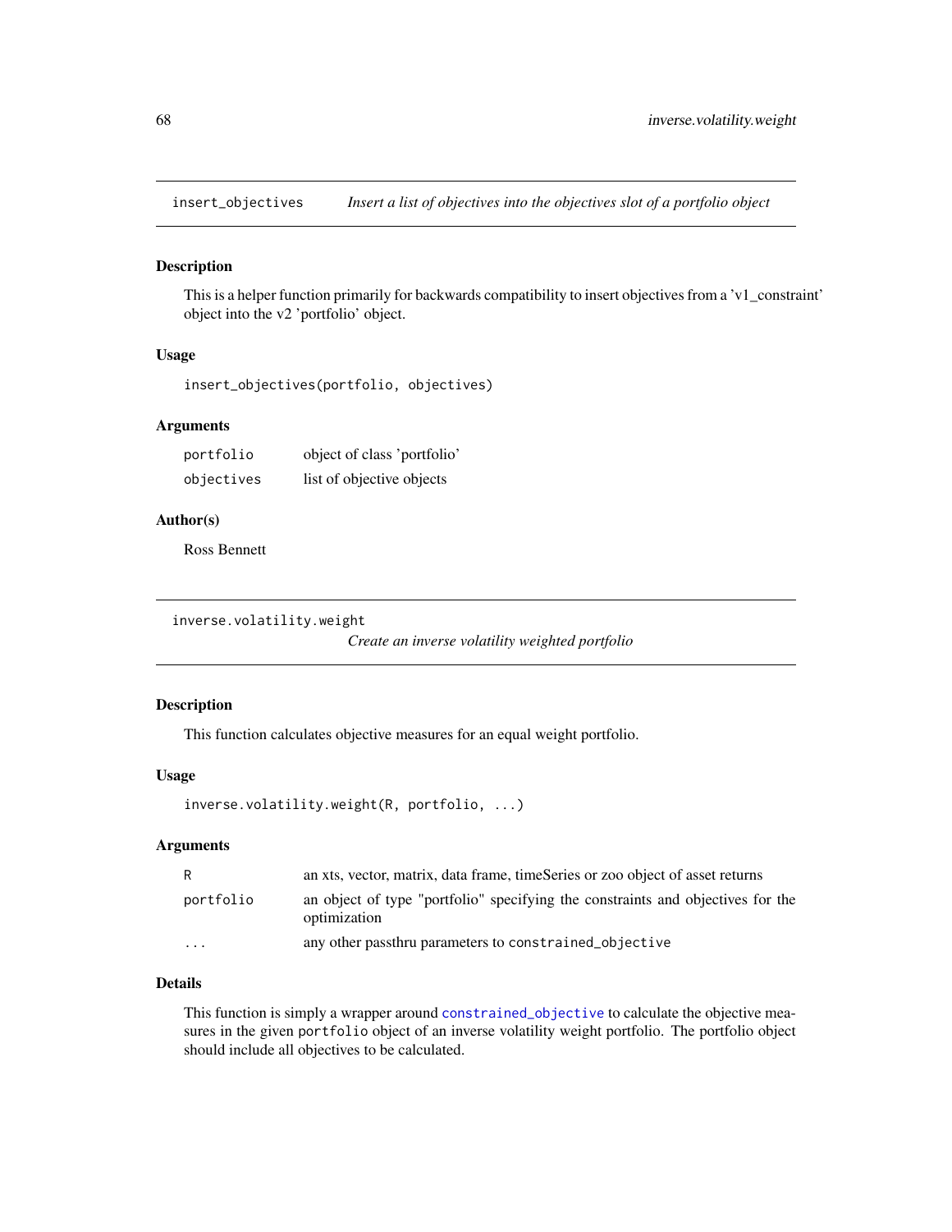## insert_objectives — *Insert a list of objectives into the objectives slot of a portfolio object*

### Description

This is a helper function primarily for backwards compatibility to insert objectives from a 'v1_constraint' object into the v2 'portfolio' object.

### Usage

```
insert_objectives(portfolio, objectives)
```

### Arguments

| | |
|---|---|
| portfolio | object of class 'portfolio' |
| objectives | list of objective objects |

### Author(s)

Ross Bennett

## inverse.volatility.weight — *Create an inverse volatility weighted portfolio*

### Description

This function calculates objective measures for an equal weight portfolio.

### Usage

```
inverse.volatility.weight(R, portfolio, ...)
```

### Arguments

| | |
|---|---|
| R | an xts, vector, matrix, data frame, timeSeries or zoo object of asset returns |
| portfolio | an object of type "portfolio" specifying the constraints and objectives for the optimization |
| ... | any other passthru parameters to `constrained_objective` |

### Details

This function is simply a wrapper around `constrained_objective` to calculate the objective measures in the given `portfolio` object of an inverse volatility weight portfolio. The portfolio object should include all objectives to be calculated.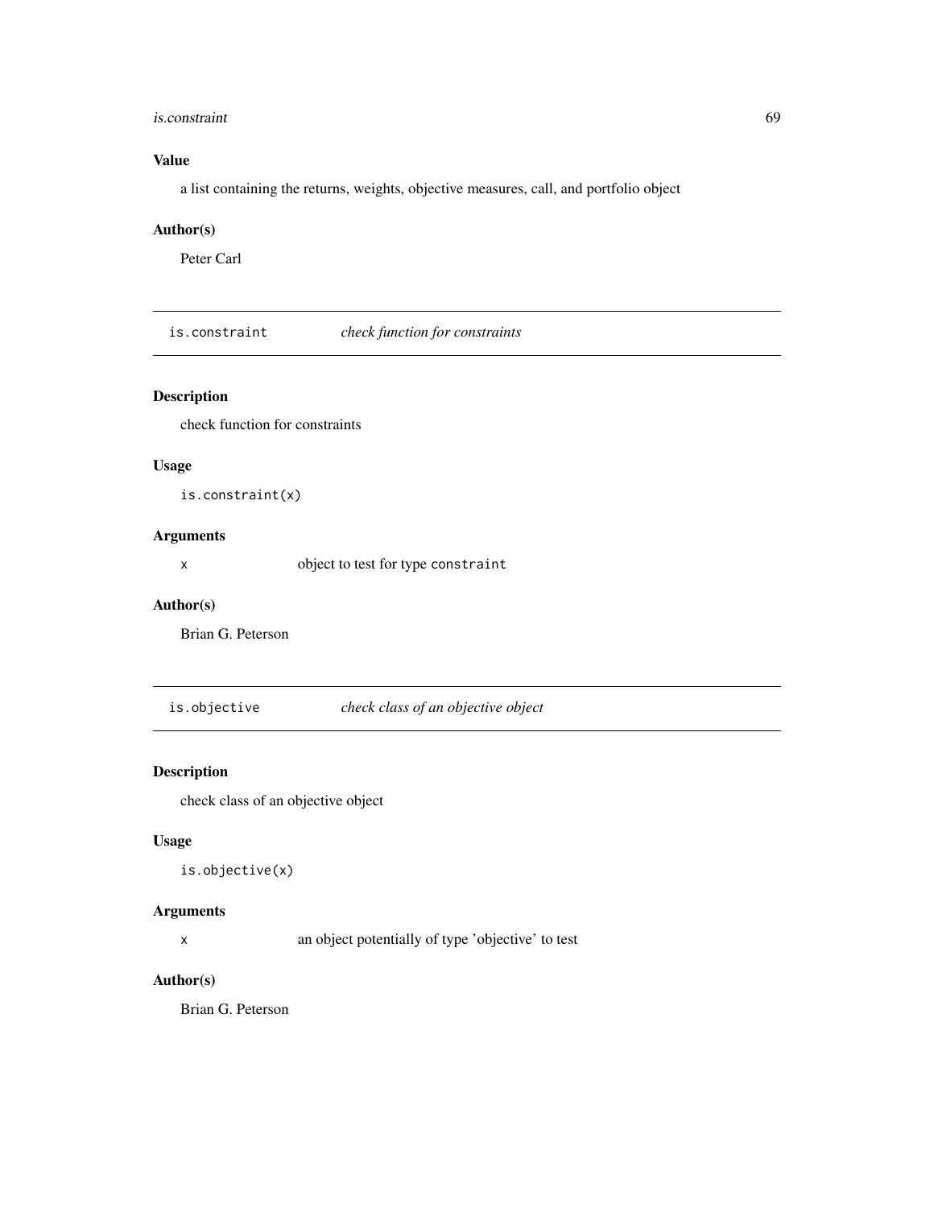## Value

a list containing the returns, weights, objective measures, call, and portfolio object

## Author(s)

Peter Carl

---

# is.constraint *check function for constraints*

## Description

check function for constraints

## Usage

```
is.constraint(x)
```

## Arguments

| | |
|---|---|
| x | object to test for type `constraint` |

## Author(s)

Brian G. Peterson

---

# is.objective *check class of an objective object*

## Description

check class of an objective object

## Usage

```
is.objective(x)
```

## Arguments

| | |
|---|---|
| x | an object potentially of type 'objective' to test |

## Author(s)

Brian G. Peterson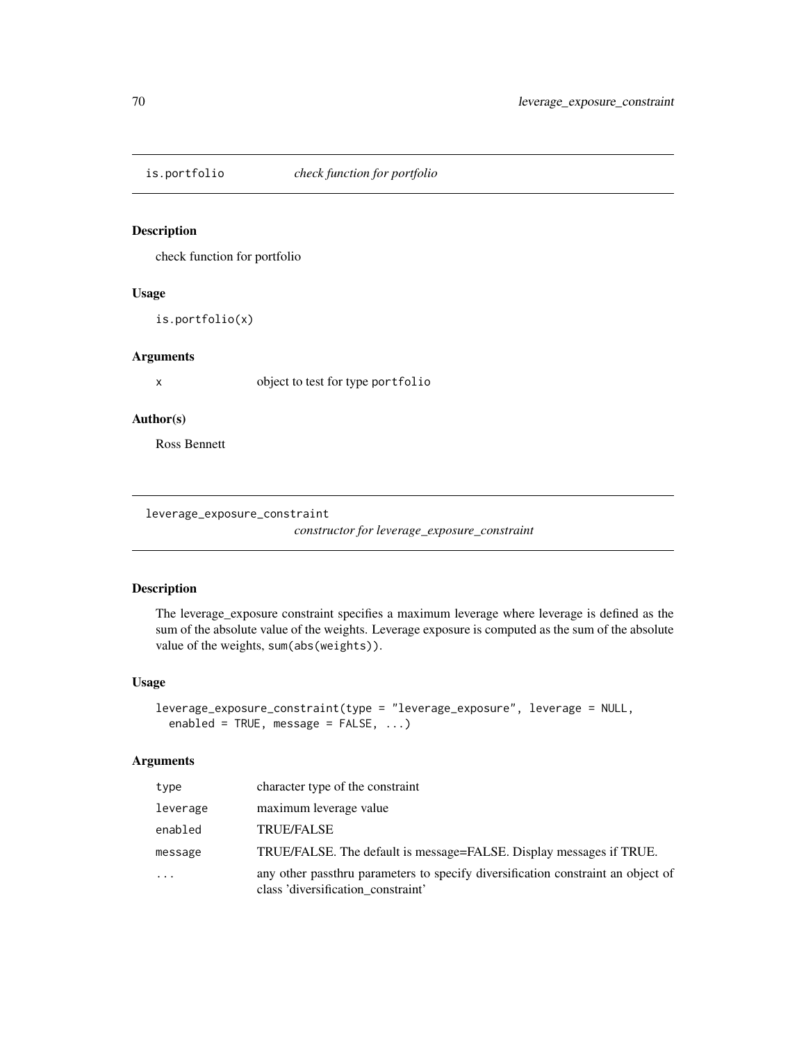## is.portfolio — *check function for portfolio*

### Description

check function for portfolio

### Usage

```
is.portfolio(x)
```

### Arguments

| | |
|---|---|
| x | object to test for type portfolio |

### Author(s)

Ross Bennett

## leverage_exposure_constraint — *constructor for leverage_exposure_constraint*

### Description

The leverage_exposure constraint specifies a maximum leverage where leverage is defined as the sum of the absolute value of the weights. Leverage exposure is computed as the sum of the absolute value of the weights, sum(abs(weights)).

### Usage

```
leverage_exposure_constraint(type = "leverage_exposure", leverage = NULL,
  enabled = TRUE, message = FALSE, ...)
```

### Arguments

| | |
|---|---|
| type | character type of the constraint |
| leverage | maximum leverage value |
| enabled | TRUE/FALSE |
| message | TRUE/FALSE. The default is message=FALSE. Display messages if TRUE. |
| ... | any other passthru parameters to specify diversification constraint an object of class 'diversification_constraint' |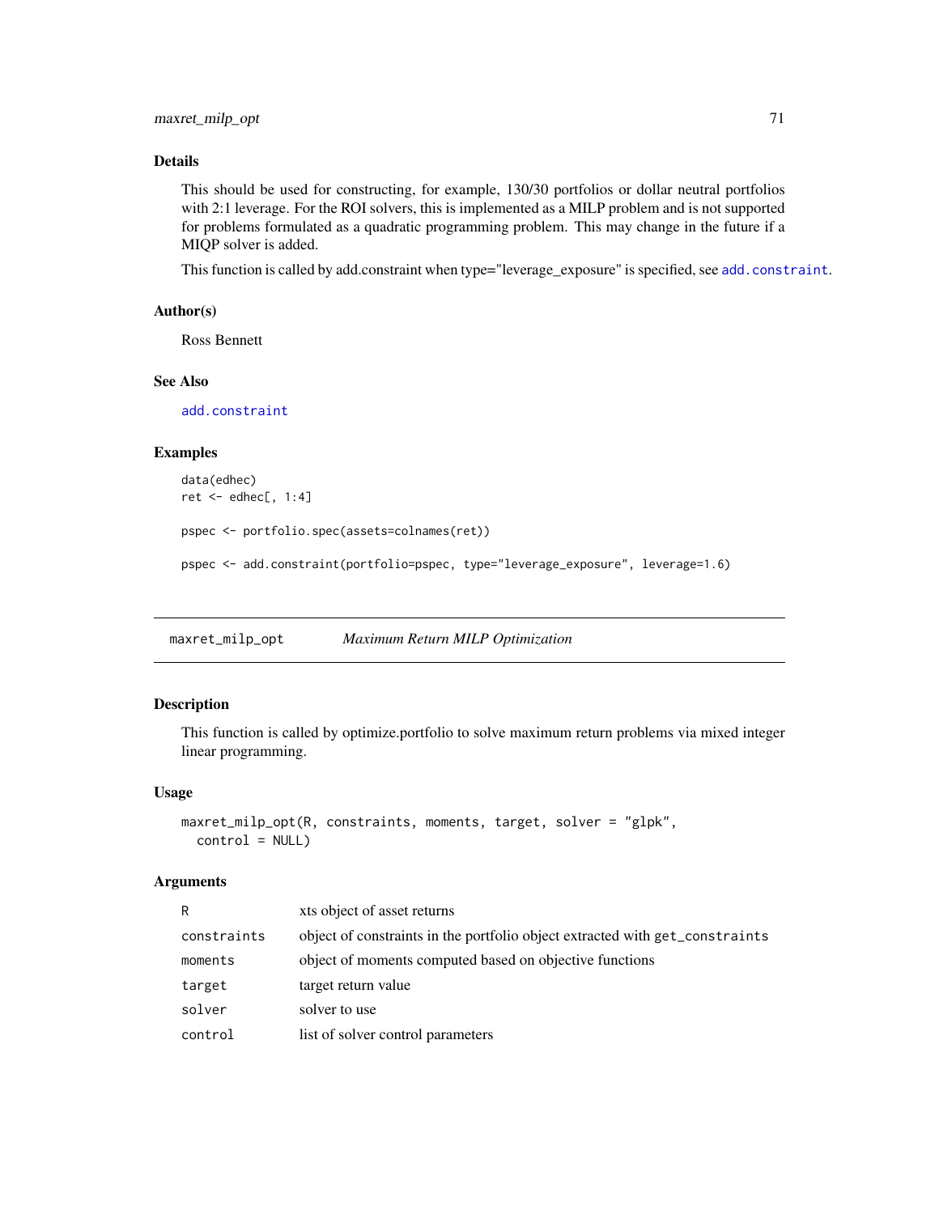## Details

This should be used for constructing, for example, 130/30 portfolios or dollar neutral portfolios with 2:1 leverage. For the ROI solvers, this is implemented as a MILP problem and is not supported for problems formulated as a quadratic programming problem. This may change in the future if a MIQP solver is added.

This function is called by add.constraint when type="leverage_exposure" is specified, see `add.constraint`.

## Author(s)

Ross Bennett

## See Also

`add.constraint`

## Examples

```
data(edhec)
ret <- edhec[, 1:4]

pspec <- portfolio.spec(assets=colnames(ret))

pspec <- add.constraint(portfolio=pspec, type="leverage_exposure", leverage=1.6)
```

---

# maxret_milp_opt    *Maximum Return MILP Optimization*

## Description

This function is called by optimize.portfolio to solve maximum return problems via mixed integer linear programming.

## Usage

```
maxret_milp_opt(R, constraints, moments, target, solver = "glpk",
  control = NULL)
```

## Arguments

| | |
|---|---|
| `R` | xts object of asset returns |
| `constraints` | object of constraints in the portfolio object extracted with `get_constraints` |
| `moments` | object of moments computed based on objective functions |
| `target` | target return value |
| `solver` | solver to use |
| `control` | list of solver control parameters |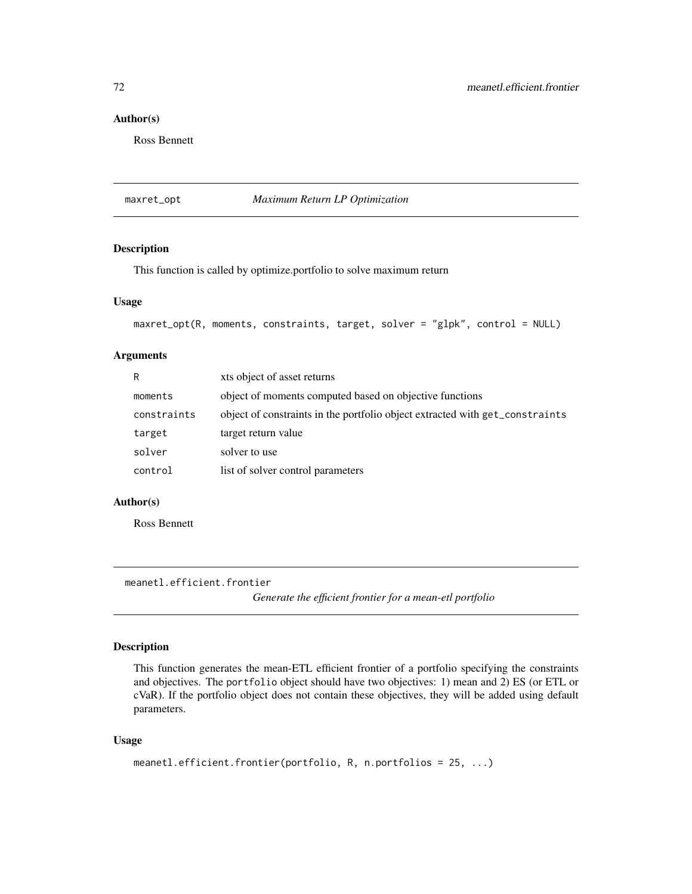### Author(s)

Ross Bennett

## maxret_opt *Maximum Return LP Optimization*

### Description

This function is called by optimize.portfolio to solve maximum return

### Usage

```
maxret_opt(R, moments, constraints, target, solver = "glpk", control = NULL)
```

### Arguments

| | |
|---|---|
| R | xts object of asset returns |
| moments | object of moments computed based on objective functions |
| constraints | object of constraints in the portfolio object extracted with get_constraints |
| target | target return value |
| solver | solver to use |
| control | list of solver control parameters |

### Author(s)

Ross Bennett

## meanetl.efficient.frontier *Generate the efficient frontier for a mean-etl portfolio*

### Description

This function generates the mean-ETL efficient frontier of a portfolio specifying the constraints and objectives. The portfolio object should have two objectives: 1) mean and 2) ES (or ETL or cVaR). If the portfolio object does not contain these objectives, they will be added using default parameters.

### Usage

```
meanetl.efficient.frontier(portfolio, R, n.portfolios = 25, ...)
```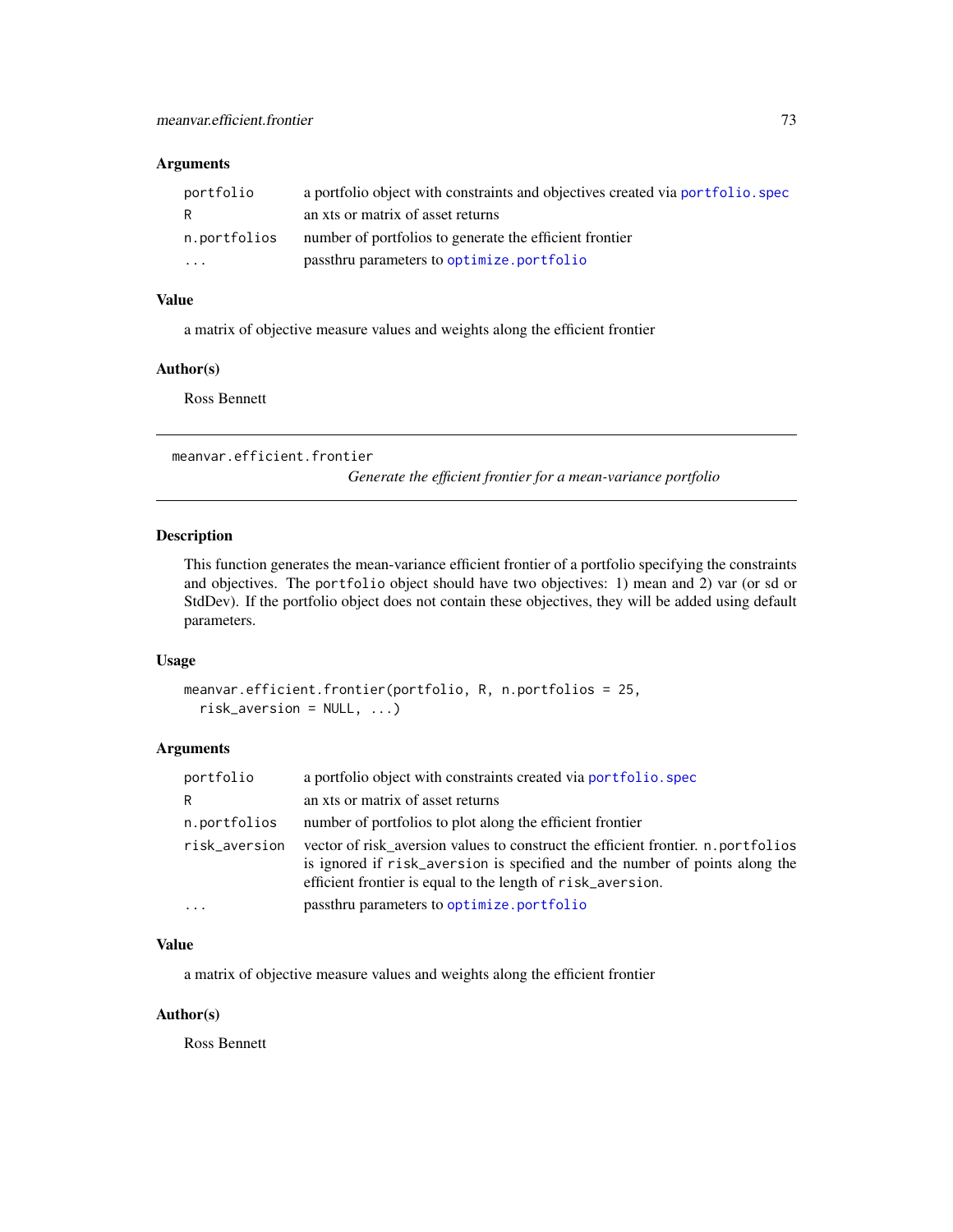### Arguments

| | |
|---|---|
| portfolio | a portfolio object with constraints and objectives created via portfolio.spec |
| R | an xts or matrix of asset returns |
| n.portfolios | number of portfolios to generate the efficient frontier |
| ... | passthru parameters to optimize.portfolio |

### Value

a matrix of objective measure values and weights along the efficient frontier

### Author(s)

Ross Bennett

---

## meanvar.efficient.frontier

*Generate the efficient frontier for a mean-variance portfolio*

---

### Description

This function generates the mean-variance efficient frontier of a portfolio specifying the constraints and objectives. The `portfolio` object should have two objectives: 1) mean and 2) var (or sd or StdDev). If the portfolio object does not contain these objectives, they will be added using default parameters.

### Usage

```
meanvar.efficient.frontier(portfolio, R, n.portfolios = 25,
  risk_aversion = NULL, ...)
```

### Arguments

| | |
|---|---|
| portfolio | a portfolio object with constraints created via portfolio.spec |
| R | an xts or matrix of asset returns |
| n.portfolios | number of portfolios to plot along the efficient frontier |
| risk_aversion | vector of risk_aversion values to construct the efficient frontier. `n.portfolios` is ignored if `risk_aversion` is specified and the number of points along the efficient frontier is equal to the length of `risk_aversion`. |
| ... | passthru parameters to optimize.portfolio |

### Value

a matrix of objective measure values and weights along the efficient frontier

### Author(s)

Ross Bennett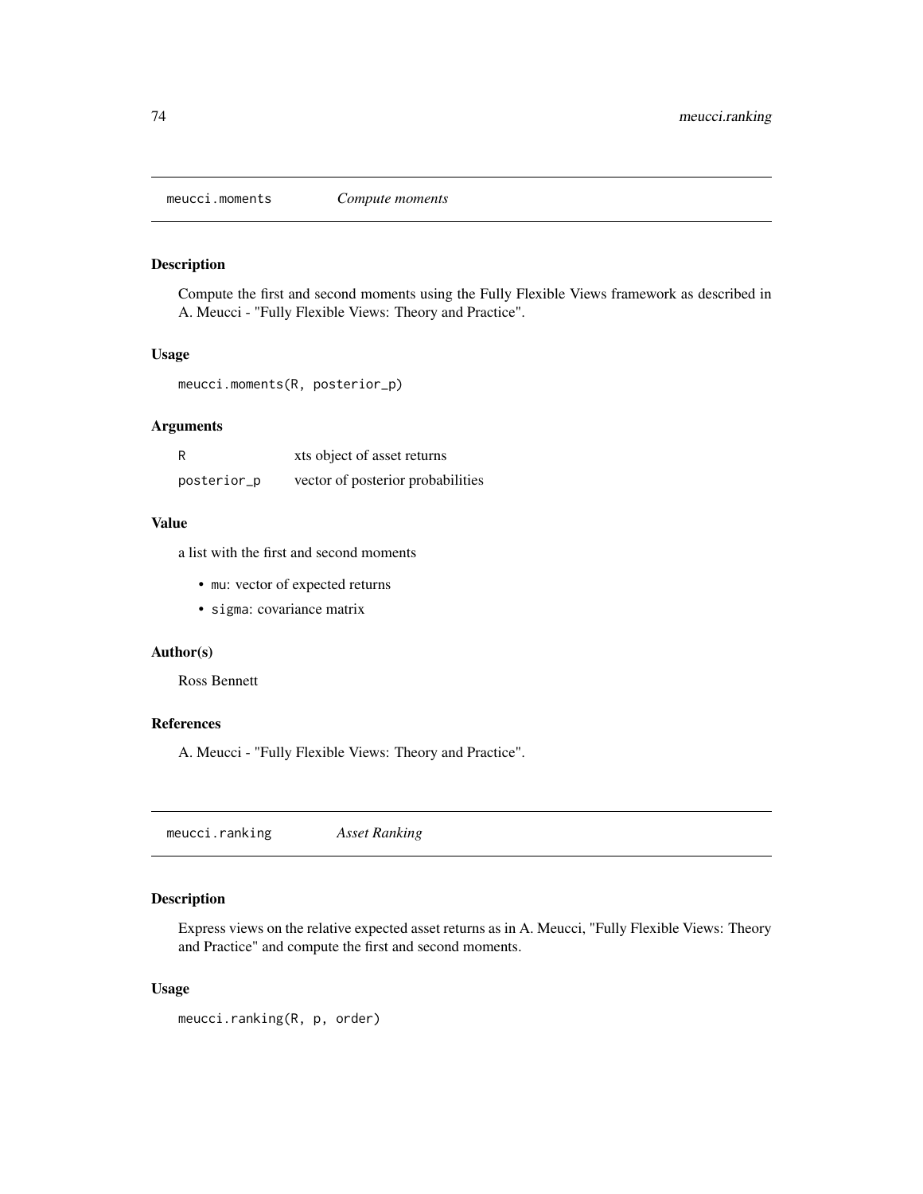## meucci.moments *Compute moments*

### Description

Compute the first and second moments using the Fully Flexible Views framework as described in A. Meucci - "Fully Flexible Views: Theory and Practice".

### Usage

```
meucci.moments(R, posterior_p)
```

### Arguments

| | |
|---|---|
| R | xts object of asset returns |
| posterior_p | vector of posterior probabilities |

### Value

a list with the first and second moments

- mu: vector of expected returns
- sigma: covariance matrix

### Author(s)

Ross Bennett

### References

A. Meucci - "Fully Flexible Views: Theory and Practice".

## meucci.ranking *Asset Ranking*

### Description

Express views on the relative expected asset returns as in A. Meucci, "Fully Flexible Views: Theory and Practice" and compute the first and second moments.

### Usage

```
meucci.ranking(R, p, order)
```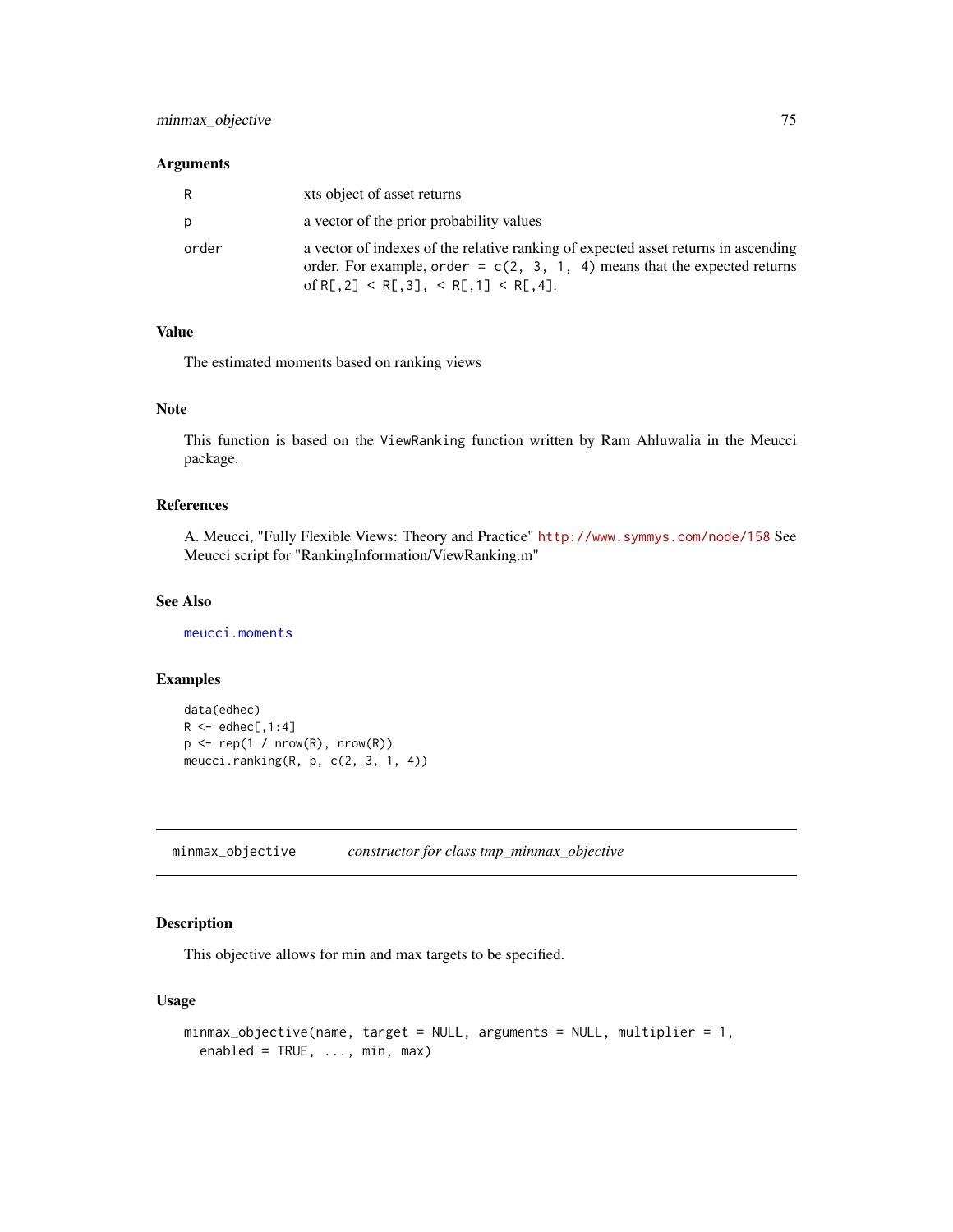### Arguments

| | |
|---|---|
| R | xts object of asset returns |
| p | a vector of the prior probability values |
| order | a vector of indexes of the relative ranking of expected asset returns in ascending order. For example, `order = c(2, 3, 1, 4)` means that the expected returns of `R[,2] < R[,3], < R[,1] < R[,4]`. |

### Value

The estimated moments based on ranking views

### Note

This function is based on the `ViewRanking` function written by Ram Ahluwalia in the Meucci package.

### References

A. Meucci, "Fully Flexible Views: Theory and Practice" http://www.symmys.com/node/158 See Meucci script for "RankingInformation/ViewRanking.m"

### See Also

`meucci.moments`

### Examples

```
data(edhec)
R <- edhec[,1:4]
p <- rep(1 / nrow(R), nrow(R))
meucci.ranking(R, p, c(2, 3, 1, 4))
```

---

## minmax_objective    *constructor for class tmp_minmax_objective*

### Description

This objective allows for min and max targets to be specified.

### Usage

```
minmax_objective(name, target = NULL, arguments = NULL, multiplier = 1,
  enabled = TRUE, ..., min, max)
```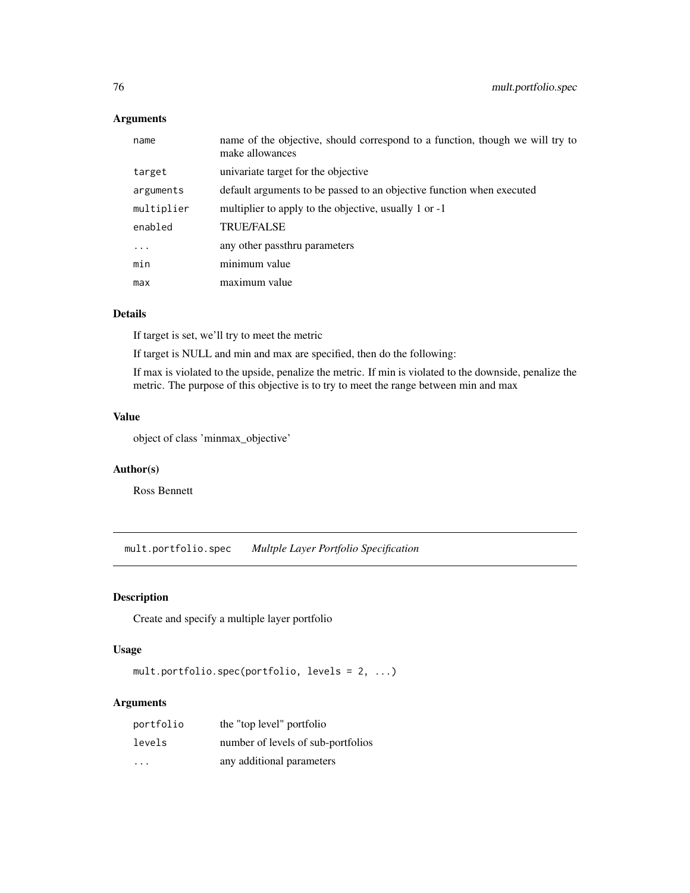### Arguments

| | |
|---|---|
| `name` | name of the objective, should correspond to a function, though we will try to make allowances |
| `target` | univariate target for the objective |
| `arguments` | default arguments to be passed to an objective function when executed |
| `multiplier` | multiplier to apply to the objective, usually 1 or -1 |
| `enabled` | TRUE/FALSE |
| `...` | any other passthru parameters |
| `min` | minimum value |
| `max` | maximum value |

### Details

If target is set, we'll try to meet the metric

If target is NULL and min and max are specified, then do the following:

If max is violated to the upside, penalize the metric. If min is violated to the downside, penalize the metric. The purpose of this objective is to try to meet the range between min and max

### Value

object of class 'minmax_objective'

### Author(s)

Ross Bennett

---

## mult.portfolio.spec *Multple Layer Portfolio Specification*

### Description

Create and specify a multiple layer portfolio

### Usage

```
mult.portfolio.spec(portfolio, levels = 2, ...)
```

### Arguments

| | |
|---|---|
| `portfolio` | the "top level" portfolio |
| `levels` | number of levels of sub-portfolios |
| `...` | any additional parameters |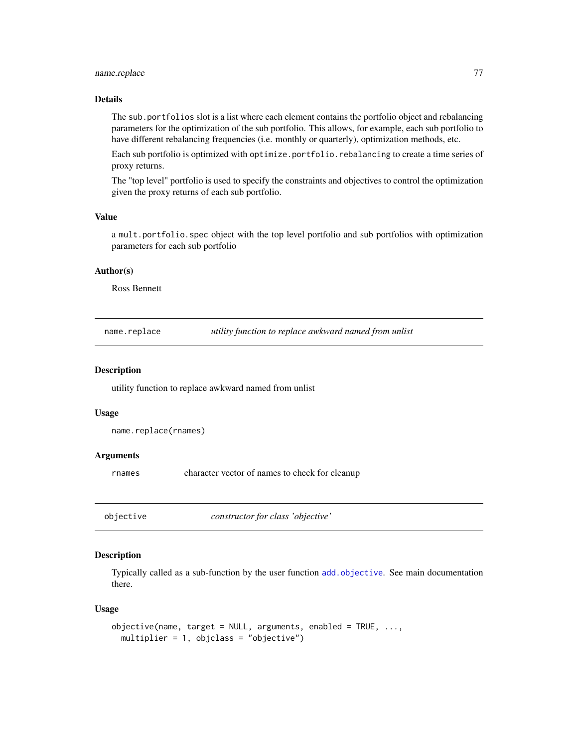### Details

The `sub.portfolios` slot is a list where each element contains the portfolio object and rebalancing parameters for the optimization of the sub portfolio. This allows, for example, each sub portfolio to have different rebalancing frequencies (i.e. monthly or quarterly), optimization methods, etc.

Each sub portfolio is optimized with `optimize.portfolio.rebalancing` to create a time series of proxy returns.

The "top level" portfolio is used to specify the constraints and objectives to control the optimization given the proxy returns of each sub portfolio.

### Value

a `mult.portfolio.spec` object with the top level portfolio and sub portfolios with optimization parameters for each sub portfolio

### Author(s)

Ross Bennett

---

## name.replace — *utility function to replace awkward named from unlist*

### Description

utility function to replace awkward named from unlist

### Usage

```
name.replace(rnames)
```

### Arguments

| | |
|---|---|
| `rnames` | character vector of names to check for cleanup |

---

## objective — *constructor for class 'objective'*

### Description

Typically called as a sub-function by the user function `add.objective`. See main documentation there.

### Usage

```
objective(name, target = NULL, arguments, enabled = TRUE, ...,
  multiplier = 1, objclass = "objective")
```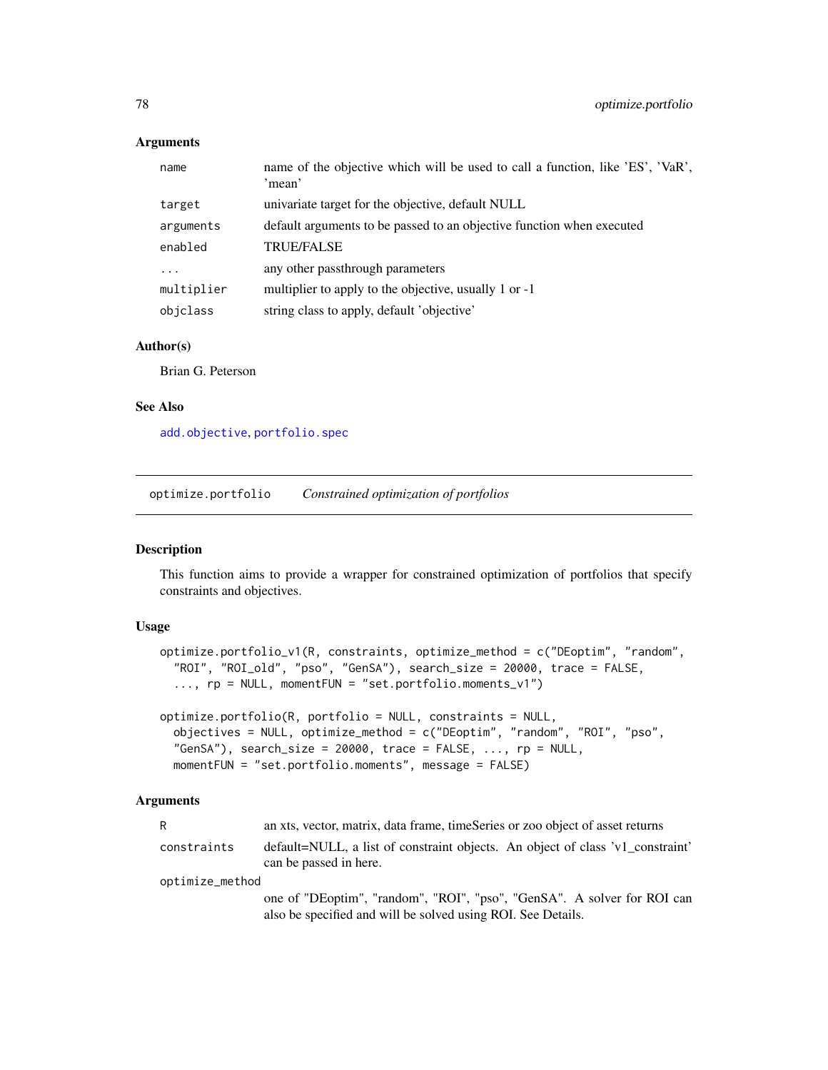### Arguments

| | |
|---|---|
| name | name of the objective which will be used to call a function, like 'ES', 'VaR', 'mean' |
| target | univariate target for the objective, default NULL |
| arguments | default arguments to be passed to an objective function when executed |
| enabled | TRUE/FALSE |
| ... | any other passthrough parameters |
| multiplier | multiplier to apply to the objective, usually 1 or -1 |
| objclass | string class to apply, default 'objective' |

### Author(s)

Brian G. Peterson

### See Also

add.objective, portfolio.spec

---

## optimize.portfolio *Constrained optimization of portfolios*

---

### Description

This function aims to provide a wrapper for constrained optimization of portfolios that specify constraints and objectives.

### Usage

```
optimize.portfolio_v1(R, constraints, optimize_method = c("DEoptim", "random",
  "ROI", "ROI_old", "pso", "GenSA"), search_size = 20000, trace = FALSE,
  ..., rp = NULL, momentFUN = "set.portfolio.moments_v1")

optimize.portfolio(R, portfolio = NULL, constraints = NULL,
  objectives = NULL, optimize_method = c("DEoptim", "random", "ROI", "pso",
  "GenSA"), search_size = 20000, trace = FALSE, ..., rp = NULL,
  momentFUN = "set.portfolio.moments", message = FALSE)
```

### Arguments

| | |
|---|---|
| R | an xts, vector, matrix, data frame, timeSeries or zoo object of asset returns |
| constraints | default=NULL, a list of constraint objects. An object of class 'v1_constraint' can be passed in here. |
| optimize_method | one of "DEoptim", "random", "ROI", "pso", "GenSA". A solver for ROI can also be specified and will be solved using ROI. See Details. |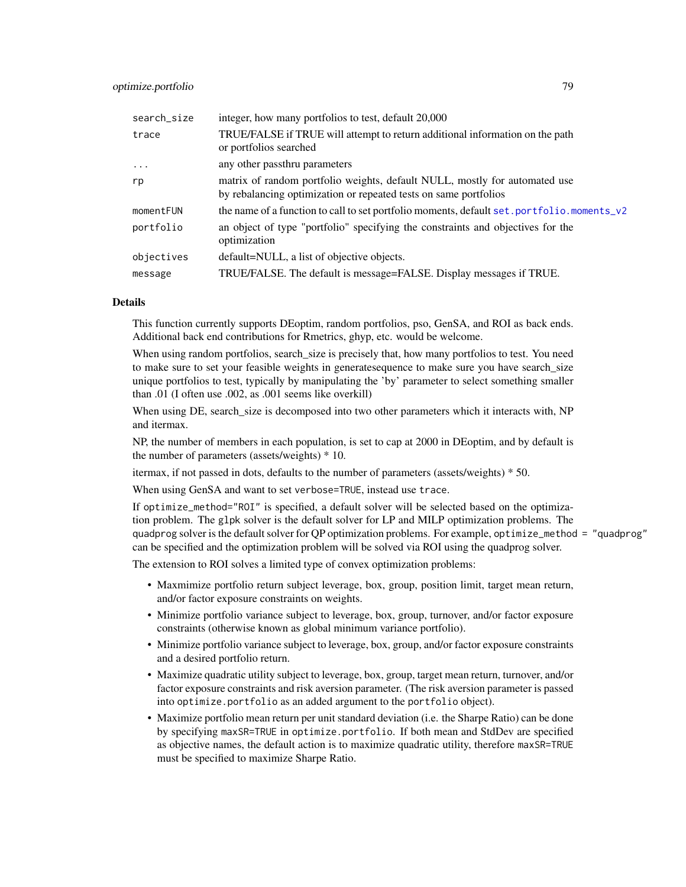| | |
|---|---|
| search_size | integer, how many portfolios to test, default 20,000 |
| trace | TRUE/FALSE if TRUE will attempt to return additional information on the path or portfolios searched |
| ... | any other passthru parameters |
| rp | matrix of random portfolio weights, default NULL, mostly for automated use by rebalancing optimization or repeated tests on same portfolios |
| momentFUN | the name of a function to call to set portfolio moments, default set.portfolio.moments_v2 |
| portfolio | an object of type "portfolio" specifying the constraints and objectives for the optimization |
| objectives | default=NULL, a list of objective objects. |
| message | TRUE/FALSE. The default is message=FALSE. Display messages if TRUE. |

## Details

This function currently supports DEoptim, random portfolios, pso, GenSA, and ROI as back ends. Additional back end contributions for Rmetrics, ghyp, etc. would be welcome.

When using random portfolios, search_size is precisely that, how many portfolios to test. You need to make sure to set your feasible weights in generatesequence to make sure you have search_size unique portfolios to test, typically by manipulating the 'by' parameter to select something smaller than .01 (I often use .002, as .001 seems like overkill)

When using DE, search_size is decomposed into two other parameters which it interacts with, NP and itermax.

NP, the number of members in each population, is set to cap at 2000 in DEoptim, and by default is the number of parameters (assets/weights) * 10.

itermax, if not passed in dots, defaults to the number of parameters (assets/weights) * 50.

When using GenSA and want to set `verbose=TRUE`, instead use `trace`.

If `optimize_method="ROI"` is specified, a default solver will be selected based on the optimization problem. The `glpk` solver is the default solver for LP and MILP optimization problems. The `quadprog` solver is the default solver for QP optimization problems. For example, `optimize_method = "quadprog"` can be specified and the optimization problem will be solved via ROI using the quadprog solver.

The extension to ROI solves a limited type of convex optimization problems:

- Maxmimize portfolio return subject leverage, box, group, position limit, target mean return, and/or factor exposure constraints on weights.
- Minimize portfolio variance subject to leverage, box, group, turnover, and/or factor exposure constraints (otherwise known as global minimum variance portfolio).
- Minimize portfolio variance subject to leverage, box, group, and/or factor exposure constraints and a desired portfolio return.
- Maximize quadratic utility subject to leverage, box, group, target mean return, turnover, and/or factor exposure constraints and risk aversion parameter. (The risk aversion parameter is passed into `optimize.portfolio` as an added argument to the `portfolio` object).
- Maximize portfolio mean return per unit standard deviation (i.e. the Sharpe Ratio) can be done by specifying `maxSR=TRUE` in `optimize.portfolio`. If both mean and StdDev are specified as objective names, the default action is to maximize quadratic utility, therefore `maxSR=TRUE` must be specified to maximize Sharpe Ratio.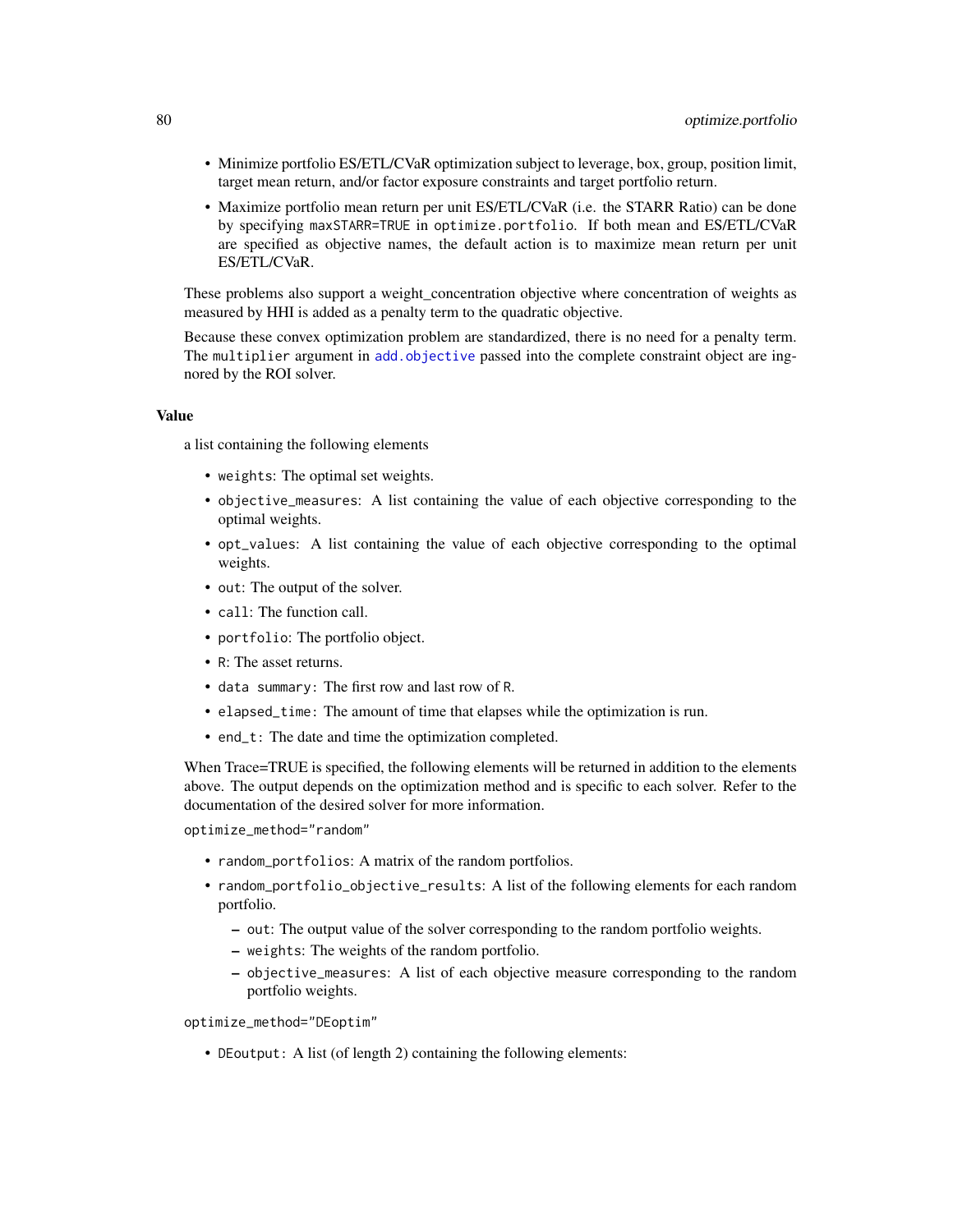- Minimize portfolio ES/ETL/CVaR optimization subject to leverage, box, group, position limit, target mean return, and/or factor exposure constraints and target portfolio return.
- Maximize portfolio mean return per unit ES/ETL/CVaR (i.e. the STARR Ratio) can be done by specifying `maxSTARR=TRUE` in `optimize.portfolio`. If both mean and ES/ETL/CVaR are specified as objective names, the default action is to maximize mean return per unit ES/ETL/CVaR.

These problems also support a weight_concentration objective where concentration of weights as measured by HHI is added as a penalty term to the quadratic objective.

Because these convex optimization problem are standardized, there is no need for a penalty term. The `multiplier` argument in `add.objective` passed into the complete constraint object are ingnored by the ROI solver.

### Value

a list containing the following elements

- `weights`: The optimal set weights.
- `objective_measures`: A list containing the value of each objective corresponding to the optimal weights.
- `opt_values`: A list containing the value of each objective corresponding to the optimal weights.
- `out`: The output of the solver.
- `call`: The function call.
- `portfolio`: The portfolio object.
- `R`: The asset returns.
- `data summary`: The first row and last row of `R`.
- `elapsed_time`: The amount of time that elapses while the optimization is run.
- `end_t`: The date and time the optimization completed.

When Trace=TRUE is specified, the following elements will be returned in addition to the elements above. The output depends on the optimization method and is specific to each solver. Refer to the documentation of the desired solver for more information.

`optimize_method="random"`

- `random_portfolios`: A matrix of the random portfolios.
- `random_portfolio_objective_results`: A list of the following elements for each random portfolio.
  - `out`: The output value of the solver corresponding to the random portfolio weights.
  - `weights`: The weights of the random portfolio.
  - `objective_measures`: A list of each objective measure corresponding to the random portfolio weights.

`optimize_method="DEoptim"`

- `DEoutput`: A list (of length 2) containing the following elements: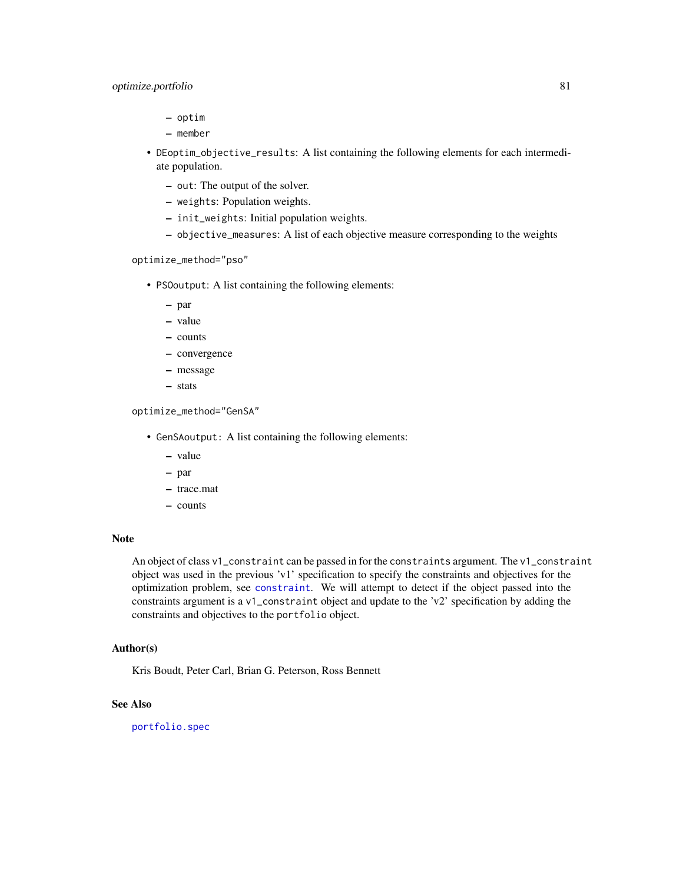- `optim`
  - `member`
- `DEoptim_objective_results`: A list containing the following elements for each intermediate population.
  - `out`: The output of the solver.
  - `weights`: Population weights.
  - `init_weights`: Initial population weights.
  - `objective_measures`: A list of each objective measure corresponding to the weights

`optimize_method="pso"`

- `PSOoutput`: A list containing the following elements:
  - par
  - value
  - counts
  - convergence
  - message
  - stats

`optimize_method="GenSA"`

- `GenSAoutput`: A list containing the following elements:
  - value
  - par
  - trace.mat
  - counts

## Note

An object of class `v1_constraint` can be passed in for the `constraints` argument. The `v1_constraint` object was used in the previous 'v1' specification to specify the constraints and objectives for the optimization problem, see `constraint`. We will attempt to detect if the object passed into the constraints argument is a `v1_constraint` object and update to the 'v2' specification by adding the constraints and objectives to the `portfolio` object.

## Author(s)

Kris Boudt, Peter Carl, Brian G. Peterson, Ross Bennett

## See Also

`portfolio.spec`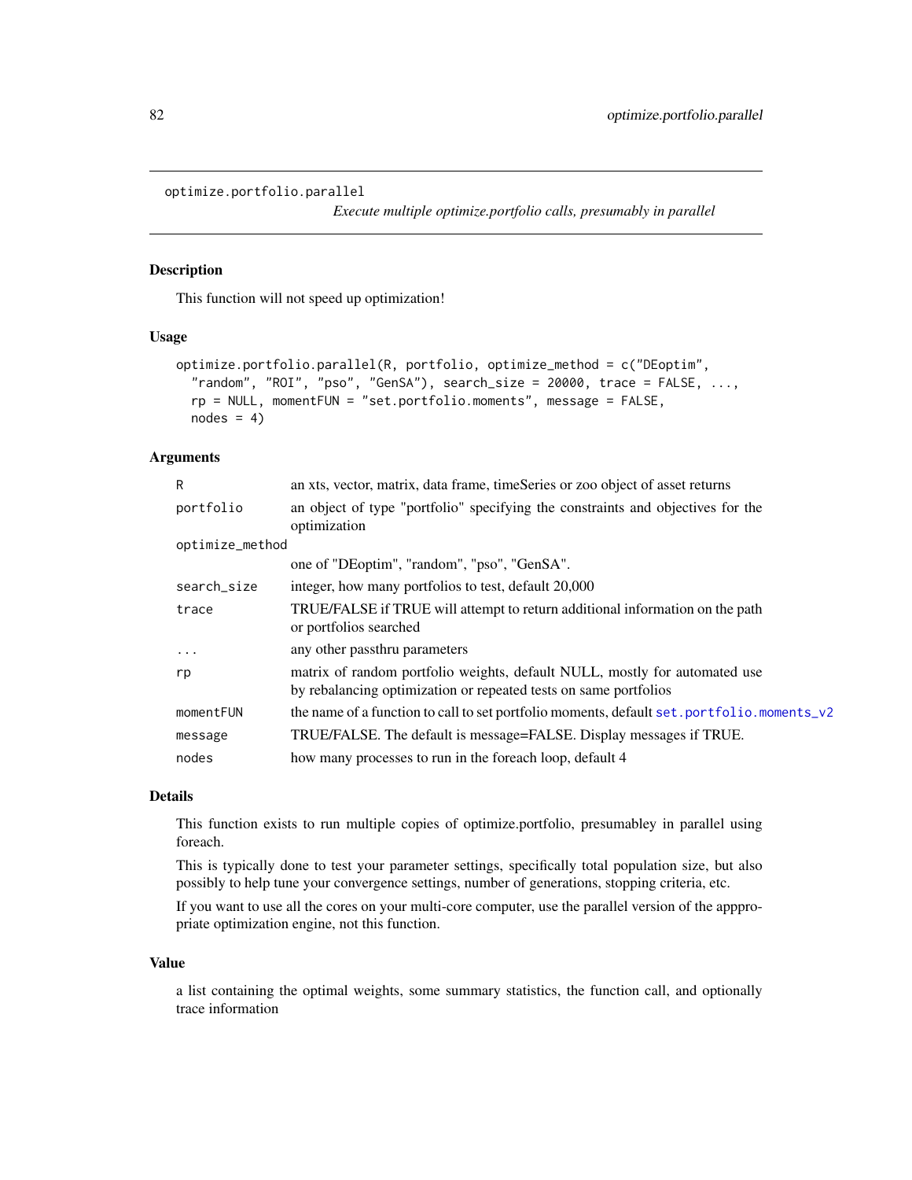`optimize.portfolio.parallel`

*Execute multiple optimize.portfolio calls, presumably in parallel*

## Description

This function will not speed up optimization!

## Usage

```
optimize.portfolio.parallel(R, portfolio, optimize_method = c("DEoptim",
  "random", "ROI", "pso", "GenSA"), search_size = 20000, trace = FALSE, ...,
  rp = NULL, momentFUN = "set.portfolio.moments", message = FALSE,
  nodes = 4)
```

## Arguments

| | |
|---|---|
| `R` | an xts, vector, matrix, data frame, timeSeries or zoo object of asset returns |
| `portfolio` | an object of type "portfolio" specifying the constraints and objectives for the optimization |
| `optimize_method` | one of "DEoptim", "random", "pso", "GenSA". |
| `search_size` | integer, how many portfolios to test, default 20,000 |
| `trace` | TRUE/FALSE if TRUE will attempt to return additional information on the path or portfolios searched |
| `...` | any other passthru parameters |
| `rp` | matrix of random portfolio weights, default NULL, mostly for automated use by rebalancing optimization or repeated tests on same portfolios |
| `momentFUN` | the name of a function to call to set portfolio moments, default `set.portfolio.moments_v2` |
| `message` | TRUE/FALSE. The default is message=FALSE. Display messages if TRUE. |
| `nodes` | how many processes to run in the foreach loop, default 4 |

## Details

This function exists to run multiple copies of optimize.portfolio, presumabley in parallel using foreach.

This is typically done to test your parameter settings, specifically total population size, but also possibly to help tune your convergence settings, number of generations, stopping criteria, etc.

If you want to use all the cores on your multi-core computer, use the parallel version of the apppropriate optimization engine, not this function.

## Value

a list containing the optimal weights, some summary statistics, the function call, and optionally trace information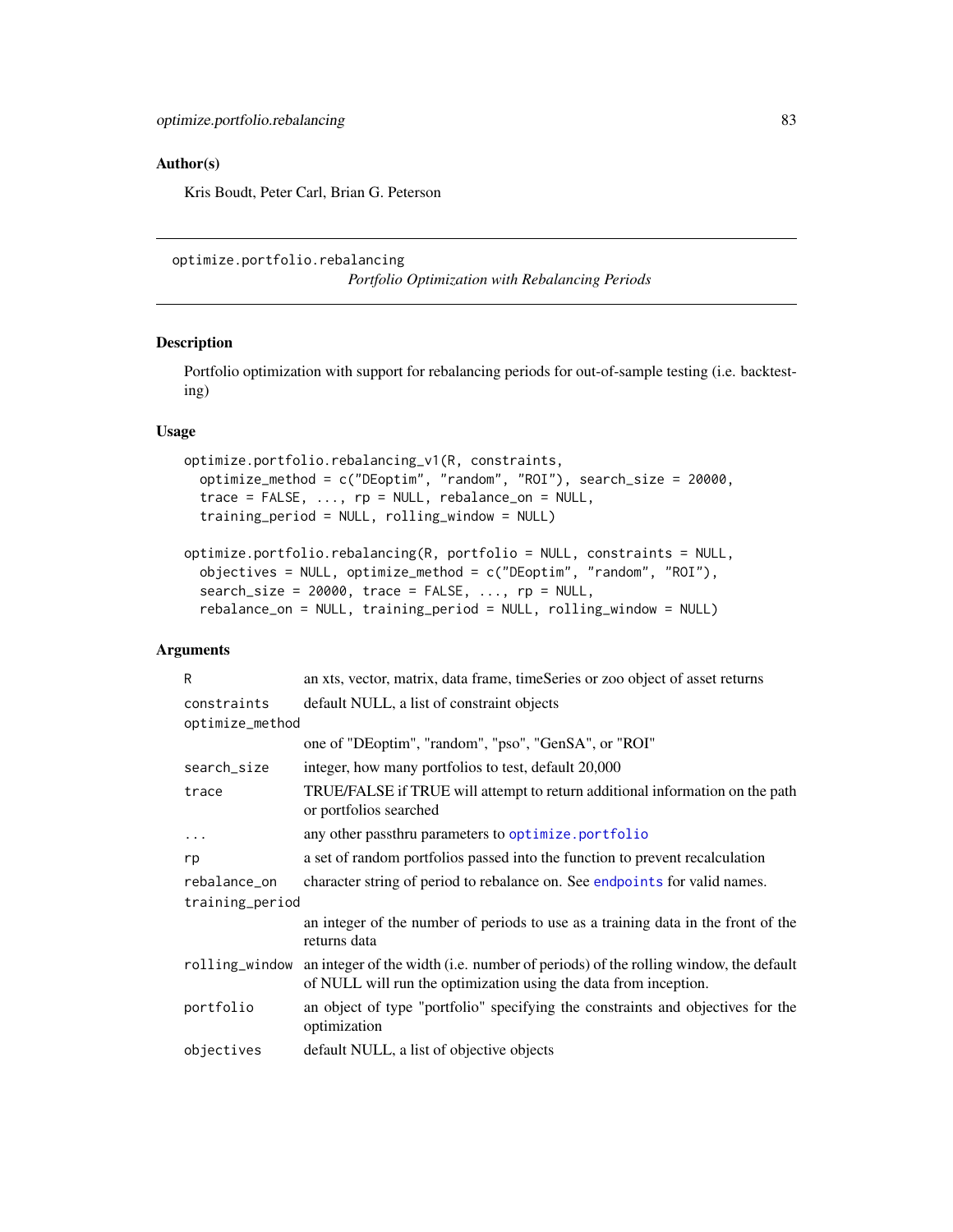## Author(s)

Kris Boudt, Peter Carl, Brian G. Peterson

---

## optimize.portfolio.rebalancing

*Portfolio Optimization with Rebalancing Periods*

---

### Description

Portfolio optimization with support for rebalancing periods for out-of-sample testing (i.e. backtesting)

### Usage

```
optimize.portfolio.rebalancing_v1(R, constraints,
  optimize_method = c("DEoptim", "random", "ROI"), search_size = 20000,
  trace = FALSE, ..., rp = NULL, rebalance_on = NULL,
  training_period = NULL, rolling_window = NULL)

optimize.portfolio.rebalancing(R, portfolio = NULL, constraints = NULL,
  objectives = NULL, optimize_method = c("DEoptim", "random", "ROI"),
  search_size = 20000, trace = FALSE, ..., rp = NULL,
  rebalance_on = NULL, training_period = NULL, rolling_window = NULL)
```

### Arguments

| | |
|---|---|
| `R` | an xts, vector, matrix, data frame, timeSeries or zoo object of asset returns |
| `constraints` | default NULL, a list of constraint objects |
| `optimize_method` | one of "DEoptim", "random", "pso", "GenSA", or "ROI" |
| `search_size` | integer, how many portfolios to test, default 20,000 |
| `trace` | TRUE/FALSE if TRUE will attempt to return additional information on the path or portfolios searched |
| `...` | any other passthru parameters to `optimize.portfolio` |
| `rp` | a set of random portfolios passed into the function to prevent recalculation |
| `rebalance_on` | character string of period to rebalance on. See `endpoints` for valid names. |
| `training_period` | an integer of the number of periods to use as a training data in the front of the returns data |
| `rolling_window` | an integer of the width (i.e. number of periods) of the rolling window, the default of NULL will run the optimization using the data from inception. |
| `portfolio` | an object of type "portfolio" specifying the constraints and objectives for the optimization |
| `objectives` | default NULL, a list of objective objects |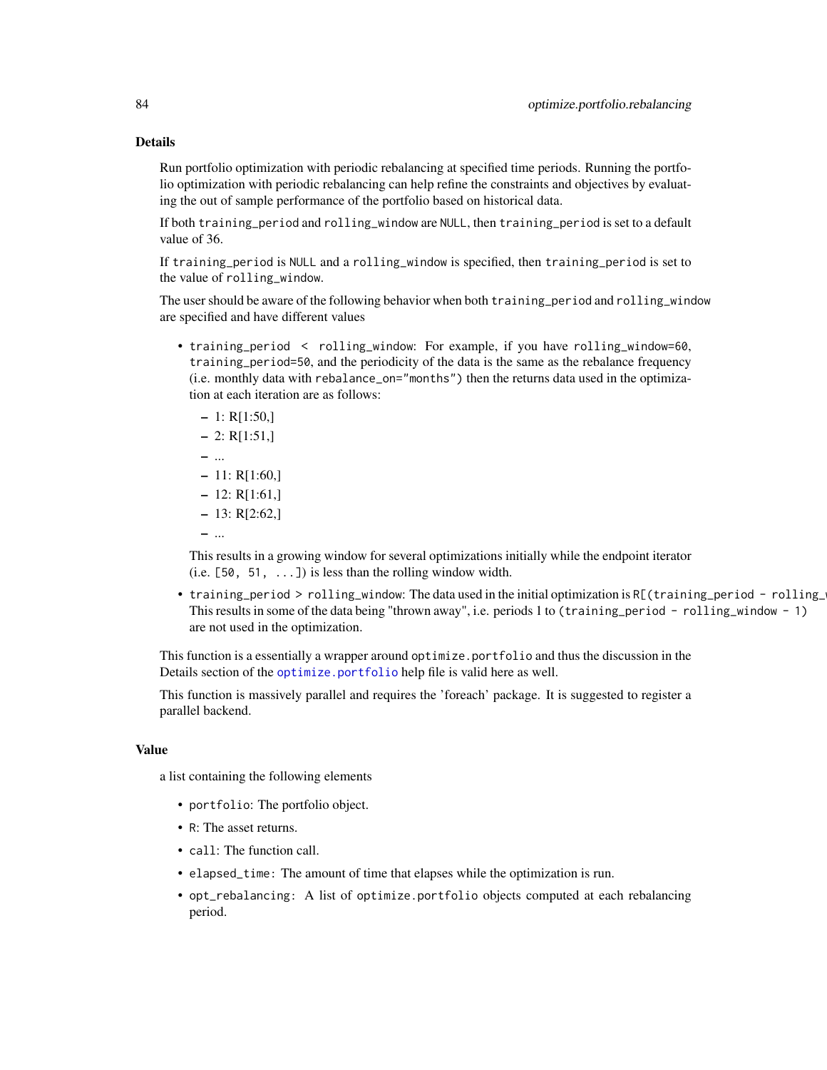## Details

Run portfolio optimization with periodic rebalancing at specified time periods. Running the portfolio optimization with periodic rebalancing can help refine the constraints and objectives by evaluating the out of sample performance of the portfolio based on historical data.

If both `training_period` and `rolling_window` are `NULL`, then `training_period` is set to a default value of 36.

If `training_period` is `NULL` and a `rolling_window` is specified, then `training_period` is set to the value of `rolling_window`.

The user should be aware of the following behavior when both `training_period` and `rolling_window` are specified and have different values

- `training_period < rolling_window`: For example, if you have `rolling_window=60`, `training_period=50`, and the periodicity of the data is the same as the rebalance frequency (i.e. monthly data with `rebalance_on="months"`) then the returns data used in the optimization at each iteration are as follows:
  - 1: R[1:50,]
  - 2: R[1:51,]
  - ...
  - 11: R[1:60,]
  - 12: R[1:61,]
  - 13: R[2:62,]
  - ...

  This results in a growing window for several optimizations initially while the endpoint iterator (i.e. `[50, 51, ...]`) is less than the rolling window width.
- `training_period > rolling_window`: The data used in the initial optimization is `R[(training_period - rolling_`
  This results in some of the data being "thrown away", i.e. periods 1 to `(training_period - rolling_window - 1)` are not used in the optimization.

This function is a essentially a wrapper around `optimize.portfolio` and thus the discussion in the Details section of the `optimize.portfolio` help file is valid here as well.

This function is massively parallel and requires the 'foreach' package. It is suggested to register a parallel backend.

## Value

a list containing the following elements

- `portfolio`: The portfolio object.
- `R`: The asset returns.
- `call`: The function call.
- `elapsed_time:` The amount of time that elapses while the optimization is run.
- `opt_rebalancing:` A list of `optimize.portfolio` objects computed at each rebalancing period.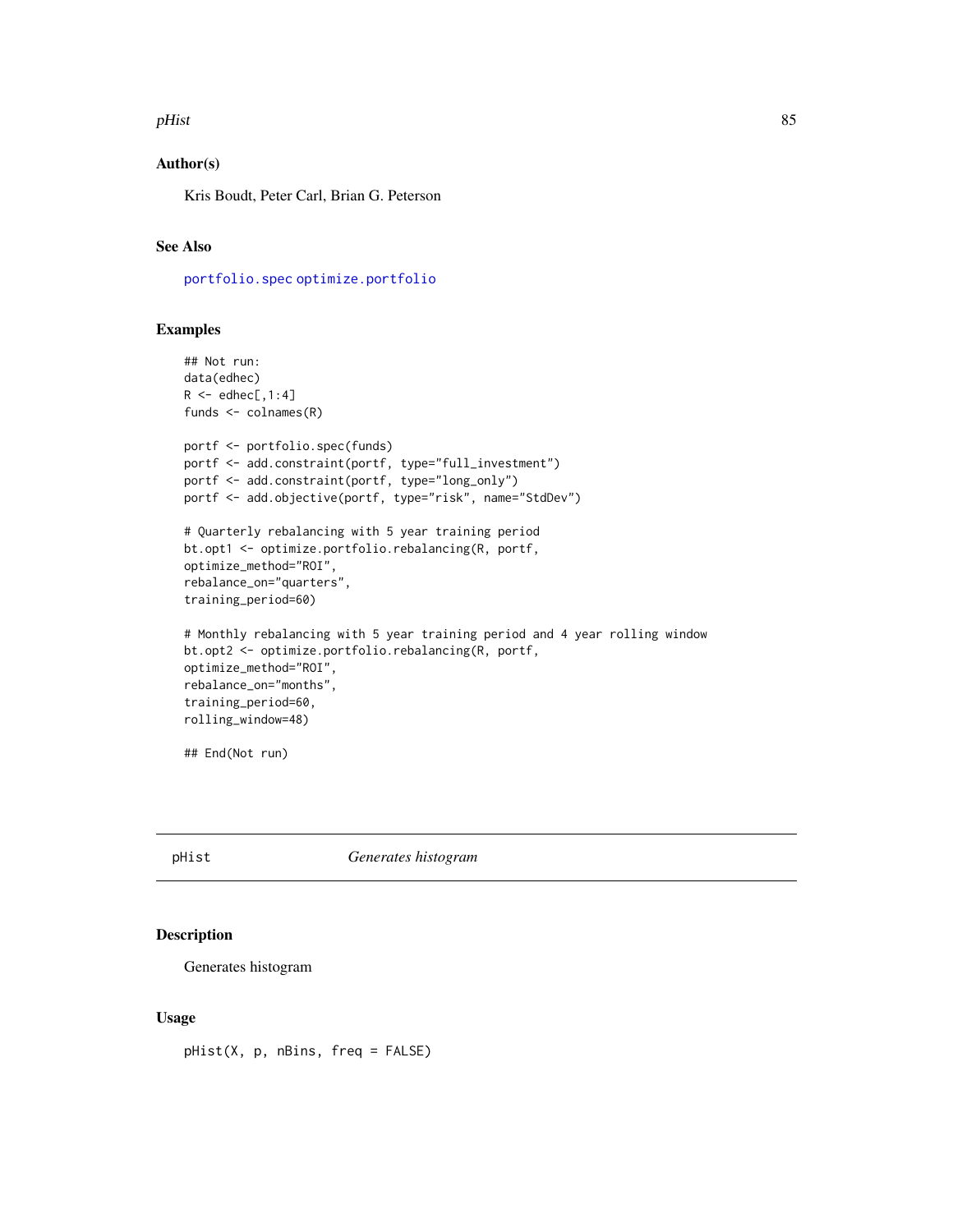### Author(s)

Kris Boudt, Peter Carl, Brian G. Peterson

### See Also

portfolio.spec optimize.portfolio

### Examples

```
## Not run:
data(edhec)
R <- edhec[,1:4]
funds <- colnames(R)

portf <- portfolio.spec(funds)
portf <- add.constraint(portf, type="full_investment")
portf <- add.constraint(portf, type="long_only")
portf <- add.objective(portf, type="risk", name="StdDev")

# Quarterly rebalancing with 5 year training period
bt.opt1 <- optimize.portfolio.rebalancing(R, portf,
optimize_method="ROI",
rebalance_on="quarters",
training_period=60)

# Monthly rebalancing with 5 year training period and 4 year rolling window
bt.opt2 <- optimize.portfolio.rebalancing(R, portf,
optimize_method="ROI",
rebalance_on="months",
training_period=60,
rolling_window=48)

## End(Not run)
```

---

## pHist — *Generates histogram*

---

### Description

Generates histogram

### Usage

```
pHist(X, p, nBins, freq = FALSE)
```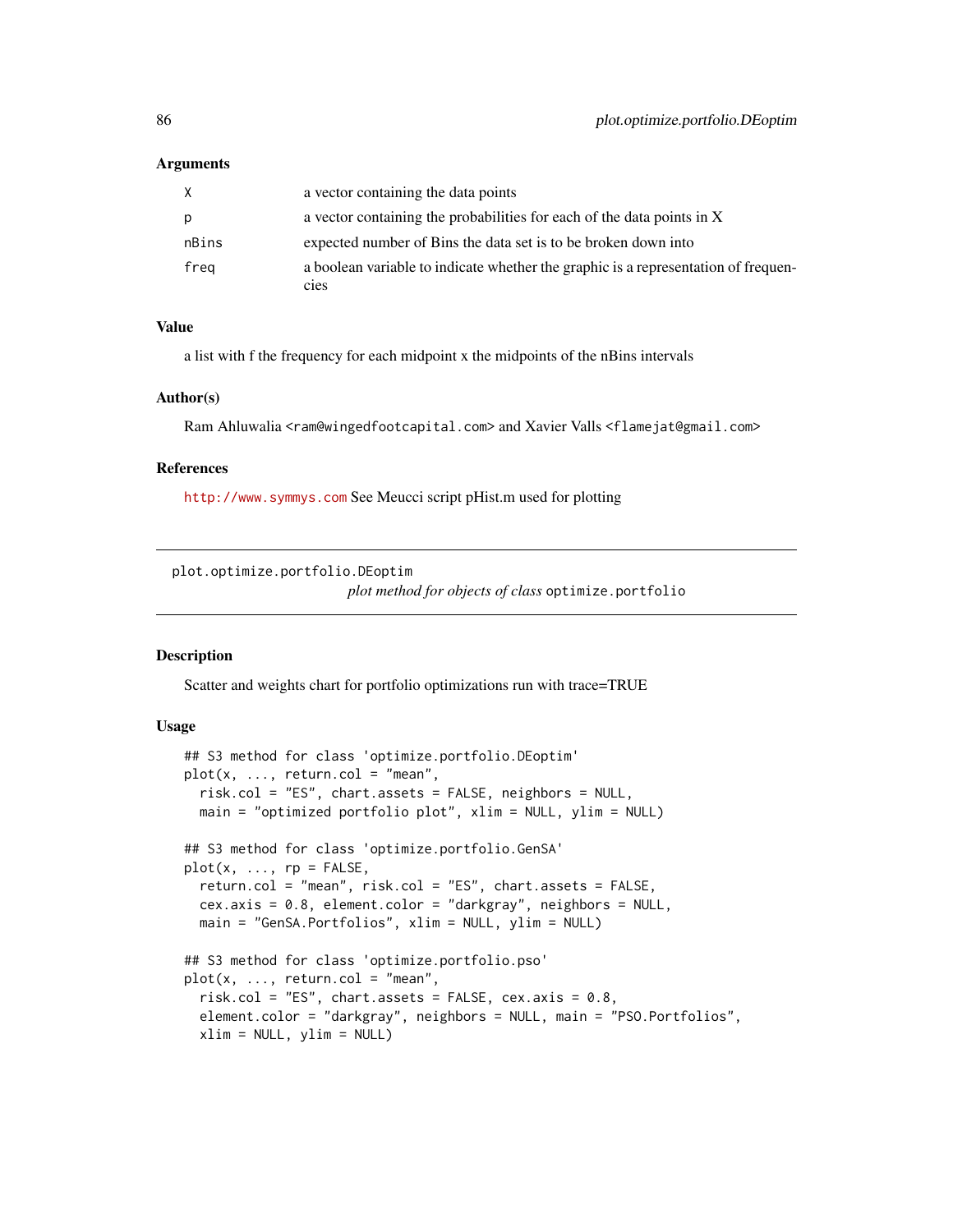### Arguments

| | |
|---|---|
| X | a vector containing the data points |
| p | a vector containing the probabilities for each of the data points in X |
| nBins | expected number of Bins the data set is to be broken down into |
| freq | a boolean variable to indicate whether the graphic is a representation of frequencies |

### Value

a list with f the frequency for each midpoint x the midpoints of the nBins intervals

### Author(s)

Ram Ahluwalia <ram@wingedfootcapital.com> and Xavier Valls <flamejat@gmail.com>

### References

http://www.symmys.com See Meucci script pHist.m used for plotting

---

## plot.optimize.portfolio.DEoptim

*plot method for objects of class* `optimize.portfolio`

---

### Description

Scatter and weights chart for portfolio optimizations run with trace=TRUE

### Usage

```
## S3 method for class 'optimize.portfolio.DEoptim'
plot(x, ..., return.col = "mean",
  risk.col = "ES", chart.assets = FALSE, neighbors = NULL,
  main = "optimized portfolio plot", xlim = NULL, ylim = NULL)

## S3 method for class 'optimize.portfolio.GenSA'
plot(x, ..., rp = FALSE,
  return.col = "mean", risk.col = "ES", chart.assets = FALSE,
  cex.axis = 0.8, element.color = "darkgray", neighbors = NULL,
  main = "GenSA.Portfolios", xlim = NULL, ylim = NULL)

## S3 method for class 'optimize.portfolio.pso'
plot(x, ..., return.col = "mean",
  risk.col = "ES", chart.assets = FALSE, cex.axis = 0.8,
  element.color = "darkgray", neighbors = NULL, main = "PSO.Portfolios",
  xlim = NULL, ylim = NULL)
```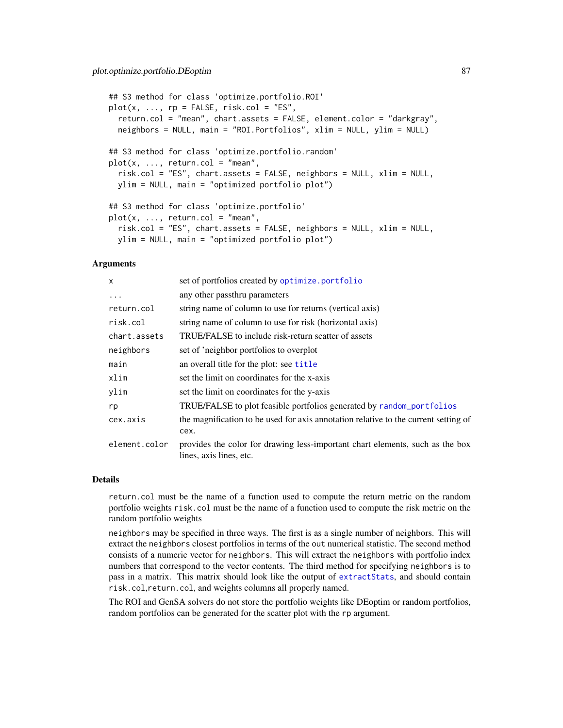```
## S3 method for class 'optimize.portfolio.ROI'
plot(x, ..., rp = FALSE, risk.col = "ES",
  return.col = "mean", chart.assets = FALSE, element.color = "darkgray",
  neighbors = NULL, main = "ROI.Portfolios", xlim = NULL, ylim = NULL)

## S3 method for class 'optimize.portfolio.random'
plot(x, ..., return.col = "mean",
  risk.col = "ES", chart.assets = FALSE, neighbors = NULL, xlim = NULL,
  ylim = NULL, main = "optimized portfolio plot")

## S3 method for class 'optimize.portfolio'
plot(x, ..., return.col = "mean",
  risk.col = "ES", chart.assets = FALSE, neighbors = NULL, xlim = NULL,
  ylim = NULL, main = "optimized portfolio plot")
```

### Arguments

| | |
|---|---|
| x | set of portfolios created by optimize.portfolio |
| ... | any other passthru parameters |
| return.col | string name of column to use for returns (vertical axis) |
| risk.col | string name of column to use for risk (horizontal axis) |
| chart.assets | TRUE/FALSE to include risk-return scatter of assets |
| neighbors | set of 'neighbor portfolios to overplot |
| main | an overall title for the plot: see title |
| xlim | set the limit on coordinates for the x-axis |
| ylim | set the limit on coordinates for the y-axis |
| rp | TRUE/FALSE to plot feasible portfolios generated by random_portfolios |
| cex.axis | the magnification to be used for axis annotation relative to the current setting of cex. |
| element.color | provides the color for drawing less-important chart elements, such as the box lines, axis lines, etc. |

### Details

`return.col` must be the name of a function used to compute the return metric on the random portfolio weights `risk.col` must be the name of a function used to compute the risk metric on the random portfolio weights

`neighbors` may be specified in three ways. The first is as a single number of neighbors. This will extract the `neighbors` closest portfolios in terms of the `out` numerical statistic. The second method consists of a numeric vector for `neighbors`. This will extract the `neighbors` with portfolio index numbers that correspond to the vector contents. The third method for specifying `neighbors` is to pass in a matrix. This matrix should look like the output of extractStats, and should contain `risk.col`,`return.col`, and weights columns all properly named.

The ROI and GenSA solvers do not store the portfolio weights like DEoptim or random portfolios, random portfolios can be generated for the scatter plot with the `rp` argument.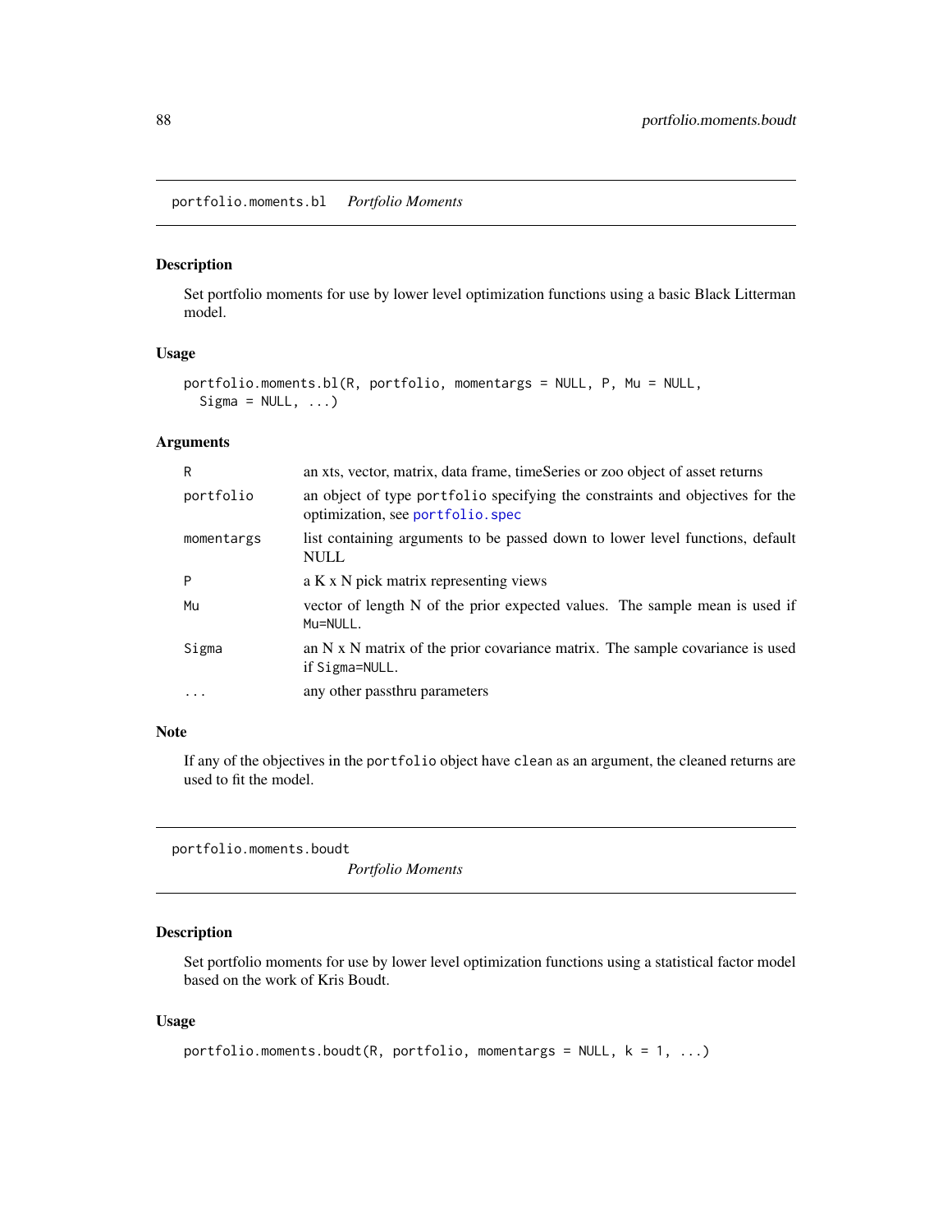## portfolio.moments.bl *Portfolio Moments*

### Description

Set portfolio moments for use by lower level optimization functions using a basic Black Litterman model.

### Usage

```
portfolio.moments.bl(R, portfolio, momentargs = NULL, P, Mu = NULL,
  Sigma = NULL, ...)
```

### Arguments

| | |
|---|---|
| R | an xts, vector, matrix, data frame, timeSeries or zoo object of asset returns |
| portfolio | an object of type portfolio specifying the constraints and objectives for the optimization, see portfolio.spec |
| momentargs | list containing arguments to be passed down to lower level functions, default NULL |
| P | a K x N pick matrix representing views |
| Mu | vector of length N of the prior expected values. The sample mean is used if Mu=NULL. |
| Sigma | an N x N matrix of the prior covariance matrix. The sample covariance is used if Sigma=NULL. |
| ... | any other passthru parameters |

### Note

If any of the objectives in the portfolio object have clean as an argument, the cleaned returns are used to fit the model.

## portfolio.moments.boudt *Portfolio Moments*

### Description

Set portfolio moments for use by lower level optimization functions using a statistical factor model based on the work of Kris Boudt.

### Usage

```
portfolio.moments.boudt(R, portfolio, momentargs = NULL, k = 1, ...)
```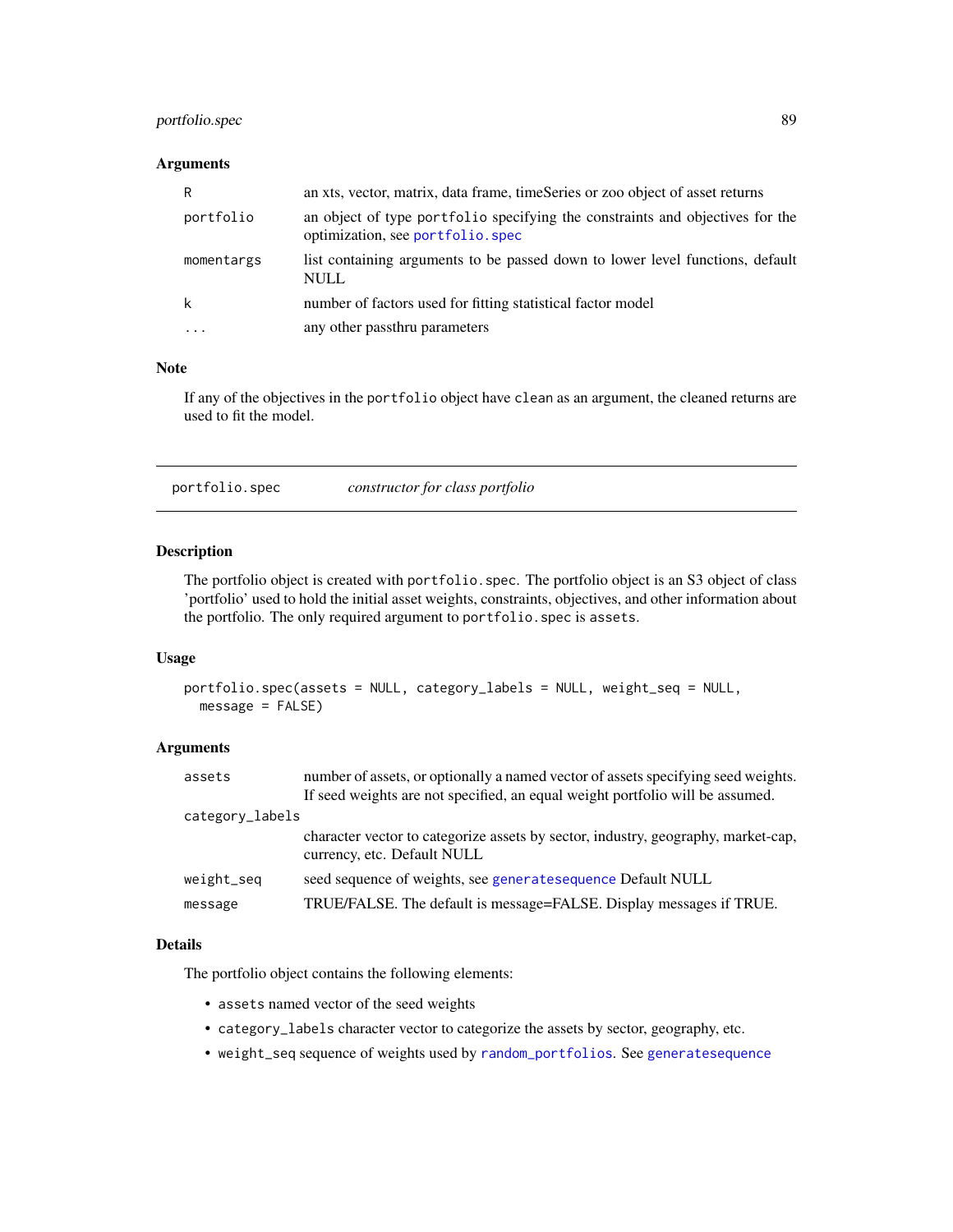### Arguments

| | |
|---|---|
| R | an xts, vector, matrix, data frame, timeSeries or zoo object of asset returns |
| portfolio | an object of type portfolio specifying the constraints and objectives for the optimization, see portfolio.spec |
| momentargs | list containing arguments to be passed down to lower level functions, default NULL |
| k | number of factors used for fitting statistical factor model |
| ... | any other passthru parameters |

### Note

If any of the objectives in the portfolio object have clean as an argument, the cleaned returns are used to fit the model.

---

## portfolio.spec *constructor for class portfolio*

---

### Description

The portfolio object is created with portfolio.spec. The portfolio object is an S3 object of class 'portfolio' used to hold the initial asset weights, constraints, objectives, and other information about the portfolio. The only required argument to portfolio.spec is assets.

### Usage

```
portfolio.spec(assets = NULL, category_labels = NULL, weight_seq = NULL,
  message = FALSE)
```

### Arguments

| | |
|---|---|
| assets | number of assets, or optionally a named vector of assets specifying seed weights. If seed weights are not specified, an equal weight portfolio will be assumed. |
| category_labels | character vector to categorize assets by sector, industry, geography, market-cap, currency, etc. Default NULL |
| weight_seq | seed sequence of weights, see generatesequence Default NULL |
| message | TRUE/FALSE. The default is message=FALSE. Display messages if TRUE. |

### Details

The portfolio object contains the following elements:

- assets named vector of the seed weights
- category_labels character vector to categorize the assets by sector, geography, etc.
- weight_seq sequence of weights used by random_portfolios. See generatesequence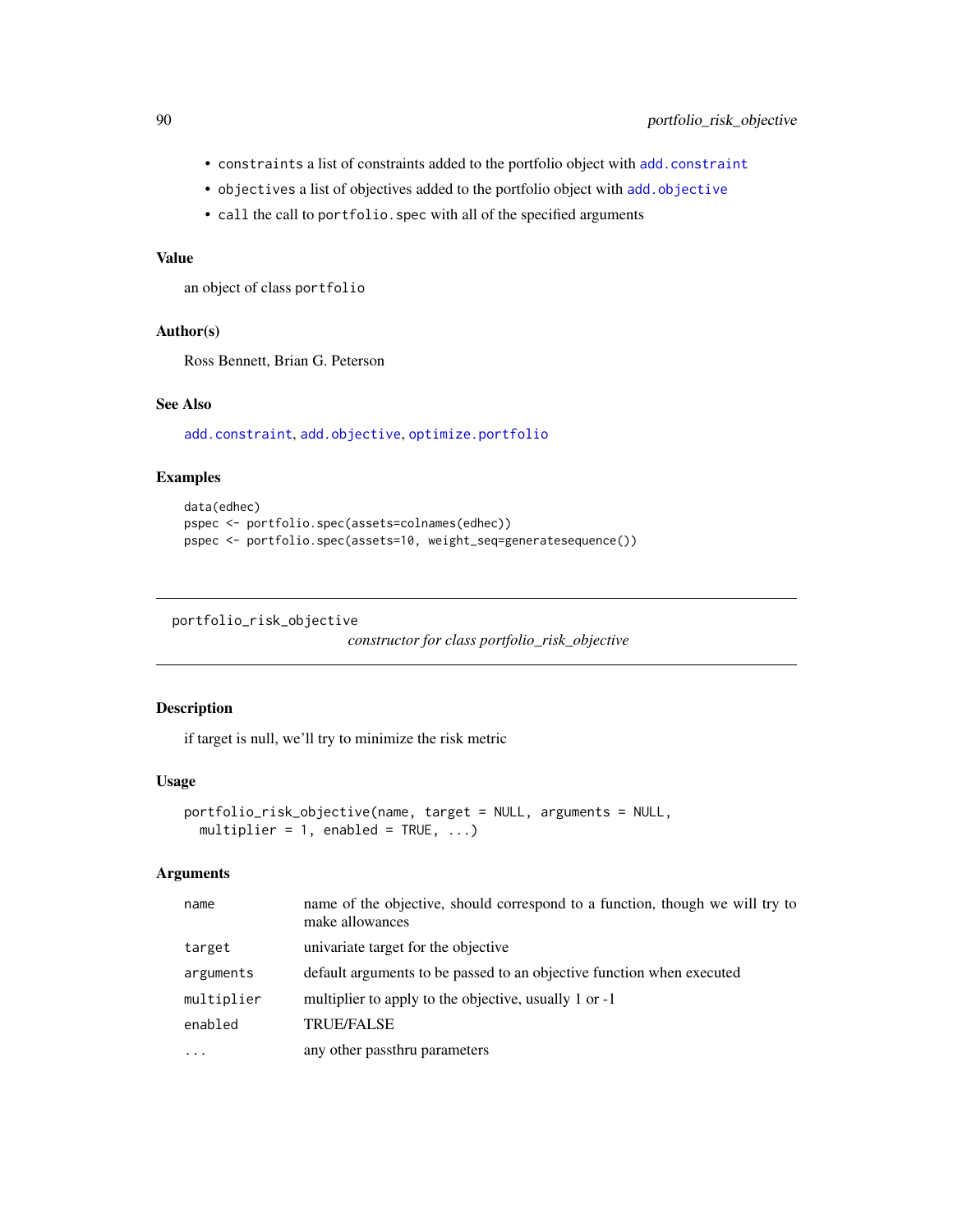- `constraints` a list of constraints added to the portfolio object with `add.constraint`
- `objectives` a list of objectives added to the portfolio object with `add.objective`
- `call` the call to `portfolio.spec` with all of the specified arguments

### Value

an object of class `portfolio`

### Author(s)

Ross Bennett, Brian G. Peterson

### See Also

`add.constraint`, `add.objective`, `optimize.portfolio`

### Examples

```
data(edhec)
pspec <- portfolio.spec(assets=colnames(edhec))
pspec <- portfolio.spec(assets=10, weight_seq=generatesequence())
```

---

## portfolio_risk_objective

*constructor for class portfolio_risk_objective*

---

### Description

if target is null, we'll try to minimize the risk metric

### Usage

```
portfolio_risk_objective(name, target = NULL, arguments = NULL,
  multiplier = 1, enabled = TRUE, ...)
```

### Arguments

| | |
|---|---|
| `name` | name of the objective, should correspond to a function, though we will try to make allowances |
| `target` | univariate target for the objective |
| `arguments` | default arguments to be passed to an objective function when executed |
| `multiplier` | multiplier to apply to the objective, usually 1 or -1 |
| `enabled` | TRUE/FALSE |
| `...` | any other passthru parameters |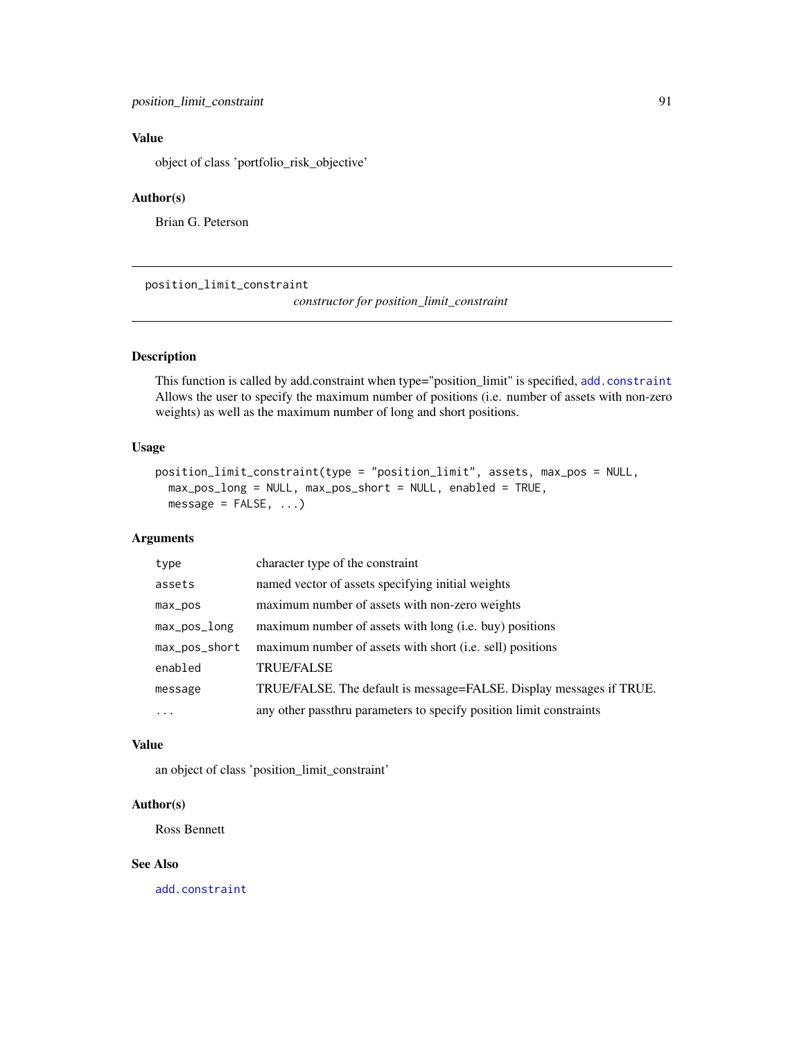## Value

object of class 'portfolio_risk_objective'

## Author(s)

Brian G. Peterson

---

# position_limit_constraint

*constructor for position_limit_constraint*

## Description

This function is called by add.constraint when type="position_limit" is specified, add.constraint Allows the user to specify the maximum number of positions (i.e. number of assets with non-zero weights) as well as the maximum number of long and short positions.

## Usage

```
position_limit_constraint(type = "position_limit", assets, max_pos = NULL,
  max_pos_long = NULL, max_pos_short = NULL, enabled = TRUE,
  message = FALSE, ...)
```

## Arguments

| | |
|---|---|
| type | character type of the constraint |
| assets | named vector of assets specifying initial weights |
| max_pos | maximum number of assets with non-zero weights |
| max_pos_long | maximum number of assets with long (i.e. buy) positions |
| max_pos_short | maximum number of assets with short (i.e. sell) positions |
| enabled | TRUE/FALSE |
| message | TRUE/FALSE. The default is message=FALSE. Display messages if TRUE. |
| ... | any other passthru parameters to specify position limit constraints |

## Value

an object of class 'position_limit_constraint'

## Author(s)

Ross Bennett

## See Also

add.constraint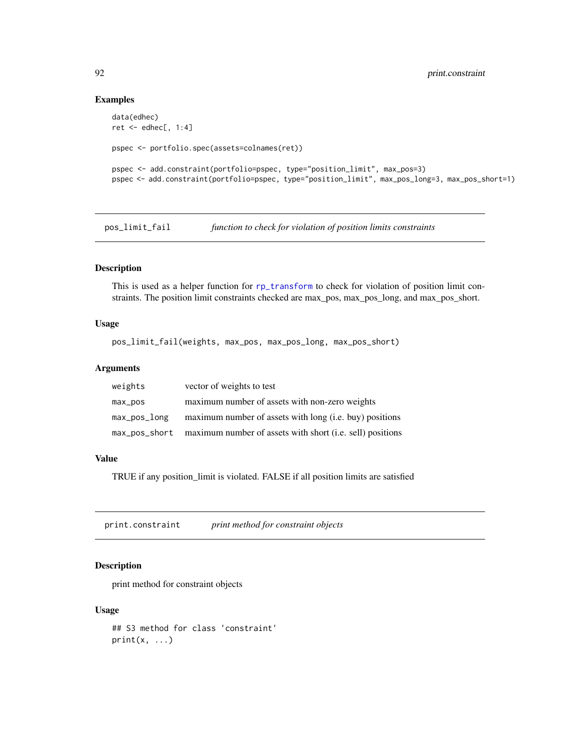### Examples

```
data(edhec)
ret <- edhec[, 1:4]

pspec <- portfolio.spec(assets=colnames(ret))

pspec <- add.constraint(portfolio=pspec, type="position_limit", max_pos=3)
pspec <- add.constraint(portfolio=pspec, type="position_limit", max_pos_long=3, max_pos_short=1)
```

---

## pos_limit_fail — *function to check for violation of position limits constraints*

### Description

This is used as a helper function for rp_transform to check for violation of position limit constraints. The position limit constraints checked are max_pos, max_pos_long, and max_pos_short.

### Usage

```
pos_limit_fail(weights, max_pos, max_pos_long, max_pos_short)
```

### Arguments

| | |
|---|---|
| weights | vector of weights to test |
| max_pos | maximum number of assets with non-zero weights |
| max_pos_long | maximum number of assets with long (i.e. buy) positions |
| max_pos_short | maximum number of assets with short (i.e. sell) positions |

### Value

TRUE if any position_limit is violated. FALSE if all position limits are satisfied

---

## print.constraint — *print method for constraint objects*

### Description

print method for constraint objects

### Usage

```
## S3 method for class 'constraint'
print(x, ...)
```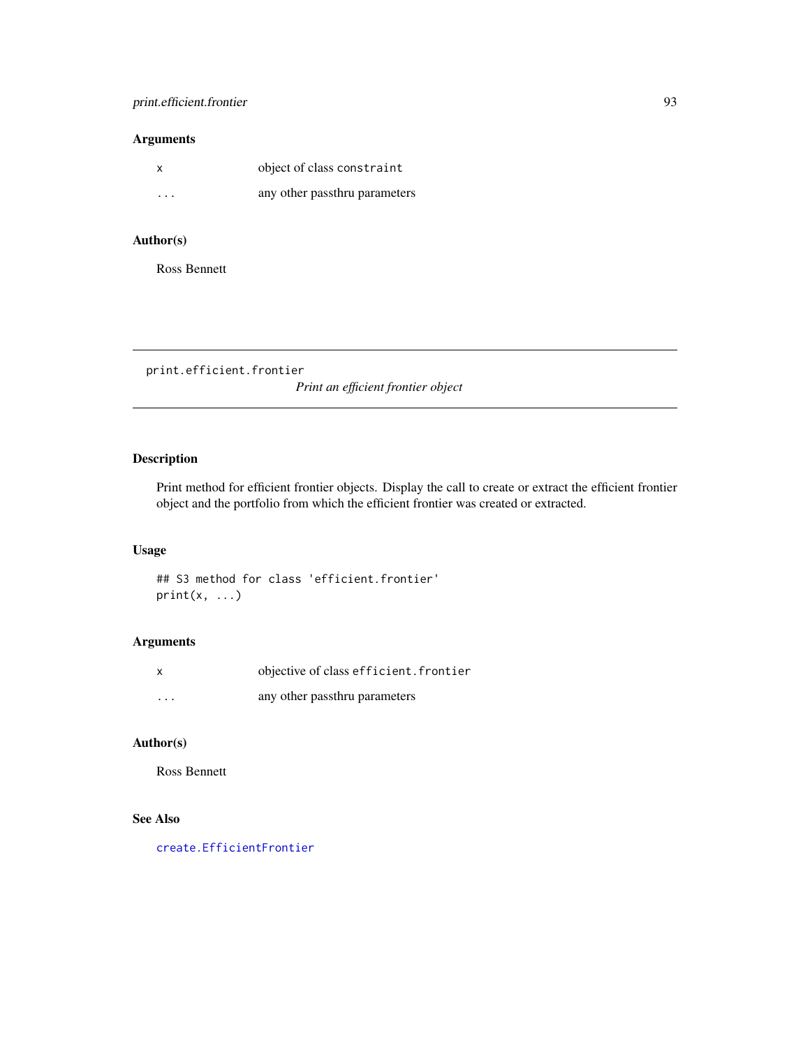## Arguments

| | |
|---|---|
| x | object of class `constraint` |
| ... | any other passthru parameters |

## Author(s)

Ross Bennett

---

# print.efficient.frontier

*Print an efficient frontier object*

---

## Description

Print method for efficient frontier objects. Display the call to create or extract the efficient frontier object and the portfolio from which the efficient frontier was created or extracted.

## Usage

```
## S3 method for class 'efficient.frontier'
print(x, ...)
```

## Arguments

| | |
|---|---|
| x | objective of class `efficient.frontier` |
| ... | any other passthru parameters |

## Author(s)

Ross Bennett

## See Also

`create.EfficientFrontier`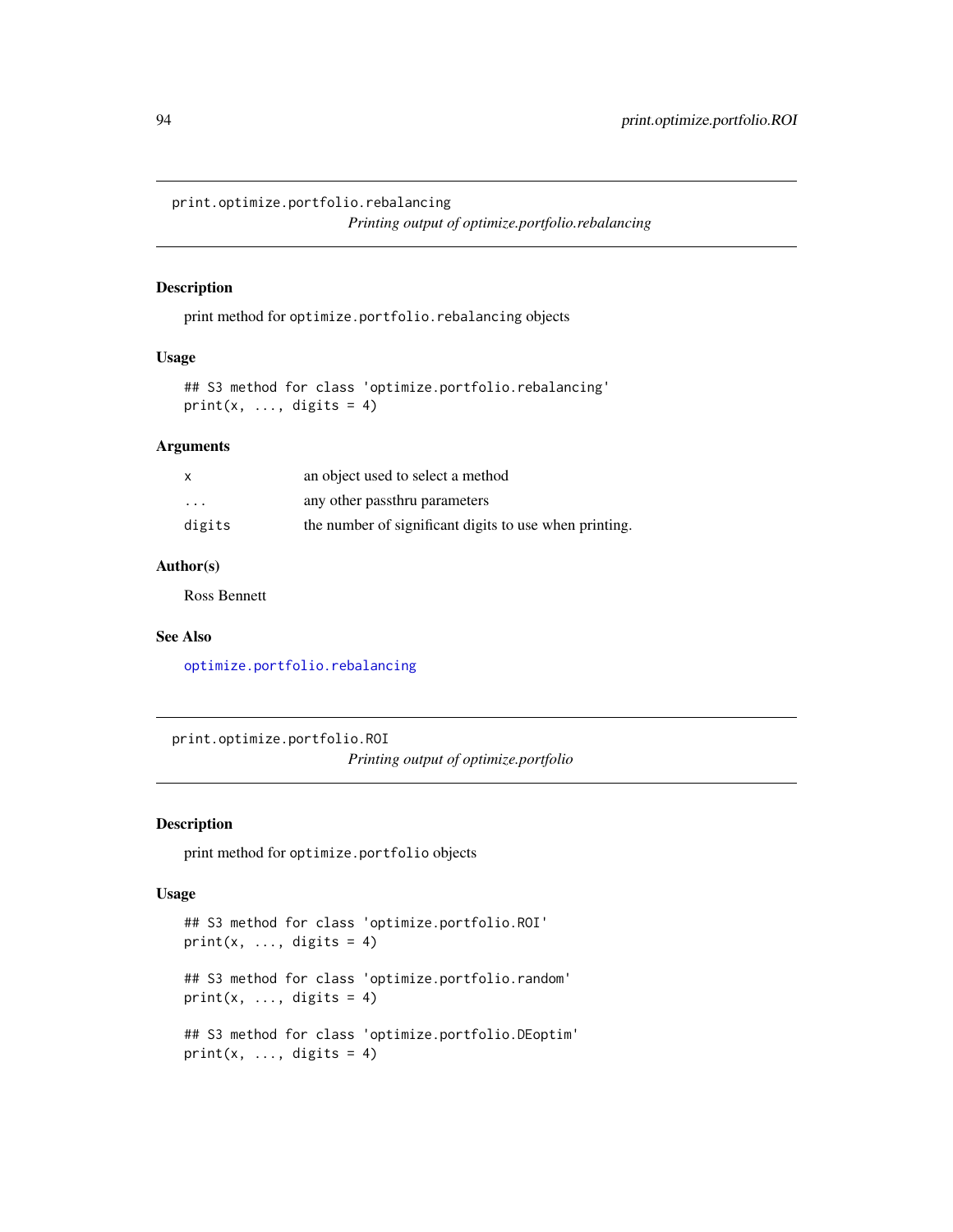## print.optimize.portfolio.rebalancing

*Printing output of optimize.portfolio.rebalancing*

### Description

print method for `optimize.portfolio.rebalancing` objects

### Usage

```
## S3 method for class 'optimize.portfolio.rebalancing'
print(x, ..., digits = 4)
```

### Arguments

| | |
|---|---|
| x | an object used to select a method |
| ... | any other passthru parameters |
| digits | the number of significant digits to use when printing. |

### Author(s)

Ross Bennett

### See Also

optimize.portfolio.rebalancing

## print.optimize.portfolio.ROI

*Printing output of optimize.portfolio*

### Description

print method for `optimize.portfolio` objects

### Usage

```
## S3 method for class 'optimize.portfolio.ROI'
print(x, ..., digits = 4)

## S3 method for class 'optimize.portfolio.random'
print(x, ..., digits = 4)

## S3 method for class 'optimize.portfolio.DEoptim'
print(x, ..., digits = 4)
```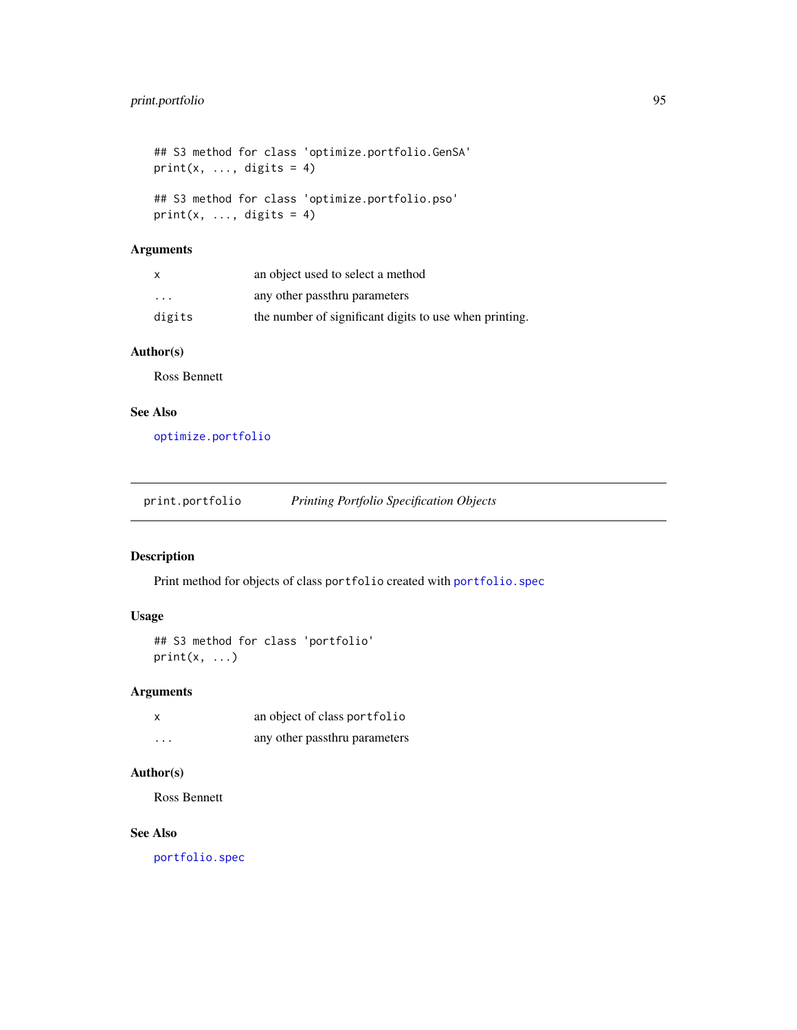```
## S3 method for class 'optimize.portfolio.GenSA'
print(x, ..., digits = 4)

## S3 method for class 'optimize.portfolio.pso'
print(x, ..., digits = 4)
```

### Arguments

| | |
|---|---|
| `x` | an object used to select a method |
| `...` | any other passthru parameters |
| `digits` | the number of significant digits to use when printing. |

### Author(s)

Ross Bennett

### See Also

`optimize.portfolio`

---

## print.portfolio — *Printing Portfolio Specification Objects*

### Description

Print method for objects of class `portfolio` created with `portfolio.spec`

### Usage

```
## S3 method for class 'portfolio'
print(x, ...)
```

### Arguments

| | |
|---|---|
| `x` | an object of class `portfolio` |
| `...` | any other passthru parameters |

### Author(s)

Ross Bennett

### See Also

`portfolio.spec`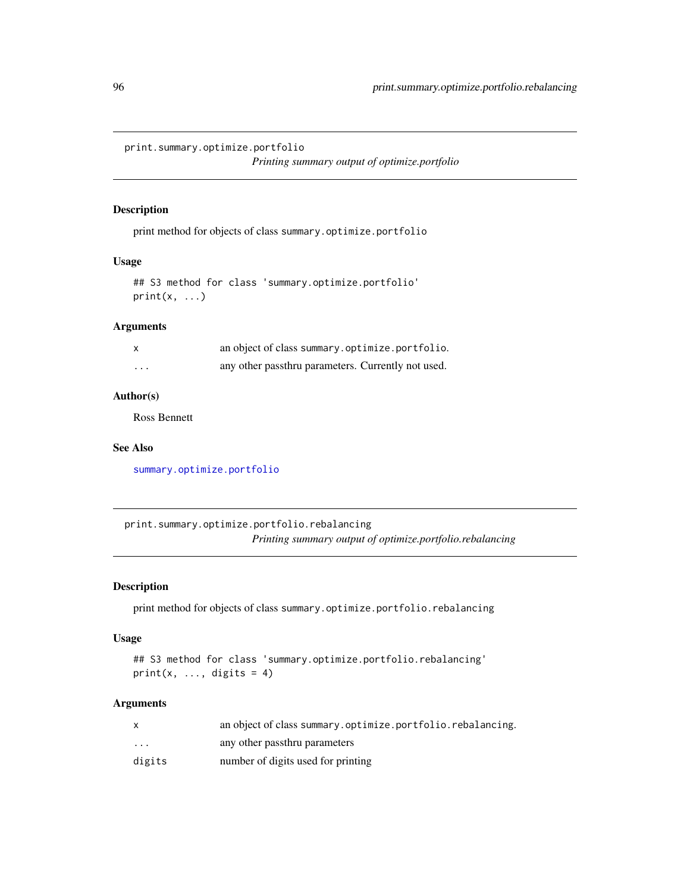## print.summary.optimize.portfolio

*Printing summary output of optimize.portfolio*

### Description

print method for objects of class summary.optimize.portfolio

### Usage

```
## S3 method for class 'summary.optimize.portfolio'
print(x, ...)
```

### Arguments

| | |
|---|---|
| x | an object of class summary.optimize.portfolio. |
| ... | any other passthru parameters. Currently not used. |

### Author(s)

Ross Bennett

### See Also

summary.optimize.portfolio

## print.summary.optimize.portfolio.rebalancing

*Printing summary output of optimize.portfolio.rebalancing*

### Description

print method for objects of class summary.optimize.portfolio.rebalancing

### Usage

```
## S3 method for class 'summary.optimize.portfolio.rebalancing'
print(x, ..., digits = 4)
```

### Arguments

| | |
|---|---|
| x | an object of class summary.optimize.portfolio.rebalancing. |
| ... | any other passthru parameters |
| digits | number of digits used for printing |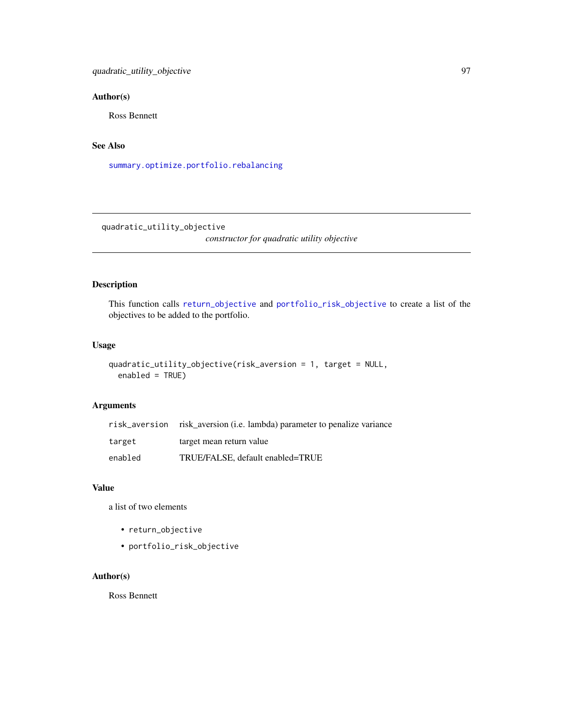### Author(s)

Ross Bennett

### See Also

summary.optimize.portfolio.rebalancing

---

quadratic_utility_objective *constructor for quadratic utility objective*

---

### Description

This function calls return_objective and portfolio_risk_objective to create a list of the objectives to be added to the portfolio.

### Usage

```
quadratic_utility_objective(risk_aversion = 1, target = NULL,
  enabled = TRUE)
```

### Arguments

| | |
|---|---|
| risk_aversion | risk_aversion (i.e. lambda) parameter to penalize variance |
| target | target mean return value |
| enabled | TRUE/FALSE, default enabled=TRUE |

### Value

a list of two elements

- return_objective
- portfolio_risk_objective

### Author(s)

Ross Bennett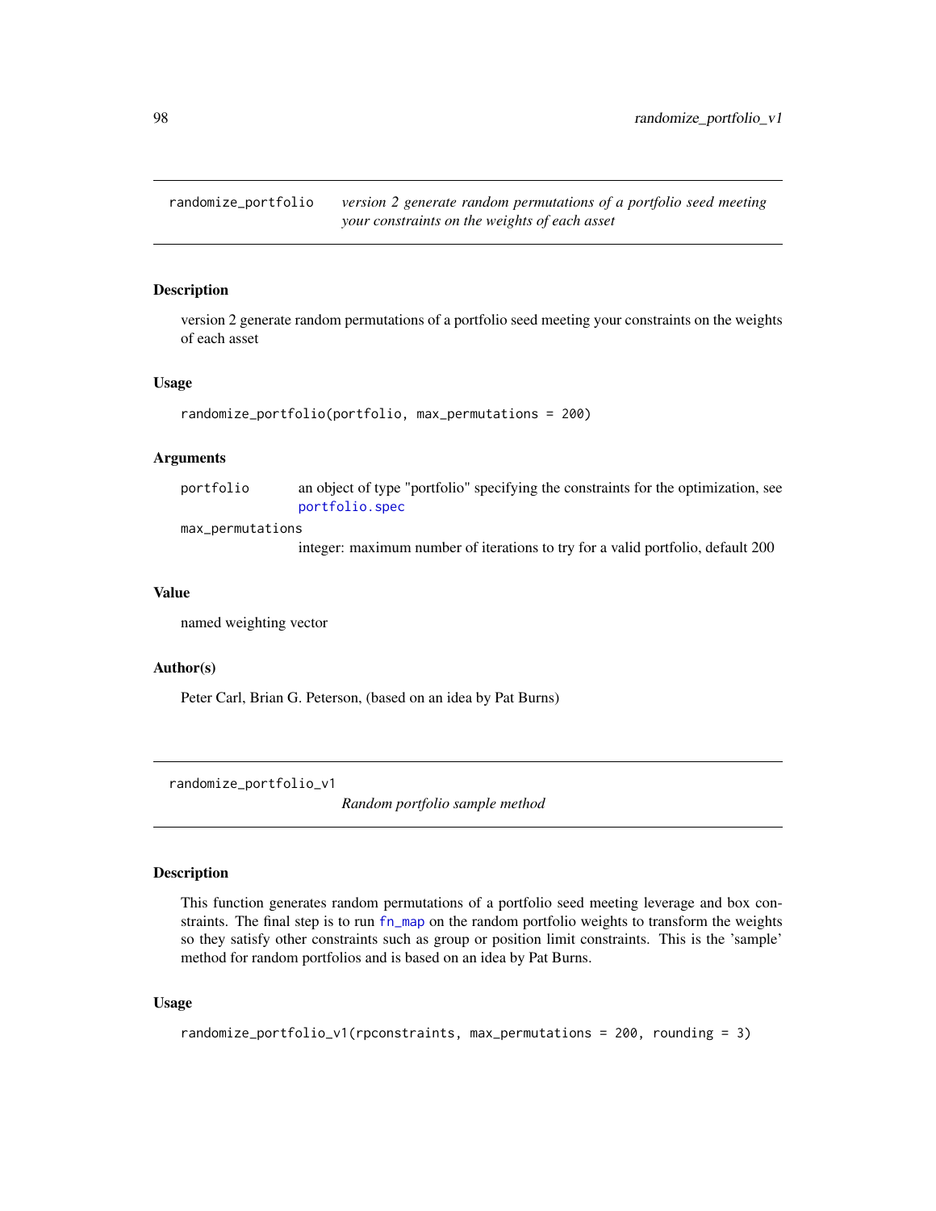## randomize_portfolio

*version 2 generate random permutations of a portfolio seed meeting your constraints on the weights of each asset*

### Description

version 2 generate random permutations of a portfolio seed meeting your constraints on the weights of each asset

### Usage

```
randomize_portfolio(portfolio, max_permutations = 200)
```

### Arguments

| | |
|---|---|
| portfolio | an object of type "portfolio" specifying the constraints for the optimization, see portfolio.spec |
| max_permutations | integer: maximum number of iterations to try for a valid portfolio, default 200 |

### Value

named weighting vector

### Author(s)

Peter Carl, Brian G. Peterson, (based on an idea by Pat Burns)

## randomize_portfolio_v1

*Random portfolio sample method*

### Description

This function generates random permutations of a portfolio seed meeting leverage and box constraints. The final step is to run fn_map on the random portfolio weights to transform the weights so they satisfy other constraints such as group or position limit constraints. This is the 'sample' method for random portfolios and is based on an idea by Pat Burns.

### Usage

```
randomize_portfolio_v1(rpconstraints, max_permutations = 200, rounding = 3)
```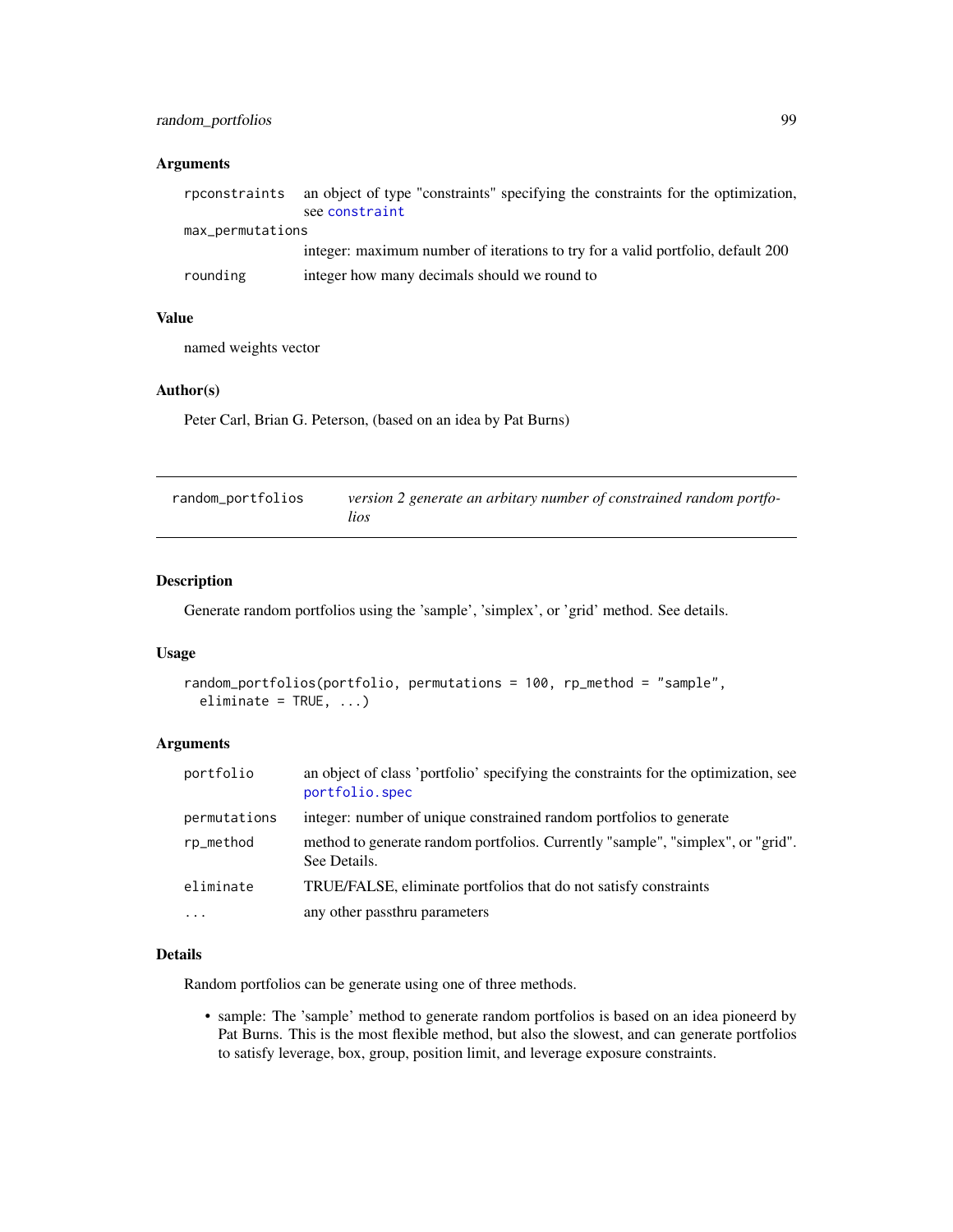### Arguments

| | |
|---|---|
| `rpconstraints` | an object of type "constraints" specifying the constraints for the optimization, see `constraint` |
| `max_permutations` | integer: maximum number of iterations to try for a valid portfolio, default 200 |
| `rounding` | integer how many decimals should we round to |

### Value

named weights vector

### Author(s)

Peter Carl, Brian G. Peterson, (based on an idea by Pat Burns)

---

## random_portfolios &nbsp;&nbsp;&nbsp; *version 2 generate an arbitary number of constrained random portfolios*

---

### Description

Generate random portfolios using the 'sample', 'simplex', or 'grid' method. See details.

### Usage

```
random_portfolios(portfolio, permutations = 100, rp_method = "sample",
  eliminate = TRUE, ...)
```

### Arguments

| | |
|---|---|
| `portfolio` | an object of class 'portfolio' specifying the constraints for the optimization, see `portfolio.spec` |
| `permutations` | integer: number of unique constrained random portfolios to generate |
| `rp_method` | method to generate random portfolios. Currently "sample", "simplex", or "grid". See Details. |
| `eliminate` | TRUE/FALSE, eliminate portfolios that do not satisfy constraints |
| `...` | any other passthru parameters |

### Details

Random portfolios can be generate using one of three methods.

- sample: The 'sample' method to generate random portfolios is based on an idea pioneerd by Pat Burns. This is the most flexible method, but also the slowest, and can generate portfolios to satisfy leverage, box, group, position limit, and leverage exposure constraints.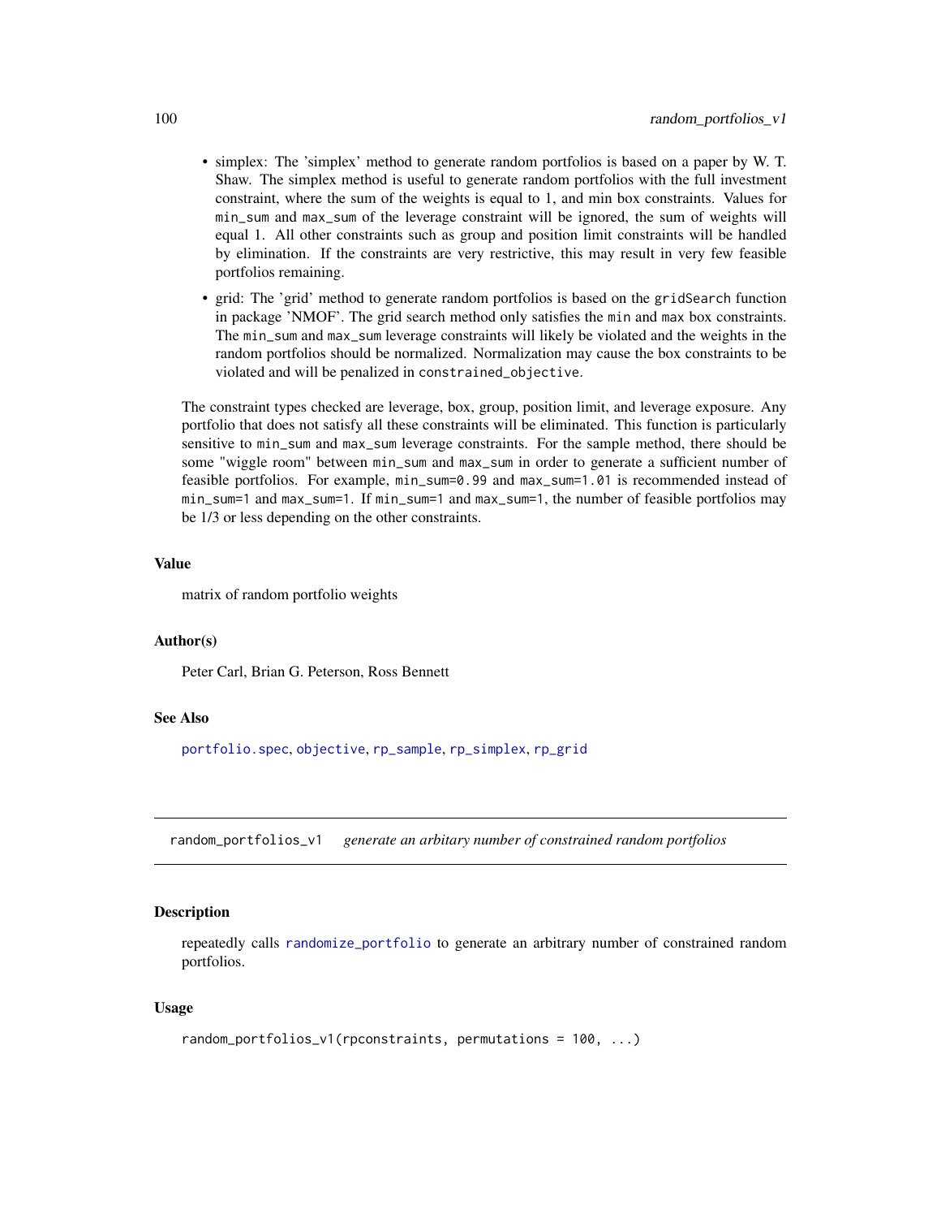- simplex: The 'simplex' method to generate random portfolios is based on a paper by W. T. Shaw. The simplex method is useful to generate random portfolios with the full investment constraint, where the sum of the weights is equal to 1, and min box constraints. Values for `min_sum` and `max_sum` of the leverage constraint will be ignored, the sum of weights will equal 1. All other constraints such as group and position limit constraints will be handled by elimination. If the constraints are very restrictive, this may result in very few feasible portfolios remaining.
- grid: The 'grid' method to generate random portfolios is based on the `gridSearch` function in package 'NMOF'. The grid search method only satisfies the `min` and `max` box constraints. The `min_sum` and `max_sum` leverage constraints will likely be violated and the weights in the random portfolios should be normalized. Normalization may cause the box constraints to be violated and will be penalized in `constrained_objective`.

The constraint types checked are leverage, box, group, position limit, and leverage exposure. Any portfolio that does not satisfy all these constraints will be eliminated. This function is particularly sensitive to `min_sum` and `max_sum` leverage constraints. For the sample method, there should be some "wiggle room" between `min_sum` and `max_sum` in order to generate a sufficient number of feasible portfolios. For example, `min_sum=0.99` and `max_sum=1.01` is recommended instead of `min_sum=1` and `max_sum=1`. If `min_sum=1` and `max_sum=1`, the number of feasible portfolios may be 1/3 or less depending on the other constraints.

### Value

matrix of random portfolio weights

### Author(s)

Peter Carl, Brian G. Peterson, Ross Bennett

### See Also

portfolio.spec, objective, rp_sample, rp_simplex, rp_grid

---

## random_portfolios_v1 — *generate an arbitary number of constrained random portfolios*

### Description

repeatedly calls randomize_portfolio to generate an arbitrary number of constrained random portfolios.

### Usage

```
random_portfolios_v1(rpconstraints, permutations = 100, ...)
```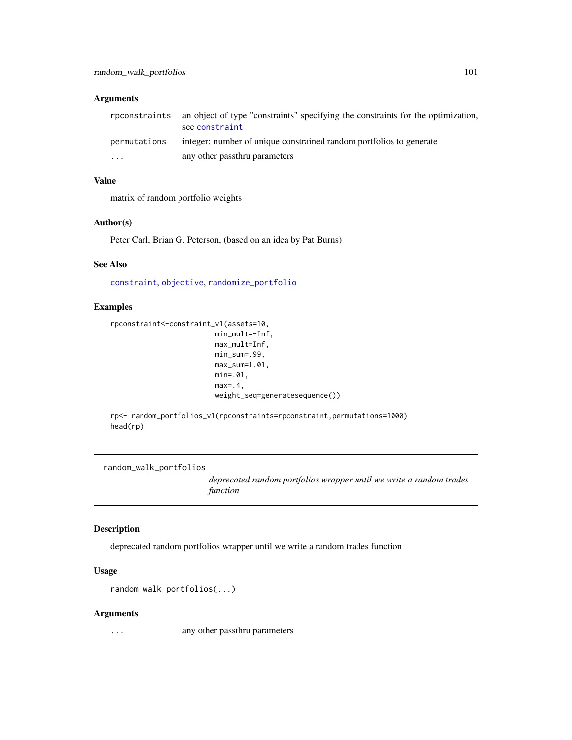### Arguments

| | |
|---|---|
| rpconstraints | an object of type "constraints" specifying the constraints for the optimization, see constraint |
| permutations | integer: number of unique constrained random portfolios to generate |
| ... | any other passthru parameters |

### Value

matrix of random portfolio weights

### Author(s)

Peter Carl, Brian G. Peterson, (based on an idea by Pat Burns)

### See Also

constraint, objective, randomize_portfolio

### Examples

```
rpconstraint<-constraint_v1(assets=10,
                            min_mult=-Inf,
                            max_mult=Inf,
                            min_sum=.99,
                            max_sum=1.01,
                            min=.01,
                            max=.4,
                            weight_seq=generatesequence())

rp<- random_portfolios_v1(rpconstraints=rpconstraint,permutations=1000)
head(rp)
```

---

## random_walk_portfolios

*deprecated random portfolios wrapper until we write a random trades function*

---

### Description

deprecated random portfolios wrapper until we write a random trades function

### Usage

```
random_walk_portfolios(...)
```

### Arguments

| | |
|---|---|
| ... | any other passthru parameters |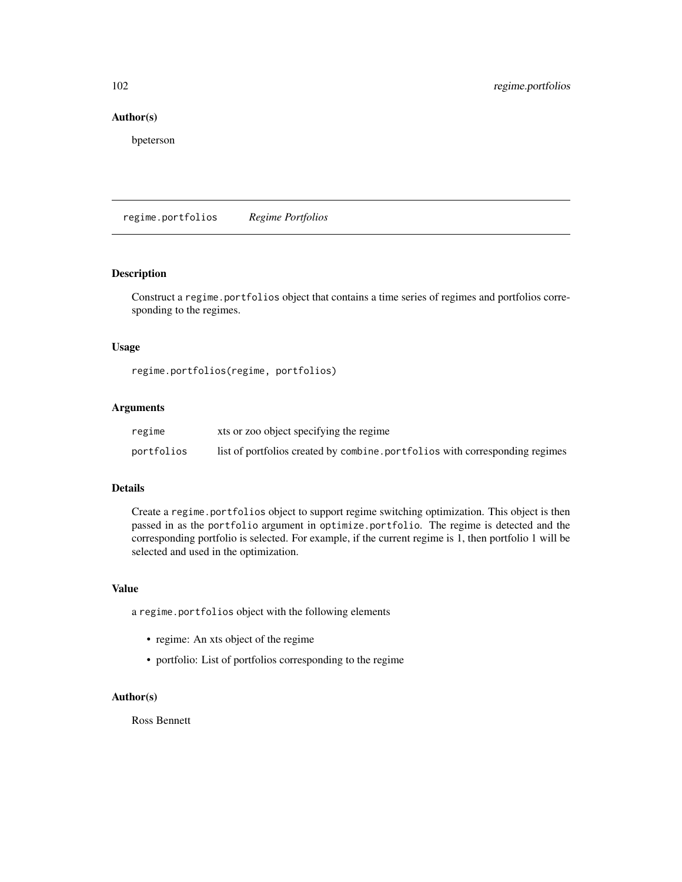### Author(s)

bpeterson

## regime.portfolios *Regime Portfolios*

### Description

Construct a `regime.portfolios` object that contains a time series of regimes and portfolios corresponding to the regimes.

### Usage

```
regime.portfolios(regime, portfolios)
```

### Arguments

| | |
|---|---|
| `regime` | xts or zoo object specifying the regime |
| `portfolios` | list of portfolios created by `combine.portfolios` with corresponding regimes |

### Details

Create a `regime.portfolios` object to support regime switching optimization. This object is then passed in as the `portfolio` argument in `optimize.portfolio`. The regime is detected and the corresponding portfolio is selected. For example, if the current regime is 1, then portfolio 1 will be selected and used in the optimization.

### Value

a `regime.portfolios` object with the following elements

- regime: An xts object of the regime
- portfolio: List of portfolios corresponding to the regime

### Author(s)

Ross Bennett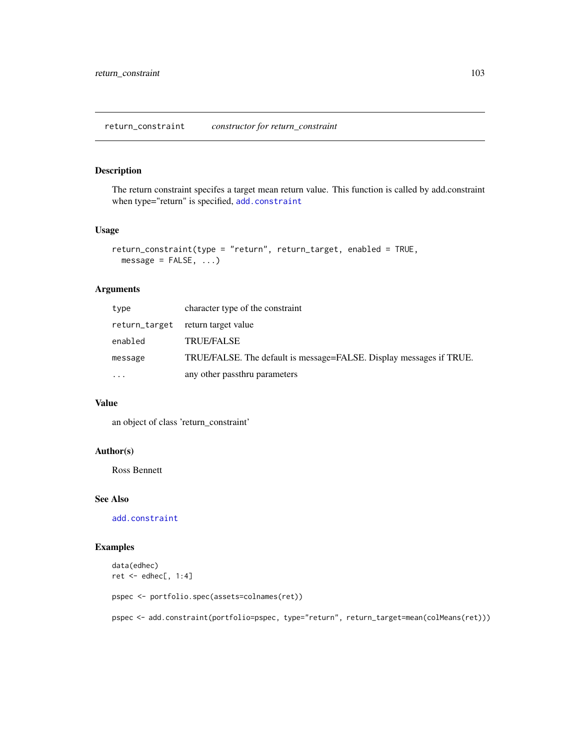## return_constraint — *constructor for return_constraint*

### Description

The return constraint specifes a target mean return value. This function is called by add.constraint when type="return" is specified, `add.constraint`

### Usage

```
return_constraint(type = "return", return_target, enabled = TRUE,
  message = FALSE, ...)
```

### Arguments

| | |
|---|---|
| `type` | character type of the constraint |
| `return_target` | return target value |
| `enabled` | TRUE/FALSE |
| `message` | TRUE/FALSE. The default is message=FALSE. Display messages if TRUE. |
| `...` | any other passthru parameters |

### Value

an object of class 'return_constraint'

### Author(s)

Ross Bennett

### See Also

`add.constraint`

### Examples

```
data(edhec)
ret <- edhec[, 1:4]

pspec <- portfolio.spec(assets=colnames(ret))

pspec <- add.constraint(portfolio=pspec, type="return", return_target=mean(colMeans(ret)))
```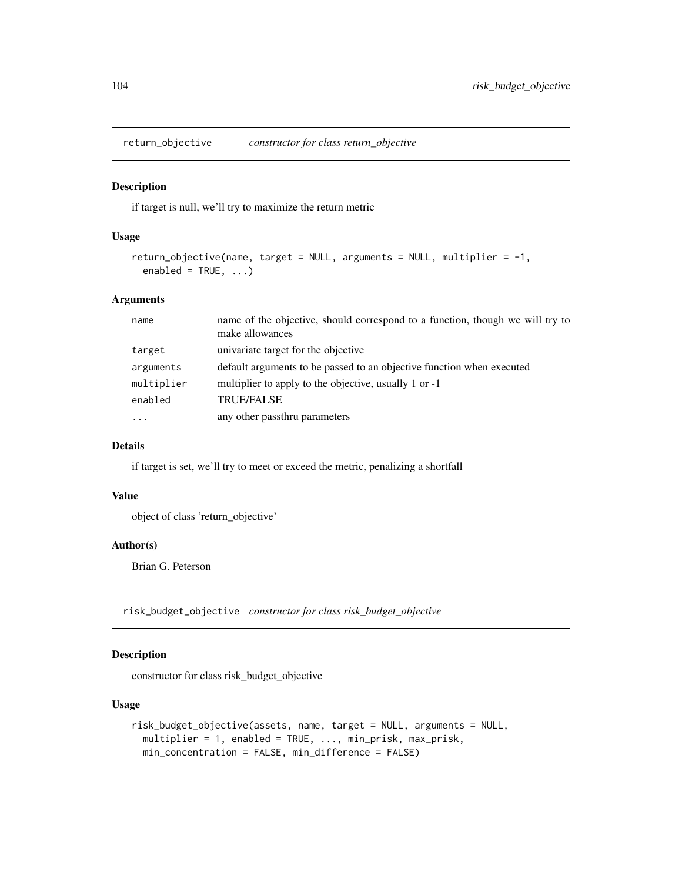## return_objective *constructor for class return_objective*

### Description

if target is null, we'll try to maximize the return metric

### Usage

```
return_objective(name, target = NULL, arguments = NULL, multiplier = -1,
  enabled = TRUE, ...)
```

### Arguments

| | |
|---|---|
| name | name of the objective, should correspond to a function, though we will try to make allowances |
| target | univariate target for the objective |
| arguments | default arguments to be passed to an objective function when executed |
| multiplier | multiplier to apply to the objective, usually 1 or -1 |
| enabled | TRUE/FALSE |
| ... | any other passthru parameters |

### Details

if target is set, we'll try to meet or exceed the metric, penalizing a shortfall

### Value

object of class 'return_objective'

### Author(s)

Brian G. Peterson

## risk_budget_objective *constructor for class risk_budget_objective*

### Description

constructor for class risk_budget_objective

### Usage

```
risk_budget_objective(assets, name, target = NULL, arguments = NULL,
  multiplier = 1, enabled = TRUE, ..., min_prisk, max_prisk,
  min_concentration = FALSE, min_difference = FALSE)
```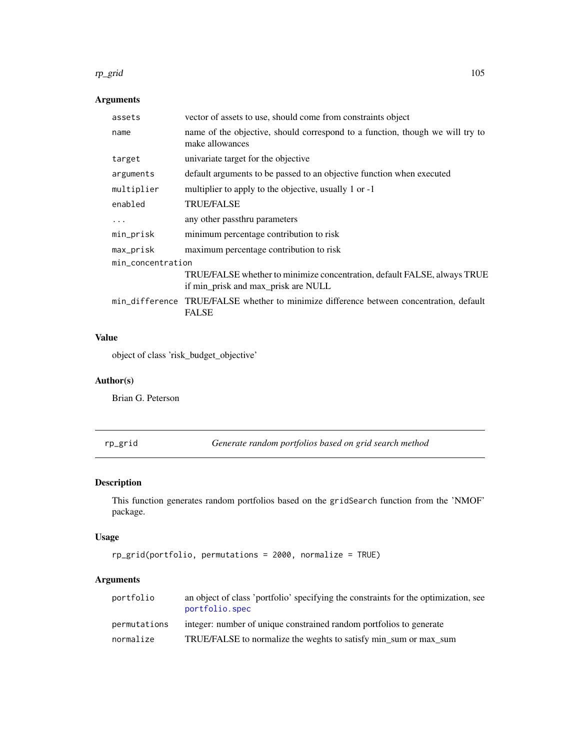### Arguments

| | |
|---|---|
| `assets` | vector of assets to use, should come from constraints object |
| `name` | name of the objective, should correspond to a function, though we will try to make allowances |
| `target` | univariate target for the objective |
| `arguments` | default arguments to be passed to an objective function when executed |
| `multiplier` | multiplier to apply to the objective, usually 1 or -1 |
| `enabled` | TRUE/FALSE |
| `...` | any other passthru parameters |
| `min_prisk` | minimum percentage contribution to risk |
| `max_prisk` | maximum percentage contribution to risk |
| `min_concentration` | TRUE/FALSE whether to minimize concentration, default FALSE, always TRUE if min_prisk and max_prisk are NULL |
| `min_difference` | TRUE/FALSE whether to minimize difference between concentration, default FALSE |

### Value

object of class 'risk_budget_objective'

### Author(s)

Brian G. Peterson

---

## rp_grid — *Generate random portfolios based on grid search method*

---

### Description

This function generates random portfolios based on the `gridSearch` function from the 'NMOF' package.

### Usage

```
rp_grid(portfolio, permutations = 2000, normalize = TRUE)
```

### Arguments

| | |
|---|---|
| `portfolio` | an object of class 'portfolio' specifying the constraints for the optimization, see portfolio.spec |
| `permutations` | integer: number of unique constrained random portfolios to generate |
| `normalize` | TRUE/FALSE to normalize the weghts to satisfy min_sum or max_sum |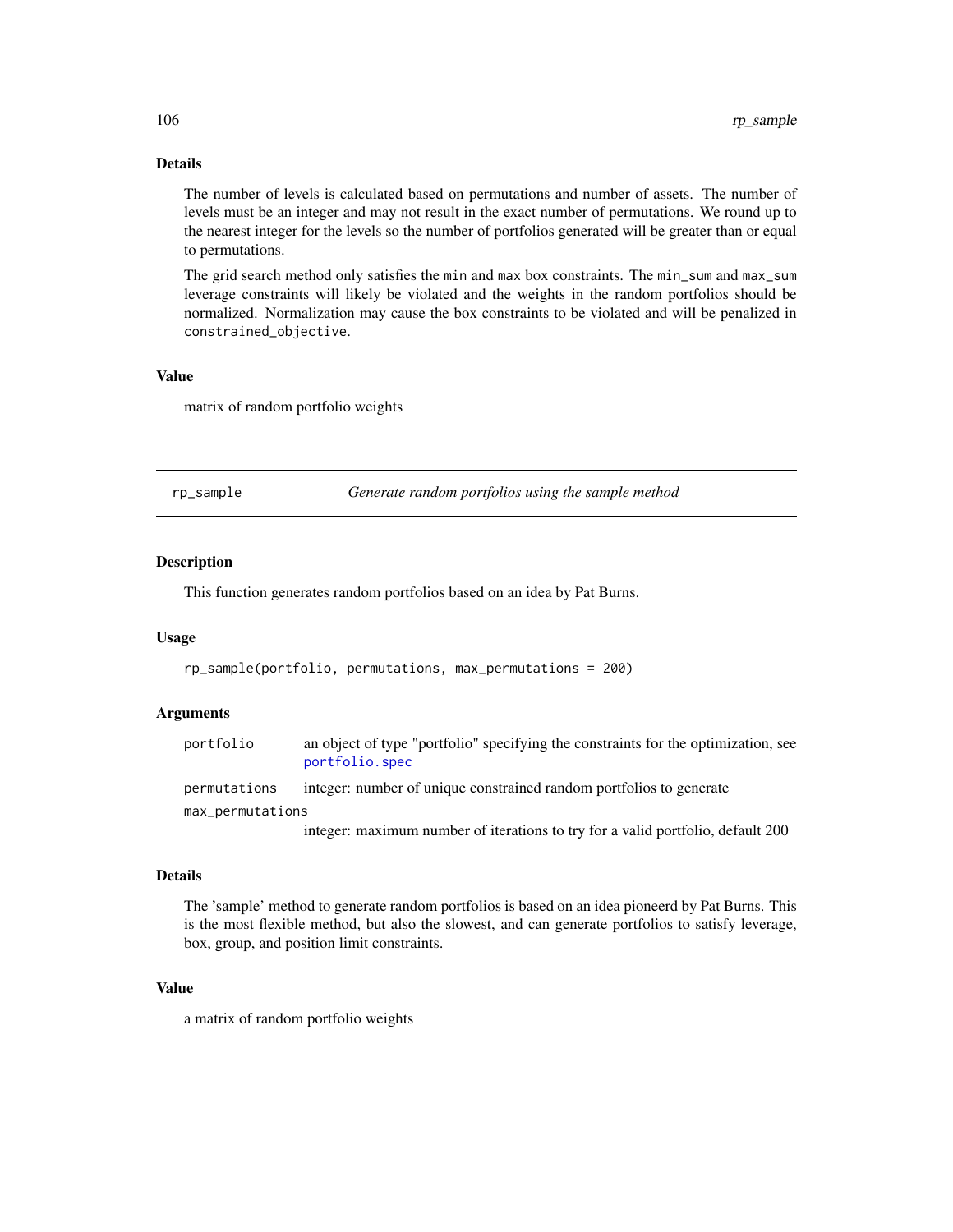### Details

The number of levels is calculated based on permutations and number of assets. The number of levels must be an integer and may not result in the exact number of permutations. We round up to the nearest integer for the levels so the number of portfolios generated will be greater than or equal to permutations.

The grid search method only satisfies the `min` and `max` box constraints. The `min_sum` and `max_sum` leverage constraints will likely be violated and the weights in the random portfolios should be normalized. Normalization may cause the box constraints to be violated and will be penalized in `constrained_objective`.

### Value

matrix of random portfolio weights

---

## rp_sample — *Generate random portfolios using the sample method*

### Description

This function generates random portfolios based on an idea by Pat Burns.

### Usage

```
rp_sample(portfolio, permutations, max_permutations = 200)
```

### Arguments

| | |
|---|---|
| `portfolio` | an object of type "portfolio" specifying the constraints for the optimization, see `portfolio.spec` |
| `permutations` | integer: number of unique constrained random portfolios to generate |
| `max_permutations` | integer: maximum number of iterations to try for a valid portfolio, default 200 |

### Details

The 'sample' method to generate random portfolios is based on an idea pioneerd by Pat Burns. This is the most flexible method, but also the slowest, and can generate portfolios to satisfy leverage, box, group, and position limit constraints.

### Value

a matrix of random portfolio weights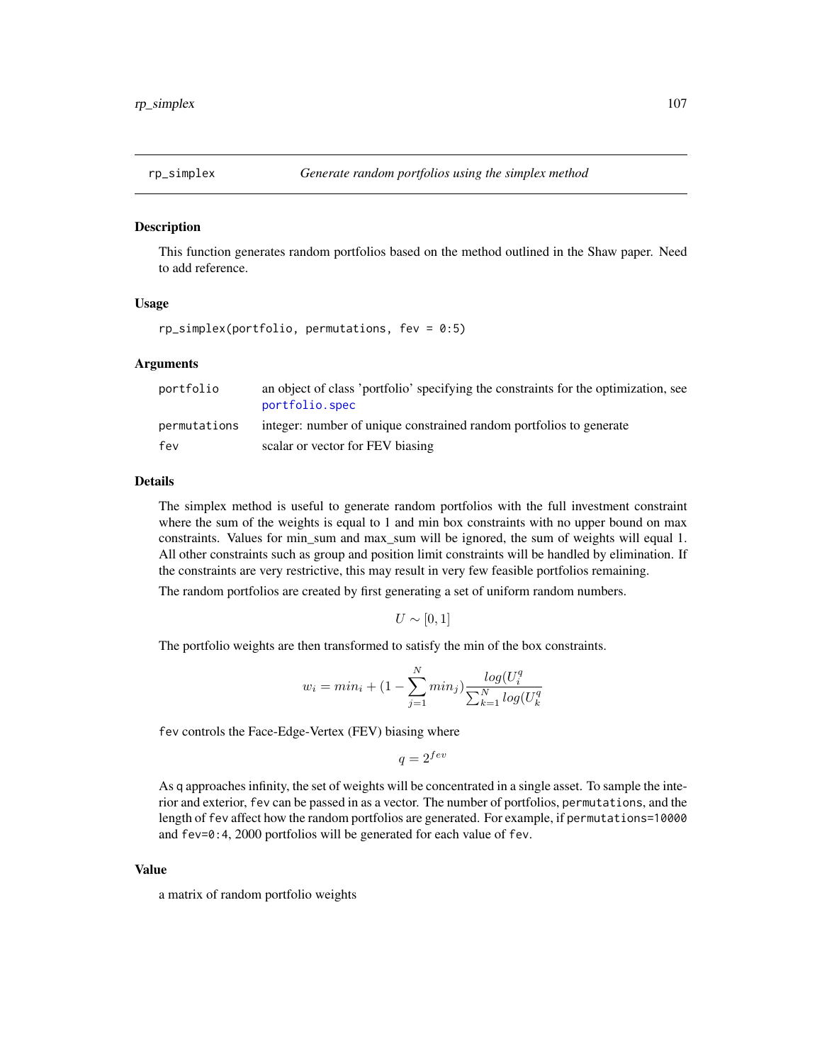# rp_simplex — *Generate random portfolios using the simplex method*

## Description

This function generates random portfolios based on the method outlined in the Shaw paper. Need to add reference.

## Usage

```
rp_simplex(portfolio, permutations, fev = 0:5)
```

## Arguments

| | |
|---|---|
| `portfolio` | an object of class 'portfolio' specifying the constraints for the optimization, see `portfolio.spec` |
| `permutations` | integer: number of unique constrained random portfolios to generate |
| `fev` | scalar or vector for FEV biasing |

## Details

The simplex method is useful to generate random portfolios with the full investment constraint where the sum of the weights is equal to 1 and min box constraints with no upper bound on max constraints. Values for min_sum and max_sum will be ignored, the sum of weights will equal 1. All other constraints such as group and position limit constraints will be handled by elimination. If the constraints are very restrictive, this may result in very few feasible portfolios remaining.

The random portfolios are created by first generating a set of uniform random numbers.

$$U \sim [0, 1]$$

The portfolio weights are then transformed to satisfy the min of the box constraints.

$$w_i = min_i + (1 - \sum_{j=1}^{N} min_j) \frac{log(U_i^q}{\sum_{k=1}^{N} log(U_k^q}$$

`fev` controls the Face-Edge-Vertex (FEV) biasing where

$$q = 2^{fev}$$

As `q` approaches infinity, the set of weights will be concentrated in a single asset. To sample the interior and exterior, `fev` can be passed in as a vector. The number of portfolios, `permutations`, and the length of `fev` affect how the random portfolios are generated. For example, if `permutations=10000` and `fev=0:4`, 2000 portfolios will be generated for each value of `fev`.

## Value

a matrix of random portfolio weights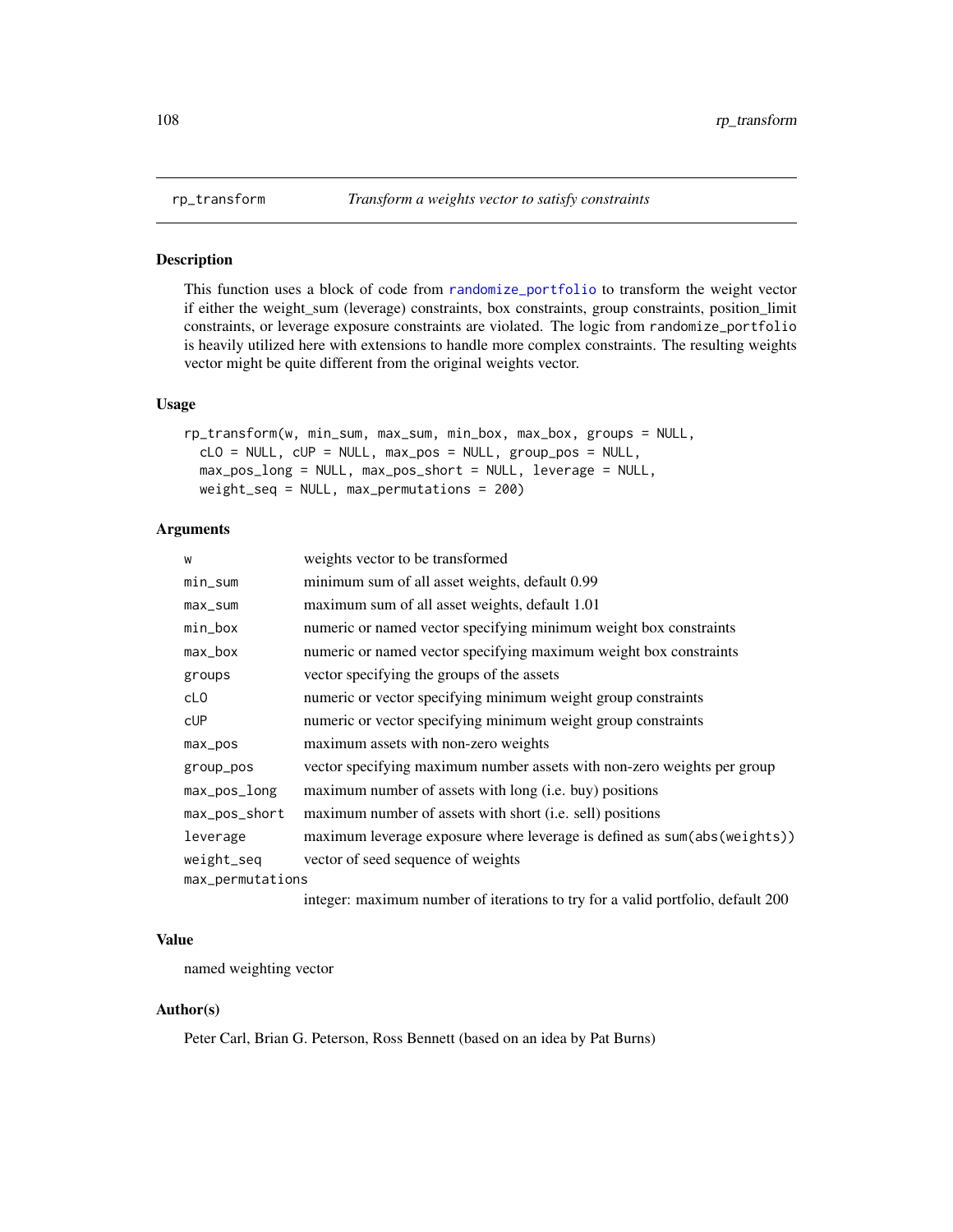# rp_transform — *Transform a weights vector to satisfy constraints*

## Description

This function uses a block of code from randomize_portfolio to transform the weight vector if either the weight_sum (leverage) constraints, box constraints, group constraints, position_limit constraints, or leverage exposure constraints are violated. The logic from randomize_portfolio is heavily utilized here with extensions to handle more complex constraints. The resulting weights vector might be quite different from the original weights vector.

## Usage

```
rp_transform(w, min_sum, max_sum, min_box, max_box, groups = NULL,
  cLO = NULL, cUP = NULL, max_pos = NULL, group_pos = NULL,
  max_pos_long = NULL, max_pos_short = NULL, leverage = NULL,
  weight_seq = NULL, max_permutations = 200)
```

## Arguments

| Argument | Description |
|---|---|
| w | weights vector to be transformed |
| min_sum | minimum sum of all asset weights, default 0.99 |
| max_sum | maximum sum of all asset weights, default 1.01 |
| min_box | numeric or named vector specifying minimum weight box constraints |
| max_box | numeric or named vector specifying maximum weight box constraints |
| groups | vector specifying the groups of the assets |
| cLO | numeric or vector specifying minimum weight group constraints |
| cUP | numeric or vector specifying minimum weight group constraints |
| max_pos | maximum assets with non-zero weights |
| group_pos | vector specifying maximum number assets with non-zero weights per group |
| max_pos_long | maximum number of assets with long (i.e. buy) positions |
| max_pos_short | maximum number of assets with short (i.e. sell) positions |
| leverage | maximum leverage exposure where leverage is defined as sum(abs(weights)) |
| weight_seq | vector of seed sequence of weights |
| max_permutations | integer: maximum number of iterations to try for a valid portfolio, default 200 |

## Value

named weighting vector

## Author(s)

Peter Carl, Brian G. Peterson, Ross Bennett (based on an idea by Pat Burns)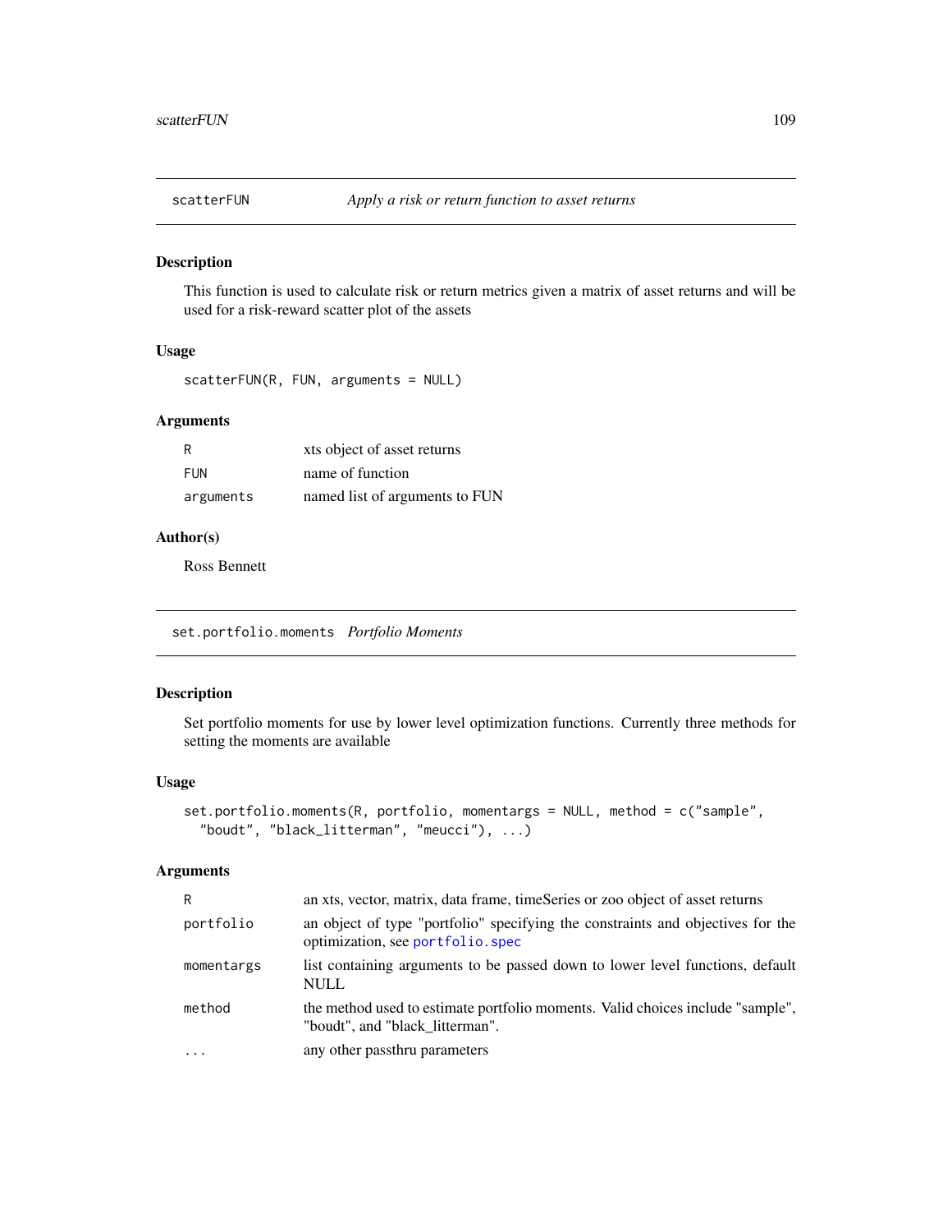## scatterFUN — *Apply a risk or return function to asset returns*

### Description

This function is used to calculate risk or return metrics given a matrix of asset returns and will be used for a risk-reward scatter plot of the assets

### Usage

```
scatterFUN(R, FUN, arguments = NULL)
```

### Arguments

| | |
|---|---|
| R | xts object of asset returns |
| FUN | name of function |
| arguments | named list of arguments to FUN |

### Author(s)

Ross Bennett

## set.portfolio.moments — *Portfolio Moments*

### Description

Set portfolio moments for use by lower level optimization functions. Currently three methods for setting the moments are available

### Usage

```
set.portfolio.moments(R, portfolio, momentargs = NULL, method = c("sample",
  "boudt", "black_litterman", "meucci"), ...)
```

### Arguments

| | |
|---|---|
| R | an xts, vector, matrix, data frame, timeSeries or zoo object of asset returns |
| portfolio | an object of type "portfolio" specifying the constraints and objectives for the optimization, see portfolio.spec |
| momentargs | list containing arguments to be passed down to lower level functions, default NULL |
| method | the method used to estimate portfolio moments. Valid choices include "sample", "boudt", and "black_litterman". |
| ... | any other passthru parameters |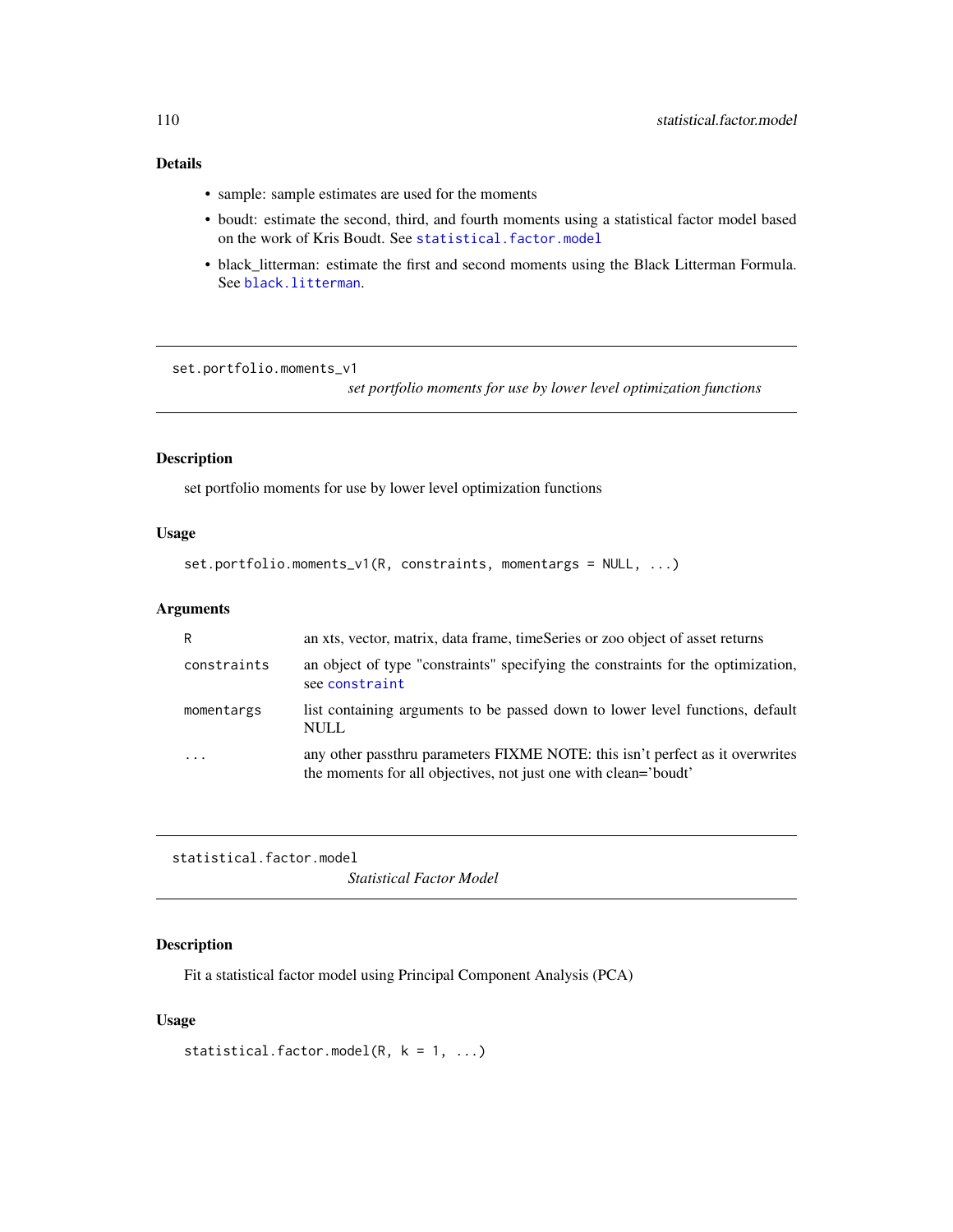### Details

- sample: sample estimates are used for the moments
- boudt: estimate the second, third, and fourth moments using a statistical factor model based on the work of Kris Boudt. See statistical.factor.model
- black_litterman: estimate the first and second moments using the Black Litterman Formula. See black.litterman.

---

## set.portfolio.moments_v1 — *set portfolio moments for use by lower level optimization functions*

---

### Description

set portfolio moments for use by lower level optimization functions

### Usage

```
set.portfolio.moments_v1(R, constraints, momentargs = NULL, ...)
```

### Arguments

| | |
|---|---|
| R | an xts, vector, matrix, data frame, timeSeries or zoo object of asset returns |
| constraints | an object of type "constraints" specifying the constraints for the optimization, see constraint |
| momentargs | list containing arguments to be passed down to lower level functions, default NULL |
| ... | any other passthru parameters FIXME NOTE: this isn't perfect as it overwrites the moments for all objectives, not just one with clean='boudt' |

---

## statistical.factor.model — *Statistical Factor Model*

---

### Description

Fit a statistical factor model using Principal Component Analysis (PCA)

### Usage

```
statistical.factor.model(R, k = 1, ...)
```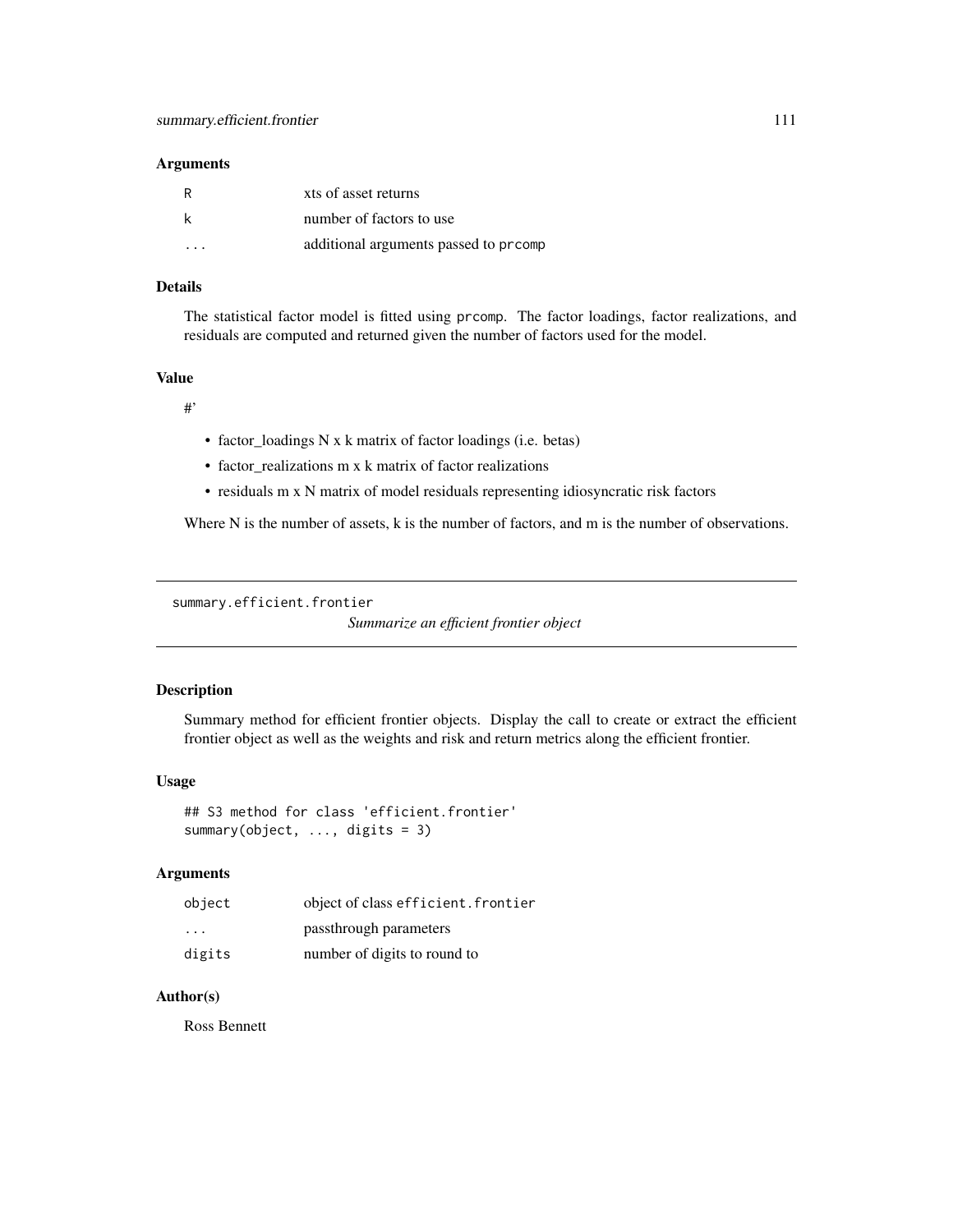### Arguments

| | |
|---|---|
| R | xts of asset returns |
| k | number of factors to use |
| ... | additional arguments passed to `prcomp` |

### Details

The statistical factor model is fitted using `prcomp`. The factor loadings, factor realizations, and residuals are computed and returned given the number of factors used for the model.

### Value

#'

- factor_loadings N x k matrix of factor loadings (i.e. betas)
- factor_realizations m x k matrix of factor realizations
- residuals m x N matrix of model residuals representing idiosyncratic risk factors

Where N is the number of assets, k is the number of factors, and m is the number of observations.

---

## summary.efficient.frontier

*Summarize an efficient frontier object*

---

### Description

Summary method for efficient frontier objects. Display the call to create or extract the efficient frontier object as well as the weights and risk and return metrics along the efficient frontier.

### Usage

```
## S3 method for class 'efficient.frontier'
summary(object, ..., digits = 3)
```

### Arguments

| | |
|---|---|
| object | object of class `efficient.frontier` |
| ... | passthrough parameters |
| digits | number of digits to round to |

### Author(s)

Ross Bennett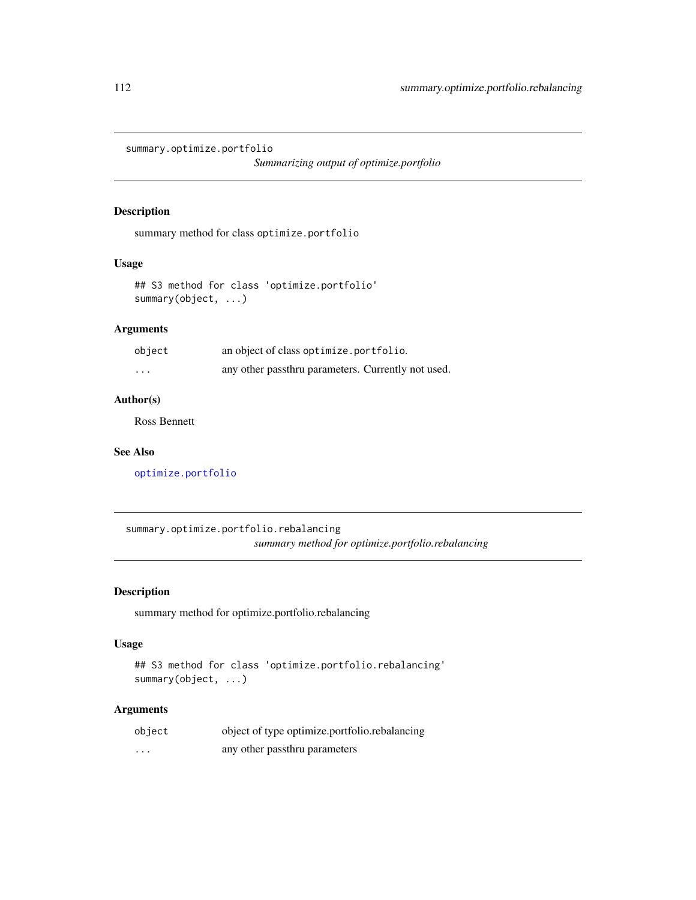## summary.optimize.portfolio

*Summarizing output of optimize.portfolio*

### Description

summary method for class `optimize.portfolio`

### Usage

```
## S3 method for class 'optimize.portfolio'
summary(object, ...)
```

### Arguments

| | |
|---|---|
| `object` | an object of class `optimize.portfolio`. |
| `...` | any other passthru parameters. Currently not used. |

### Author(s)

Ross Bennett

### See Also

`optimize.portfolio`

## summary.optimize.portfolio.rebalancing

*summary method for optimize.portfolio.rebalancing*

### Description

summary method for optimize.portfolio.rebalancing

### Usage

```
## S3 method for class 'optimize.portfolio.rebalancing'
summary(object, ...)
```

### Arguments

| | |
|---|---|
| `object` | object of type optimize.portfolio.rebalancing |
| `...` | any other passthru parameters |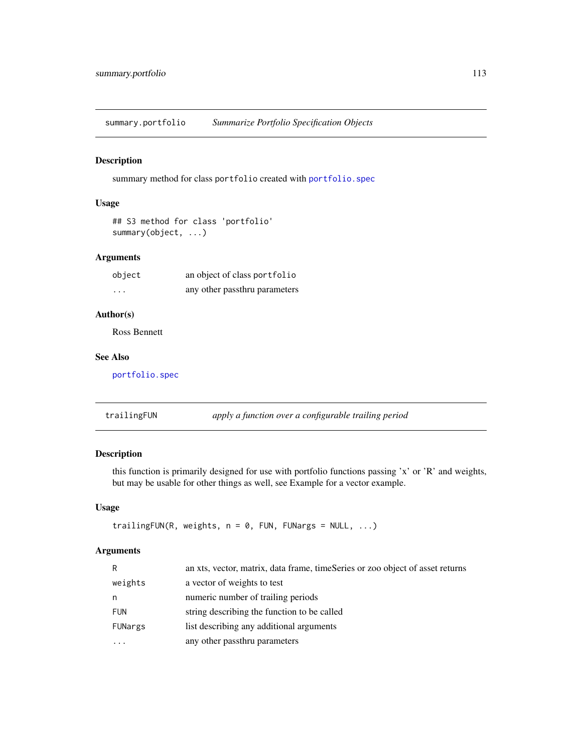## summary.portfolio *Summarize Portfolio Specification Objects*

### Description

summary method for class `portfolio` created with `portfolio.spec`

### Usage

```
## S3 method for class 'portfolio'
summary(object, ...)
```

### Arguments

| | |
|---|---|
| `object` | an object of class `portfolio` |
| `...` | any other passthru parameters |

### Author(s)

Ross Bennett

### See Also

`portfolio.spec`

## trailingFUN *apply a function over a configurable trailing period*

### Description

this function is primarily designed for use with portfolio functions passing 'x' or 'R' and weights, but may be usable for other things as well, see Example for a vector example.

### Usage

```
trailingFUN(R, weights, n = 0, FUN, FUNargs = NULL, ...)
```

### Arguments

| | |
|---|---|
| `R` | an xts, vector, matrix, data frame, timeSeries or zoo object of asset returns |
| `weights` | a vector of weights to test |
| `n` | numeric number of trailing periods |
| `FUN` | string describing the function to be called |
| `FUNargs` | list describing any additional arguments |
| `...` | any other passthru parameters |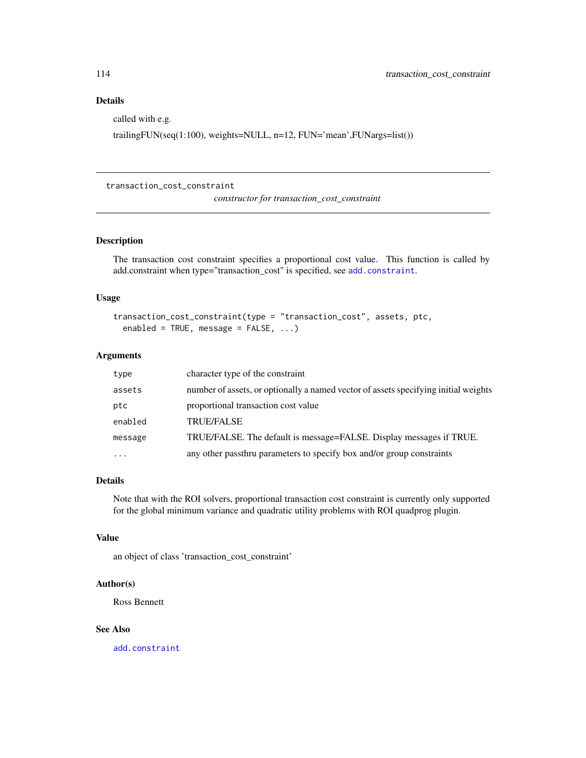## Details

called with e.g.

trailingFUN(seq(1:100), weights=NULL, n=12, FUN='mean',FUNargs=list())

---

# transaction_cost_constraint

*constructor for transaction_cost_constraint*

---

## Description

The transaction cost constraint specifies a proportional cost value. This function is called by add.constraint when type="transaction_cost" is specified, see `add.constraint`.

## Usage

```
transaction_cost_constraint(type = "transaction_cost", assets, ptc,
  enabled = TRUE, message = FALSE, ...)
```

## Arguments

| | |
|---|---|
| `type` | character type of the constraint |
| `assets` | number of assets, or optionally a named vector of assets specifying initial weights |
| `ptc` | proportional transaction cost value |
| `enabled` | TRUE/FALSE |
| `message` | TRUE/FALSE. The default is message=FALSE. Display messages if TRUE. |
| `...` | any other passthru parameters to specify box and/or group constraints |

## Details

Note that with the ROI solvers, proportional transaction cost constraint is currently only supported for the global minimum variance and quadratic utility problems with ROI quadprog plugin.

## Value

an object of class 'transaction_cost_constraint'

## Author(s)

Ross Bennett

## See Also

`add.constraint`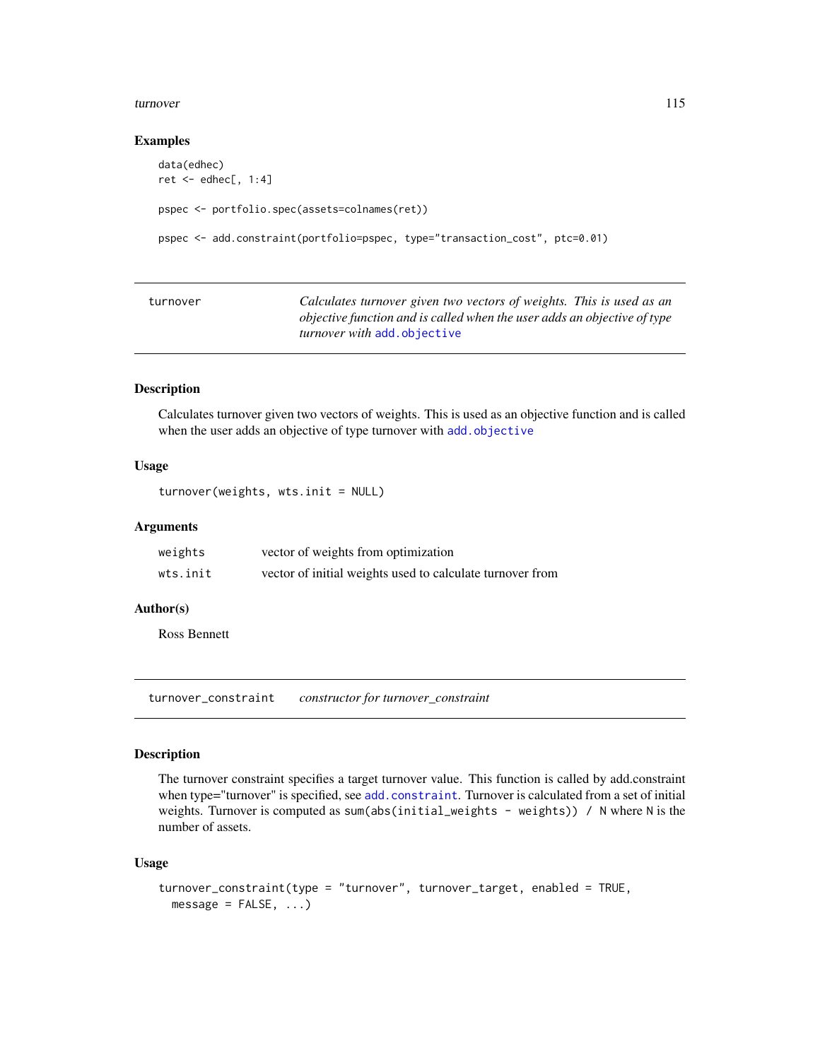### Examples

```
data(edhec)
ret <- edhec[, 1:4]

pspec <- portfolio.spec(assets=colnames(ret))

pspec <- add.constraint(portfolio=pspec, type="transaction_cost", ptc=0.01)
```

---

## turnover — *Calculates turnover given two vectors of weights. This is used as an objective function and is called when the user adds an objective of type turnover with* `add.objective`

### Description

Calculates turnover given two vectors of weights. This is used as an objective function and is called when the user adds an objective of type turnover with `add.objective`

### Usage

```
turnover(weights, wts.init = NULL)
```

### Arguments

| | |
|---|---|
| `weights` | vector of weights from optimization |
| `wts.init` | vector of initial weights used to calculate turnover from |

### Author(s)

Ross Bennett

---

## turnover_constraint — *constructor for turnover_constraint*

### Description

The turnover constraint specifies a target turnover value. This function is called by add.constraint when type="turnover" is specified, see `add.constraint`. Turnover is calculated from a set of initial weights. Turnover is computed as `sum(abs(initial_weights - weights)) / N` where `N` is the number of assets.

### Usage

```
turnover_constraint(type = "turnover", turnover_target, enabled = TRUE,
  message = FALSE, ...)
```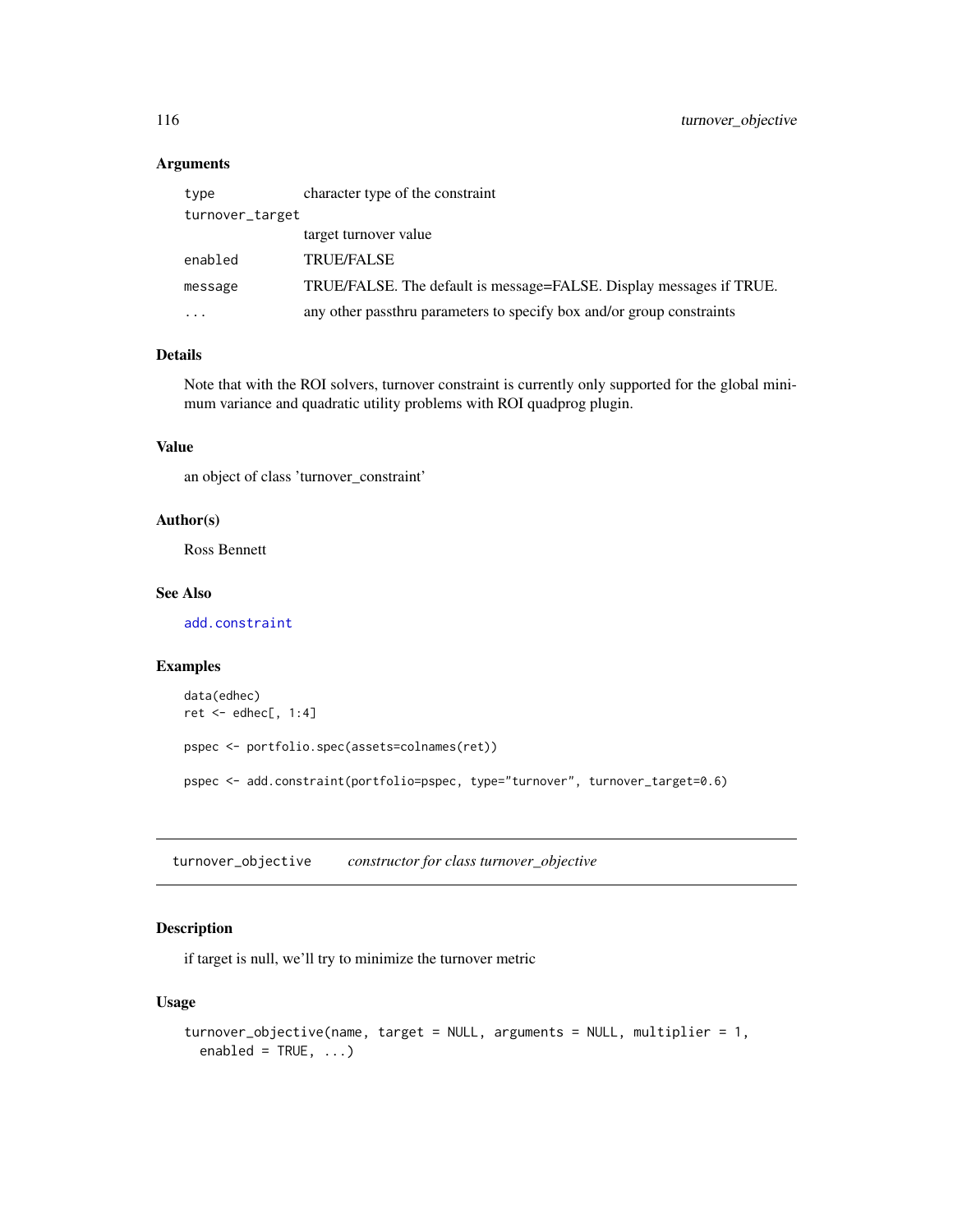### Arguments

| | |
|---|---|
| type | character type of the constraint |
| turnover_target | target turnover value |
| enabled | TRUE/FALSE |
| message | TRUE/FALSE. The default is message=FALSE. Display messages if TRUE. |
| ... | any other passthru parameters to specify box and/or group constraints |

### Details

Note that with the ROI solvers, turnover constraint is currently only supported for the global minimum variance and quadratic utility problems with ROI quadprog plugin.

### Value

an object of class 'turnover_constraint'

### Author(s)

Ross Bennett

### See Also

add.constraint

### Examples

```
data(edhec)
ret <- edhec[, 1:4]

pspec <- portfolio.spec(assets=colnames(ret))

pspec <- add.constraint(portfolio=pspec, type="turnover", turnover_target=0.6)
```

---

## turnover_objective    *constructor for class turnover_objective*

### Description

if target is null, we'll try to minimize the turnover metric

### Usage

```
turnover_objective(name, target = NULL, arguments = NULL, multiplier = 1,
  enabled = TRUE, ...)
```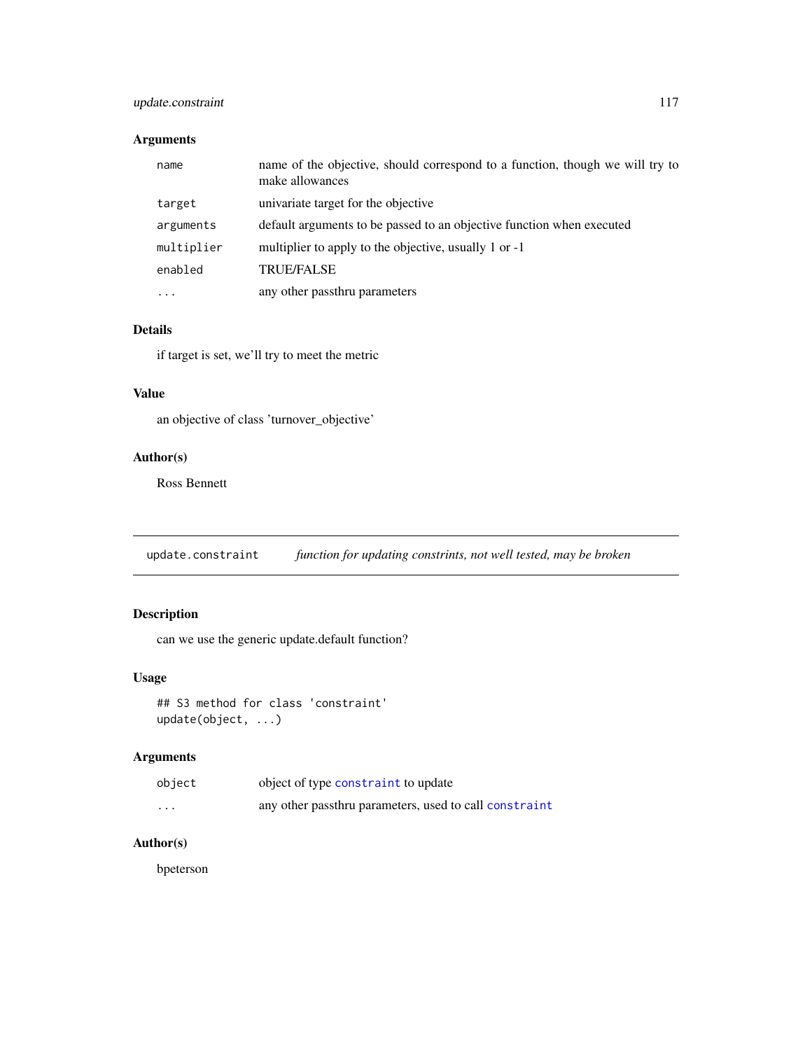### Arguments

| | |
|---|---|
| `name` | name of the objective, should correspond to a function, though we will try to make allowances |
| `target` | univariate target for the objective |
| `arguments` | default arguments to be passed to an objective function when executed |
| `multiplier` | multiplier to apply to the objective, usually 1 or -1 |
| `enabled` | TRUE/FALSE |
| `...` | any other passthru parameters |

### Details

if target is set, we'll try to meet the metric

### Value

an objective of class 'turnover_objective'

### Author(s)

Ross Bennett

---

## `update.constraint` *function for updating constrints, not well tested, may be broken*

---

### Description

can we use the generic update.default function?

### Usage

```
## S3 method for class 'constraint'
update(object, ...)
```

### Arguments

| | |
|---|---|
| `object` | object of type `constraint` to update |
| `...` | any other passthru parameters, used to call `constraint` |

### Author(s)

bpeterson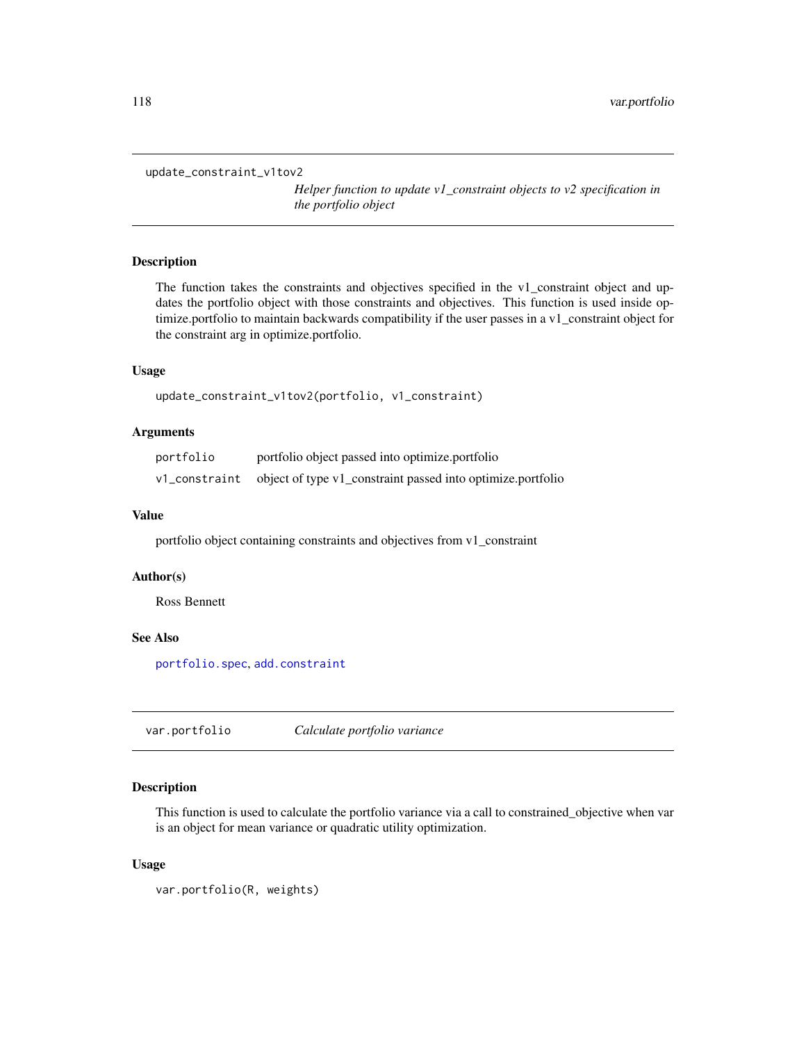## update_constraint_v1tov2

*Helper function to update v1_constraint objects to v2 specification in the portfolio object*

### Description

The function takes the constraints and objectives specified in the v1_constraint object and updates the portfolio object with those constraints and objectives. This function is used inside optimize.portfolio to maintain backwards compatibility if the user passes in a v1_constraint object for the constraint arg in optimize.portfolio.

### Usage

```
update_constraint_v1tov2(portfolio, v1_constraint)
```

### Arguments

| | |
|---|---|
| portfolio | portfolio object passed into optimize.portfolio |
| v1_constraint | object of type v1_constraint passed into optimize.portfolio |

### Value

portfolio object containing constraints and objectives from v1_constraint

### Author(s)

Ross Bennett

### See Also

portfolio.spec, add.constraint

## var.portfolio

*Calculate portfolio variance*

### Description

This function is used to calculate the portfolio variance via a call to constrained_objective when var is an object for mean variance or quadratic utility optimization.

### Usage

```
var.portfolio(R, weights)
```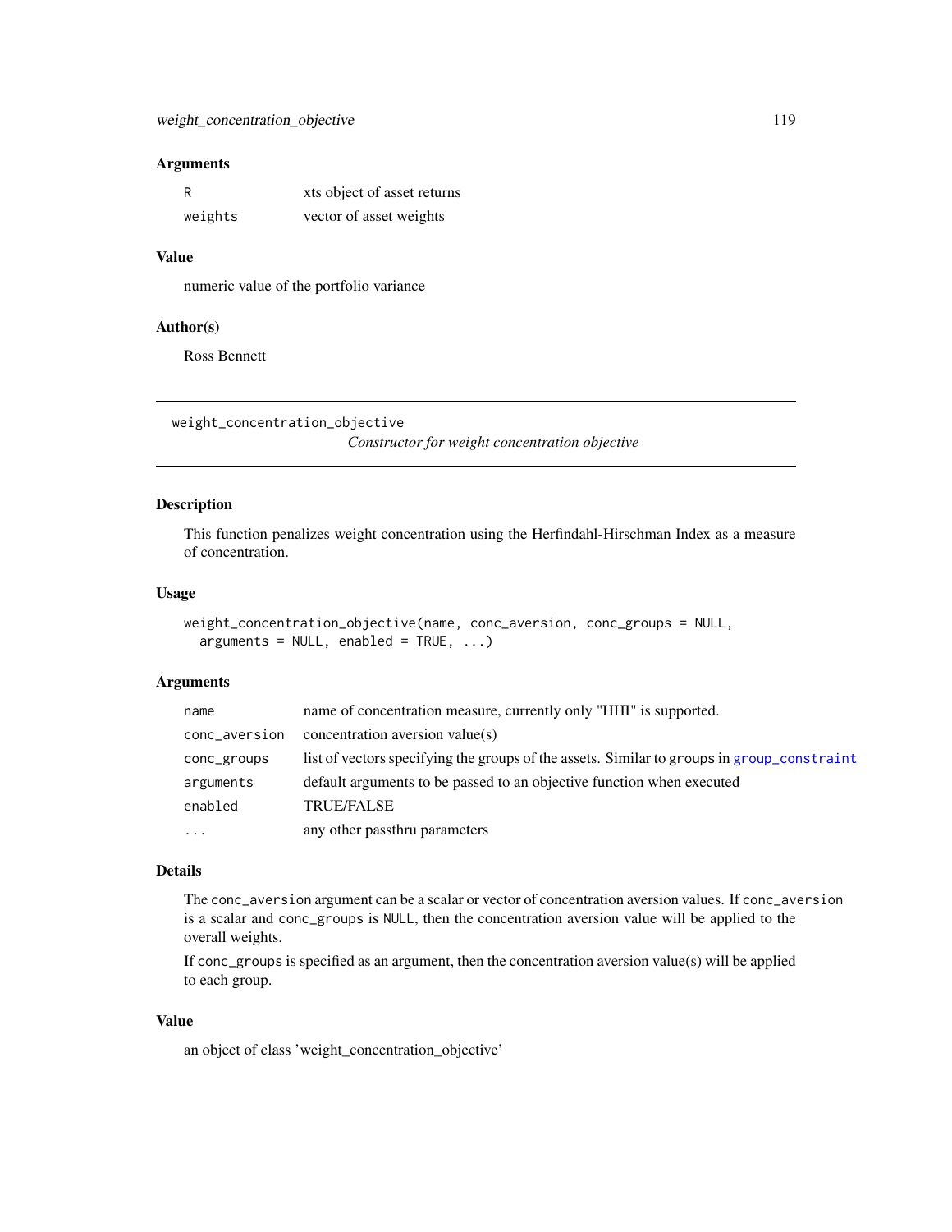### Arguments

| | |
|---|---|
| R | xts object of asset returns |
| weights | vector of asset weights |

### Value

numeric value of the portfolio variance

### Author(s)

Ross Bennett

---

## weight_concentration_objective

*Constructor for weight concentration objective*

---

### Description

This function penalizes weight concentration using the Herfindahl-Hirschman Index as a measure of concentration.

### Usage

```
weight_concentration_objective(name, conc_aversion, conc_groups = NULL,
  arguments = NULL, enabled = TRUE, ...)
```

### Arguments

| | |
|---|---|
| name | name of concentration measure, currently only "HHI" is supported. |
| conc_aversion | concentration aversion value(s) |
| conc_groups | list of vectors specifying the groups of the assets. Similar to `groups` in `group_constraint` |
| arguments | default arguments to be passed to an objective function when executed |
| enabled | TRUE/FALSE |
| ... | any other passthru parameters |

### Details

The `conc_aversion` argument can be a scalar or vector of concentration aversion values. If `conc_aversion` is a scalar and `conc_groups` is `NULL`, then the concentration aversion value will be applied to the overall weights.

If `conc_groups` is specified as an argument, then the concentration aversion value(s) will be applied to each group.

### Value

an object of class 'weight_concentration_objective'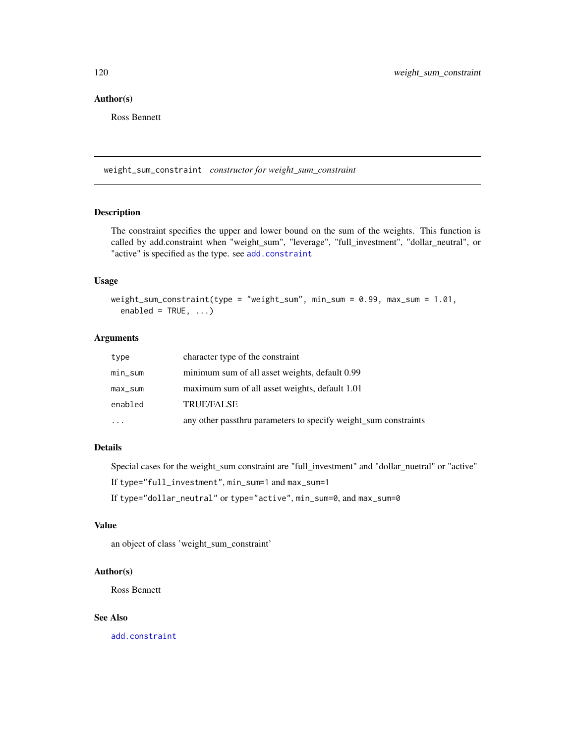## Author(s)

Ross Bennett

---

`weight_sum_constraint` *constructor for weight_sum_constraint*

---

### Description

The constraint specifies the upper and lower bound on the sum of the weights. This function is called by add.constraint when "weight_sum", "leverage", "full_investment", "dollar_neutral", or "active" is specified as the type. see `add.constraint`

### Usage

```
weight_sum_constraint(type = "weight_sum", min_sum = 0.99, max_sum = 1.01,
  enabled = TRUE, ...)
```

### Arguments

| | |
|---|---|
| `type` | character type of the constraint |
| `min_sum` | minimum sum of all asset weights, default 0.99 |
| `max_sum` | maximum sum of all asset weights, default 1.01 |
| `enabled` | TRUE/FALSE |
| `...` | any other passthru parameters to specify weight_sum constraints |

### Details

Special cases for the weight_sum constraint are "full_investment" and "dollar_nuetral" or "active"

If `type="full_investment"`, `min_sum=1` and `max_sum=1`

If `type="dollar_neutral"` or `type="active"`, `min_sum=0`, and `max_sum=0`

### Value

an object of class 'weight_sum_constraint'

### Author(s)

Ross Bennett

### See Also

`add.constraint`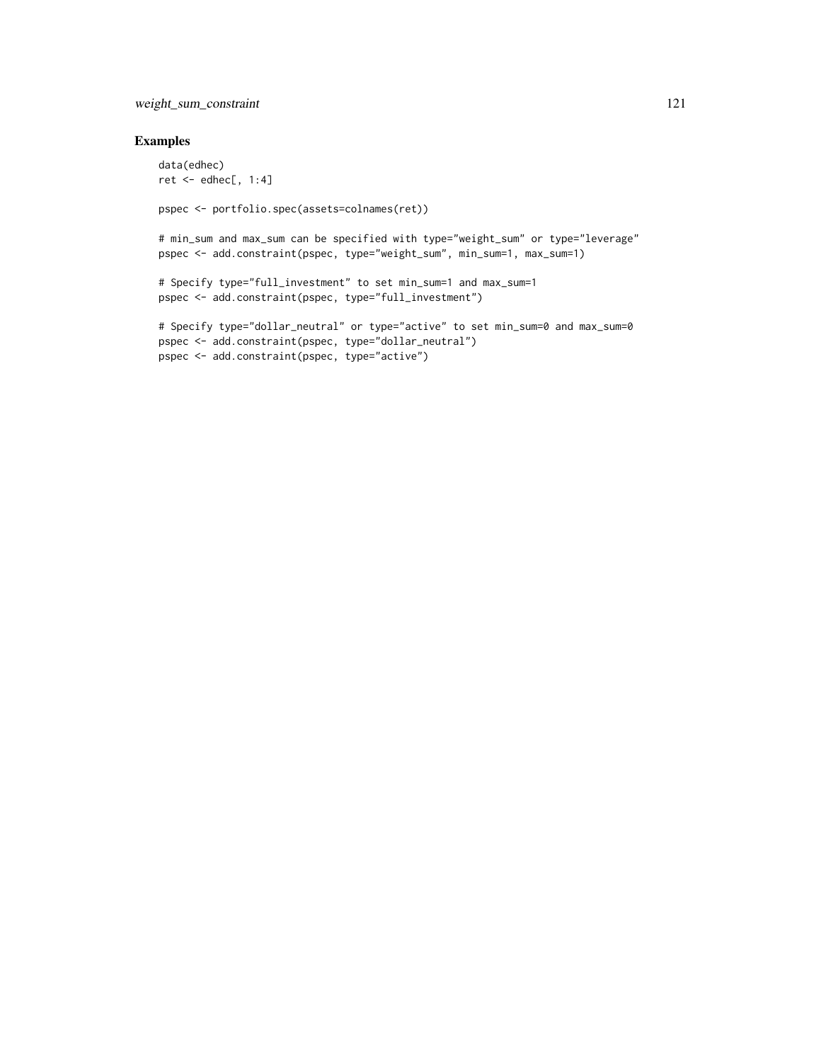## Examples

```
data(edhec)
ret <- edhec[, 1:4]

pspec <- portfolio.spec(assets=colnames(ret))

# min_sum and max_sum can be specified with type="weight_sum" or type="leverage"
pspec <- add.constraint(pspec, type="weight_sum", min_sum=1, max_sum=1)

# Specify type="full_investment" to set min_sum=1 and max_sum=1
pspec <- add.constraint(pspec, type="full_investment")

# Specify type="dollar_neutral" or type="active" to set min_sum=0 and max_sum=0
pspec <- add.constraint(pspec, type="dollar_neutral")
pspec <- add.constraint(pspec, type="active")
```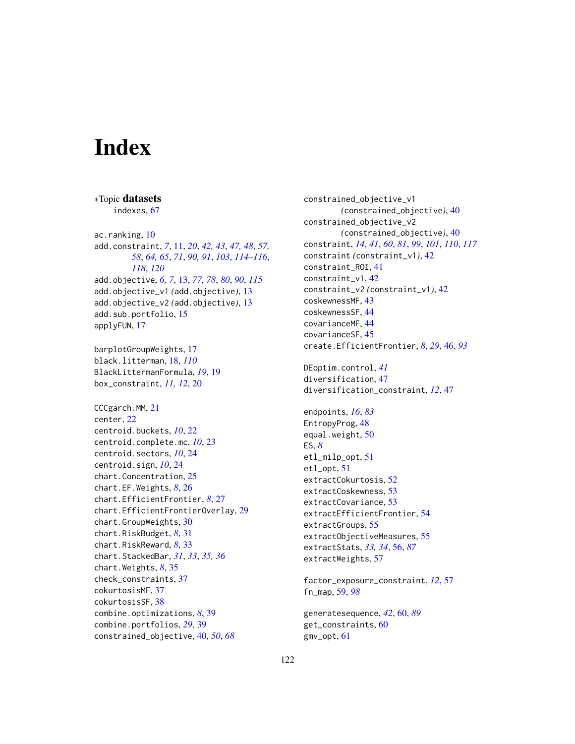# Index

∗Topic **datasets**
indexes, 67

ac.ranking, 10
add.constraint, *7*, 11, *20*, *42, 43*, *47, 48*, *57, 58*, *64, 65*, *71*, *90, 91*, *103*, *114–116*, *118*, *120*
add.objective, *6, 7*, 13, *77, 78*, *80*, *90*, *115*
add.objective_v1 *(*add.objective*)*, 13
add.objective_v2 *(*add.objective*)*, 13
add.sub.portfolio, 15
applyFUN, 17

barplotGroupWeights, 17
black.litterman, 18, *110*
BlackLittermanFormula, *19*, 19
box_constraint, *11, 12*, 20

CCCgarch.MM, 21
center, 22
centroid.buckets, *10*, 22
centroid.complete.mc, *10*, 23
centroid.sectors, *10*, 24
centroid.sign, *10*, 24
chart.Concentration, 25
chart.EF.Weights, *8*, 26
chart.EfficientFrontier, *8*, 27
chart.EfficientFrontierOverlay, 29
chart.GroupWeights, 30
chart.RiskBudget, *8*, 31
chart.RiskReward, *8*, 33
chart.StackedBar, *31*, *33*, *35, 36*
chart.Weights, *8*, 35
check_constraints, 37
cokurtosisMF, 37
cokurtosisSF, 38
combine.optimizations, *8*, 39
combine.portfolios, *29*, 39
constrained_objective, 40, *50*, *68*
constrained_objective_v1 *(*constrained_objective*)*, 40
constrained_objective_v2 *(*constrained_objective*)*, 40
constraint, *14*, *41*, *60*, *81*, *99*, *101*, *110*, *117*
constraint *(*constraint_v1*)*, 42
constraint_ROI, 41
constraint_v1, 42
constraint_v2 *(*constraint_v1*)*, 42
coskewnessMF, 43
coskewnessSF, 44
covarianceMF, 44
covarianceSF, 45
create.EfficientFrontier, *8*, *29*, 46, *93*

DEoptim.control, *41*
diversification, 47
diversification_constraint, *12*, 47

endpoints, *16*, *83*
EntropyProg, 48
equal.weight, 50
ES, *8*
etl_milp_opt, 51
etl_opt, 51
extractCokurtosis, 52
extractCoskewness, 53
extractCovariance, 53
extractEfficientFrontier, 54
extractGroups, 55
extractObjectiveMeasures, 55
extractStats, *33, 34*, 56, *87*
extractWeights, 57

factor_exposure_constraint, *12*, 57
fn_map, 59, *98*

generatesequence, *42*, 60, *89*
get_constraints, 60
gmv_opt, 61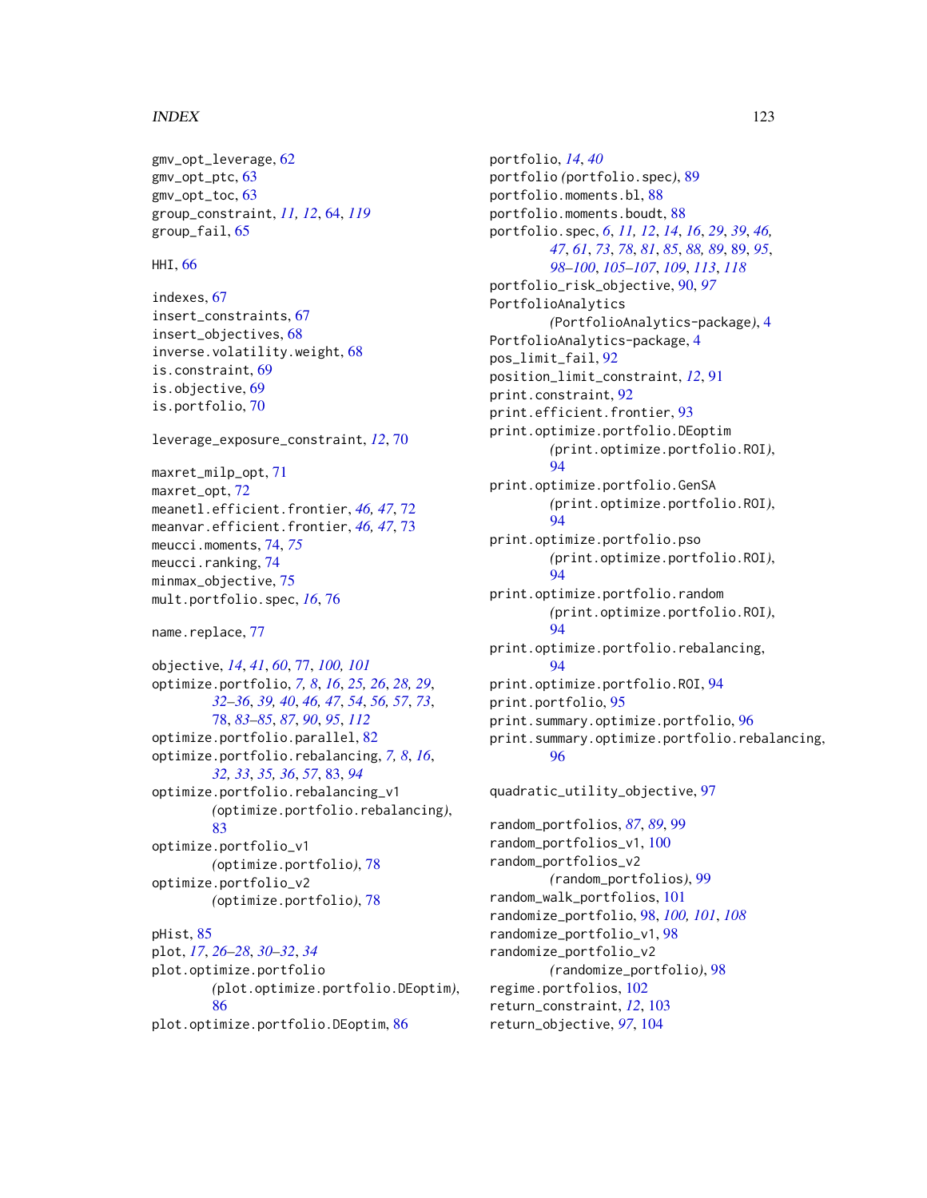gmv_opt_leverage, 62
gmv_opt_ptc, 63
gmv_opt_toc, 63
group_constraint, *11, 12*, 64, *119*
group_fail, 65

HHI, 66

indexes, 67
insert_constraints, 67
insert_objectives, 68
inverse.volatility.weight, 68
is.constraint, 69
is.objective, 69
is.portfolio, 70

leverage_exposure_constraint, *12*, 70

maxret_milp_opt, 71
maxret_opt, 72
meanetl.efficient.frontier, *46, 47*, 72
meanvar.efficient.frontier, *46, 47*, 73
meucci.moments, 74, *75*
meucci.ranking, 74
minmax_objective, 75
mult.portfolio.spec, *16*, 76

name.replace, 77

objective, *14*, *41*, *60*, 77, *100, 101*
optimize.portfolio, *7, 8*, *16*, *25, 26*, *28, 29*, *32–36*, *39, 40*, *46, 47*, *54*, *56, 57*, *73*, 78, *83–85*, *87*, *90*, *95*, *112*
optimize.portfolio.parallel, 82
optimize.portfolio.rebalancing, *7, 8*, *16*, *32, 33*, *35, 36*, *57*, 83, *94*
optimize.portfolio.rebalancing_v1 *(*optimize.portfolio.rebalancing*)*, 83
optimize.portfolio_v1 *(*optimize.portfolio*)*, 78
optimize.portfolio_v2 *(*optimize.portfolio*)*, 78

pHist, 85
plot, *17*, *26–28*, *30–32*, *34*
plot.optimize.portfolio *(*plot.optimize.portfolio.DEoptim*)*, 86
plot.optimize.portfolio.DEoptim, 86
portfolio, *14*, *40*
portfolio *(*portfolio.spec*)*, 89
portfolio.moments.bl, 88
portfolio.moments.boudt, 88
portfolio.spec, *6*, *11, 12*, *14*, *16*, *29*, *39*, *46, 47*, *61*, *73*, *78*, *81*, *85*, *88, 89*, 89, *95*, *98–100*, *105–107*, *109*, *113*, *118*
portfolio_risk_objective, 90, *97*
PortfolioAnalytics *(*PortfolioAnalytics-package*)*, 4
PortfolioAnalytics-package, 4
pos_limit_fail, 92
position_limit_constraint, *12*, 91
print.constraint, 92
print.efficient.frontier, 93
print.optimize.portfolio.DEoptim *(*print.optimize.portfolio.ROI*)*, 94
print.optimize.portfolio.GenSA *(*print.optimize.portfolio.ROI*)*, 94
print.optimize.portfolio.pso *(*print.optimize.portfolio.ROI*)*, 94
print.optimize.portfolio.random *(*print.optimize.portfolio.ROI*)*, 94
print.optimize.portfolio.rebalancing, 94
print.optimize.portfolio.ROI, 94
print.portfolio, 95
print.summary.optimize.portfolio, 96
print.summary.optimize.portfolio.rebalancing, 96

quadratic_utility_objective, 97

random_portfolios, *87*, *89*, 99
random_portfolios_v1, 100
random_portfolios_v2 *(*random_portfolios*)*, 99
random_walk_portfolios, 101
randomize_portfolio, 98, *100, 101*, *108*
randomize_portfolio_v1, 98
randomize_portfolio_v2 *(*randomize_portfolio*)*, 98
regime.portfolios, 102
return_constraint, *12*, 103
return_objective, *97*, 104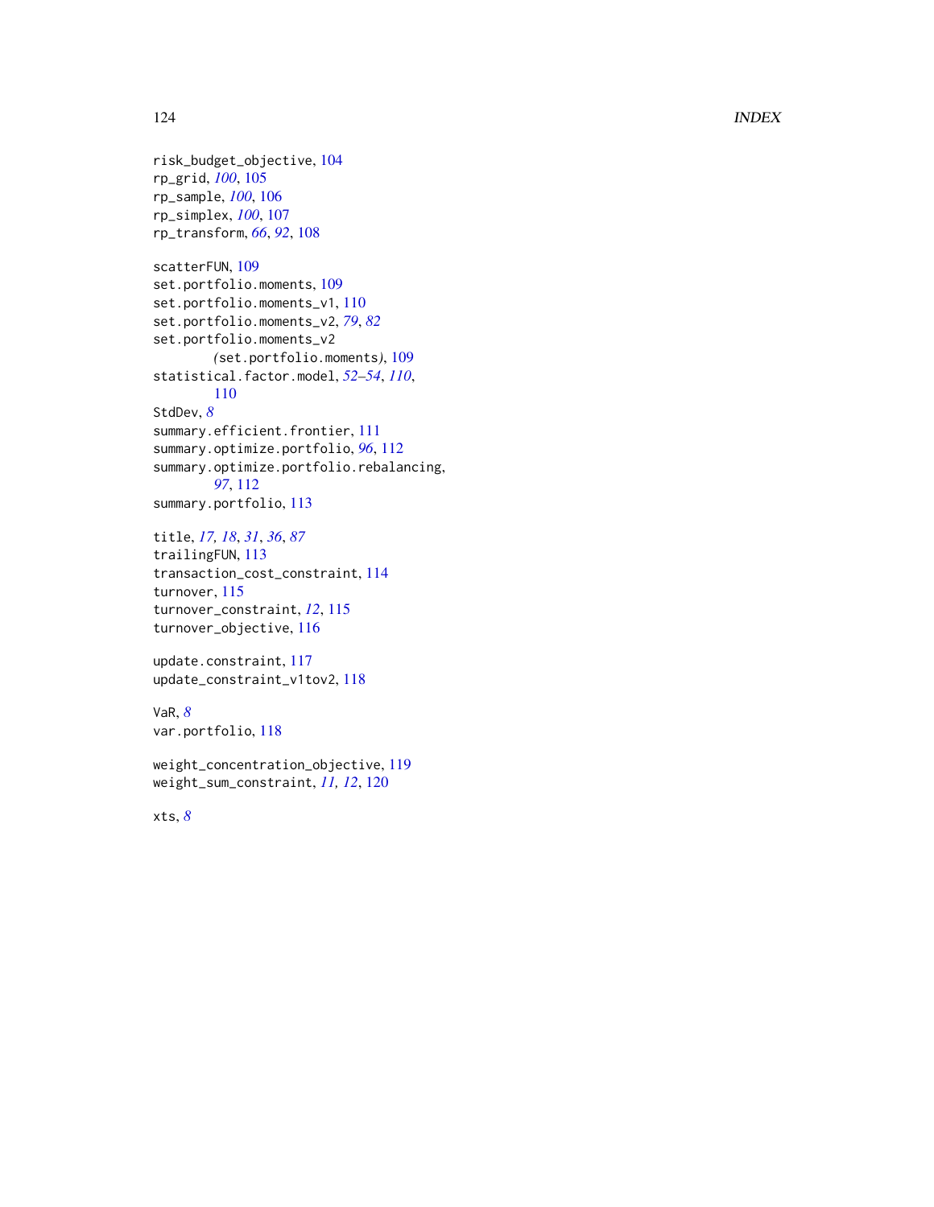risk_budget_objective, 104
rp_grid, *100*, 105
rp_sample, *100*, 106
rp_simplex, *100*, 107
rp_transform, *66*, *92*, 108

scatterFUN, 109
set.portfolio.moments, 109
set.portfolio.moments_v1, 110
set.portfolio.moments_v2, *79*, *82*
set.portfolio.moments_v2
    (set.portfolio.moments), 109
statistical.factor.model, *52–54*, *110*,
    110
StdDev, *8*
summary.efficient.frontier, 111
summary.optimize.portfolio, *96*, 112
summary.optimize.portfolio.rebalancing,
    *97*, 112
summary.portfolio, 113

title, *17, 18*, *31*, *36*, *87*
trailingFUN, 113
transaction_cost_constraint, 114
turnover, 115
turnover_constraint, *12*, 115
turnover_objective, 116

update.constraint, 117
update_constraint_v1tov2, 118

VaR, *8*
var.portfolio, 118

weight_concentration_objective, 119
weight_sum_constraint, *11, 12*, 120

xts, *8*